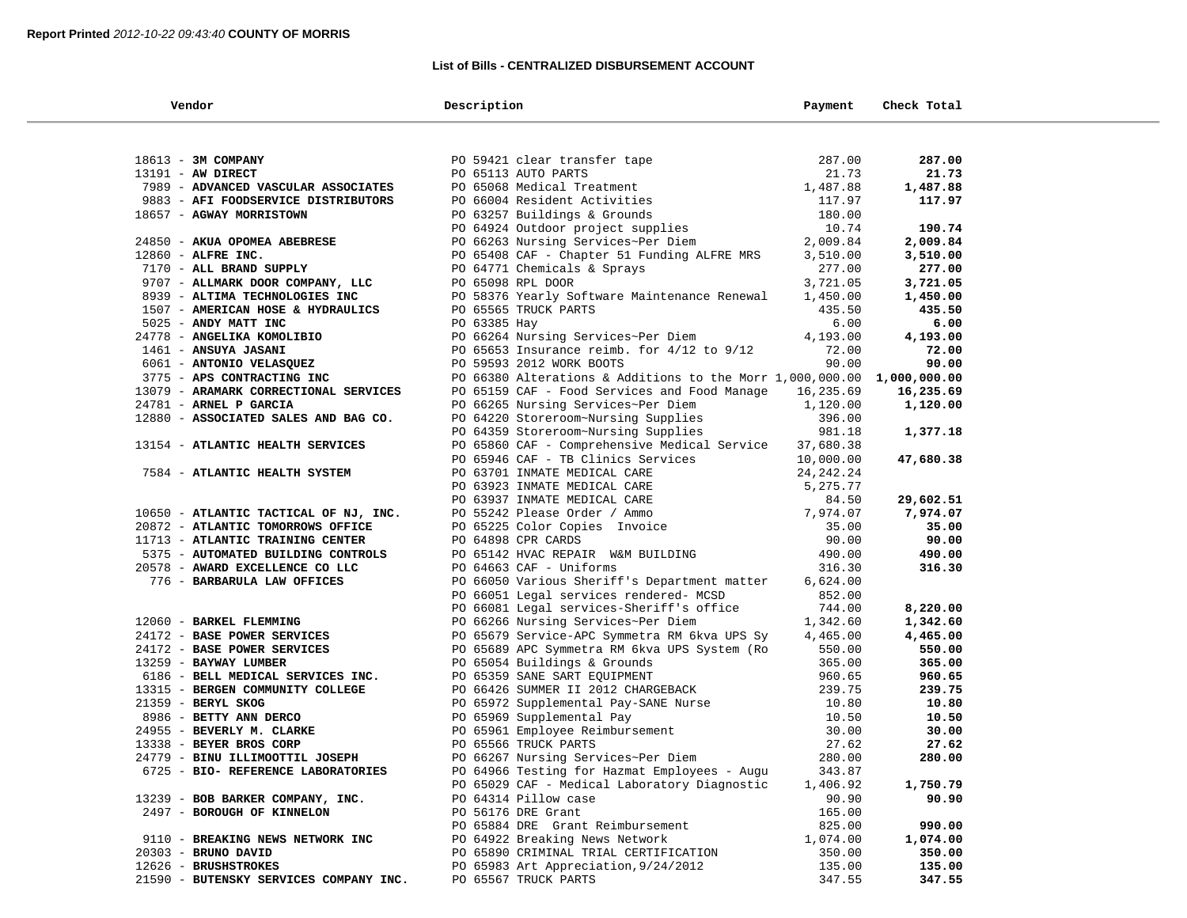**Report Printed** *2012-10-22 09:43:40* **COUNTY OF MORRIS**

**List of Bills - CENTRALIZED DISBURSEMENT ACCOUNT**

| Vendor | Description | Payment | Check Total |
|---|---|---|---|
| 18613 - **3M COMPANY** | PO 59421 clear transfer tape | 287.00 | **287.00** |
| 13191 - **AW DIRECT** | PO 65113 AUTO PARTS | 21.73 | **21.73** |
| 7989 - **ADVANCED VASCULAR ASSOCIATES** | PO 65068 Medical Treatment | 1,487.88 | **1,487.88** |
| 9883 - **AFI FOODSERVICE DISTRIBUTORS** | PO 66004 Resident Activities | 117.97 | **117.97** |
| 18657 - **AGWAY MORRISTOWN** | PO 63257 Buildings & Grounds | 180.00 | |
| | PO 64924 Outdoor project supplies | 10.74 | **190.74** |
| 24850 - **AKUA OPOMEA ABEBRESE** | PO 66263 Nursing Services~Per Diem | 2,009.84 | **2,009.84** |
| 12860 - **ALFRE INC.** | PO 65408 CAF - Chapter 51 Funding ALFRE MRS | 3,510.00 | **3,510.00** |
| 7170 - **ALL BRAND SUPPLY** | PO 64771 Chemicals & Sprays | 277.00 | **277.00** |
| 9707 - **ALLMARK DOOR COMPANY, LLC** | PO 65098 RPL DOOR | 3,721.05 | **3,721.05** |
| 8939 - **ALTIMA TECHNOLOGIES INC** | PO 58376 Yearly Software Maintenance Renewal | 1,450.00 | **1,450.00** |
| 1507 - **AMERICAN HOSE & HYDRAULICS** | PO 65565 TRUCK PARTS | 435.50 | **435.50** |
| 5025 - **ANDY MATT INC** | PO 63385 Hay | 6.00 | **6.00** |
| 24778 - **ANGELIKA KOMOLIBIO** | PO 66264 Nursing Services~Per Diem | 4,193.00 | **4,193.00** |
| 1461 - **ANSUYA JASANI** | PO 65653 Insurance reimb. for 4/12 to 9/12 | 72.00 | **72.00** |
| 6061 - **ANTONIO VELASQUEZ** | PO 59593 2012 WORK BOOTS | 90.00 | **90.00** |
| 3775 - **APS CONTRACTING INC** | PO 66380 Alterations & Additions to the Morr | 1,000,000.00 | **1,000,000.00** |
| 13079 - **ARAMARK CORRECTIONAL SERVICES** | PO 65159 CAF - Food Services and Food Manage | 16,235.69 | **16,235.69** |
| 24781 - **ARNEL P GARCIA** | PO 66265 Nursing Services~Per Diem | 1,120.00 | **1,120.00** |
| 12880 - **ASSOCIATED SALES AND BAG CO.** | PO 64220 Storeroom~Nursing Supplies | 396.00 | |
| | PO 64359 Storeroom~Nursing Supplies | 981.18 | **1,377.18** |
| 13154 - **ATLANTIC HEALTH SERVICES** | PO 65860 CAF - Comprehensive Medical Service | 37,680.38 | |
| | PO 65946 CAF - TB Clinics Services | 10,000.00 | **47,680.38** |
| 7584 - **ATLANTIC HEALTH SYSTEM** | PO 63701 INMATE MEDICAL CARE | 24,242.24 | |
| | PO 63923 INMATE MEDICAL CARE | 5,275.77 | |
| | PO 63937 INMATE MEDICAL CARE | 84.50 | **29,602.51** |
| 10650 - **ATLANTIC TACTICAL OF NJ, INC.** | PO 55242 Please Order / Ammo | 7,974.07 | **7,974.07** |
| 20872 - **ATLANTIC TOMORROWS OFFICE** | PO 65225 Color Copies Invoice | 35.00 | **35.00** |
| 11713 - **ATLANTIC TRAINING CENTER** | PO 64898 CPR CARDS | 90.00 | **90.00** |
| 5375 - **AUTOMATED BUILDING CONTROLS** | PO 65142 HVAC REPAIR W&M BUILDING | 490.00 | **490.00** |
| 20578 - **AWARD EXCELLENCE CO LLC** | PO 64663 CAF - Uniforms | 316.30 | **316.30** |
| 776 - **BARBARULA LAW OFFICES** | PO 66050 Various Sheriff's Department matter | 6,624.00 | |
| | PO 66051 Legal services rendered- MCSD | 852.00 | |
| | PO 66081 Legal services-Sheriff's office | 744.00 | **8,220.00** |
| 12060 - **BARKEL FLEMMING** | PO 66266 Nursing Services~Per Diem | 1,342.60 | **1,342.60** |
| 24172 - **BASE POWER SERVICES** | PO 65679 Service-APC Symmetra RM 6kva UPS Sy | 4,465.00 | **4,465.00** |
| 24172 - **BASE POWER SERVICES** | PO 65689 APC Symmetra RM 6kva UPS System (Ro | 550.00 | **550.00** |
| 13259 - **BAYWAY LUMBER** | PO 65054 Buildings & Grounds | 365.00 | **365.00** |
| 6186 - **BELL MEDICAL SERVICES INC.** | PO 65359 SANE SART EQUIPMENT | 960.65 | **960.65** |
| 13315 - **BERGEN COMMUNITY COLLEGE** | PO 66426 SUMMER II 2012 CHARGEBACK | 239.75 | **239.75** |
| 21359 - **BERYL SKOG** | PO 65972 Supplemental Pay-SANE Nurse | 10.80 | **10.80** |
| 8986 - **BETTY ANN DERCO** | PO 65969 Supplemental Pay | 10.50 | **10.50** |
| 24955 - **BEVERLY M. CLARKE** | PO 65961 Employee Reimbursement | 30.00 | **30.00** |
| 13338 - **BEYER BROS CORP** | PO 65566 TRUCK PARTS | 27.62 | **27.62** |
| 24779 - **BINU ILLIMOOTTIL JOSEPH** | PO 66267 Nursing Services~Per Diem | 280.00 | **280.00** |
| 6725 - **BIO- REFERENCE LABORATORIES** | PO 64966 Testing for Hazmat Employees - Augu | 343.87 | |
| | PO 65029 CAF - Medical Laboratory Diagnostic | 1,406.92 | **1,750.79** |
| 13239 - **BOB BARKER COMPANY, INC.** | PO 64314 Pillow case | 90.90 | **90.90** |
| 2497 - **BOROUGH OF KINNELON** | PO 56176 DRE Grant | 165.00 | |
| | PO 65884 DRE Grant Reimbursement | 825.00 | **990.00** |
| 9110 - **BREAKING NEWS NETWORK INC** | PO 64922 Breaking News Network | 1,074.00 | **1,074.00** |
| 20303 - **BRUNO DAVID** | PO 65890 CRIMINAL TRIAL CERTIFICATION | 350.00 | **350.00** |
| 12626 - **BRUSHSTROKES** | PO 65983 Art Appreciation,9/24/2012 | 135.00 | **135.00** |
| 21590 - **BUTENSKY SERVICES COMPANY INC.** | PO 65567 TRUCK PARTS | 347.55 | **347.55** |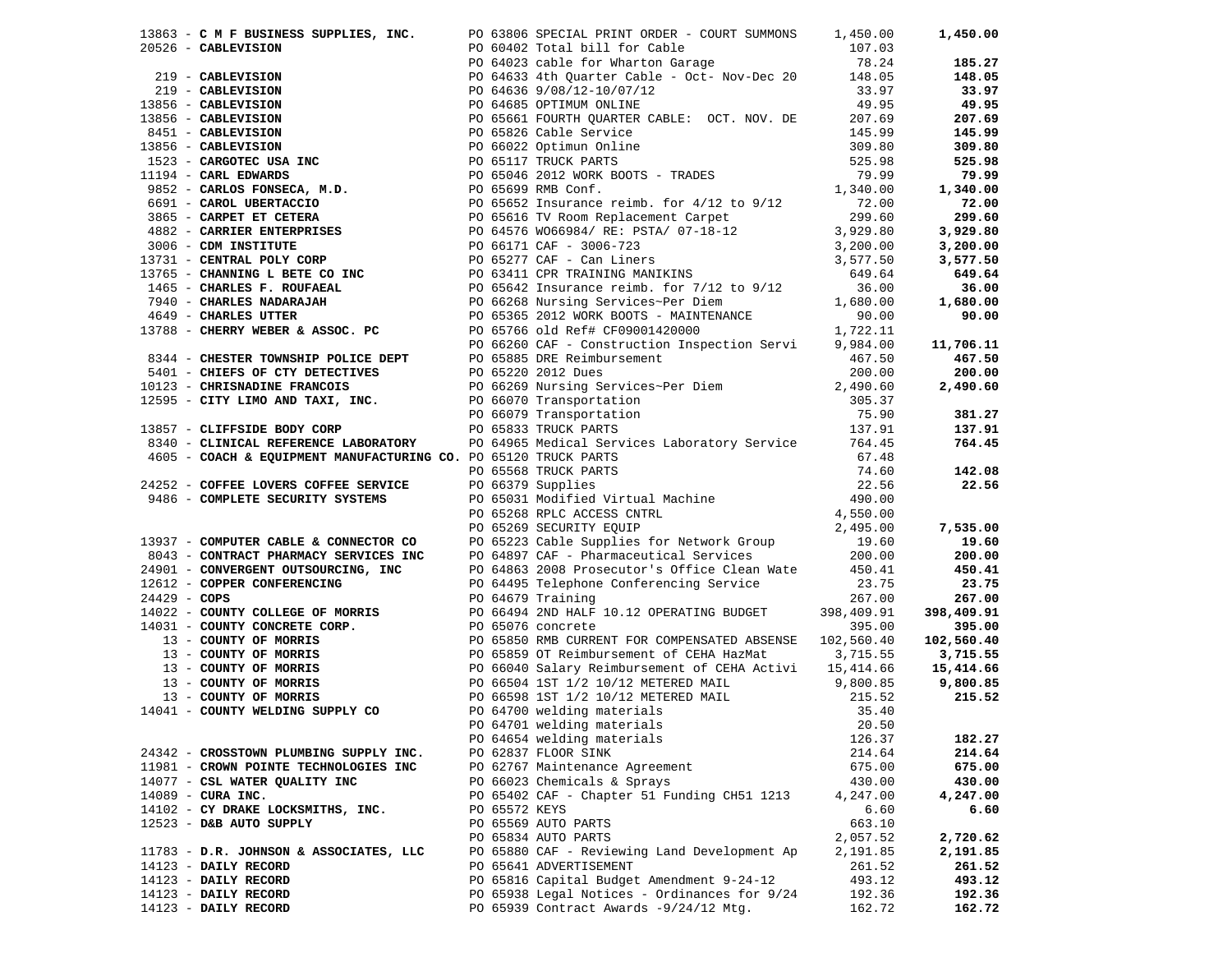| Vendor | PO / Description | Amount | Total |
|---|---|---|---|
| 13863 - **C M F BUSINESS SUPPLIES, INC.** | PO 63806 SPECIAL PRINT ORDER - COURT SUMMONS | 1,450.00 | **1,450.00** |
| 20526 - **CABLEVISION** | PO 60402 Total bill for Cable | 107.03 | |
| | PO 64023 cable for Wharton Garage | 78.24 | **185.27** |
| 219 - **CABLEVISION** | PO 64633 4th Quarter Cable - Oct- Nov-Dec 20 | 148.05 | **148.05** |
| 219 - **CABLEVISION** | PO 64636 9/08/12-10/07/12 | 33.97 | **33.97** |
| 13856 - **CABLEVISION** | PO 64685 OPTIMUM ONLINE | 49.95 | **49.95** |
| 13856 - **CABLEVISION** | PO 65661 FOURTH QUARTER CABLE: OCT. NOV. DE | 207.69 | **207.69** |
| 8451 - **CABLEVISION** | PO 65826 Cable Service | 145.99 | **145.99** |
| 13856 - **CABLEVISION** | PO 66022 Optimun Online | 309.80 | **309.80** |
| 1523 - **CARGOTEC USA INC** | PO 65117 TRUCK PARTS | 525.98 | **525.98** |
| 11194 - **CARL EDWARDS** | PO 65046 2012 WORK BOOTS - TRADES | 79.99 | **79.99** |
| 9852 - **CARLOS FONSECA, M.D.** | PO 65699 RMB Conf. | 1,340.00 | **1,340.00** |
| 6691 - **CAROL UBERTACCIO** | PO 65652 Insurance reimb. for 4/12 to 9/12 | 72.00 | **72.00** |
| 3865 - **CARPET ET CETERA** | PO 65616 TV Room Replacement Carpet | 299.60 | **299.60** |
| 4882 - **CARRIER ENTERPRISES** | PO 64576 WO66984/ RE: PSTA/ 07-18-12 | 3,929.80 | **3,929.80** |
| 3006 - **CDM INSTITUTE** | PO 66171 CAF - 3006-723 | 3,200.00 | **3,200.00** |
| 13731 - **CENTRAL POLY CORP** | PO 65277 CAF - Can Liners | 3,577.50 | **3,577.50** |
| 13765 - **CHANNING L BETE CO INC** | PO 63411 CPR TRAINING MANIKINS | 649.64 | **649.64** |
| 1465 - **CHARLES F. ROUFAEAL** | PO 65642 Insurance reimb. for 7/12 to 9/12 | 36.00 | **36.00** |
| 7940 - **CHARLES NADARAJAH** | PO 66268 Nursing Services~Per Diem | 1,680.00 | **1,680.00** |
| 4649 - **CHARLES UTTER** | PO 65365 2012 WORK BOOTS - MAINTENANCE | 90.00 | **90.00** |
| 13788 - **CHERRY WEBER & ASSOC. PC** | PO 65766 old Ref# CF09001420000 | 1,722.11 | |
| | PO 66260 CAF - Construction Inspection Servi | 9,984.00 | **11,706.11** |
| 8344 - **CHESTER TOWNSHIP POLICE DEPT** | PO 65885 DRE Reimbursement | 467.50 | **467.50** |
| 5401 - **CHIEFS OF CTY DETECTIVES** | PO 65220 2012 Dues | 200.00 | **200.00** |
| 10123 - **CHRISNADINE FRANCOIS** | PO 66269 Nursing Services~Per Diem | 2,490.60 | **2,490.60** |
| 12595 - **CITY LIMO AND TAXI, INC.** | PO 66070 Transportation | 305.37 | |
| | PO 66079 Transportation | 75.90 | **381.27** |
| 13857 - **CLIFFSIDE BODY CORP** | PO 65833 TRUCK PARTS | 137.91 | **137.91** |
| 8340 - **CLINICAL REFERENCE LABORATORY** | PO 64965 Medical Services Laboratory Service | 764.45 | **764.45** |
| 4605 - **COACH & EQUIPMENT MANUFACTURING CO.** | PO 65120 TRUCK PARTS | 67.48 | |
| | PO 65568 TRUCK PARTS | 74.60 | **142.08** |
| 24252 - **COFFEE LOVERS COFFEE SERVICE** | PO 66379 Supplies | 22.56 | **22.56** |
| 9486 - **COMPLETE SECURITY SYSTEMS** | PO 65031 Modified Virtual Machine | 490.00 | |
| | PO 65268 RPLC ACCESS CNTRL | 4,550.00 | |
| | PO 65269 SECURITY EQUIP | 2,495.00 | **7,535.00** |
| 13937 - **COMPUTER CABLE & CONNECTOR CO** | PO 65223 Cable Supplies for Network Group | 19.60 | **19.60** |
| 8043 - **CONTRACT PHARMACY SERVICES INC** | PO 64897 CAF - Pharmaceutical Services | 200.00 | **200.00** |
| 24901 - **CONVERGENT OUTSOURCING, INC** | PO 64863 2008 Prosecutor's Office Clean Wate | 450.41 | **450.41** |
| 12612 - **COPPER CONFERENCING** | PO 64495 Telephone Conferencing Service | 23.75 | **23.75** |
| 24429 - **COPS** | PO 64679 Training | 267.00 | **267.00** |
| 14022 - **COUNTY COLLEGE OF MORRIS** | PO 66494 2ND HALF 10.12 OPERATING BUDGET | 398,409.91 | **398,409.91** |
| 14031 - **COUNTY CONCRETE CORP.** | PO 65076 concrete | 395.00 | **395.00** |
| 13 - **COUNTY OF MORRIS** | PO 65850 RMB CURRENT FOR COMPENSATED ABSENSE | 102,560.40 | **102,560.40** |
| 13 - **COUNTY OF MORRIS** | PO 65859 OT Reimbursement of CEHA HazMat | 3,715.55 | **3,715.55** |
| 13 - **COUNTY OF MORRIS** | PO 66040 Salary Reimbursement of CEHA Activi | 15,414.66 | **15,414.66** |
| 13 - **COUNTY OF MORRIS** | PO 66504 1ST 1/2 10/12 METERED MAIL | 9,800.85 | **9,800.85** |
| 13 - **COUNTY OF MORRIS** | PO 66598 1ST 1/2 10/12 METERED MAIL | 215.52 | **215.52** |
| 14041 - **COUNTY WELDING SUPPLY CO** | PO 64700 welding materials | 35.40 | |
| | PO 64701 welding materials | 20.50 | |
| | PO 64654 welding materials | 126.37 | **182.27** |
| 24342 - **CROSSTOWN PLUMBING SUPPLY INC.** | PO 62837 FLOOR SINK | 214.64 | **214.64** |
| 11981 - **CROWN POINTE TECHNOLOGIES INC** | PO 62767 Maintenance Agreement | 675.00 | **675.00** |
| 14077 - **CSL WATER QUALITY INC** | PO 66023 Chemicals & Sprays | 430.00 | **430.00** |
| 14089 - **CURA INC.** | PO 65402 CAF - Chapter 51 Funding CH51 1213 | 4,247.00 | **4,247.00** |
| 14102 - **CY DRAKE LOCKSMITHS, INC.** | PO 65572 KEYS | 6.60 | **6.60** |
| 12523 - **D&B AUTO SUPPLY** | PO 65569 AUTO PARTS | 663.10 | |
| | PO 65834 AUTO PARTS | 2,057.52 | **2,720.62** |
| 11783 - **D.R. JOHNSON & ASSOCIATES, LLC** | PO 65880 CAF - Reviewing Land Development Ap | 2,191.85 | **2,191.85** |
| 14123 - **DAILY RECORD** | PO 65641 ADVERTISEMENT | 261.52 | **261.52** |
| 14123 - **DAILY RECORD** | PO 65816 Capital Budget Amendment 9-24-12 | 493.12 | **493.12** |
| 14123 - **DAILY RECORD** | PO 65938 Legal Notices - Ordinances for 9/24 | 192.36 | **192.36** |
| 14123 - **DAILY RECORD** | PO 65939 Contract Awards -9/24/12 Mtg. | 162.72 | **162.72** |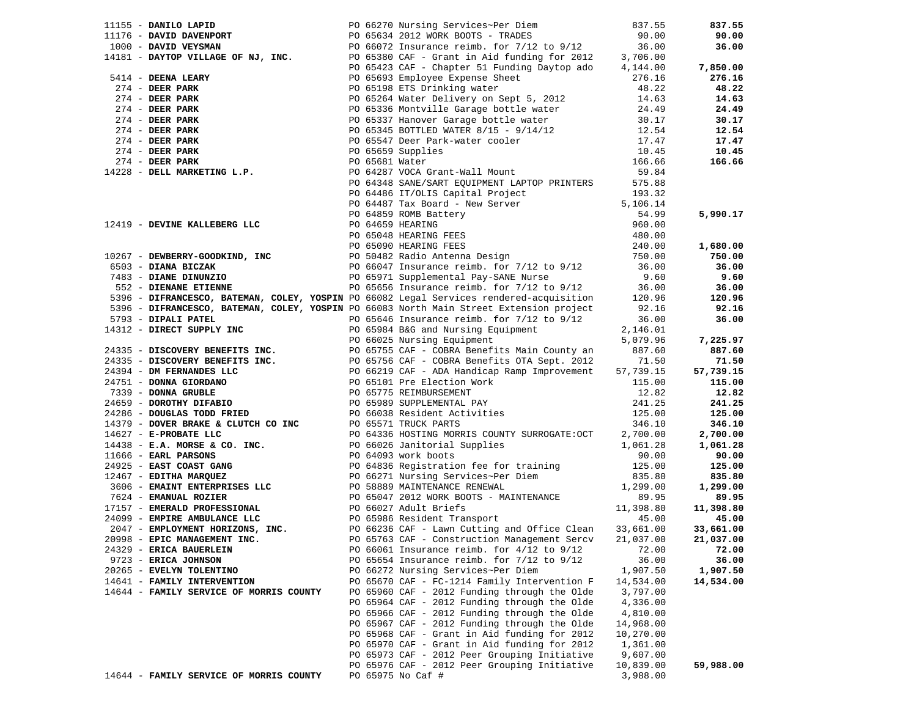| Vendor | PO / Description | Amount | Total |
|---|---|---|---|
| 11155 - **DANILO LAPID** | PO 66270 Nursing Services~Per Diem | 837.55 | **837.55** |
| 11176 - **DAVID DAVENPORT** | PO 65634 2012 WORK BOOTS - TRADES | 90.00 | **90.00** |
| 1000 - **DAVID VEYSMAN** | PO 66072 Insurance reimb. for 7/12 to 9/12 | 36.00 | **36.00** |
| 14181 - **DAYTOP VILLAGE OF NJ, INC.** | PO 65380 CAF - Grant in Aid funding for 2012 | 3,706.00 | |
| | PO 65423 CAF - Chapter 51 Funding Daytop ado | 4,144.00 | **7,850.00** |
| 5414 - **DEENA LEARY** | PO 65693 Employee Expense Sheet | 276.16 | **276.16** |
| 274 - **DEER PARK** | PO 65198 ETS Drinking water | 48.22 | **48.22** |
| 274 - **DEER PARK** | PO 65264 Water Delivery on Sept 5, 2012 | 14.63 | **14.63** |
| 274 - **DEER PARK** | PO 65336 Montville Garage bottle water | 24.49 | **24.49** |
| 274 - **DEER PARK** | PO 65337 Hanover Garage bottle water | 30.17 | **30.17** |
| 274 - **DEER PARK** | PO 65345 BOTTLED WATER 8/15 - 9/14/12 | 12.54 | **12.54** |
| 274 - **DEER PARK** | PO 65547 Deer Park-water cooler | 17.47 | **17.47** |
| 274 - **DEER PARK** | PO 65659 Supplies | 10.45 | **10.45** |
| 274 - **DEER PARK** | PO 65681 Water | 166.66 | **166.66** |
| 14228 - **DELL MARKETING L.P.** | PO 64287 VOCA Grant-Wall Mount | 59.84 | |
| | PO 64348 SANE/SART EQUIPMENT LAPTOP PRINTERS | 575.88 | |
| | PO 64486 IT/OLIS Capital Project | 193.32 | |
| | PO 64487 Tax Board - New Server | 5,106.14 | |
| | PO 64859 ROMB Battery | 54.99 | **5,990.17** |
| 12419 - **DEVINE KALLEBERG LLC** | PO 64659 HEARING | 960.00 | |
| | PO 65048 HEARING FEES | 480.00 | |
| | PO 65090 HEARING FEES | 240.00 | **1,680.00** |
| 10267 - **DEWBERRY-GOODKIND, INC** | PO 50482 Radio Antenna Design | 750.00 | **750.00** |
| 6503 - **DIANA BICZAK** | PO 66047 Insurance reimb. for 7/12 to 9/12 | 36.00 | **36.00** |
| 7483 - **DIANE DINUNZIO** | PO 65971 Supplemental Pay-SANE Nurse | 9.60 | **9.60** |
| 552 - **DIENANE ETIENNE** | PO 65656 Insurance reimb. for 7/12 to 9/12 | 36.00 | **36.00** |
| 5396 - **DIFRANCESCO, BATEMAN, COLEY, YOSPIN** | PO 66082 Legal Services rendered-acquisition | 120.96 | **120.96** |
| 5396 - **DIFRANCESCO, BATEMAN, COLEY, YOSPIN** | PO 66083 North Main Street Extension project | 92.16 | **92.16** |
| 5793 - **DIPALI PATEL** | PO 65646 Insurance reimb. for 7/12 to 9/12 | 36.00 | **36.00** |
| 14312 - **DIRECT SUPPLY INC** | PO 65984 B&G and Nursing Equipment | 2,146.01 | |
| | PO 66025 Nursing Equipment | 5,079.96 | **7,225.97** |
| 24335 - **DISCOVERY BENEFITS INC.** | PO 65755 CAF - COBRA Benefits Main County an | 887.60 | **887.60** |
| 24335 - **DISCOVERY BENEFITS INC.** | PO 65756 CAF - COBRA Benefits OTA Sept. 2012 | 71.50 | **71.50** |
| 24394 - **DM FERNANDES LLC** | PO 66219 CAF - ADA Handicap Ramp Improvement | 57,739.15 | **57,739.15** |
| 24751 - **DONNA GIORDANO** | PO 65101 Pre Election Work | 115.00 | **115.00** |
| 7339 - **DONNA GRUBLE** | PO 65775 REIMBURSEMENT | 12.82 | **12.82** |
| 24659 - **DOROTHY DIFABIO** | PO 65989 SUPPLEMENTAL PAY | 241.25 | **241.25** |
| 24286 - **DOUGLAS TODD FRIED** | PO 66038 Resident Activities | 125.00 | **125.00** |
| 14379 - **DOVER BRAKE & CLUTCH CO INC** | PO 65571 TRUCK PARTS | 346.10 | **346.10** |
| 14627 - **E-PROBATE LLC** | PO 64336 HOSTING MORRIS COUNTY SURROGATE:OCT | 2,700.00 | **2,700.00** |
| 14438 - **E.A. MORSE & CO. INC.** | PO 66026 Janitorial Supplies | 1,061.28 | **1,061.28** |
| 11666 - **EARL PARSONS** | PO 64093 work boots | 90.00 | **90.00** |
| 24925 - **EAST COAST GANG** | PO 64836 Registration fee for training | 125.00 | **125.00** |
| 12467 - **EDITHA MARQUEZ** | PO 66271 Nursing Services~Per Diem | 835.80 | **835.80** |
| 3606 - **EMAINT ENTERPRISES LLC** | PO 58889 MAINTENANCE RENEWAL | 1,299.00 | **1,299.00** |
| 7624 - **EMANUAL ROZIER** | PO 65047 2012 WORK BOOTS - MAINTENANCE | 89.95 | **89.95** |
| 17157 - **EMERALD PROFESSIONAL** | PO 66027 Adult Briefs | 11,398.80 | **11,398.80** |
| 24099 - **EMPIRE AMBULANCE LLC** | PO 65986 Resident Transport | 45.00 | **45.00** |
| 2047 - **EMPLOYMENT HORIZONS, INC.** | PO 66236 CAF - Lawn Cutting and Office Clean | 33,661.00 | **33,661.00** |
| 20998 - **EPIC MANAGEMENT INC.** | PO 65763 CAF - Construction Management Sercv | 21,037.00 | **21,037.00** |
| 24329 - **ERICA BAUERLEIN** | PO 66061 Insurance reimb. for 4/12 to 9/12 | 72.00 | **72.00** |
| 9723 - **ERICA JOHNSON** | PO 65654 Insurance reimb. for 7/12 to 9/12 | 36.00 | **36.00** |
| 20265 - **EVELYN TOLENTINO** | PO 66272 Nursing Services~Per Diem | 1,907.50 | **1,907.50** |
| 14641 - **FAMILY INTERVENTION** | PO 65670 CAF - FC-1214 Family Intervention F | 14,534.00 | **14,534.00** |
| 14644 - **FAMILY SERVICE OF MORRIS COUNTY** | PO 65960 CAF - 2012 Funding through the Olde | 3,797.00 | |
| | PO 65964 CAF - 2012 Funding through the Olde | 4,336.00 | |
| | PO 65966 CAF - 2012 Funding through the Olde | 4,810.00 | |
| | PO 65967 CAF - 2012 Funding through the Olde | 14,968.00 | |
| | PO 65968 CAF - Grant in Aid funding for 2012 | 10,270.00 | |
| | PO 65970 CAF - Grant in Aid funding for 2012 | 1,361.00 | |
| | PO 65973 CAF - 2012 Peer Grouping Initiative | 9,607.00 | |
| | PO 65976 CAF - 2012 Peer Grouping Initiative | 10,839.00 | **59,988.00** |
| 14644 - **FAMILY SERVICE OF MORRIS COUNTY** | PO 65975 No Caf # | 3,988.00 | |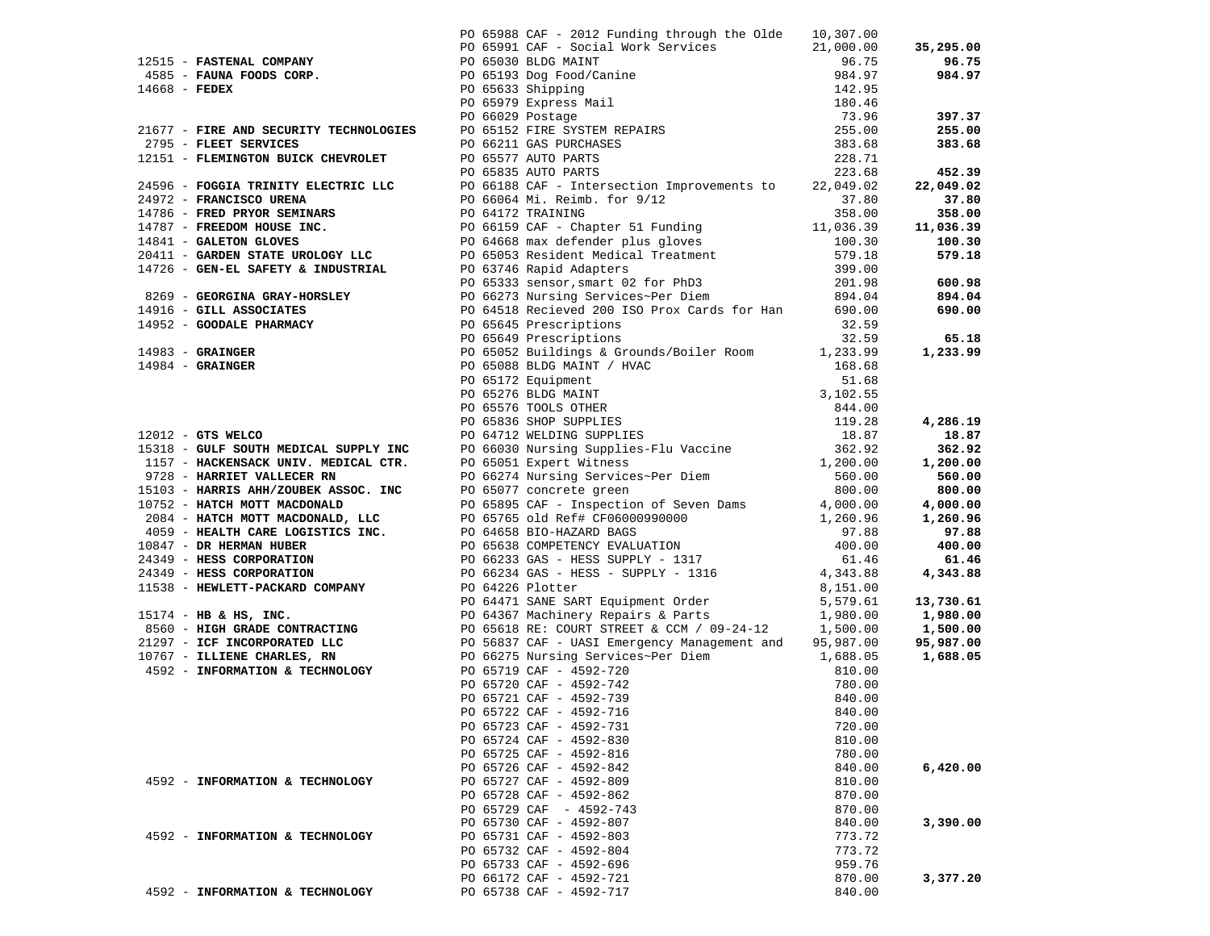| Vendor | PO / Description | Amount | Total |
|---|---|---|---|
| | PO 65988 CAF - 2012 Funding through the Olde | 10,307.00 | |
| | PO 65991 CAF - Social Work Services | 21,000.00 | **35,295.00** |
| 12515 - **FASTENAL COMPANY** | PO 65030 BLDG MAINT | 96.75 | **96.75** |
| 4585 - **FAUNA FOODS CORP.** | PO 65193 Dog Food/Canine | 984.97 | **984.97** |
| 14668 - **FEDEX** | PO 65633 Shipping | 142.95 | |
| | PO 65979 Express Mail | 180.46 | |
| | PO 66029 Postage | 73.96 | **397.37** |
| 21677 - **FIRE AND SECURITY TECHNOLOGIES** | PO 65152 FIRE SYSTEM REPAIRS | 255.00 | **255.00** |
| 2795 - **FLEET SERVICES** | PO 66211 GAS PURCHASES | 383.68 | **383.68** |
| 12151 - **FLEMINGTON BUICK CHEVROLET** | PO 65577 AUTO PARTS | 228.71 | |
| | PO 65835 AUTO PARTS | 223.68 | **452.39** |
| 24596 - **FOGGIA TRINITY ELECTRIC LLC** | PO 66188 CAF - Intersection Improvements to | 22,049.02 | **22,049.02** |
| 24972 - **FRANCISCO URENA** | PO 66064 Mi. Reimb. for 9/12 | 37.80 | **37.80** |
| 14786 - **FRED PRYOR SEMINARS** | PO 64172 TRAINING | 358.00 | **358.00** |
| 14787 - **FREEDOM HOUSE INC.** | PO 66159 CAF - Chapter 51 Funding | 11,036.39 | **11,036.39** |
| 14841 - **GALETON GLOVES** | PO 64668 max defender plus gloves | 100.30 | **100.30** |
| 20411 - **GARDEN STATE UROLOGY LLC** | PO 65053 Resident Medical Treatment | 579.18 | **579.18** |
| 14726 - **GEN-EL SAFETY & INDUSTRIAL** | PO 63746 Rapid Adapters | 399.00 | |
| | PO 65333 sensor,smart 02 for PhD3 | 201.98 | **600.98** |
| 8269 - **GEORGINA GRAY-HORSLEY** | PO 66273 Nursing Services~Per Diem | 894.04 | **894.04** |
| 14916 - **GILL ASSOCIATES** | PO 64518 Recieved 200 ISO Prox Cards for Han | 690.00 | **690.00** |
| 14952 - **GOODALE PHARMACY** | PO 65645 Prescriptions | 32.59 | |
| | PO 65649 Prescriptions | 32.59 | **65.18** |
| 14983 - **GRAINGER** | PO 65052 Buildings & Grounds/Boiler Room | 1,233.99 | **1,233.99** |
| 14984 - **GRAINGER** | PO 65088 BLDG MAINT / HVAC | 168.68 | |
| | PO 65172 Equipment | 51.68 | |
| | PO 65276 BLDG MAINT | 3,102.55 | |
| | PO 65576 TOOLS OTHER | 844.00 | |
| | PO 65836 SHOP SUPPLIES | 119.28 | **4,286.19** |
| 12012 - **GTS WELCO** | PO 64712 WELDING SUPPLIES | 18.87 | **18.87** |
| 15318 - **GULF SOUTH MEDICAL SUPPLY INC** | PO 66030 Nursing Supplies-Flu Vaccine | 362.92 | **362.92** |
| 1157 - **HACKENSACK UNIV. MEDICAL CTR.** | PO 65051 Expert Witness | 1,200.00 | **1,200.00** |
| 9728 - **HARRIET VALLECER RN** | PO 66274 Nursing Services~Per Diem | 560.00 | **560.00** |
| 15103 - **HARRIS AHH/ZOUBEK ASSOC. INC** | PO 65077 concrete green | 800.00 | **800.00** |
| 10752 - **HATCH MOTT MACDONALD** | PO 65895 CAF - Inspection of Seven Dams | 4,000.00 | **4,000.00** |
| 2084 - **HATCH MOTT MACDONALD, LLC** | PO 65765 old Ref# CF06000990000 | 1,260.96 | **1,260.96** |
| 4059 - **HEALTH CARE LOGISTICS INC.** | PO 64658 BIO-HAZARD BAGS | 97.88 | **97.88** |
| 10847 - **DR HERMAN HUBER** | PO 65638 COMPETENCY EVALUATION | 400.00 | **400.00** |
| 24349 - **HESS CORPORATION** | PO 66233 GAS - HESS SUPPLY - 1317 | 61.46 | **61.46** |
| 24349 - **HESS CORPORATION** | PO 66234 GAS - HESS - SUPPLY - 1316 | 4,343.88 | **4,343.88** |
| 11538 - **HEWLETT-PACKARD COMPANY** | PO 64226 Plotter | 8,151.00 | |
| | PO 64471 SANE SART Equipment Order | 5,579.61 | **13,730.61** |
| 15174 - **HB & HS, INC.** | PO 64367 Machinery Repairs & Parts | 1,980.00 | **1,980.00** |
| 8560 - **HIGH GRADE CONTRACTING** | PO 65618 RE: COURT STREET & CCM / 09-24-12 | 1,500.00 | **1,500.00** |
| 21297 - **ICF INCORPORATED LLC** | PO 56837 CAF - UASI Emergency Management and | 95,987.00 | **95,987.00** |
| 10767 - **ILLIENE CHARLES, RN** | PO 66275 Nursing Services~Per Diem | 1,688.05 | **1,688.05** |
| 4592 - **INFORMATION & TECHNOLOGY** | PO 65719 CAF - 4592-720 | 810.00 | |
| | PO 65720 CAF - 4592-742 | 780.00 | |
| | PO 65721 CAF - 4592-739 | 840.00 | |
| | PO 65722 CAF - 4592-716 | 840.00 | |
| | PO 65723 CAF - 4592-731 | 720.00 | |
| | PO 65724 CAF - 4592-830 | 810.00 | |
| | PO 65725 CAF - 4592-816 | 780.00 | |
| | PO 65726 CAF - 4592-842 | 840.00 | **6,420.00** |
| 4592 - **INFORMATION & TECHNOLOGY** | PO 65727 CAF - 4592-809 | 810.00 | |
| | PO 65728 CAF - 4592-862 | 870.00 | |
| | PO 65729 CAF - 4592-743 | 870.00 | |
| | PO 65730 CAF - 4592-807 | 840.00 | **3,390.00** |
| 4592 - **INFORMATION & TECHNOLOGY** | PO 65731 CAF - 4592-803 | 773.72 | |
| | PO 65732 CAF - 4592-804 | 773.72 | |
| | PO 65733 CAF - 4592-696 | 959.76 | |
| | PO 66172 CAF - 4592-721 | 870.00 | **3,377.20** |
| 4592 - **INFORMATION & TECHNOLOGY** | PO 65738 CAF - 4592-717 | 840.00 | |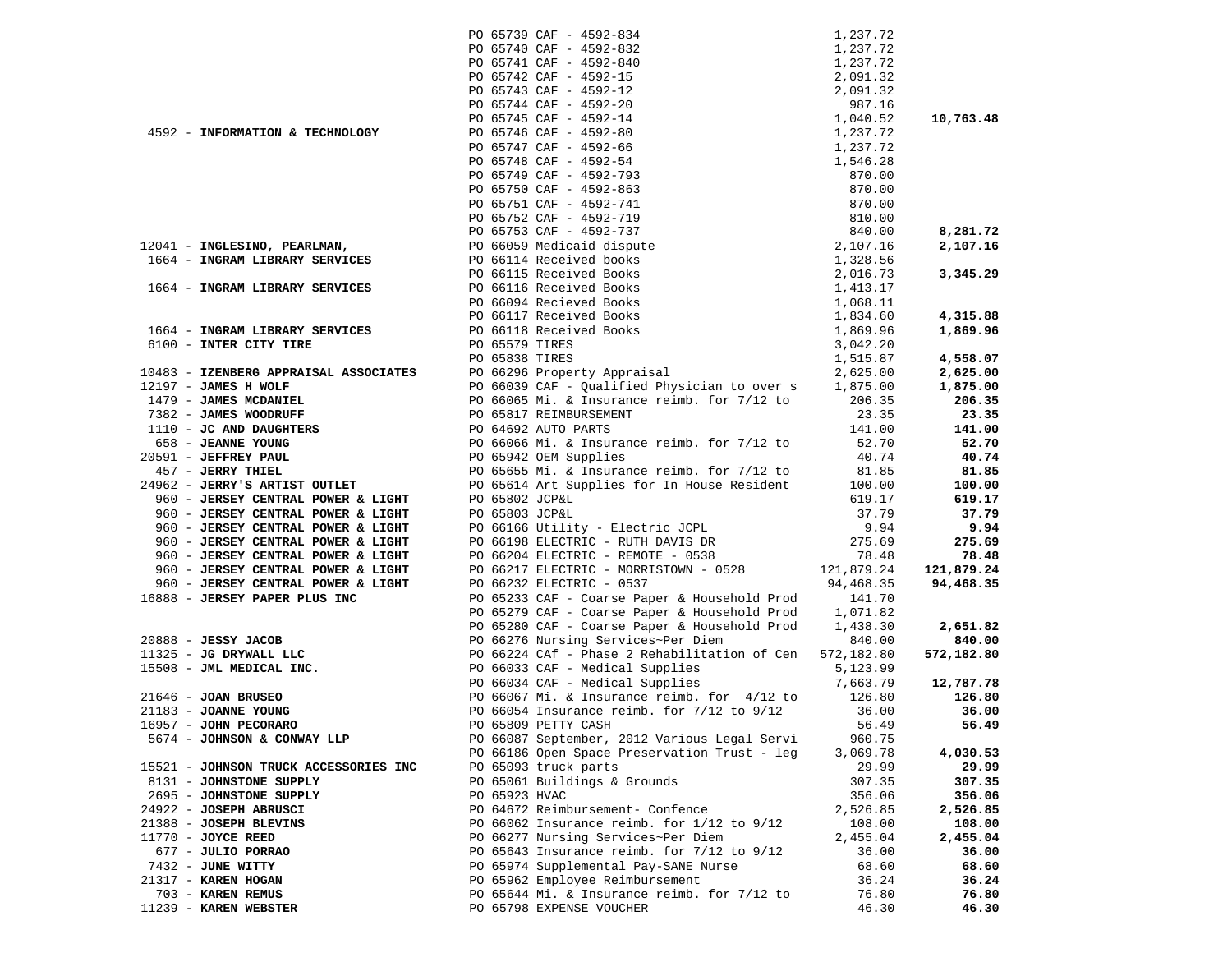| Vendor | PO / Description | Amount | Total |
|---|---|---|---|
| | PO 65739 CAF - 4592-834 | 1,237.72 | |
| | PO 65740 CAF - 4592-832 | 1,237.72 | |
| | PO 65741 CAF - 4592-840 | 1,237.72 | |
| | PO 65742 CAF - 4592-15 | 2,091.32 | |
| | PO 65743 CAF - 4592-12 | 2,091.32 | |
| | PO 65744 CAF - 4592-20 | 987.16 | |
| | PO 65745 CAF - 4592-14 | 1,040.52 | **10,763.48** |
| 4592 - **INFORMATION & TECHNOLOGY** | PO 65746 CAF - 4592-80 | 1,237.72 | |
| | PO 65747 CAF - 4592-66 | 1,237.72 | |
| | PO 65748 CAF - 4592-54 | 1,546.28 | |
| | PO 65749 CAF - 4592-793 | 870.00 | |
| | PO 65750 CAF - 4592-863 | 870.00 | |
| | PO 65751 CAF - 4592-741 | 870.00 | |
| | PO 65752 CAF - 4592-719 | 810.00 | |
| | PO 65753 CAF - 4592-737 | 840.00 | **8,281.72** |
| 12041 - **INGLESINO, PEARLMAN,** | PO 66059 Medicaid dispute | 2,107.16 | **2,107.16** |
| 1664 - **INGRAM LIBRARY SERVICES** | PO 66114 Received books | 1,328.56 | |
| | PO 66115 Received Books | 2,016.73 | **3,345.29** |
| 1664 - **INGRAM LIBRARY SERVICES** | PO 66116 Received Books | 1,413.17 | |
| | PO 66094 Recieved Books | 1,068.11 | |
| | PO 66117 Received Books | 1,834.60 | **4,315.88** |
| 1664 - **INGRAM LIBRARY SERVICES** | PO 66118 Received Books | 1,869.96 | **1,869.96** |
| 6100 - **INTER CITY TIRE** | PO 65579 TIRES | 3,042.20 | |
| | PO 65838 TIRES | 1,515.87 | **4,558.07** |
| 10483 - **IZENBERG APPRAISAL ASSOCIATES** | PO 66296 Property Appraisal | 2,625.00 | **2,625.00** |
| 12197 - **JAMES H WOLF** | PO 66039 CAF - Qualified Physician to over s | 1,875.00 | **1,875.00** |
| 1479 - **JAMES MCDANIEL** | PO 66065 Mi. & Insurance reimb. for 7/12 to | 206.35 | **206.35** |
| 7382 - **JAMES WOODRUFF** | PO 65817 REIMBURSEMENT | 23.35 | **23.35** |
| 1110 - **JC AND DAUGHTERS** | PO 64692 AUTO PARTS | 141.00 | **141.00** |
| 658 - **JEANNE YOUNG** | PO 66066 Mi. & Insurance reimb. for 7/12 to | 52.70 | **52.70** |
| 20591 - **JEFFREY PAUL** | PO 65942 OEM Supplies | 40.74 | **40.74** |
| 457 - **JERRY THIEL** | PO 65655 Mi. & Insurance reimb. for 7/12 to | 81.85 | **81.85** |
| 24962 - **JERRY'S ARTIST OUTLET** | PO 65614 Art Supplies for In House Resident | 100.00 | **100.00** |
| 960 - **JERSEY CENTRAL POWER & LIGHT** | PO 65802 JCP&L | 619.17 | **619.17** |
| 960 - **JERSEY CENTRAL POWER & LIGHT** | PO 65803 JCP&L | 37.79 | **37.79** |
| 960 - **JERSEY CENTRAL POWER & LIGHT** | PO 66166 Utility - Electric JCPL | 9.94 | **9.94** |
| 960 - **JERSEY CENTRAL POWER & LIGHT** | PO 66198 ELECTRIC - RUTH DAVIS DR | 275.69 | **275.69** |
| 960 - **JERSEY CENTRAL POWER & LIGHT** | PO 66204 ELECTRIC - REMOTE - 0538 | 78.48 | **78.48** |
| 960 - **JERSEY CENTRAL POWER & LIGHT** | PO 66217 ELECTRIC - MORRISTOWN - 0528 | 121,879.24 | **121,879.24** |
| 960 - **JERSEY CENTRAL POWER & LIGHT** | PO 66232 ELECTRIC - 0537 | 94,468.35 | **94,468.35** |
| 16888 - **JERSEY PAPER PLUS INC** | PO 65233 CAF - Coarse Paper & Household Prod | 141.70 | |
| | PO 65279 CAF - Coarse Paper & Household Prod | 1,071.82 | |
| | PO 65280 CAF - Coarse Paper & Household Prod | 1,438.30 | **2,651.82** |
| 20888 - **JESSY JACOB** | PO 66276 Nursing Services~Per Diem | 840.00 | **840.00** |
| 11325 - **JG DRYWALL LLC** | PO 66224 CAf - Phase 2 Rehabilitation of Cen | 572,182.80 | **572,182.80** |
| 15508 - **JML MEDICAL INC.** | PO 66033 CAF - Medical Supplies | 5,123.99 | |
| | PO 66034 CAF - Medical Supplies | 7,663.79 | **12,787.78** |
| 21646 - **JOAN BRUSEO** | PO 66067 Mi. & Insurance reimb. for 4/12 to | 126.80 | **126.80** |
| 21183 - **JOANNE YOUNG** | PO 66054 Insurance reimb. for 7/12 to 9/12 | 36.00 | **36.00** |
| 16957 - **JOHN PECORARO** | PO 65809 PETTY CASH | 56.49 | **56.49** |
| 5674 - **JOHNSON & CONWAY LLP** | PO 66087 September, 2012 Various Legal Servi | 960.75 | |
| | PO 66186 Open Space Preservation Trust - leg | 3,069.78 | **4,030.53** |
| 15521 - **JOHNSON TRUCK ACCESSORIES INC** | PO 65093 truck parts | 29.99 | **29.99** |
| 8131 - **JOHNSTONE SUPPLY** | PO 65061 Buildings & Grounds | 307.35 | **307.35** |
| 2695 - **JOHNSTONE SUPPLY** | PO 65923 HVAC | 356.06 | **356.06** |
| 24922 - **JOSEPH ABRUSCI** | PO 64672 Reimbursement- Confence | 2,526.85 | **2,526.85** |
| 21388 - **JOSEPH BLEVINS** | PO 66062 Insurance reimb. for 1/12 to 9/12 | 108.00 | **108.00** |
| 11770 - **JOYCE REED** | PO 66277 Nursing Services~Per Diem | 2,455.04 | **2,455.04** |
| 677 - **JULIO PORRAO** | PO 65643 Insurance reimb. for 7/12 to 9/12 | 36.00 | **36.00** |
| 7432 - **JUNE WITTY** | PO 65974 Supplemental Pay-SANE Nurse | 68.60 | **68.60** |
| 21317 - **KAREN HOGAN** | PO 65962 Employee Reimbursement | 36.24 | **36.24** |
| 703 - **KAREN REMUS** | PO 65644 Mi. & Insurance reimb. for 7/12 to | 76.80 | **76.80** |
| 11239 - **KAREN WEBSTER** | PO 65798 EXPENSE VOUCHER | 46.30 | **46.30** |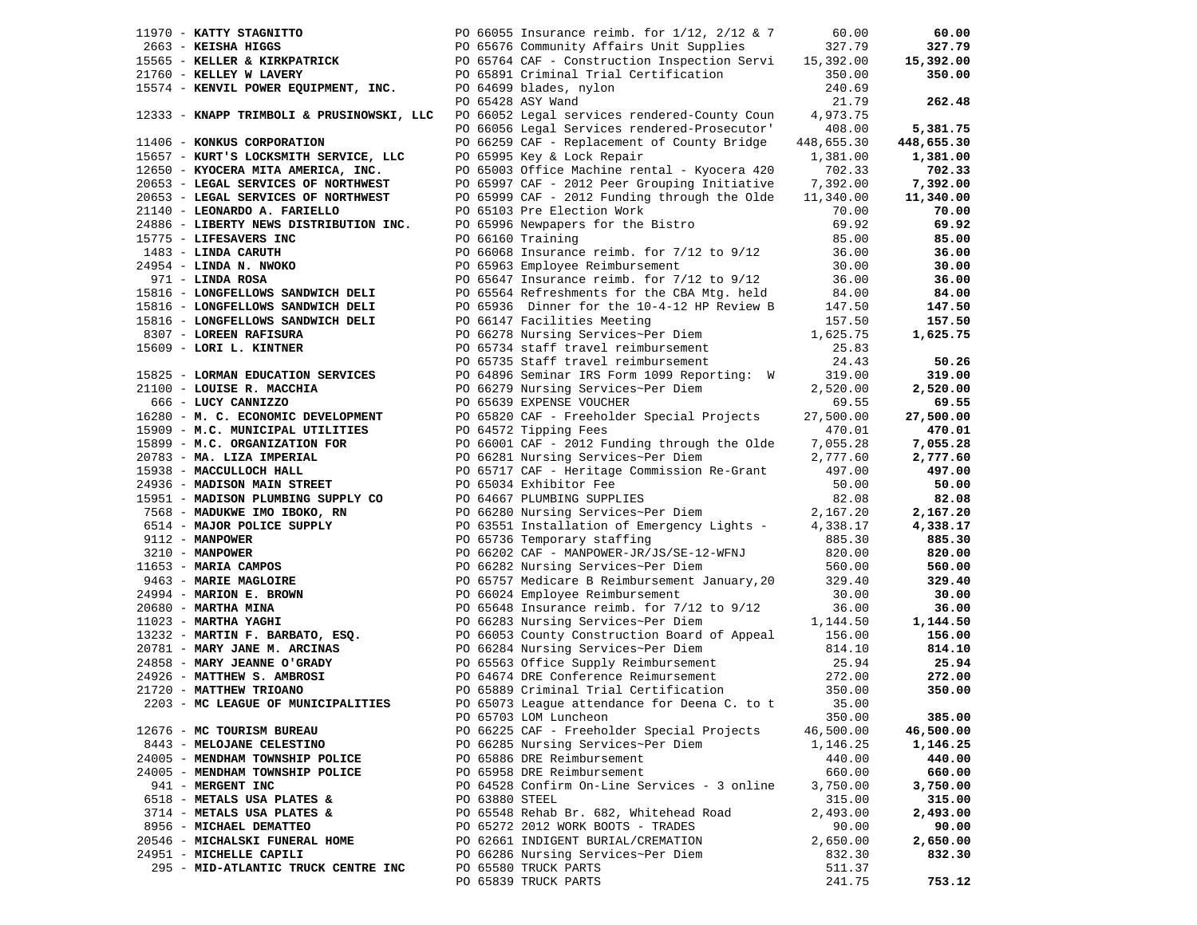| Vendor | PO / Description | Amount | Total |
|---|---|---|---|
| 11970 - **KATTY STAGNITTO** | PO 66055 Insurance reimb. for 1/12, 2/12 & 7 | 60.00 | **60.00** |
| 2663 - **KEISHA HIGGS** | PO 65676 Community Affairs Unit Supplies | 327.79 | **327.79** |
| 15565 - **KELLER & KIRKPATRICK** | PO 65764 CAF - Construction Inspection Servi | 15,392.00 | **15,392.00** |
| 21760 - **KELLEY W LAVERY** | PO 65891 Criminal Trial Certification | 350.00 | **350.00** |
| 15574 - **KENVIL POWER EQUIPMENT, INC.** | PO 64699 blades, nylon | 240.69 | |
| | PO 65428 ASY Wand | 21.79 | **262.48** |
| 12333 - **KNAPP TRIMBOLI & PRUSINOWSKI, LLC** | PO 66052 Legal services rendered-County Coun | 4,973.75 | |
| | PO 66056 Legal Services rendered-Prosecutor' | 408.00 | **5,381.75** |
| 11406 - **KONKUS CORPORATION** | PO 66259 CAF - Replacement of County Bridge | 448,655.30 | **448,655.30** |
| 15657 - **KURT'S LOCKSMITH SERVICE, LLC** | PO 65995 Key & Lock Repair | 1,381.00 | **1,381.00** |
| 12650 - **KYOCERA MITA AMERICA, INC.** | PO 65003 Office Machine rental - Kyocera 420 | 702.33 | **702.33** |
| 20653 - **LEGAL SERVICES OF NORTHWEST** | PO 65997 CAF - 2012 Peer Grouping Initiative | 7,392.00 | **7,392.00** |
| 20653 - **LEGAL SERVICES OF NORTHWEST** | PO 65999 CAF - 2012 Funding through the Olde | 11,340.00 | **11,340.00** |
| 21140 - **LEONARDO A. FARIELLO** | PO 65103 Pre Election Work | 70.00 | **70.00** |
| 24886 - **LIBERTY NEWS DISTRIBUTION INC.** | PO 65996 Newpapers for the Bistro | 69.92 | **69.92** |
| 15775 - **LIFESAVERS INC** | PO 66160 Training | 85.00 | **85.00** |
| 1483 - **LINDA CARUTH** | PO 66068 Insurance reimb. for 7/12 to 9/12 | 36.00 | **36.00** |
| 24954 - **LINDA N. NWOKO** | PO 65963 Employee Reimbursement | 30.00 | **30.00** |
| 971 - **LINDA ROSA** | PO 65647 Insurance reimb. for 7/12 to 9/12 | 36.00 | **36.00** |
| 15816 - **LONGFELLOWS SANDWICH DELI** | PO 65564 Refreshments for the CBA Mtg. held | 84.00 | **84.00** |
| 15816 - **LONGFELLOWS SANDWICH DELI** | PO 65936 Dinner for the 10-4-12 HP Review B | 147.50 | **147.50** |
| 15816 - **LONGFELLOWS SANDWICH DELI** | PO 66147 Facilities Meeting | 157.50 | **157.50** |
| 8307 - **LOREEN RAFISURA** | PO 66278 Nursing Services~Per Diem | 1,625.75 | **1,625.75** |
| 15609 - **LORI L. KINTNER** | PO 65734 staff travel reimbursement | 25.83 | |
| | PO 65735 Staff travel reimbursement | 24.43 | **50.26** |
| 15825 - **LORMAN EDUCATION SERVICES** | PO 64896 Seminar IRS Form 1099 Reporting: W | 319.00 | **319.00** |
| 21100 - **LOUISE R. MACCHIA** | PO 66279 Nursing Services~Per Diem | 2,520.00 | **2,520.00** |
| 666 - **LUCY CANNIZZO** | PO 65639 EXPENSE VOUCHER | 69.55 | **69.55** |
| 16280 - **M. C. ECONOMIC DEVELOPMENT** | PO 65820 CAF - Freeholder Special Projects | 27,500.00 | **27,500.00** |
| 15909 - **M.C. MUNICIPAL UTILITIES** | PO 64572 Tipping Fees | 470.01 | **470.01** |
| 15899 - **M.C. ORGANIZATION FOR** | PO 66001 CAF - 2012 Funding through the Olde | 7,055.28 | **7,055.28** |
| 20783 - **MA. LIZA IMPERIAL** | PO 66281 Nursing Services~Per Diem | 2,777.60 | **2,777.60** |
| 15938 - **MACCULLOCH HALL** | PO 65717 CAF - Heritage Commission Re-Grant | 497.00 | **497.00** |
| 24936 - **MADISON MAIN STREET** | PO 65034 Exhibitor Fee | 50.00 | **50.00** |
| 15951 - **MADISON PLUMBING SUPPLY CO** | PO 64667 PLUMBING SUPPLIES | 82.08 | **82.08** |
| 7568 - **MADUKWE IMO IBOKO, RN** | PO 66280 Nursing Services~Per Diem | 2,167.20 | **2,167.20** |
| 6514 - **MAJOR POLICE SUPPLY** | PO 63551 Installation of Emergency Lights - | 4,338.17 | **4,338.17** |
| 9112 - **MANPOWER** | PO 65736 Temporary staffing | 885.30 | **885.30** |
| 3210 - **MANPOWER** | PO 66202 CAF - MANPOWER-JR/JS/SE-12-WFNJ | 820.00 | **820.00** |
| 11653 - **MARIA CAMPOS** | PO 66282 Nursing Services~Per Diem | 560.00 | **560.00** |
| 9463 - **MARIE MAGLOIRE** | PO 65757 Medicare B Reimbursement January,20 | 329.40 | **329.40** |
| 24994 - **MARION E. BROWN** | PO 66024 Employee Reimbursement | 30.00 | **30.00** |
| 20680 - **MARTHA MINA** | PO 65648 Insurance reimb. for 7/12 to 9/12 | 36.00 | **36.00** |
| 11023 - **MARTHA YAGHI** | PO 66283 Nursing Services~Per Diem | 1,144.50 | **1,144.50** |
| 13232 - **MARTIN F. BARBATO, ESQ.** | PO 66053 County Construction Board of Appeal | 156.00 | **156.00** |
| 20781 - **MARY JANE M. ARCINAS** | PO 66284 Nursing Services~Per Diem | 814.10 | **814.10** |
| 24858 - **MARY JEANNE O'GRADY** | PO 65563 Office Supply Reimbursement | 25.94 | **25.94** |
| 24926 - **MATTHEW S. AMBROSI** | PO 64674 DRE Conference Reimursement | 272.00 | **272.00** |
| 21720 - **MATTHEW TRIOANO** | PO 65889 Criminal Trial Certification | 350.00 | **350.00** |
| 2203 - **MC LEAGUE OF MUNICIPALITIES** | PO 65073 League attendance for Deena C. to t | 35.00 | |
| | PO 65703 LOM Luncheon | 350.00 | **385.00** |
| 12676 - **MC TOURISM BUREAU** | PO 66225 CAF - Freeholder Special Projects | 46,500.00 | **46,500.00** |
| 8443 - **MELOJANE CELESTINO** | PO 66285 Nursing Services~Per Diem | 1,146.25 | **1,146.25** |
| 24005 - **MENDHAM TOWNSHIP POLICE** | PO 65886 DRE Reimbursement | 440.00 | **440.00** |
| 24005 - **MENDHAM TOWNSHIP POLICE** | PO 65958 DRE Reimbursement | 660.00 | **660.00** |
| 941 - **MERGENT INC** | PO 64528 Confirm On-Line Services - 3 online | 3,750.00 | **3,750.00** |
| 6518 - **METALS USA PLATES &** | PO 63880 STEEL | 315.00 | **315.00** |
| 3714 - **METALS USA PLATES &** | PO 65548 Rehab Br. 682, Whitehead Road | 2,493.00 | **2,493.00** |
| 8956 - **MICHAEL DEMATTEO** | PO 65272 2012 WORK BOOTS - TRADES | 90.00 | **90.00** |
| 20546 - **MICHALSKI FUNERAL HOME** | PO 62661 INDIGENT BURIAL/CREMATION | 2,650.00 | **2,650.00** |
| 24951 - **MICHELLE CAPILI** | PO 66286 Nursing Services~Per Diem | 832.30 | **832.30** |
| 295 - **MID-ATLANTIC TRUCK CENTRE INC** | PO 65580 TRUCK PARTS | 511.37 | |
| | PO 65839 TRUCK PARTS | 241.75 | **753.12** |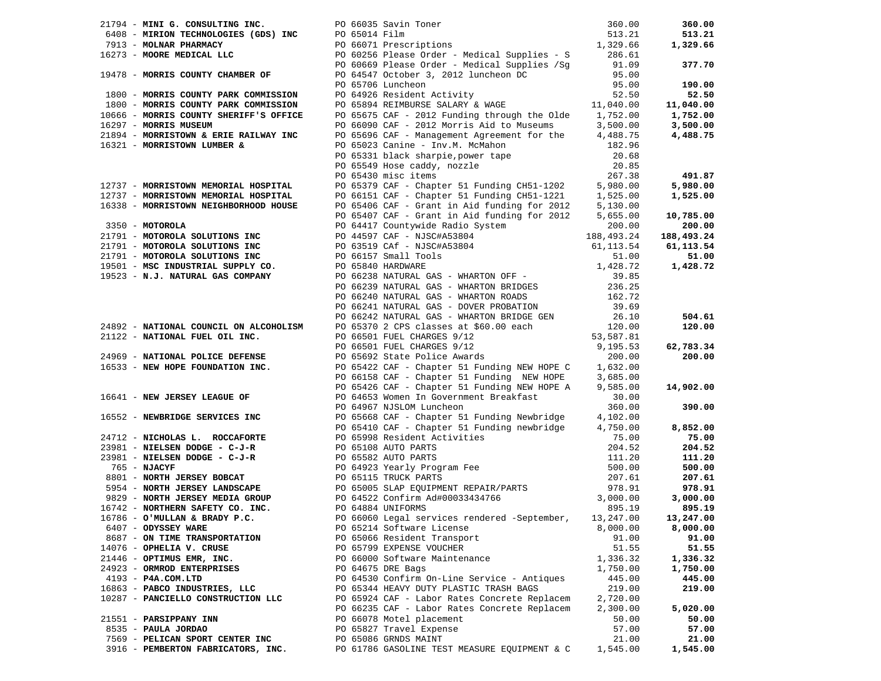| Vendor | PO / Description | Amount | Total |
|---|---|---|---|
| 21794 - **MINI G. CONSULTING INC.** | PO 66035 Savin Toner | 360.00 | **360.00** |
| 6408 - **MIRION TECHNOLOGIES (GDS) INC** | PO 65014 Film | 513.21 | **513.21** |
| 7913 - **MOLNAR PHARMACY** | PO 66071 Prescriptions | 1,329.66 | **1,329.66** |
| 16273 - **MOORE MEDICAL LLC** | PO 60256 Please Order - Medical Supplies - S | 286.61 | |
| | PO 60669 Please Order - Medical Supplies /Sg | 91.09 | **377.70** |
| 19478 - **MORRIS COUNTY CHAMBER OF** | PO 64547 October 3, 2012 luncheon DC | 95.00 | |
| | PO 65706 Luncheon | 95.00 | **190.00** |
| 1800 - **MORRIS COUNTY PARK COMMISSION** | PO 64926 Resident Activity | 52.50 | **52.50** |
| 1800 - **MORRIS COUNTY PARK COMMISSION** | PO 65894 REIMBURSE SALARY & WAGE | 11,040.00 | **11,040.00** |
| 10666 - **MORRIS COUNTY SHERIFF'S OFFICE** | PO 65675 CAF - 2012 Funding through the Olde | 1,752.00 | **1,752.00** |
| 16297 - **MORRIS MUSEUM** | PO 66090 CAF - 2012 Morris Aid to Museums | 3,500.00 | **3,500.00** |
| 21894 - **MORRISTOWN & ERIE RAILWAY INC** | PO 65696 CAF - Management Agreement for the | 4,488.75 | **4,488.75** |
| 16321 - **MORRISTOWN LUMBER &** | PO 65023 Canine - Inv.M. McMahon | 182.96 | |
| | PO 65331 black sharpie,power tape | 20.68 | |
| | PO 65549 Hose caddy, nozzle | 20.85 | |
| | PO 65430 misc items | 267.38 | **491.87** |
| 12737 - **MORRISTOWN MEMORIAL HOSPITAL** | PO 65379 CAF - Chapter 51 Funding CH51-1202 | 5,980.00 | **5,980.00** |
| 12737 - **MORRISTOWN MEMORIAL HOSPITAL** | PO 66151 CAF - Chapter 51 Funding CH51-1221 | 1,525.00 | **1,525.00** |
| 16338 - **MORRISTOWN NEIGHBORHOOD HOUSE** | PO 65406 CAF - Grant in Aid funding for 2012 | 5,130.00 | |
| | PO 65407 CAF - Grant in Aid funding for 2012 | 5,655.00 | **10,785.00** |
| 3350 - **MOTOROLA** | PO 64417 Countywide Radio System | 200.00 | **200.00** |
| 21791 - **MOTOROLA SOLUTIONS INC** | PO 44597 CAF - NJSC#A53804 | 188,493.24 | **188,493.24** |
| 21791 - **MOTOROLA SOLUTIONS INC** | PO 63519 CAf - NJSC#A53804 | 61,113.54 | **61,113.54** |
| 21791 - **MOTOROLA SOLUTIONS INC** | PO 66157 Small Tools | 51.00 | **51.00** |
| 19501 - **MSC INDUSTRIAL SUPPLY CO.** | PO 65840 HARDWARE | 1,428.72 | **1,428.72** |
| 19523 - **N.J. NATURAL GAS COMPANY** | PO 66238 NATURAL GAS - WHARTON OFF - | 39.85 | |
| | PO 66239 NATURAL GAS - WHARTON BRIDGES | 236.25 | |
| | PO 66240 NATURAL GAS - WHARTON ROADS | 162.72 | |
| | PO 66241 NATURAL GAS - DOVER PROBATION | 39.69 | |
| | PO 66242 NATURAL GAS - WHARTON BRIDGE GEN | 26.10 | **504.61** |
| 24892 - **NATIONAL COUNCIL ON ALCOHOLISM** | PO 65370 2 CPS classes at $60.00 each | 120.00 | **120.00** |
| 21122 - **NATIONAL FUEL OIL INC.** | PO 66501 FUEL CHARGES 9/12 | 53,587.81 | |
| | PO 66501 FUEL CHARGES 9/12 | 9,195.53 | **62,783.34** |
| 24969 - **NATIONAL POLICE DEFENSE** | PO 65692 State Police Awards | 200.00 | **200.00** |
| 16533 - **NEW HOPE FOUNDATION INC.** | PO 65422 CAF - Chapter 51 Funding NEW HOPE C | 1,632.00 | |
| | PO 66158 CAF - Chapter 51 Funding NEW HOPE | 3,685.00 | |
| | PO 65426 CAF - Chapter 51 Funding NEW HOPE A | 9,585.00 | **14,902.00** |
| 16641 - **NEW JERSEY LEAGUE OF** | PO 64653 Women In Government Breakfast | 30.00 | |
| | PO 64967 NJSLOM Luncheon | 360.00 | **390.00** |
| 16552 - **NEWBRIDGE SERVICES INC** | PO 65668 CAF - Chapter 51 Funding Newbridge | 4,102.00 | |
| | PO 65410 CAF - Chapter 51 Funding newbridge | 4,750.00 | **8,852.00** |
| 24712 - **NICHOLAS L. ROCCAFORTE** | PO 65998 Resident Activities | 75.00 | **75.00** |
| 23981 - **NIELSEN DODGE - C-J-R** | PO 65108 AUTO PARTS | 204.52 | **204.52** |
| 23981 - **NIELSEN DODGE - C-J-R** | PO 65582 AUTO PARTS | 111.20 | **111.20** |
| 765 - **NJACYF** | PO 64923 Yearly Program Fee | 500.00 | **500.00** |
| 8801 - **NORTH JERSEY BOBCAT** | PO 65115 TRUCK PARTS | 207.61 | **207.61** |
| 5954 - **NORTH JERSEY LANDSCAPE** | PO 65005 SLAP EQUIPMENT REPAIR/PARTS | 978.91 | **978.91** |
| 9829 - **NORTH JERSEY MEDIA GROUP** | PO 64522 Confirm Ad#00033434766 | 3,000.00 | **3,000.00** |
| 16742 - **NORTHERN SAFETY CO. INC.** | PO 64884 UNIFORMS | 895.19 | **895.19** |
| 16786 - **O'MULLAN & BRADY P.C.** | PO 66060 Legal services rendered -September, | 13,247.00 | **13,247.00** |
| 6407 - **ODYSSEY WARE** | PO 65214 Software License | 8,000.00 | **8,000.00** |
| 8687 - **ON TIME TRANSPORTATION** | PO 65066 Resident Transport | 91.00 | **91.00** |
| 14076 - **OPHELIA V. CRUSE** | PO 65799 EXPENSE VOUCHER | 51.55 | **51.55** |
| 21446 - **OPTIMUS EMR, INC.** | PO 66000 Software Maintenance | 1,336.32 | **1,336.32** |
| 24923 - **ORMROD ENTERPRISES** | PO 64675 DRE Bags | 1,750.00 | **1,750.00** |
| 4193 - **P4A.COM.LTD** | PO 64530 Confirm On-Line Service - Antiques | 445.00 | **445.00** |
| 16863 - **PABCO INDUSTRIES, LLC** | PO 65344 HEAVY DUTY PLASTIC TRASH BAGS | 219.00 | **219.00** |
| 10287 - **PANCIELLO CONSTRUCTION LLC** | PO 65924 CAF - Labor Rates Concrete Replacem | 2,720.00 | |
| | PO 66235 CAF - Labor Rates Concrete Replacem | 2,300.00 | **5,020.00** |
| 21551 - **PARSIPPANY INN** | PO 66078 Motel placement | 50.00 | **50.00** |
| 8535 - **PAULA JORDAO** | PO 65827 Travel Expense | 57.00 | **57.00** |
| 7569 - **PELICAN SPORT CENTER INC** | PO 65086 GRNDS MAINT | 21.00 | **21.00** |
| 3916 - **PEMBERTON FABRICATORS, INC.** | PO 61786 GASOLINE TEST MEASURE EQUIPMENT & C | 1,545.00 | **1,545.00** |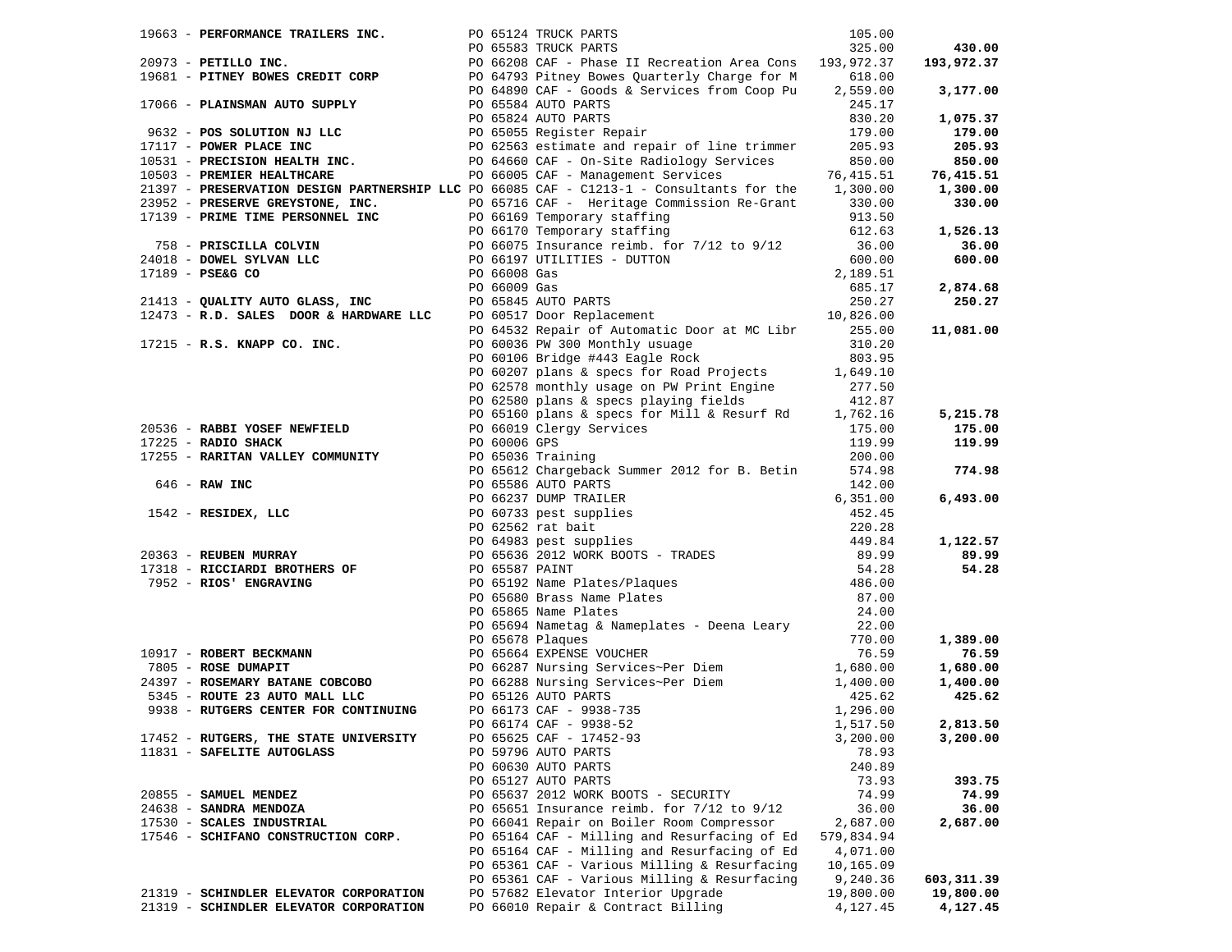| Vendor | PO / Description | Amount | Total |
|---|---|---|---|
| 19663 - **PERFORMANCE TRAILERS INC.** | PO 65124 TRUCK PARTS | 105.00 | |
| | PO 65583 TRUCK PARTS | 325.00 | **430.00** |
| 20973 - **PETILLO INC.** | PO 66208 CAF - Phase II Recreation Area Cons | 193,972.37 | **193,972.37** |
| 19681 - **PITNEY BOWES CREDIT CORP** | PO 64793 Pitney Bowes Quarterly Charge for M | 618.00 | |
| | PO 64890 CAF - Goods & Services from Coop Pu | 2,559.00 | **3,177.00** |
| 17066 - **PLAINSMAN AUTO SUPPLY** | PO 65584 AUTO PARTS | 245.17 | |
| | PO 65824 AUTO PARTS | 830.20 | **1,075.37** |
| 9632 - **POS SOLUTION NJ LLC** | PO 65055 Register Repair | 179.00 | **179.00** |
| 17117 - **POWER PLACE INC** | PO 62563 estimate and repair of line trimmer | 205.93 | **205.93** |
| 10531 - **PRECISION HEALTH INC.** | PO 64660 CAF - On-Site Radiology Services | 850.00 | **850.00** |
| 10503 - **PREMIER HEALTHCARE** | PO 66005 CAF - Management Services | 76,415.51 | **76,415.51** |
| 21397 - **PRESERVATION DESIGN PARTNERSHIP LLC** | PO 66085 CAF - C1213-1 - Consultants for the | 1,300.00 | **1,300.00** |
| 23952 - **PRESERVE GREYSTONE, INC.** | PO 65716 CAF - Heritage Commission Re-Grant | 330.00 | **330.00** |
| 17139 - **PRIME TIME PERSONNEL INC** | PO 66169 Temporary staffing | 913.50 | |
| | PO 66170 Temporary staffing | 612.63 | **1,526.13** |
| 758 - **PRISCILLA COLVIN** | PO 66075 Insurance reimb. for 7/12 to 9/12 | 36.00 | **36.00** |
| 24018 - **DOWEL SYLVAN LLC** | PO 66197 UTILITIES - DUTTON | 600.00 | **600.00** |
| 17189 - **PSE&G CO** | PO 66008 Gas | 2,189.51 | |
| | PO 66009 Gas | 685.17 | **2,874.68** |
| 21413 - **QUALITY AUTO GLASS, INC** | PO 65845 AUTO PARTS | 250.27 | **250.27** |
| 12473 - **R.D. SALES DOOR & HARDWARE LLC** | PO 60517 Door Replacement | 10,826.00 | |
| | PO 64532 Repair of Automatic Door at MC Libr | 255.00 | **11,081.00** |
| 17215 - **R.S. KNAPP CO. INC.** | PO 60036 PW 300 Monthly usuage | 310.20 | |
| | PO 60106 Bridge #443 Eagle Rock | 803.95 | |
| | PO 60207 plans & specs for Road Projects | 1,649.10 | |
| | PO 62578 monthly usage on PW Print Engine | 277.50 | |
| | PO 62580 plans & specs playing fields | 412.87 | |
| | PO 65160 plans & specs for Mill & Resurf Rd | 1,762.16 | **5,215.78** |
| 20536 - **RABBI YOSEF NEWFIELD** | PO 66019 Clergy Services | 175.00 | **175.00** |
| 17225 - **RADIO SHACK** | PO 60006 GPS | 119.99 | **119.99** |
| 17255 - **RARITAN VALLEY COMMUNITY** | PO 65036 Training | 200.00 | |
| | PO 65612 Chargeback Summer 2012 for B. Betin | 574.98 | **774.98** |
| 646 - **RAW INC** | PO 65586 AUTO PARTS | 142.00 | |
| | PO 66237 DUMP TRAILER | 6,351.00 | **6,493.00** |
| 1542 - **RESIDEX, LLC** | PO 60733 pest supplies | 452.45 | |
| | PO 62562 rat bait | 220.28 | |
| | PO 64983 pest supplies | 449.84 | **1,122.57** |
| 20363 - **REUBEN MURRAY** | PO 65636 2012 WORK BOOTS - TRADES | 89.99 | **89.99** |
| 17318 - **RICCIARDI BROTHERS OF** | PO 65587 PAINT | 54.28 | **54.28** |
| 7952 - **RIOS' ENGRAVING** | PO 65192 Name Plates/Plaques | 486.00 | |
| | PO 65680 Brass Name Plates | 87.00 | |
| | PO 65865 Name Plates | 24.00 | |
| | PO 65694 Nametag & Nameplates - Deena Leary | 22.00 | |
| | PO 65678 Plaques | 770.00 | **1,389.00** |
| 10917 - **ROBERT BECKMANN** | PO 65664 EXPENSE VOUCHER | 76.59 | **76.59** |
| 7805 - **ROSE DUMAPIT** | PO 66287 Nursing Services~Per Diem | 1,680.00 | **1,680.00** |
| 24397 - **ROSEMARY BATANE COBCOBO** | PO 66288 Nursing Services~Per Diem | 1,400.00 | **1,400.00** |
| 5345 - **ROUTE 23 AUTO MALL LLC** | PO 65126 AUTO PARTS | 425.62 | **425.62** |
| 9938 - **RUTGERS CENTER FOR CONTINUING** | PO 66173 CAF - 9938-735 | 1,296.00 | |
| | PO 66174 CAF - 9938-52 | 1,517.50 | **2,813.50** |
| 17452 - **RUTGERS, THE STATE UNIVERSITY** | PO 65625 CAF - 17452-93 | 3,200.00 | **3,200.00** |
| 11831 - **SAFELITE AUTOGLASS** | PO 59796 AUTO PARTS | 78.93 | |
| | PO 60630 AUTO PARTS | 240.89 | |
| | PO 65127 AUTO PARTS | 73.93 | **393.75** |
| 20855 - **SAMUEL MENDEZ** | PO 65637 2012 WORK BOOTS - SECURITY | 74.99 | **74.99** |
| 24638 - **SANDRA MENDOZA** | PO 65651 Insurance reimb. for 7/12 to 9/12 | 36.00 | **36.00** |
| 17530 - **SCALES INDUSTRIAL** | PO 66041 Repair on Boiler Room Compressor | 2,687.00 | **2,687.00** |
| 17546 - **SCHIFANO CONSTRUCTION CORP.** | PO 65164 CAF - Milling and Resurfacing of Ed | 579,834.94 | |
| | PO 65164 CAF - Milling and Resurfacing of Ed | 4,071.00 | |
| | PO 65361 CAF - Various Milling & Resurfacing | 10,165.09 | |
| | PO 65361 CAF - Various Milling & Resurfacing | 9,240.36 | **603,311.39** |
| 21319 - **SCHINDLER ELEVATOR CORPORATION** | PO 57682 Elevator Interior Upgrade | 19,800.00 | **19,800.00** |
| 21319 - **SCHINDLER ELEVATOR CORPORATION** | PO 66010 Repair & Contract Billing | 4,127.45 | **4,127.45** |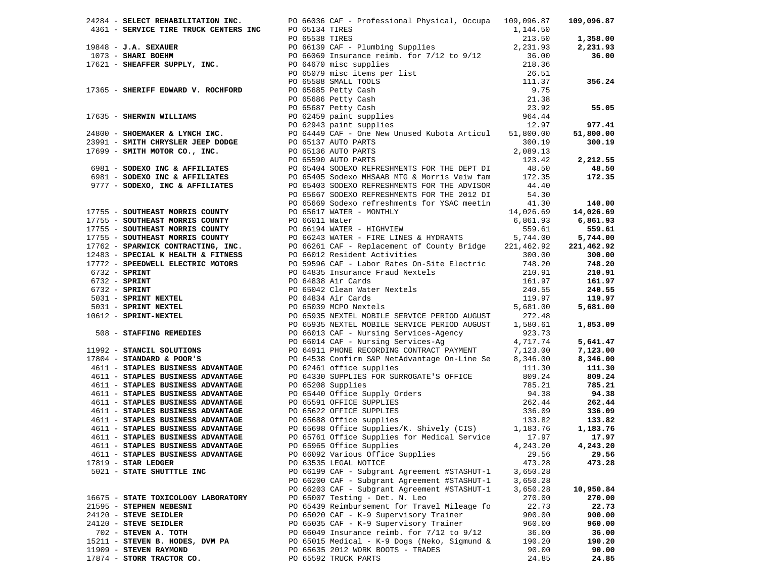| Vendor | PO / Description | Amount | Total |
|---|---|---|---|
| 24284 - **SELECT REHABILITATION INC.** | PO 66036 CAF - Professional Physical, Occupa | 109,096.87 | **109,096.87** |
| 4361 - **SERVICE TIRE TRUCK CENTERS INC** | PO 65134 TIRES | 1,144.50 | |
| | PO 65538 TIRES | 213.50 | **1,358.00** |
| 19848 - **J.A. SEXAUER** | PO 66139 CAF - Plumbing Supplies | 2,231.93 | **2,231.93** |
| 1073 - **SHARI BOEHM** | PO 66069 Insurance reimb. for 7/12 to 9/12 | 36.00 | **36.00** |
| 17621 - **SHEAFFER SUPPLY, INC.** | PO 64670 misc supplies | 218.36 | |
| | PO 65079 misc items per list | 26.51 | |
| | PO 65588 SMALL TOOLS | 111.37 | **356.24** |
| 17365 - **SHERIFF EDWARD V. ROCHFORD** | PO 65685 Petty Cash | 9.75 | |
| | PO 65686 Petty Cash | 21.38 | |
| | PO 65687 Petty Cash | 23.92 | **55.05** |
| 17635 - **SHERWIN WILLIAMS** | PO 62459 paint supplies | 964.44 | |
| | PO 62943 paint supplies | 12.97 | **977.41** |
| 24800 - **SHOEMAKER & LYNCH INC.** | PO 64449 CAF - One New Unused Kubota Articul | 51,800.00 | **51,800.00** |
| 23991 - **SMITH CHRYSLER JEEP DODGE** | PO 65137 AUTO PARTS | 300.19 | **300.19** |
| 17699 - **SMITH MOTOR CO., INC.** | PO 65136 AUTO PARTS | 2,089.13 | |
| | PO 65590 AUTO PARTS | 123.42 | **2,212.55** |
| 6981 - **SODEXO INC & AFFILIATES** | PO 65404 SODEXO REFRESHMENTS FOR THE DEPT DI | 48.50 | **48.50** |
| 6981 - **SODEXO INC & AFFILIATES** | PO 65405 Sodexo MHSAAB MTG & Morris Veiw fam | 172.35 | **172.35** |
| 9777 - **SODEXO, INC & AFFILIATES** | PO 65403 SODEXO REFRESHMENTS FOR THE ADVISOR | 44.40 | |
| | PO 65667 SODEXO REFRESHMENTS FOR THE 2012 DI | 54.30 | |
| | PO 65669 Sodexo refreshments for YSAC meetin | 41.30 | **140.00** |
| 17755 - **SOUTHEAST MORRIS COUNTY** | PO 65617 WATER - MONTHLY | 14,026.69 | **14,026.69** |
| 17755 - **SOUTHEAST MORRIS COUNTY** | PO 66011 Water | 6,861.93 | **6,861.93** |
| 17755 - **SOUTHEAST MORRIS COUNTY** | PO 66194 WATER - HIGHVIEW | 559.61 | **559.61** |
| 17755 - **SOUTHEAST MORRIS COUNTY** | PO 66243 WATER - FIRE LINES & HYDRANTS | 5,744.00 | **5,744.00** |
| 17762 - **SPARWICK CONTRACTING, INC.** | PO 66261 CAF - Replacement of County Bridge | 221,462.92 | **221,462.92** |
| 12483 - **SPECIAL K HEALTH & FITNESS** | PO 66012 Resident Activities | 300.00 | **300.00** |
| 17772 - **SPEEDWELL ELECTRIC MOTORS** | PO 59596 CAF - Labor Rates On-Site Electric | 748.20 | **748.20** |
| 6732 - **SPRINT** | PO 64835 Insurance Fraud Nextels | 210.91 | **210.91** |
| 6732 - **SPRINT** | PO 64838 Air Cards | 161.97 | **161.97** |
| 6732 - **SPRINT** | PO 65042 Clean Water Nextels | 240.55 | **240.55** |
| 5031 - **SPRINT NEXTEL** | PO 64834 Air Cards | 119.97 | **119.97** |
| 5031 - **SPRINT NEXTEL** | PO 65039 MCPO Nextels | 5,681.00 | **5,681.00** |
| 10612 - **SPRINT-NEXTEL** | PO 65935 NEXTEL MOBILE SERVICE PERIOD AUGUST | 272.48 | |
| | PO 65935 NEXTEL MOBILE SERVICE PERIOD AUGUST | 1,580.61 | **1,853.09** |
| 508 - **STAFFING REMEDIES** | PO 66013 CAF - Nursing Services-Agency | 923.73 | |
| | PO 66014 CAF - Nursing Services-Ag | 4,717.74 | **5,641.47** |
| 11992 - **STANCIL SOLUTIONS** | PO 64911 PHONE RECORDING CONTRACT PAYMENT | 7,123.00 | **7,123.00** |
| 17804 - **STANDARD & POOR'S** | PO 64538 Confirm S&P NetAdvantage On-Line Se | 8,346.00 | **8,346.00** |
| 4611 - **STAPLES BUSINESS ADVANTAGE** | PO 62461 office supplies | 111.30 | **111.30** |
| 4611 - **STAPLES BUSINESS ADVANTAGE** | PO 64330 SUPPLIES FOR SURROGATE'S OFFICE | 809.24 | **809.24** |
| 4611 - **STAPLES BUSINESS ADVANTAGE** | PO 65208 Supplies | 785.21 | **785.21** |
| 4611 - **STAPLES BUSINESS ADVANTAGE** | PO 65440 Office Supply Orders | 94.38 | **94.38** |
| 4611 - **STAPLES BUSINESS ADVANTAGE** | PO 65591 OFFICE SUPPLIES | 262.44 | **262.44** |
| 4611 - **STAPLES BUSINESS ADVANTAGE** | PO 65622 OFFICE SUPPLIES | 336.09 | **336.09** |
| 4611 - **STAPLES BUSINESS ADVANTAGE** | PO 65688 Office supplies | 133.82 | **133.82** |
| 4611 - **STAPLES BUSINESS ADVANTAGE** | PO 65698 Office Supplies/K. Shively (CIS) | 1,183.76 | **1,183.76** |
| 4611 - **STAPLES BUSINESS ADVANTAGE** | PO 65761 Office Supplies for Medical Service | 17.97 | **17.97** |
| 4611 - **STAPLES BUSINESS ADVANTAGE** | PO 65965 Office Supplies | 4,243.20 | **4,243.20** |
| 4611 - **STAPLES BUSINESS ADVANTAGE** | PO 66092 Various Office Supplies | 29.56 | **29.56** |
| 17819 - **STAR LEDGER** | PO 63535 LEGAL NOTICE | 473.28 | **473.28** |
| 5021 - **STATE SHUTTTLE INC** | PO 66199 CAF - Subgrant Agreement #STASHUT-1 | 3,650.28 | |
| | PO 66200 CAF - Subgrant Agreement #STASHUT-1 | 3,650.28 | |
| | PO 66203 CAF - Subgrant Agreement #STASHUT-1 | 3,650.28 | **10,950.84** |
| 16675 - **STATE TOXICOLOGY LABORATORY** | PO 65007 Testing - Det. N. Leo | 270.00 | **270.00** |
| 21595 - **STEPHEN NEBESNI** | PO 65439 Reimbursement for Travel Mileage fo | 22.73 | **22.73** |
| 24120 - **STEVE SEIDLER** | PO 65020 CAF - K-9 Supervisory Trainer | 900.00 | **900.00** |
| 24120 - **STEVE SEIDLER** | PO 65035 CAF - K-9 Supervisory Trainer | 960.00 | **960.00** |
| 702 - **STEVEN A. TOTH** | PO 66049 Insurance reimb. for 7/12 to 9/12 | 36.00 | **36.00** |
| 15211 - **STEVEN B. HODES, DVM PA** | PO 65015 Medical - K-9 Dogs (Neko, Sigmund & | 190.20 | **190.20** |
| 11909 - **STEVEN RAYMOND** | PO 65635 2012 WORK BOOTS - TRADES | 90.00 | **90.00** |
| 17874 - **STORR TRACTOR CO.** | PO 65592 TRUCK PARTS | 24.85 | **24.85** |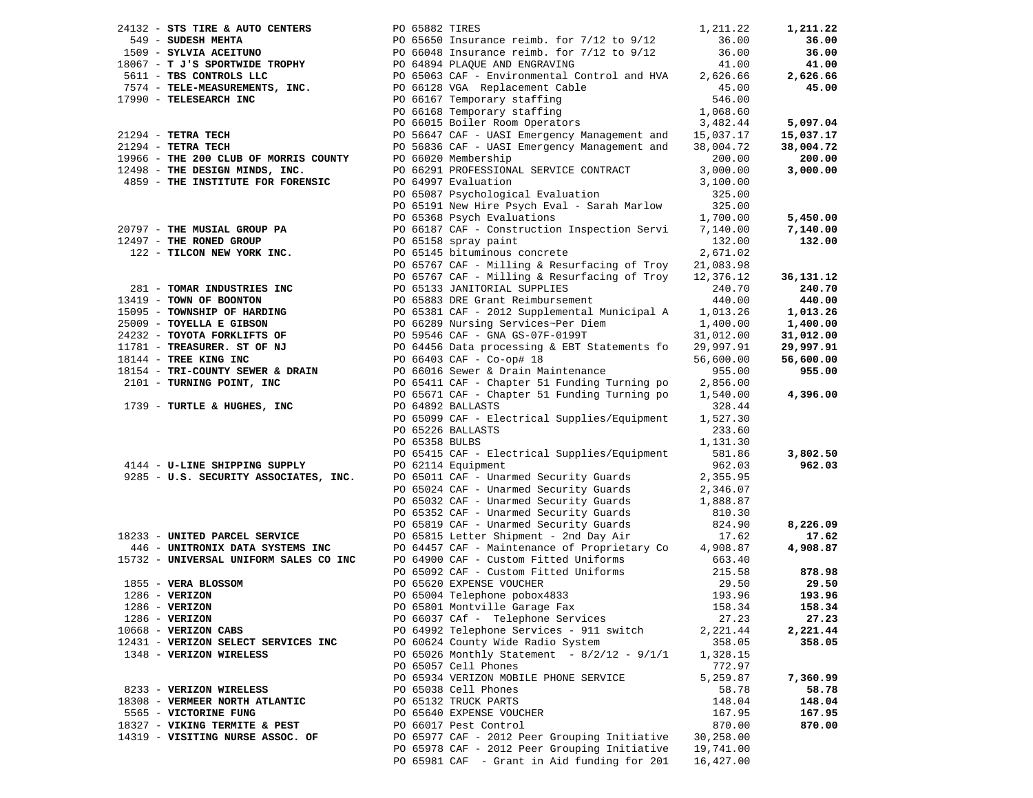| Vendor | PO / Description | Amount | Total |
|---|---|---|---|
| 24132 - **STS TIRE & AUTO CENTERS** | PO 65882 TIRES | 1,211.22 | **1,211.22** |
| 549 - **SUDESH MEHTA** | PO 65650 Insurance reimb. for 7/12 to 9/12 | 36.00 | **36.00** |
| 1509 - **SYLVIA ACEITUNO** | PO 66048 Insurance reimb. for 7/12 to 9/12 | 36.00 | **36.00** |
| 18067 - **T J'S SPORTWIDE TROPHY** | PO 64894 PLAQUE AND ENGRAVING | 41.00 | **41.00** |
| 5611 - **TBS CONTROLS LLC** | PO 65063 CAF - Environmental Control and HVA | 2,626.66 | **2,626.66** |
| 7574 - **TELE-MEASUREMENTS, INC.** | PO 66128 VGA Replacement Cable | 45.00 | **45.00** |
| 17990 - **TELESEARCH INC** | PO 66167 Temporary staffing | 546.00 | |
| | PO 66168 Temporary staffing | 1,068.60 | |
| | PO 66015 Boiler Room Operators | 3,482.44 | **5,097.04** |
| 21294 - **TETRA TECH** | PO 56647 CAF - UASI Emergency Management and | 15,037.17 | **15,037.17** |
| 21294 - **TETRA TECH** | PO 56836 CAF - UASI Emergency Management and | 38,004.72 | **38,004.72** |
| 19966 - **THE 200 CLUB OF MORRIS COUNTY** | PO 66020 Membership | 200.00 | **200.00** |
| 12498 - **THE DESIGN MINDS, INC.** | PO 66291 PROFESSIONAL SERVICE CONTRACT | 3,000.00 | **3,000.00** |
| 4859 - **THE INSTITUTE FOR FORENSIC** | PO 64997 Evaluation | 3,100.00 | |
| | PO 65087 Psychological Evaluation | 325.00 | |
| | PO 65191 New Hire Psych Eval - Sarah Marlow | 325.00 | |
| | PO 65368 Psych Evaluations | 1,700.00 | **5,450.00** |
| 20797 - **THE MUSIAL GROUP PA** | PO 66187 CAF - Construction Inspection Servi | 7,140.00 | **7,140.00** |
| 12497 - **THE RONED GROUP** | PO 65158 spray paint | 132.00 | **132.00** |
| 122 - **TILCON NEW YORK INC.** | PO 65145 bituminous concrete | 2,671.02 | |
| | PO 65767 CAF - Milling & Resurfacing of Troy | 21,083.98 | |
| | PO 65767 CAF - Milling & Resurfacing of Troy | 12,376.12 | **36,131.12** |
| 281 - **TOMAR INDUSTRIES INC** | PO 65133 JANITORIAL SUPPLIES | 240.70 | **240.70** |
| 13419 - **TOWN OF BOONTON** | PO 65883 DRE Grant Reimbursement | 440.00 | **440.00** |
| 15095 - **TOWNSHIP OF HARDING** | PO 65381 CAF - 2012 Supplemental Municipal A | 1,013.26 | **1,013.26** |
| 25009 - **TOYELLA E GIBSON** | PO 66289 Nursing Services~Per Diem | 1,400.00 | **1,400.00** |
| 24232 - **TOYOTA FORKLIFTS OF** | PO 59546 CAF - GNA GS-07F-0199T | 31,012.00 | **31,012.00** |
| 11781 - **TREASURER. ST OF NJ** | PO 64456 Data processing & EBT Statements fo | 29,997.91 | **29,997.91** |
| 18144 - **TREE KING INC** | PO 66403 CAF - Co-op# 18 | 56,600.00 | **56,600.00** |
| 18154 - **TRI-COUNTY SEWER & DRAIN** | PO 66016 Sewer & Drain Maintenance | 955.00 | **955.00** |
| 2101 - **TURNING POINT, INC** | PO 65411 CAF - Chapter 51 Funding Turning po | 2,856.00 | |
| | PO 65671 CAF - Chapter 51 Funding Turning po | 1,540.00 | **4,396.00** |
| 1739 - **TURTLE & HUGHES, INC** | PO 64892 BALLASTS | 328.44 | |
| | PO 65099 CAF - Electrical Supplies/Equipment | 1,527.30 | |
| | PO 65226 BALLASTS | 233.60 | |
| | PO 65358 BULBS | 1,131.30 | |
| | PO 65415 CAF - Electrical Supplies/Equipment | 581.86 | **3,802.50** |
| 4144 - **U-LINE SHIPPING SUPPLY** | PO 62114 Equipment | 962.03 | **962.03** |
| 9285 - **U.S. SECURITY ASSOCIATES, INC.** | PO 65011 CAF - Unarmed Security Guards | 2,355.95 | |
| | PO 65024 CAF - Unarmed Security Guards | 2,346.07 | |
| | PO 65032 CAF - Unarmed Security Guards | 1,888.87 | |
| | PO 65352 CAF - Unarmed Security Guards | 810.30 | |
| | PO 65819 CAF - Unarmed Security Guards | 824.90 | **8,226.09** |
| 18233 - **UNITED PARCEL SERVICE** | PO 65815 Letter Shipment - 2nd Day Air | 17.62 | **17.62** |
| 446 - **UNITRONIX DATA SYSTEMS INC** | PO 64457 CAF - Maintenance of Proprietary Co | 4,908.87 | **4,908.87** |
| 15732 - **UNIVERSAL UNIFORM SALES CO INC** | PO 64900 CAF - Custom Fitted Uniforms | 663.40 | |
| | PO 65092 CAF - Custom Fitted Uniforms | 215.58 | **878.98** |
| 1855 - **VERA BLOSSOM** | PO 65620 EXPENSE VOUCHER | 29.50 | **29.50** |
| 1286 - **VERIZON** | PO 65004 Telephone pobox4833 | 193.96 | **193.96** |
| 1286 - **VERIZON** | PO 65801 Montville Garage Fax | 158.34 | **158.34** |
| 1286 - **VERIZON** | PO 66037 CAf - Telephone Services | 27.23 | **27.23** |
| 10668 - **VERIZON CABS** | PO 64992 Telephone Services - 911 switch | 2,221.44 | **2,221.44** |
| 12431 - **VERIZON SELECT SERVICES INC** | PO 60624 County Wide Radio System | 358.05 | **358.05** |
| 1348 - **VERIZON WIRELESS** | PO 65026 Monthly Statement - 8/2/12 - 9/1/1 | 1,328.15 | |
| | PO 65057 Cell Phones | 772.97 | |
| | PO 65934 VERIZON MOBILE PHONE SERVICE | 5,259.87 | **7,360.99** |
| 8233 - **VERIZON WIRELESS** | PO 65038 Cell Phones | 58.78 | **58.78** |
| 18308 - **VERMEER NORTH ATLANTIC** | PO 65132 TRUCK PARTS | 148.04 | **148.04** |
| 5565 - **VICTORINE FUNG** | PO 65640 EXPENSE VOUCHER | 167.95 | **167.95** |
| 18327 - **VIKING TERMITE & PEST** | PO 66017 Pest Control | 870.00 | **870.00** |
| 14319 - **VISITING NURSE ASSOC. OF** | PO 65977 CAF - 2012 Peer Grouping Initiative | 30,258.00 | |
| | PO 65978 CAF - 2012 Peer Grouping Initiative | 19,741.00 | |
| | PO 65981 CAF - Grant in Aid funding for 201 | 16,427.00 | |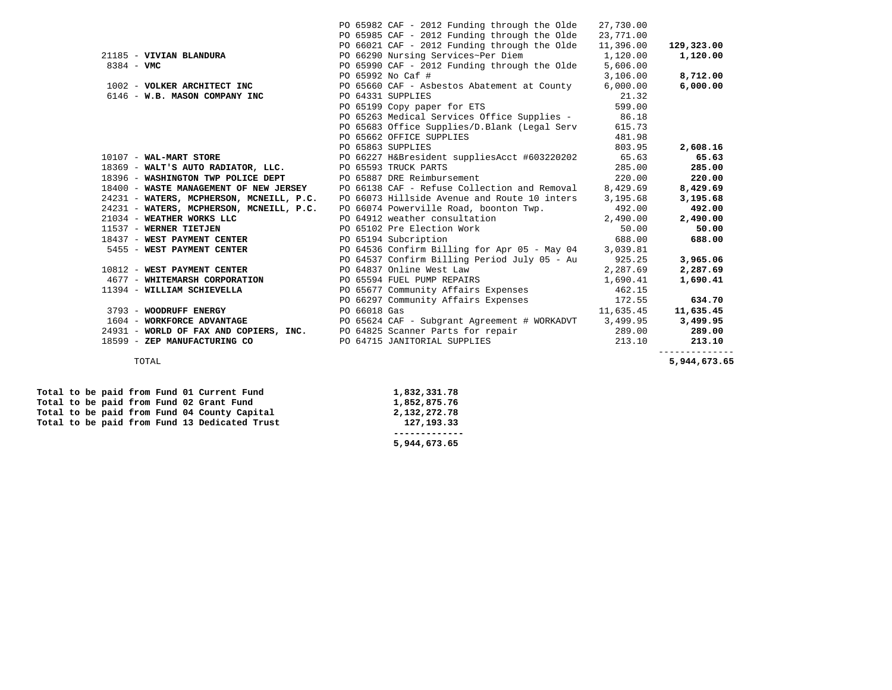| Vendor | PO / Description | Amount | Vendor Total |
|---|---|---|---|
| | PO 65982 CAF - 2012 Funding through the Olde | 27,730.00 | |
| | PO 65985 CAF - 2012 Funding through the Olde | 23,771.00 | |
| | PO 66021 CAF - 2012 Funding through the Olde | 11,396.00 | **129,323.00** |
| 21185 - **VIVIAN BLANDURA** | PO 66290 Nursing Services~Per Diem | 1,120.00 | **1,120.00** |
| 8384 - **VMC** | PO 65990 CAF - 2012 Funding through the Olde | 5,606.00 | |
| | PO 65992 No Caf # | 3,106.00 | **8,712.00** |
| 1002 - **VOLKER ARCHITECT INC** | PO 65660 CAF - Asbestos Abatement at County | 6,000.00 | **6,000.00** |
| 6146 - **W.B. MASON COMPANY INC** | PO 64331 SUPPLIES | 21.32 | |
| | PO 65199 Copy paper for ETS | 599.00 | |
| | PO 65263 Medical Services Office Supplies - | 86.18 | |
| | PO 65683 Office Supplies/D.Blank (Legal Serv | 615.73 | |
| | PO 65662 OFFICE SUPPLIES | 481.98 | |
| | PO 65863 SUPPLIES | 803.95 | **2,608.16** |
| 10107 - **WAL-MART STORE** | PO 66227 H&Bresident suppliesAcct #603220202 | 65.63 | **65.63** |
| 18369 - **WALT'S AUTO RADIATOR, LLC.** | PO 65593 TRUCK PARTS | 285.00 | **285.00** |
| 18396 - **WASHINGTON TWP POLICE DEPT** | PO 65887 DRE Reimbursement | 220.00 | **220.00** |
| 18400 - **WASTE MANAGEMENT OF NEW JERSEY** | PO 66138 CAF - Refuse Collection and Removal | 8,429.69 | **8,429.69** |
| 24231 - **WATERS, MCPHERSON, MCNEILL, P.C.** | PO 66073 Hillside Avenue and Route 10 inters | 3,195.68 | **3,195.68** |
| 24231 - **WATERS, MCPHERSON, MCNEILL, P.C.** | PO 66074 Powerville Road, boonton Twp. | 492.00 | **492.00** |
| 21034 - **WEATHER WORKS LLC** | PO 64912 weather consultation | 2,490.00 | **2,490.00** |
| 11537 - **WERNER TIETJEN** | PO 65102 Pre Election Work | 50.00 | **50.00** |
| 18437 - **WEST PAYMENT CENTER** | PO 65194 Subcription | 688.00 | **688.00** |
| 5455 - **WEST PAYMENT CENTER** | PO 64536 Confirm Billing for Apr 05 - May 04 | 3,039.81 | |
| | PO 64537 Confirm Billing Period July 05 - Au | 925.25 | **3,965.06** |
| 10812 - **WEST PAYMENT CENTER** | PO 64837 Online West Law | 2,287.69 | **2,287.69** |
| 4677 - **WHITEMARSH CORPORATION** | PO 65594 FUEL PUMP REPAIRS | 1,690.41 | **1,690.41** |
| 11394 - **WILLIAM SCHIEVELLA** | PO 65677 Community Affairs Expenses | 462.15 | |
| | PO 66297 Community Affairs Expenses | 172.55 | **634.70** |
| 3793 - **WOODRUFF ENERGY** | PO 66018 Gas | 11,635.45 | **11,635.45** |
| 1604 - **WORKFORCE ADVANTAGE** | PO 65624 CAF - Subgrant Agreement # WORKADVT | 3,499.95 | **3,499.95** |
| 24931 - **WORLD OF FAX AND COPIERS, INC.** | PO 64825 Scanner Parts for repair | 289.00 | **289.00** |
| 18599 - **ZEP MANUFACTURING CO** | PO 64715 JANITORIAL SUPPLIES | 213.10 | **213.10** |
| TOTAL | | | **5,944,673.65** |

| | |
|---|---|
| **Total to be paid from Fund 01 Current Fund** | **1,832,331.78** |
| **Total to be paid from Fund 02 Grant Fund** | **1,852,875.76** |
| **Total to be paid from Fund 04 County Capital** | **2,132,272.78** |
| **Total to be paid from Fund 13 Dedicated Trust** | **127,193.33** |
| | **5,944,673.65** |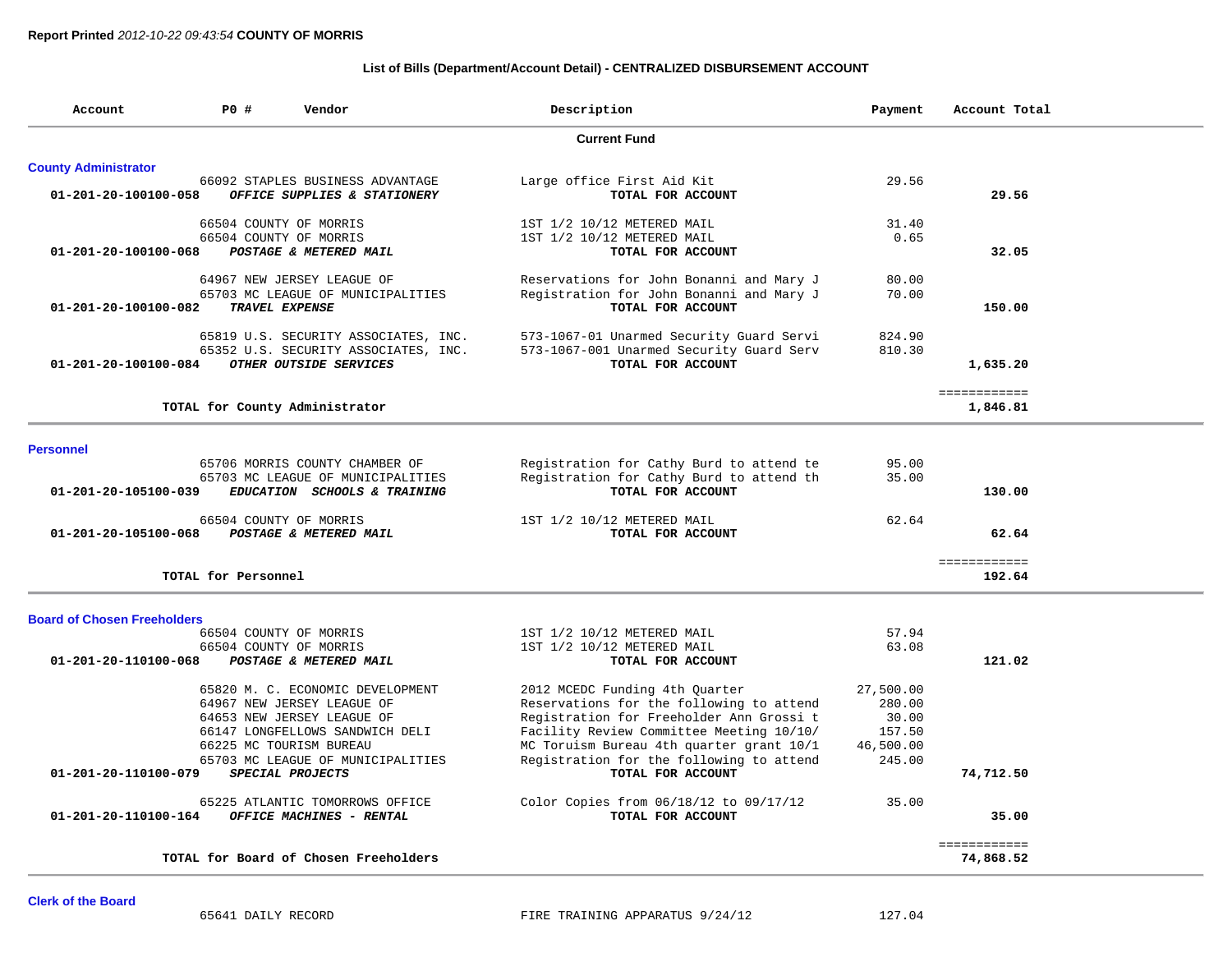**Report Printed** *2012-10-22 09:43:54* **COUNTY OF MORRIS**

### List of Bills (Department/Account Detail) - CENTRALIZED DISBURSEMENT ACCOUNT

| Account | PO # | Vendor | Description | Payment | Account Total |
|---|---|---|---|---|---|
| | | | **Current Fund** | | |
| **County Administrator** | | | | | |
| | 66092 | STAPLES BUSINESS ADVANTAGE | Large office First Aid Kit | 29.56 | |
| **01-201-20-100100-058** | | ***OFFICE SUPPLIES & STATIONERY*** | **TOTAL FOR ACCOUNT** | | **29.56** |
| | 66504 | COUNTY OF MORRIS | 1ST 1/2 10/12 METERED MAIL | 31.40 | |
| | 66504 | COUNTY OF MORRIS | 1ST 1/2 10/12 METERED MAIL | 0.65 | |
| **01-201-20-100100-068** | | ***POSTAGE & METERED MAIL*** | **TOTAL FOR ACCOUNT** | | **32.05** |
| | 64967 | NEW JERSEY LEAGUE OF | Reservations for John Bonanni and Mary J | 80.00 | |
| | 65703 | MC LEAGUE OF MUNICIPALITIES | Registration for John Bonanni and Mary J | 70.00 | |
| **01-201-20-100100-082** | | ***TRAVEL EXPENSE*** | **TOTAL FOR ACCOUNT** | | **150.00** |
| | 65819 | U.S. SECURITY ASSOCIATES, INC. | 573-1067-01 Unarmed Security Guard Servi | 824.90 | |
| | 65352 | U.S. SECURITY ASSOCIATES, INC. | 573-1067-001 Unarmed Security Guard Serv | 810.30 | |
| **01-201-20-100100-084** | | ***OTHER OUTSIDE SERVICES*** | **TOTAL FOR ACCOUNT** | | **1,635.20** |
| | | | | | ============ |
| | | **TOTAL for County Administrator** | | | **1,846.81** |
| **Personnel** | | | | | |
| | 65706 | MORRIS COUNTY CHAMBER OF | Registration for Cathy Burd to attend te | 95.00 | |
| | 65703 | MC LEAGUE OF MUNICIPALITIES | Registration for Cathy Burd to attend th | 35.00 | |
| **01-201-20-105100-039** | | ***EDUCATION SCHOOLS & TRAINING*** | **TOTAL FOR ACCOUNT** | | **130.00** |
| | 66504 | COUNTY OF MORRIS | 1ST 1/2 10/12 METERED MAIL | 62.64 | |
| **01-201-20-105100-068** | | ***POSTAGE & METERED MAIL*** | **TOTAL FOR ACCOUNT** | | **62.64** |
| | | | | | ============ |
| | | **TOTAL for Personnel** | | | **192.64** |
| **Board of Chosen Freeholders** | | | | | |
| | 66504 | COUNTY OF MORRIS | 1ST 1/2 10/12 METERED MAIL | 57.94 | |
| | 66504 | COUNTY OF MORRIS | 1ST 1/2 10/12 METERED MAIL | 63.08 | |
| **01-201-20-110100-068** | | ***POSTAGE & METERED MAIL*** | **TOTAL FOR ACCOUNT** | | **121.02** |
| | 65820 | M. C. ECONOMIC DEVELOPMENT | 2012 MCEDC Funding 4th Quarter | 27,500.00 | |
| | 64967 | NEW JERSEY LEAGUE OF | Reservations for the following to attend | 280.00 | |
| | 64653 | NEW JERSEY LEAGUE OF | Registration for Freeholder Ann Grossi t | 30.00 | |
| | 66147 | LONGFELLOWS SANDWICH DELI | Facility Review Committee Meeting 10/10/ | 157.50 | |
| | 66225 | MC TOURISM BUREAU | MC Toruism Bureau 4th quarter grant 10/1 | 46,500.00 | |
| | 65703 | MC LEAGUE OF MUNICIPALITIES | Registration for the following to attend | 245.00 | |
| **01-201-20-110100-079** | | ***SPECIAL PROJECTS*** | **TOTAL FOR ACCOUNT** | | **74,712.50** |
| | 65225 | ATLANTIC TOMORROWS OFFICE | Color Copies from 06/18/12 to 09/17/12 | 35.00 | |
| **01-201-20-110100-164** | | ***OFFICE MACHINES - RENTAL*** | **TOTAL FOR ACCOUNT** | | **35.00** |
| | | | | | ============ |
| | | **TOTAL for Board of Chosen Freeholders** | | | **74,868.52** |
| **Clerk of the Board** | | | | | |
| | 65641 | DAILY RECORD | FIRE TRAINING APPARATUS 9/24/12 | 127.04 | |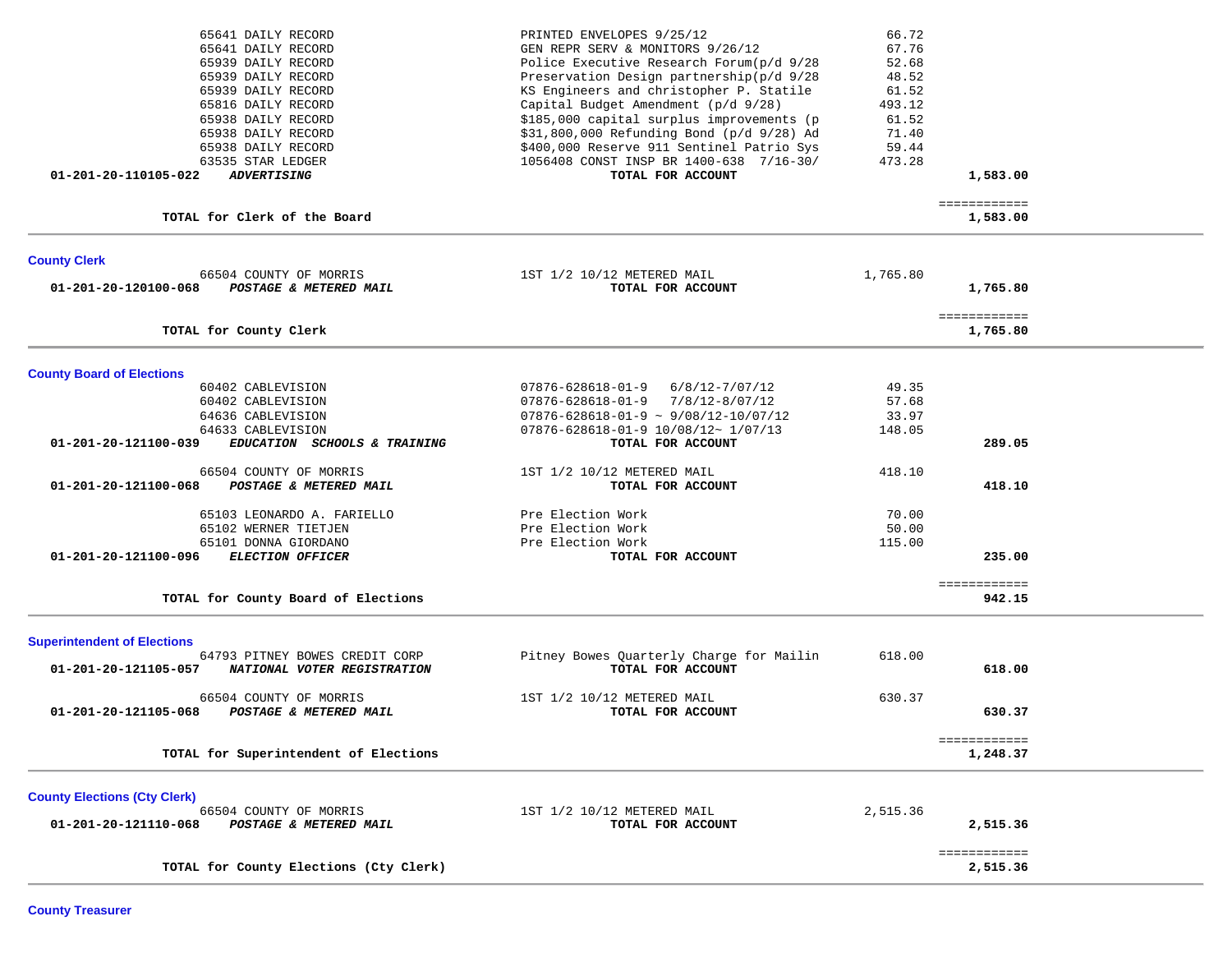| | | | | |
|---|---|---|---|---|
| | 65641 DAILY RECORD | PRINTED ENVELOPES 9/25/12 | 66.72 | |
| | 65641 DAILY RECORD | GEN REPR SERV & MONITORS 9/26/12 | 67.76 | |
| | 65939 DAILY RECORD | Police Executive Research Forum(p/d 9/28 | 52.68 | |
| | 65939 DAILY RECORD | Preservation Design partnership(p/d 9/28 | 48.52 | |
| | 65939 DAILY RECORD | KS Engineers and christopher P. Statile | 61.52 | |
| | 65816 DAILY RECORD | Capital Budget Amendment (p/d 9/28) | 493.12 | |
| | 65938 DAILY RECORD | $185,000 capital surplus improvements (p | 61.52 | |
| | 65938 DAILY RECORD | $31,800,000 Refunding Bond (p/d 9/28) Ad | 71.40 | |
| | 65938 DAILY RECORD | $400,000 Reserve 911 Sentinel Patrio Sys | 59.44 | |
| | 63535 STAR LEDGER | 1056408 CONST INSP BR 1400-638 7/16-30/ | 473.28 | |
| **01-201-20-110105-022** | ***ADVERTISING*** | **TOTAL FOR ACCOUNT** | | **1,583.00** |
| | | | | ============ |
| | **TOTAL for Clerk of the Board** | | | **1,583.00** |

## County Clerk

| | | | | |
|---|---|---|---|---|
| | 66504 COUNTY OF MORRIS | 1ST 1/2 10/12 METERED MAIL | 1,765.80 | |
| **01-201-20-120100-068** | ***POSTAGE & METERED MAIL*** | **TOTAL FOR ACCOUNT** | | **1,765.80** |
| | | | | ============ |
| | **TOTAL for County Clerk** | | | **1,765.80** |

## County Board of Elections

| | | | | |
|---|---|---|---|---|
| | 60402 CABLEVISION | 07876-628618-01-9 6/8/12-7/07/12 | 49.35 | |
| | 60402 CABLEVISION | 07876-628618-01-9 7/8/12-8/07/12 | 57.68 | |
| | 64636 CABLEVISION | 07876-628618-01-9 ~ 9/08/12-10/07/12 | 33.97 | |
| | 64633 CABLEVISION | 07876-628618-01-9 10/08/12~ 1/07/13 | 148.05 | |
| **01-201-20-121100-039** | ***EDUCATION SCHOOLS & TRAINING*** | **TOTAL FOR ACCOUNT** | | **289.05** |
| | 66504 COUNTY OF MORRIS | 1ST 1/2 10/12 METERED MAIL | 418.10 | |
| **01-201-20-121100-068** | ***POSTAGE & METERED MAIL*** | **TOTAL FOR ACCOUNT** | | **418.10** |
| | 65103 LEONARDO A. FARIELLO | Pre Election Work | 70.00 | |
| | 65102 WERNER TIETJEN | Pre Election Work | 50.00 | |
| | 65101 DONNA GIORDANO | Pre Election Work | 115.00 | |
| **01-201-20-121100-096** | ***ELECTION OFFICER*** | **TOTAL FOR ACCOUNT** | | **235.00** |
| | | | | ============ |
| | **TOTAL for County Board of Elections** | | | **942.15** |

## Superintendent of Elections

| | | | | |
|---|---|---|---|---|
| | 64793 PITNEY BOWES CREDIT CORP | Pitney Bowes Quarterly Charge for Mailin | 618.00 | |
| **01-201-20-121105-057** | ***NATIONAL VOTER REGISTRATION*** | **TOTAL FOR ACCOUNT** | | **618.00** |
| | 66504 COUNTY OF MORRIS | 1ST 1/2 10/12 METERED MAIL | 630.37 | |
| **01-201-20-121105-068** | ***POSTAGE & METERED MAIL*** | **TOTAL FOR ACCOUNT** | | **630.37** |
| | | | | ============ |
| | **TOTAL for Superintendent of Elections** | | | **1,248.37** |

## County Elections (Cty Clerk)

| | | | | |
|---|---|---|---|---|
| | 66504 COUNTY OF MORRIS | 1ST 1/2 10/12 METERED MAIL | 2,515.36 | |
| **01-201-20-121110-068** | ***POSTAGE & METERED MAIL*** | **TOTAL FOR ACCOUNT** | | **2,515.36** |
| | | | | ============ |
| | **TOTAL for County Elections (Cty Clerk)** | | | **2,515.36** |

## County Treasurer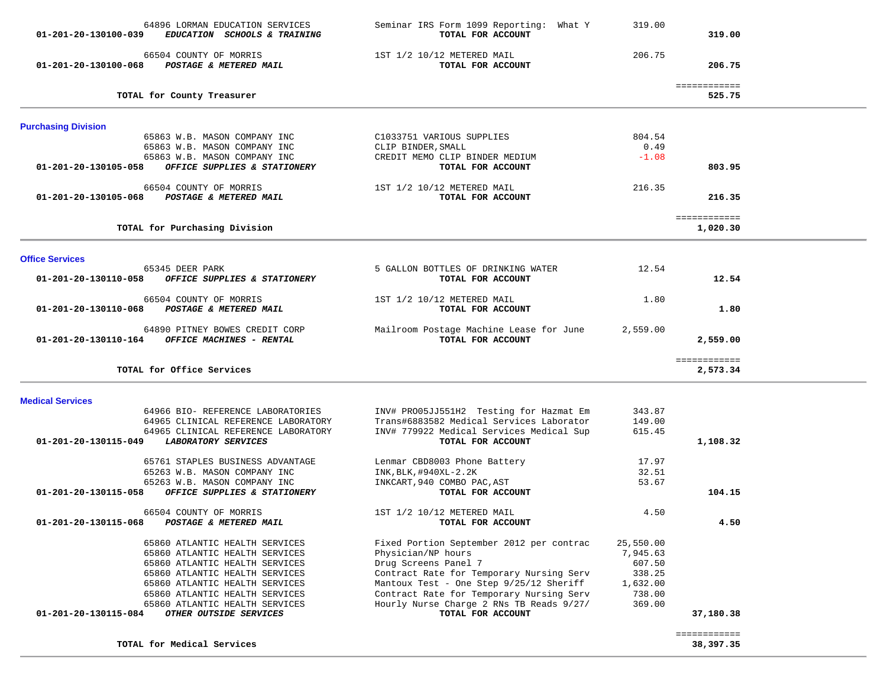| Account | Vendor / Account Name | Description | Amount | Total |
|---|---|---|---|---|
| | 64896 LORMAN EDUCATION SERVICES | Seminar IRS Form 1099 Reporting:  What Y | 319.00 | |
| **01-201-20-130100-039** | ***EDUCATION  SCHOOLS & TRAINING*** | **TOTAL FOR ACCOUNT** | | **319.00** |
| | 66504 COUNTY OF MORRIS | 1ST 1/2 10/12 METERED MAIL | 206.75 | |
| **01-201-20-130100-068** | ***POSTAGE & METERED MAIL*** | **TOTAL FOR ACCOUNT** | | **206.75** |
| | | | | ============ |
| | **TOTAL for County Treasurer** | | | **525.75** |

## Purchasing Division

| Account | Vendor / Account Name | Description | Amount | Total |
|---|---|---|---|---|
| | 65863 W.B. MASON COMPANY INC | C1033751 VARIOUS SUPPLIES | 804.54 | |
| | 65863 W.B. MASON COMPANY INC | CLIP BINDER,SMALL | 0.49 | |
| | 65863 W.B. MASON COMPANY INC | CREDIT MEMO CLIP BINDER MEDIUM | -1.08 | |
| **01-201-20-130105-058** | ***OFFICE SUPPLIES & STATIONERY*** | **TOTAL FOR ACCOUNT** | | **803.95** |
| | 66504 COUNTY OF MORRIS | 1ST 1/2 10/12 METERED MAIL | 216.35 | |
| **01-201-20-130105-068** | ***POSTAGE & METERED MAIL*** | **TOTAL FOR ACCOUNT** | | **216.35** |
| | | | | ============ |
| | **TOTAL for Purchasing Division** | | | **1,020.30** |

## Office Services

| Account | Vendor / Account Name | Description | Amount | Total |
|---|---|---|---|---|
| | 65345 DEER PARK | 5 GALLON BOTTLES OF DRINKING WATER | 12.54 | |
| **01-201-20-130110-058** | ***OFFICE SUPPLIES & STATIONERY*** | **TOTAL FOR ACCOUNT** | | **12.54** |
| | 66504 COUNTY OF MORRIS | 1ST 1/2 10/12 METERED MAIL | 1.80 | |
| **01-201-20-130110-068** | ***POSTAGE & METERED MAIL*** | **TOTAL FOR ACCOUNT** | | **1.80** |
| | 64890 PITNEY BOWES CREDIT CORP | Mailroom Postage Machine Lease for June | 2,559.00 | |
| **01-201-20-130110-164** | ***OFFICE MACHINES - RENTAL*** | **TOTAL FOR ACCOUNT** | | **2,559.00** |
| | | | | ============ |
| | **TOTAL for Office Services** | | | **2,573.34** |

## Medical Services

| Account | Vendor / Account Name | Description | Amount | Total |
|---|---|---|---|---|
| | 64966 BIO- REFERENCE LABORATORIES | INV# PRO05JJ551H2  Testing for Hazmat Em | 343.87 | |
| | 64965 CLINICAL REFERENCE LABORATORY | Trans#6883582 Medical Services Laborator | 149.00 | |
| | 64965 CLINICAL REFERENCE LABORATORY | INV# 779922 Medical Services Medical Sup | 615.45 | |
| **01-201-20-130115-049** | ***LABORATORY SERVICES*** | **TOTAL FOR ACCOUNT** | | **1,108.32** |
| | 65761 STAPLES BUSINESS ADVANTAGE | Lenmar CBD8003 Phone Battery | 17.97 | |
| | 65263 W.B. MASON COMPANY INC | INK,BLK,#940XL-2.2K | 32.51 | |
| | 65263 W.B. MASON COMPANY INC | INKCART,940 COMBO PAC,AST | 53.67 | |
| **01-201-20-130115-058** | ***OFFICE SUPPLIES & STATIONERY*** | **TOTAL FOR ACCOUNT** | | **104.15** |
| | 66504 COUNTY OF MORRIS | 1ST 1/2 10/12 METERED MAIL | 4.50 | |
| **01-201-20-130115-068** | ***POSTAGE & METERED MAIL*** | **TOTAL FOR ACCOUNT** | | **4.50** |
| | 65860 ATLANTIC HEALTH SERVICES | Fixed Portion September 2012 per contrac | 25,550.00 | |
| | 65860 ATLANTIC HEALTH SERVICES | Physician/NP hours | 7,945.63 | |
| | 65860 ATLANTIC HEALTH SERVICES | Drug Screens Panel 7 | 607.50 | |
| | 65860 ATLANTIC HEALTH SERVICES | Contract Rate for Temporary Nursing Serv | 338.25 | |
| | 65860 ATLANTIC HEALTH SERVICES | Mantoux Test - One Step 9/25/12 Sheriff | 1,632.00 | |
| | 65860 ATLANTIC HEALTH SERVICES | Contract Rate for Temporary Nursing Serv | 738.00 | |
| | 65860 ATLANTIC HEALTH SERVICES | Hourly Nurse Charge 2 RNs TB Reads 9/27/ | 369.00 | |
| **01-201-20-130115-084** | ***OTHER OUTSIDE SERVICES*** | **TOTAL FOR ACCOUNT** | | **37,180.38** |
| | | | | ============ |
| | **TOTAL for Medical Services** | | | **38,397.35** |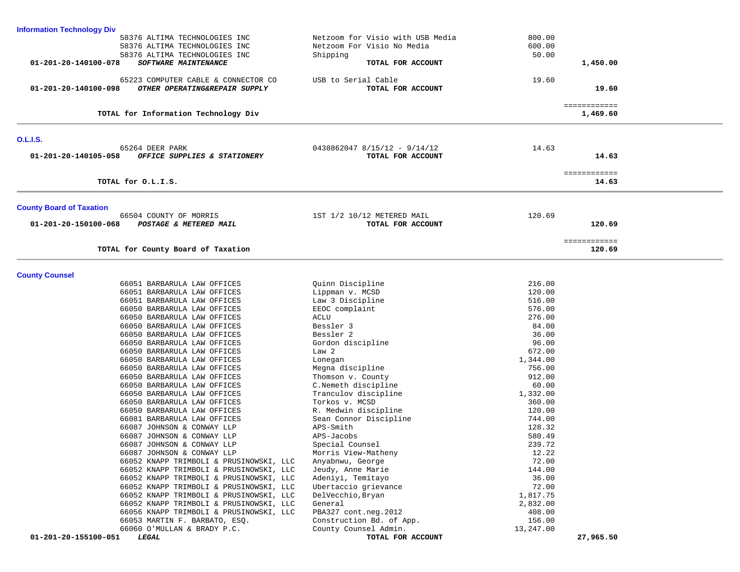**Information Technology Div**

| Account | Vendor | Description | Amount | Total |
|---|---|---|---|---|
| | 58376 ALTIMA TECHNOLOGIES INC | Netzoom for Visio with USB Media | 800.00 | |
| | 58376 ALTIMA TECHNOLOGIES INC | Netzoom For Visio No Media | 600.00 | |
| | 58376 ALTIMA TECHNOLOGIES INC | Shipping | 50.00 | |
| 01-201-20-140100-078 | ***SOFTWARE MAINTENANCE*** | **TOTAL FOR ACCOUNT** | | **1,450.00** |
| | 65223 COMPUTER CABLE & CONNECTOR CO | USB to Serial Cable | 19.60 | |
| 01-201-20-140100-098 | ***OTHER OPERATING&REPAIR SUPPLY*** | **TOTAL FOR ACCOUNT** | | **19.60** |
| | **TOTAL for Information Technology Div** | | | ============ **1,469.60** |

**O.L.I.S.**

| Account | Vendor | Description | Amount | Total |
|---|---|---|---|---|
| | 65264 DEER PARK | 0438862047 8/15/12 - 9/14/12 | 14.63 | |
| 01-201-20-140105-058 | ***OFFICE SUPPLIES & STATIONERY*** | **TOTAL FOR ACCOUNT** | | **14.63** |
| | **TOTAL for O.L.I.S.** | | | ============ **14.63** |

**County Board of Taxation**

| Account | Vendor | Description | Amount | Total |
|---|---|---|---|---|
| | 66504 COUNTY OF MORRIS | 1ST 1/2 10/12 METERED MAIL | 120.69 | |
| 01-201-20-150100-068 | ***POSTAGE & METERED MAIL*** | **TOTAL FOR ACCOUNT** | | **120.69** |
| | **TOTAL for County Board of Taxation** | | | ============ **120.69** |

**County Counsel**

| Account | Vendor | Description | Amount | Total |
|---|---|---|---|---|
| | 66051 BARBARULA LAW OFFICES | Quinn Discipline | 216.00 | |
| | 66051 BARBARULA LAW OFFICES | Lippman v. MCSD | 120.00 | |
| | 66051 BARBARULA LAW OFFICES | Law 3 Discipline | 516.00 | |
| | 66050 BARBARULA LAW OFFICES | EEOC complaint | 576.00 | |
| | 66050 BARBARULA LAW OFFICES | ACLU | 276.00 | |
| | 66050 BARBARULA LAW OFFICES | Bessler 3 | 84.00 | |
| | 66050 BARBARULA LAW OFFICES | Bessler 2 | 36.00 | |
| | 66050 BARBARULA LAW OFFICES | Gordon discipline | 96.00 | |
| | 66050 BARBARULA LAW OFFICES | Law 2 | 672.00 | |
| | 66050 BARBARULA LAW OFFICES | Lonegan | 1,344.00 | |
| | 66050 BARBARULA LAW OFFICES | Megna discipline | 756.00 | |
| | 66050 BARBARULA LAW OFFICES | Thomson v. County | 912.00 | |
| | 66050 BARBARULA LAW OFFICES | C.Nemeth discipline | 60.00 | |
| | 66050 BARBARULA LAW OFFICES | Tranculov discipline | 1,332.00 | |
| | 66050 BARBARULA LAW OFFICES | Torkos v. MCSD | 360.00 | |
| | 66050 BARBARULA LAW OFFICES | R. Medwin discipline | 120.00 | |
| | 66081 BARBARULA LAW OFFICES | Sean Connor Discipline | 744.00 | |
| | 66087 JOHNSON & CONWAY LLP | APS-Smith | 128.32 | |
| | 66087 JOHNSON & CONWAY LLP | APS-Jacobs | 580.49 | |
| | 66087 JOHNSON & CONWAY LLP | Special Counsel | 239.72 | |
| | 66087 JOHNSON & CONWAY LLP | Morris View-Matheny | 12.22 | |
| | 66052 KNAPP TRIMBOLI & PRUSINOWSKI, LLC | Anyabnwu, George | 72.00 | |
| | 66052 KNAPP TRIMBOLI & PRUSINOWSKI, LLC | Jeudy, Anne Marie | 144.00 | |
| | 66052 KNAPP TRIMBOLI & PRUSINOWSKI, LLC | Adeniyi, Temitayo | 36.00 | |
| | 66052 KNAPP TRIMBOLI & PRUSINOWSKI, LLC | Ubertaccio grievance | 72.00 | |
| | 66052 KNAPP TRIMBOLI & PRUSINOWSKI, LLC | DelVecchio,Bryan | 1,817.75 | |
| | 66052 KNAPP TRIMBOLI & PRUSINOWSKI, LLC | General | 2,832.00 | |
| | 66056 KNAPP TRIMBOLI & PRUSINOWSKI, LLC | PBA327 cont.neg.2012 | 408.00 | |
| | 66053 MARTIN F. BARBATO, ESQ. | Construction Bd. of App. | 156.00 | |
| | 66060 O'MULLAN & BRADY P.C. | County Counsel Admin. | 13,247.00 | |
| 01-201-20-155100-051 | ***LEGAL*** | **TOTAL FOR ACCOUNT** | | **27,965.50** |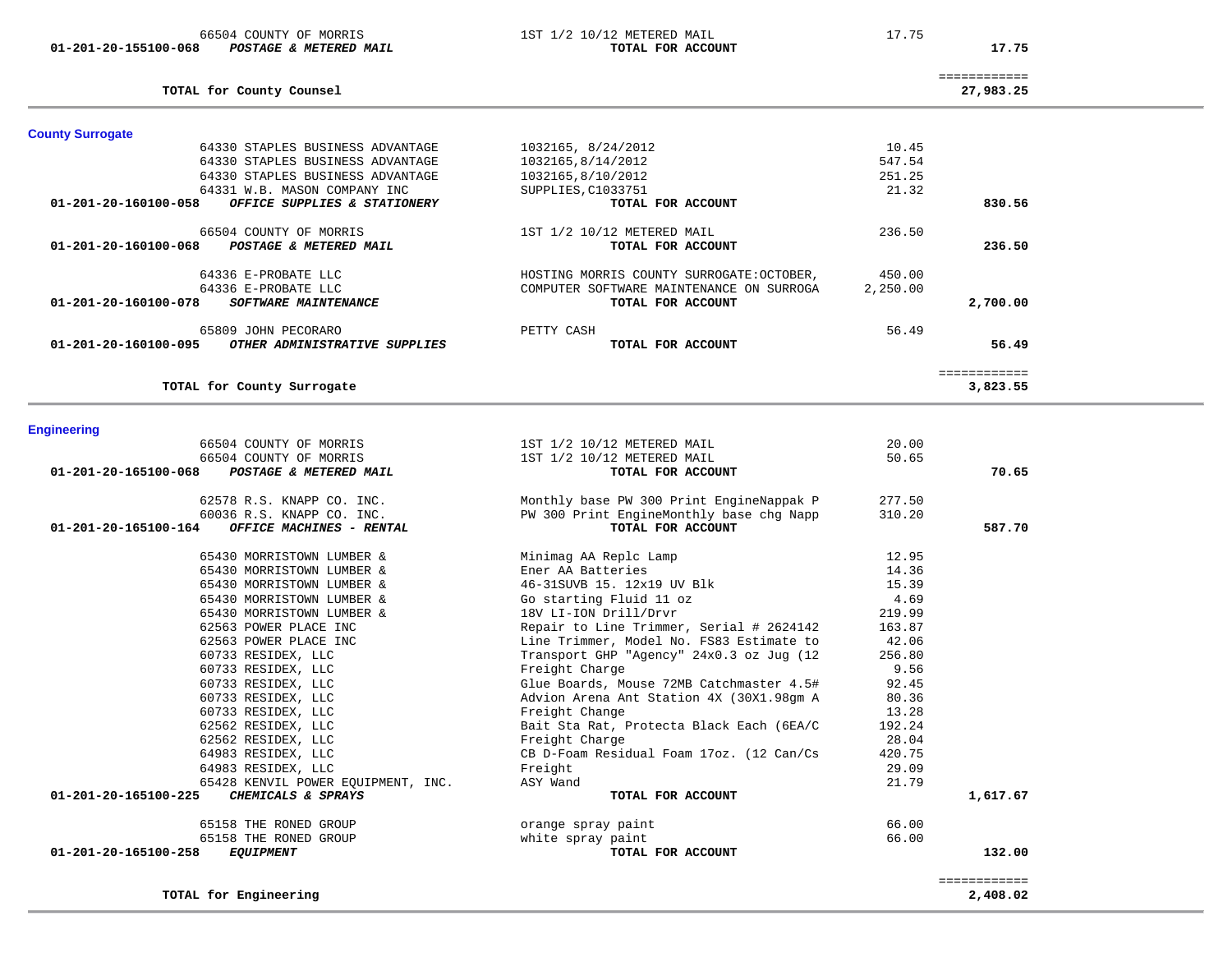| Account | Vendor / Description | Detail | Amount | Total |
|---|---|---|---|---|
| | 66504 COUNTY OF MORRIS | 1ST 1/2 10/12 METERED MAIL | 17.75 | |
| **01-201-20-155100-068** | ***POSTAGE & METERED MAIL*** | **TOTAL FOR ACCOUNT** | | **17.75** |
| | | | | ============ |
| | **TOTAL for County Counsel** | | | **27,983.25** |

## County Surrogate

| Account | Vendor / Description | Detail | Amount | Total |
|---|---|---|---|---|
| | 64330 STAPLES BUSINESS ADVANTAGE | 1032165, 8/24/2012 | 10.45 | |
| | 64330 STAPLES BUSINESS ADVANTAGE | 1032165,8/14/2012 | 547.54 | |
| | 64330 STAPLES BUSINESS ADVANTAGE | 1032165,8/10/2012 | 251.25 | |
| | 64331 W.B. MASON COMPANY INC | SUPPLIES,C1033751 | 21.32 | |
| **01-201-20-160100-058** | ***OFFICE SUPPLIES & STATIONERY*** | **TOTAL FOR ACCOUNT** | | **830.56** |
| | 66504 COUNTY OF MORRIS | 1ST 1/2 10/12 METERED MAIL | 236.50 | |
| **01-201-20-160100-068** | ***POSTAGE & METERED MAIL*** | **TOTAL FOR ACCOUNT** | | **236.50** |
| | 64336 E-PROBATE LLC | HOSTING MORRIS COUNTY SURROGATE:OCTOBER, | 450.00 | |
| | 64336 E-PROBATE LLC | COMPUTER SOFTWARE MAINTENANCE ON SURROGA | 2,250.00 | |
| **01-201-20-160100-078** | ***SOFTWARE MAINTENANCE*** | **TOTAL FOR ACCOUNT** | | **2,700.00** |
| | 65809 JOHN PECORARO | PETTY CASH | 56.49 | |
| **01-201-20-160100-095** | ***OTHER ADMINISTRATIVE SUPPLIES*** | **TOTAL FOR ACCOUNT** | | **56.49** |
| | | | | ============ |
| | **TOTAL for County Surrogate** | | | **3,823.55** |

## Engineering

| Account | Vendor / Description | Detail | Amount | Total |
|---|---|---|---|---|
| | 66504 COUNTY OF MORRIS | 1ST 1/2 10/12 METERED MAIL | 20.00 | |
| | 66504 COUNTY OF MORRIS | 1ST 1/2 10/12 METERED MAIL | 50.65 | |
| **01-201-20-165100-068** | ***POSTAGE & METERED MAIL*** | **TOTAL FOR ACCOUNT** | | **70.65** |
| | 62578 R.S. KNAPP CO. INC. | Monthly base PW 300 Print EngineNappak P | 277.50 | |
| | 60036 R.S. KNAPP CO. INC. | PW 300 Print EngineMonthly base chg Napp | 310.20 | |
| **01-201-20-165100-164** | ***OFFICE MACHINES - RENTAL*** | **TOTAL FOR ACCOUNT** | | **587.70** |
| | 65430 MORRISTOWN LUMBER & | Minimag AA Replc Lamp | 12.95 | |
| | 65430 MORRISTOWN LUMBER & | Ener AA Batteries | 14.36 | |
| | 65430 MORRISTOWN LUMBER & | 46-31SUVB 15. 12x19 UV Blk | 15.39 | |
| | 65430 MORRISTOWN LUMBER & | Go starting Fluid 11 oz | 4.69 | |
| | 65430 MORRISTOWN LUMBER & | 18V LI-ION Drill/Drvr | 219.99 | |
| | 62563 POWER PLACE INC | Repair to Line Trimmer, Serial # 2624142 | 163.87 | |
| | 62563 POWER PLACE INC | Line Trimmer, Model No. FS83 Estimate to | 42.06 | |
| | 60733 RESIDEX, LLC | Transport GHP "Agency" 24x0.3 oz Jug (12 | 256.80 | |
| | 60733 RESIDEX, LLC | Freight Charge | 9.56 | |
| | 60733 RESIDEX, LLC | Glue Boards, Mouse 72MB Catchmaster 4.5# | 92.45 | |
| | 60733 RESIDEX, LLC | Advion Arena Ant Station 4X (30X1.98gm A | 80.36 | |
| | 60733 RESIDEX, LLC | Freight Change | 13.28 | |
| | 62562 RESIDEX, LLC | Bait Sta Rat, Protecta Black Each (6EA/C | 192.24 | |
| | 62562 RESIDEX, LLC | Freight Charge | 28.04 | |
| | 64983 RESIDEX, LLC | CB D-Foam Residual Foam 17oz. (12 Can/Cs | 420.75 | |
| | 64983 RESIDEX, LLC | Freight | 29.09 | |
| | 65428 KENVIL POWER EQUIPMENT, INC. | ASY Wand | 21.79 | |
| **01-201-20-165100-225** | ***CHEMICALS & SPRAYS*** | **TOTAL FOR ACCOUNT** | | **1,617.67** |
| | 65158 THE RONED GROUP | orange spray paint | 66.00 | |
| | 65158 THE RONED GROUP | white spray paint | 66.00 | |
| **01-201-20-165100-258** | ***EQUIPMENT*** | **TOTAL FOR ACCOUNT** | | **132.00** |
| | | | | ============ |
| | **TOTAL for Engineering** | | | **2,408.02** |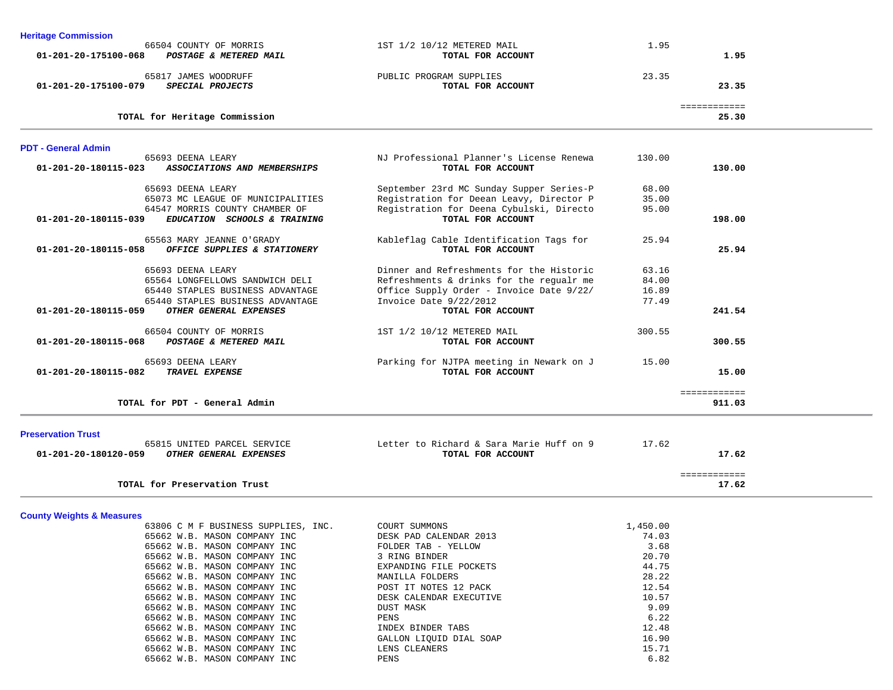### Heritage Commission

| Account | Vendor / Account Name | Description | Amount | Total |
|---|---|---|---|---|
| | 66504 COUNTY OF MORRIS | 1ST 1/2 10/12 METERED MAIL | 1.95 | |
| 01-201-20-175100-068 | *POSTAGE & METERED MAIL* | **TOTAL FOR ACCOUNT** | | **1.95** |
| | 65817 JAMES WOODRUFF | PUBLIC PROGRAM SUPPLIES | 23.35 | |
| 01-201-20-175100-079 | *SPECIAL PROJECTS* | **TOTAL FOR ACCOUNT** | | **23.35** |
| | **TOTAL for Heritage Commission** | | | **25.30** |

### PDT - General Admin

| Account | Vendor / Account Name | Description | Amount | Total |
|---|---|---|---|---|
| | 65693 DEENA LEARY | NJ Professional Planner's License Renewa | 130.00 | |
| 01-201-20-180115-023 | *ASSOCIATIONS AND MEMBERSHIPS* | **TOTAL FOR ACCOUNT** | | **130.00** |
| | 65693 DEENA LEARY | September 23rd MC Sunday Supper Series-P | 68.00 | |
| | 65073 MC LEAGUE OF MUNICIPALITIES | Registration for Deean Leavy, Director P | 35.00 | |
| | 64547 MORRIS COUNTY CHAMBER OF | Registration for Deena Cybulski, Directo | 95.00 | |
| 01-201-20-180115-039 | *EDUCATION SCHOOLS & TRAINING* | **TOTAL FOR ACCOUNT** | | **198.00** |
| | 65563 MARY JEANNE O'GRADY | Kableflag Cable Identification Tags for | 25.94 | |
| 01-201-20-180115-058 | *OFFICE SUPPLIES & STATIONERY* | **TOTAL FOR ACCOUNT** | | **25.94** |
| | 65693 DEENA LEARY | Dinner and Refreshments for the Historic | 63.16 | |
| | 65564 LONGFELLOWS SANDWICH DELI | Refreshments & drinks for the regualr me | 84.00 | |
| | 65440 STAPLES BUSINESS ADVANTAGE | Office Supply Order - Invoice Date 9/22/ | 16.89 | |
| | 65440 STAPLES BUSINESS ADVANTAGE | Invoice Date 9/22/2012 | 77.49 | |
| 01-201-20-180115-059 | *OTHER GENERAL EXPENSES* | **TOTAL FOR ACCOUNT** | | **241.54** |
| | 66504 COUNTY OF MORRIS | 1ST 1/2 10/12 METERED MAIL | 300.55 | |
| 01-201-20-180115-068 | *POSTAGE & METERED MAIL* | **TOTAL FOR ACCOUNT** | | **300.55** |
| | 65693 DEENA LEARY | Parking for NJTPA meeting in Newark on J | 15.00 | |
| 01-201-20-180115-082 | *TRAVEL EXPENSE* | **TOTAL FOR ACCOUNT** | | **15.00** |
| | **TOTAL for PDT - General Admin** | | | **911.03** |

### Preservation Trust

| Account | Vendor / Account Name | Description | Amount | Total |
|---|---|---|---|---|
| | 65815 UNITED PARCEL SERVICE | Letter to Richard & Sara Marie Huff on 9 | 17.62 | |
| 01-201-20-180120-059 | *OTHER GENERAL EXPENSES* | **TOTAL FOR ACCOUNT** | | **17.62** |
| | **TOTAL for Preservation Trust** | | | **17.62** |

### County Weights & Measures

| Account | Vendor / Account Name | Description | Amount | Total |
|---|---|---|---|---|
| | 63806 C M F BUSINESS SUPPLIES, INC. | COURT SUMMONS | 1,450.00 | |
| | 65662 W.B. MASON COMPANY INC | DESK PAD CALENDAR 2013 | 74.03 | |
| | 65662 W.B. MASON COMPANY INC | FOLDER TAB - YELLOW | 3.68 | |
| | 65662 W.B. MASON COMPANY INC | 3 RING BINDER | 20.70 | |
| | 65662 W.B. MASON COMPANY INC | EXPANDING FILE POCKETS | 44.75 | |
| | 65662 W.B. MASON COMPANY INC | MANILLA FOLDERS | 28.22 | |
| | 65662 W.B. MASON COMPANY INC | POST IT NOTES 12 PACK | 12.54 | |
| | 65662 W.B. MASON COMPANY INC | DESK CALENDAR EXECUTIVE | 10.57 | |
| | 65662 W.B. MASON COMPANY INC | DUST MASK | 9.09 | |
| | 65662 W.B. MASON COMPANY INC | PENS | 6.22 | |
| | 65662 W.B. MASON COMPANY INC | INDEX BINDER TABS | 12.48 | |
| | 65662 W.B. MASON COMPANY INC | GALLON LIQUID DIAL SOAP | 16.90 | |
| | 65662 W.B. MASON COMPANY INC | LENS CLEANERS | 15.71 | |
| | 65662 W.B. MASON COMPANY INC | PENS | 6.82 | |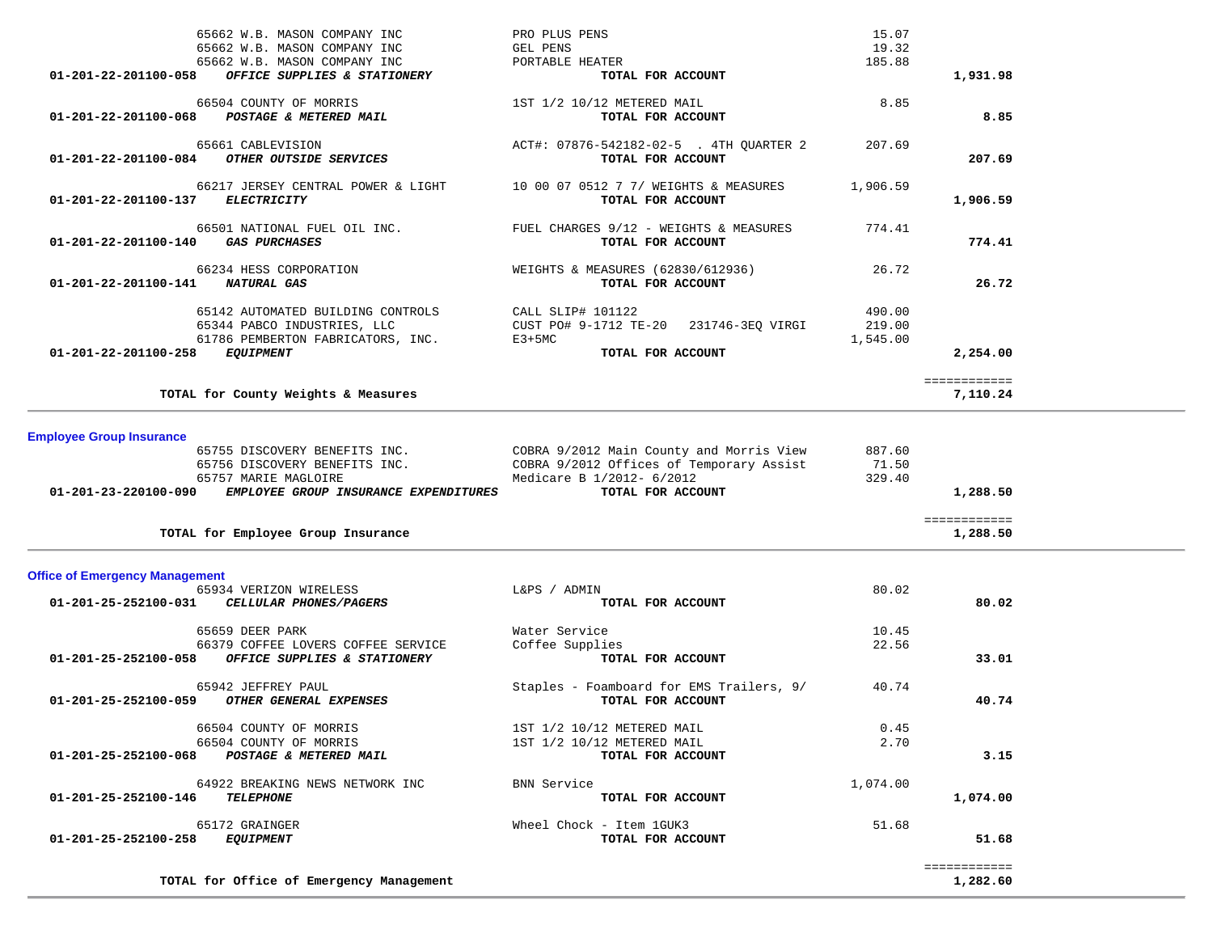| Account | Vendor | Description | Amount | Total |
|---|---|---|---|---|
| | 65662 W.B. MASON COMPANY INC | PRO PLUS PENS | 15.07 | |
| | 65662 W.B. MASON COMPANY INC | GEL PENS | 19.32 | |
| | 65662 W.B. MASON COMPANY INC | PORTABLE HEATER | 185.88 | |
| **01-201-22-201100-058** | ***OFFICE SUPPLIES & STATIONERY*** | **TOTAL FOR ACCOUNT** | | **1,931.98** |
| | 66504 COUNTY OF MORRIS | 1ST 1/2 10/12 METERED MAIL | 8.85 | |
| **01-201-22-201100-068** | ***POSTAGE & METERED MAIL*** | **TOTAL FOR ACCOUNT** | | **8.85** |
| | 65661 CABLEVISION | ACT#: 07876-542182-02-5 . 4TH QUARTER 2 | 207.69 | |
| **01-201-22-201100-084** | ***OTHER OUTSIDE SERVICES*** | **TOTAL FOR ACCOUNT** | | **207.69** |
| | 66217 JERSEY CENTRAL POWER & LIGHT | 10 00 07 0512 7 7/ WEIGHTS & MEASURES | 1,906.59 | |
| **01-201-22-201100-137** | ***ELECTRICITY*** | **TOTAL FOR ACCOUNT** | | **1,906.59** |
| | 66501 NATIONAL FUEL OIL INC. | FUEL CHARGES 9/12 - WEIGHTS & MEASURES | 774.41 | |
| **01-201-22-201100-140** | ***GAS PURCHASES*** | **TOTAL FOR ACCOUNT** | | **774.41** |
| | 66234 HESS CORPORATION | WEIGHTS & MEASURES (62830/612936) | 26.72 | |
| **01-201-22-201100-141** | ***NATURAL GAS*** | **TOTAL FOR ACCOUNT** | | **26.72** |
| | 65142 AUTOMATED BUILDING CONTROLS | CALL SLIP# 101122 | 490.00 | |
| | 65344 PABCO INDUSTRIES, LLC | CUST PO# 9-1712 TE-20 231746-3EQ VIRGI | 219.00 | |
| | 61786 PEMBERTON FABRICATORS, INC. | E3+5MC | 1,545.00 | |
| **01-201-22-201100-258** | ***EQUIPMENT*** | **TOTAL FOR ACCOUNT** | | **2,254.00** |
| | | | | ============ |
| | **TOTAL for County Weights & Measures** | | | **7,110.24** |

## Employee Group Insurance

| Account | Vendor | Description | Amount | Total |
|---|---|---|---|---|
| | 65755 DISCOVERY BENEFITS INC. | COBRA 9/2012 Main County and Morris View | 887.60 | |
| | 65756 DISCOVERY BENEFITS INC. | COBRA 9/2012 Offices of Temporary Assist | 71.50 | |
| | 65757 MARIE MAGLOIRE | Medicare B 1/2012- 6/2012 | 329.40 | |
| **01-201-23-220100-090** | ***EMPLOYEE GROUP INSURANCE EXPENDITURES*** | **TOTAL FOR ACCOUNT** | | **1,288.50** |
| | | | | ============ |
| | **TOTAL for Employee Group Insurance** | | | **1,288.50** |

## Office of Emergency Management

| Account | Vendor | Description | Amount | Total |
|---|---|---|---|---|
| | 65934 VERIZON WIRELESS | L&PS / ADMIN | 80.02 | |
| **01-201-25-252100-031** | ***CELLULAR PHONES/PAGERS*** | **TOTAL FOR ACCOUNT** | | **80.02** |
| | 65659 DEER PARK | Water Service | 10.45 | |
| | 66379 COFFEE LOVERS COFFEE SERVICE | Coffee Supplies | 22.56 | |
| **01-201-25-252100-058** | ***OFFICE SUPPLIES & STATIONERY*** | **TOTAL FOR ACCOUNT** | | **33.01** |
| | 65942 JEFFREY PAUL | Staples - Foamboard for EMS Trailers, 9/ | 40.74 | |
| **01-201-25-252100-059** | ***OTHER GENERAL EXPENSES*** | **TOTAL FOR ACCOUNT** | | **40.74** |
| | 66504 COUNTY OF MORRIS | 1ST 1/2 10/12 METERED MAIL | 0.45 | |
| | 66504 COUNTY OF MORRIS | 1ST 1/2 10/12 METERED MAIL | 2.70 | |
| **01-201-25-252100-068** | ***POSTAGE & METERED MAIL*** | **TOTAL FOR ACCOUNT** | | **3.15** |
| | 64922 BREAKING NEWS NETWORK INC | BNN Service | 1,074.00 | |
| **01-201-25-252100-146** | ***TELEPHONE*** | **TOTAL FOR ACCOUNT** | | **1,074.00** |
| | 65172 GRAINGER | Wheel Chock - Item 1GUK3 | 51.68 | |
| **01-201-25-252100-258** | ***EQUIPMENT*** | **TOTAL FOR ACCOUNT** | | **51.68** |
| | | | | ============ |
| | **TOTAL for Office of Emergency Management** | | | **1,282.60** |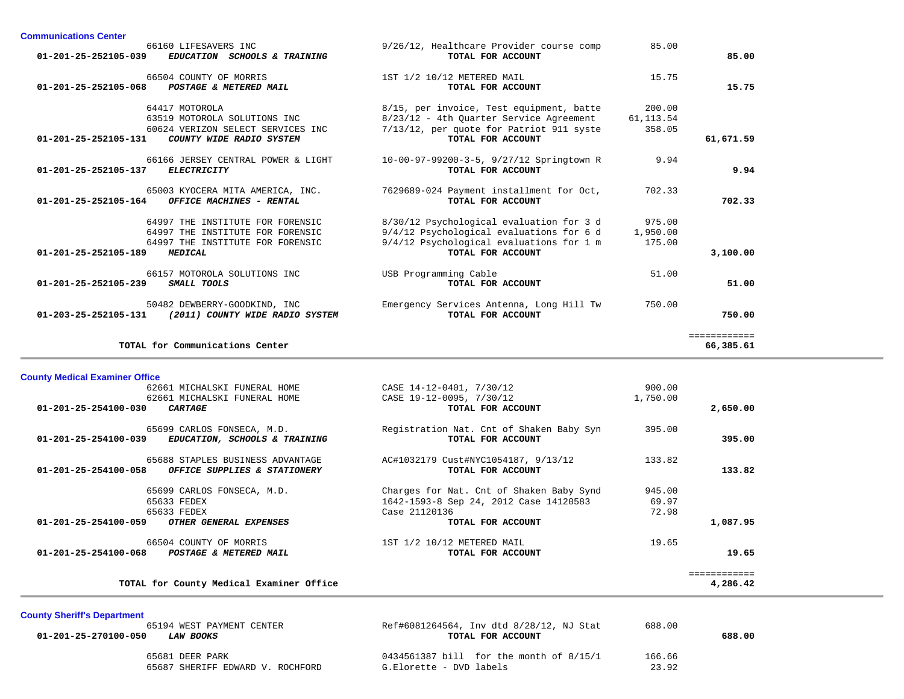### Communications Center

| Account | Vendor | Description | Amount | Total |
|---|---|---|---|---|
| | 66160 LIFESAVERS INC | 9/26/12, Healthcare Provider course comp | 85.00 | |
| **01-201-25-252105-039** | ***EDUCATION SCHOOLS & TRAINING*** | **TOTAL FOR ACCOUNT** | | **85.00** |
| | 66504 COUNTY OF MORRIS | 1ST 1/2 10/12 METERED MAIL | 15.75 | |
| **01-201-25-252105-068** | ***POSTAGE & METERED MAIL*** | **TOTAL FOR ACCOUNT** | | **15.75** |
| | 64417 MOTOROLA | 8/15, per invoice, Test equipment, batte | 200.00 | |
| | 63519 MOTOROLA SOLUTIONS INC | 8/23/12 - 4th Quarter Service Agreement | 61,113.54 | |
| | 60624 VERIZON SELECT SERVICES INC | 7/13/12, per quote for Patriot 911 syste | 358.05 | |
| **01-201-25-252105-131** | ***COUNTY WIDE RADIO SYSTEM*** | **TOTAL FOR ACCOUNT** | | **61,671.59** |
| | 66166 JERSEY CENTRAL POWER & LIGHT | 10-00-97-99200-3-5, 9/27/12 Springtown R | 9.94 | |
| **01-201-25-252105-137** | ***ELECTRICITY*** | **TOTAL FOR ACCOUNT** | | **9.94** |
| | 65003 KYOCERA MITA AMERICA, INC. | 7629689-024 Payment installment for Oct, | 702.33 | |
| **01-201-25-252105-164** | ***OFFICE MACHINES - RENTAL*** | **TOTAL FOR ACCOUNT** | | **702.33** |
| | 64997 THE INSTITUTE FOR FORENSIC | 8/30/12 Psychological evaluation for 3 d | 975.00 | |
| | 64997 THE INSTITUTE FOR FORENSIC | 9/4/12 Psychological evaluations for 6 d | 1,950.00 | |
| | 64997 THE INSTITUTE FOR FORENSIC | 9/4/12 Psychological evaluations for 1 m | 175.00 | |
| **01-201-25-252105-189** | ***MEDICAL*** | **TOTAL FOR ACCOUNT** | | **3,100.00** |
| | 66157 MOTOROLA SOLUTIONS INC | USB Programming Cable | 51.00 | |
| **01-201-25-252105-239** | ***SMALL TOOLS*** | **TOTAL FOR ACCOUNT** | | **51.00** |
| | 50482 DEWBERRY-GOODKIND, INC | Emergency Services Antenna, Long Hill Tw | 750.00 | |
| **01-203-25-252105-131** | ***(2011) COUNTY WIDE RADIO SYSTEM*** | **TOTAL FOR ACCOUNT** | | **750.00** |
| | **TOTAL for Communications Center** | | | **66,385.61** |

### County Medical Examiner Office

| Account | Vendor | Description | Amount | Total |
|---|---|---|---|---|
| | 62661 MICHALSKI FUNERAL HOME | CASE 14-12-0401, 7/30/12 | 900.00 | |
| | 62661 MICHALSKI FUNERAL HOME | CASE 19-12-0095, 7/30/12 | 1,750.00 | |
| **01-201-25-254100-030** | ***CARTAGE*** | **TOTAL FOR ACCOUNT** | | **2,650.00** |
| | 65699 CARLOS FONSECA, M.D. | Registration Nat. Cnt of Shaken Baby Syn | 395.00 | |
| **01-201-25-254100-039** | ***EDUCATION, SCHOOLS & TRAINING*** | **TOTAL FOR ACCOUNT** | | **395.00** |
| | 65688 STAPLES BUSINESS ADVANTAGE | AC#1032179 Cust#NYC1054187, 9/13/12 | 133.82 | |
| **01-201-25-254100-058** | ***OFFICE SUPPLIES & STATIONERY*** | **TOTAL FOR ACCOUNT** | | **133.82** |
| | 65699 CARLOS FONSECA, M.D. | Charges for Nat. Cnt of Shaken Baby Synd | 945.00 | |
| | 65633 FEDEX | 1642-1593-8 Sep 24, 2012 Case 14120583 | 69.97 | |
| | 65633 FEDEX | Case 21120136 | 72.98 | |
| **01-201-25-254100-059** | ***OTHER GENERAL EXPENSES*** | **TOTAL FOR ACCOUNT** | | **1,087.95** |
| | 66504 COUNTY OF MORRIS | 1ST 1/2 10/12 METERED MAIL | 19.65 | |
| **01-201-25-254100-068** | ***POSTAGE & METERED MAIL*** | **TOTAL FOR ACCOUNT** | | **19.65** |
| | **TOTAL for County Medical Examiner Office** | | | **4,286.42** |

### County Sheriff's Department

| Account | Vendor | Description | Amount | Total |
|---|---|---|---|---|
| | 65194 WEST PAYMENT CENTER | Ref#6081264564, Inv dtd 8/28/12, NJ Stat | 688.00 | |
| **01-201-25-270100-050** | ***LAW BOOKS*** | **TOTAL FOR ACCOUNT** | | **688.00** |
| | 65681 DEER PARK | 0434561387 bill  for the month of 8/15/1 | 166.66 | |
| | 65687 SHERIFF EDWARD V. ROCHFORD | G.Elorette - DVD labels | 23.92 | |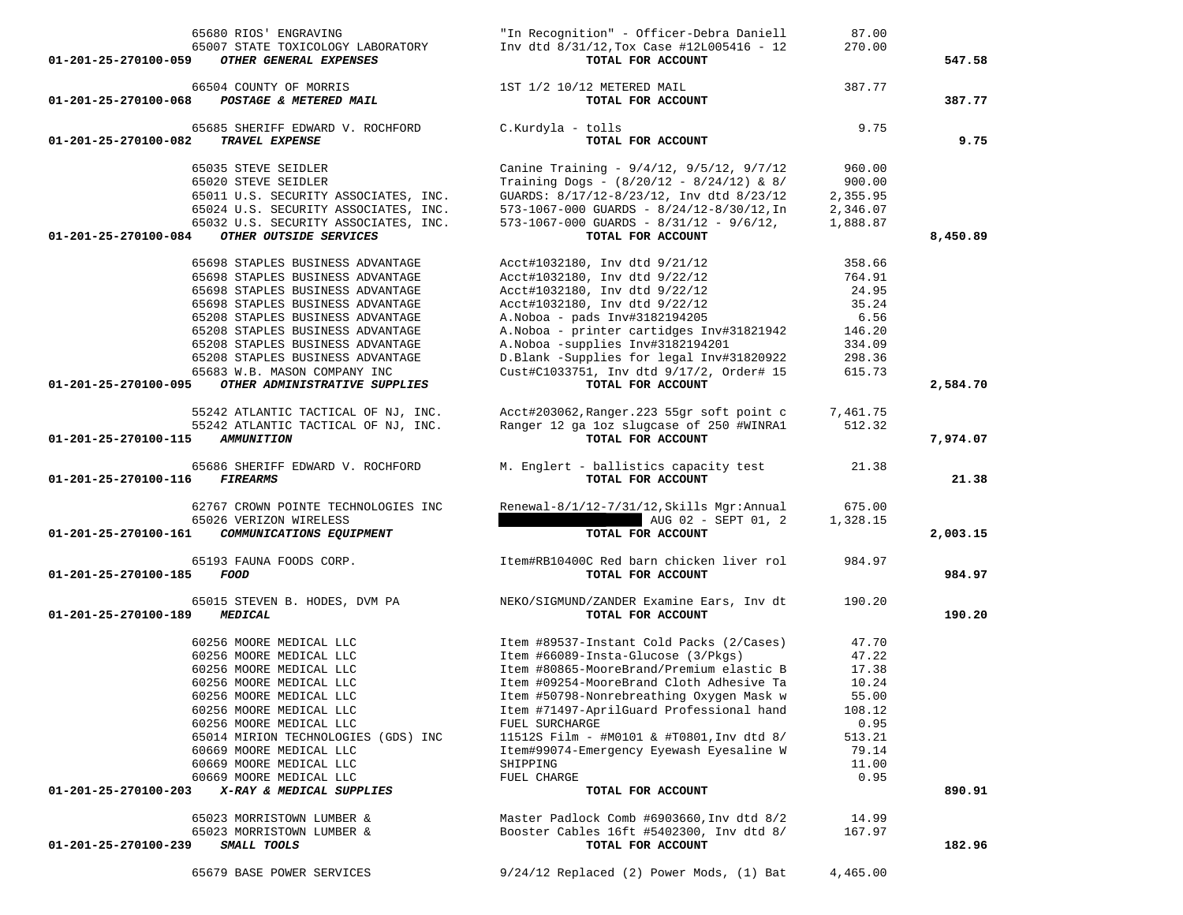| Account | Vendor | Description | Amount | Total |
|---|---|---|---|---|
| | 65680 RIOS' ENGRAVING | "In Recognition" - Officer-Debra Daniell | 87.00 | |
| | 65007 STATE TOXICOLOGY LABORATORY | Inv dtd 8/31/12,Tox Case #12L005416 - 12 | 270.00 | |
| **01-201-25-270100-059** | ***OTHER GENERAL EXPENSES*** | **TOTAL FOR ACCOUNT** | | **547.58** |
| | 66504 COUNTY OF MORRIS | 1ST 1/2 10/12 METERED MAIL | 387.77 | |
| **01-201-25-270100-068** | ***POSTAGE & METERED MAIL*** | **TOTAL FOR ACCOUNT** | | **387.77** |
| | 65685 SHERIFF EDWARD V. ROCHFORD | C.Kurdyla - tolls | 9.75 | |
| **01-201-25-270100-082** | ***TRAVEL EXPENSE*** | **TOTAL FOR ACCOUNT** | | **9.75** |
| | 65035 STEVE SEIDLER | Canine Training - 9/4/12, 9/5/12, 9/7/12 | 960.00 | |
| | 65020 STEVE SEIDLER | Training Dogs - (8/20/12 - 8/24/12) & 8/ | 900.00 | |
| | 65011 U.S. SECURITY ASSOCIATES, INC. | GUARDS: 8/17/12-8/23/12, Inv dtd 8/23/12 | 2,355.95 | |
| | 65024 U.S. SECURITY ASSOCIATES, INC. | 573-1067-000 GUARDS - 8/24/12-8/30/12,In | 2,346.07 | |
| | 65032 U.S. SECURITY ASSOCIATES, INC. | 573-1067-000 GUARDS - 8/31/12 - 9/6/12, | 1,888.87 | |
| **01-201-25-270100-084** | ***OTHER OUTSIDE SERVICES*** | **TOTAL FOR ACCOUNT** | | **8,450.89** |
| | 65698 STAPLES BUSINESS ADVANTAGE | Acct#1032180, Inv dtd 9/21/12 | 358.66 | |
| | 65698 STAPLES BUSINESS ADVANTAGE | Acct#1032180, Inv dtd 9/22/12 | 764.91 | |
| | 65698 STAPLES BUSINESS ADVANTAGE | Acct#1032180, Inv dtd 9/22/12 | 24.95 | |
| | 65698 STAPLES BUSINESS ADVANTAGE | Acct#1032180, Inv dtd 9/22/12 | 35.24 | |
| | 65208 STAPLES BUSINESS ADVANTAGE | A.Noboa - pads Inv#3182194205 | 6.56 | |
| | 65208 STAPLES BUSINESS ADVANTAGE | A.Noboa - printer cartidges Inv#31821942 | 146.20 | |
| | 65208 STAPLES BUSINESS ADVANTAGE | A.Noboa -supplies Inv#3182194201 | 334.09 | |
| | 65208 STAPLES BUSINESS ADVANTAGE | D.Blank -Supplies for legal Inv#31820922 | 298.36 | |
| | 65683 W.B. MASON COMPANY INC | Cust#C1033751, Inv dtd 9/17/2, Order# 15 | 615.73 | |
| **01-201-25-270100-095** | ***OTHER ADMINISTRATIVE SUPPLIES*** | **TOTAL FOR ACCOUNT** | | **2,584.70** |
| | 55242 ATLANTIC TACTICAL OF NJ, INC. | Acct#203062,Ranger.223 55gr soft point c | 7,461.75 | |
| | 55242 ATLANTIC TACTICAL OF NJ, INC. | Ranger 12 ga 1oz slugcase of 250 #WINRA1 | 512.32 | |
| **01-201-25-270100-115** | ***AMMUNITION*** | **TOTAL FOR ACCOUNT** | | **7,974.07** |
| | 65686 SHERIFF EDWARD V. ROCHFORD | M. Englert - ballistics capacity test | 21.38 | |
| **01-201-25-270100-116** | ***FIREARMS*** | **TOTAL FOR ACCOUNT** | | **21.38** |
| | 62767 CROWN POINTE TECHNOLOGIES INC | Renewal-8/1/12-7/31/12,Skills Mgr:Annual | 675.00 | |
| | 65026 VERIZON WIRELESS | AUG 02 - SEPT 01, 2 | 1,328.15 | |
| **01-201-25-270100-161** | ***COMMUNICATIONS EQUIPMENT*** | **TOTAL FOR ACCOUNT** | | **2,003.15** |
| | 65193 FAUNA FOODS CORP. | Item#RB10400C Red barn chicken liver rol | 984.97 | |
| **01-201-25-270100-185** | ***FOOD*** | **TOTAL FOR ACCOUNT** | | **984.97** |
| | 65015 STEVEN B. HODES, DVM PA | NEKO/SIGMUND/ZANDER Examine Ears, Inv dt | 190.20 | |
| **01-201-25-270100-189** | ***MEDICAL*** | **TOTAL FOR ACCOUNT** | | **190.20** |
| | 60256 MOORE MEDICAL LLC | Item #89537-Instant Cold Packs (2/Cases) | 47.70 | |
| | 60256 MOORE MEDICAL LLC | Item #66089-Insta-Glucose (3/Pkgs) | 47.22 | |
| | 60256 MOORE MEDICAL LLC | Item #80865-MooreBrand/Premium elastic B | 17.38 | |
| | 60256 MOORE MEDICAL LLC | Item #09254-MooreBrand Cloth Adhesive Ta | 10.24 | |
| | 60256 MOORE MEDICAL LLC | Item #50798-Nonrebreathing Oxygen Mask w | 55.00 | |
| | 60256 MOORE MEDICAL LLC | Item #71497-AprilGuard Professional hand | 108.12 | |
| | 60256 MOORE MEDICAL LLC | FUEL SURCHARGE | 0.95 | |
| | 65014 MIRION TECHNOLOGIES (GDS) INC | 11512S Film - #M0101 & #T0801,Inv dtd 8/ | 513.21 | |
| | 60669 MOORE MEDICAL LLC | Item#99074-Emergency Eyewash Eyesaline W | 79.14 | |
| | 60669 MOORE MEDICAL LLC | SHIPPING | 11.00 | |
| | 60669 MOORE MEDICAL LLC | FUEL CHARGE | 0.95 | |
| **01-201-25-270100-203** | ***X-RAY & MEDICAL SUPPLIES*** | **TOTAL FOR ACCOUNT** | | **890.91** |
| | 65023 MORRISTOWN LUMBER & | Master Padlock Comb #6903660,Inv dtd 8/2 | 14.99 | |
| | 65023 MORRISTOWN LUMBER & | Booster Cables 16ft #5402300, Inv dtd 8/ | 167.97 | |
| **01-201-25-270100-239** | ***SMALL TOOLS*** | **TOTAL FOR ACCOUNT** | | **182.96** |
| | 65679 BASE POWER SERVICES | 9/24/12 Replaced (2) Power Mods, (1) Bat | 4,465.00 | |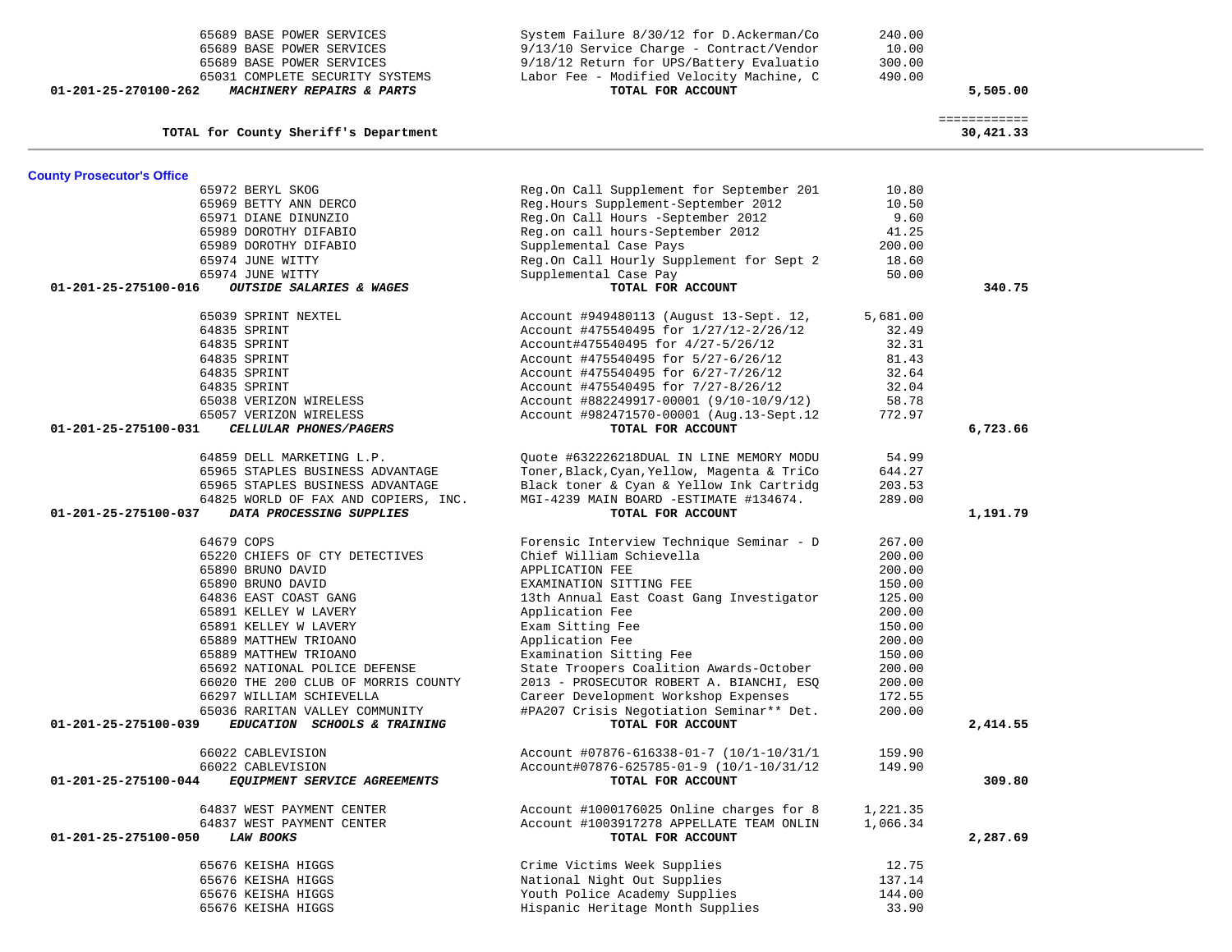| Account | Vendor | Description | Amount | Total |
|---|---|---|---|---|
| | 65689 BASE POWER SERVICES | System Failure 8/30/12 for D.Ackerman/Co | 240.00 | |
| | 65689 BASE POWER SERVICES | 9/13/10 Service Charge - Contract/Vendor | 10.00 | |
| | 65689 BASE POWER SERVICES | 9/18/12 Return for UPS/Battery Evaluatio | 300.00 | |
| | 65031 COMPLETE SECURITY SYSTEMS | Labor Fee - Modified Velocity Machine, C | 490.00 | |
| **01-201-25-270100-262** | ***MACHINERY REPAIRS & PARTS*** | **TOTAL FOR ACCOUNT** | | **5,505.00** |

**TOTAL for County Sheriff's Department** ============ **30,421.33**

## County Prosecutor's Office

| Account | Vendor | Description | Amount | Total |
|---|---|---|---|---|
| | 65972 BERYL SKOG | Reg.On Call Supplement for September 201 | 10.80 | |
| | 65969 BETTY ANN DERCO | Reg.Hours Supplement-September 2012 | 10.50 | |
| | 65971 DIANE DINUNZIO | Reg.On Call Hours -September 2012 | 9.60 | |
| | 65989 DOROTHY DIFABIO | Reg.on call hours-September 2012 | 41.25 | |
| | 65989 DOROTHY DIFABIO | Supplemental Case Pays | 200.00 | |
| | 65974 JUNE WITTY | Reg.On Call Hourly Supplement for Sept 2 | 18.60 | |
| | 65974 JUNE WITTY | Supplemental Case Pay | 50.00 | |
| **01-201-25-275100-016** | ***OUTSIDE SALARIES & WAGES*** | **TOTAL FOR ACCOUNT** | | **340.75** |
| | 65039 SPRINT NEXTEL | Account #949480113 (August 13-Sept. 12, | 5,681.00 | |
| | 64835 SPRINT | Account #475540495 for 1/27/12-2/26/12 | 32.49 | |
| | 64835 SPRINT | Account#475540495 for 4/27-5/26/12 | 32.31 | |
| | 64835 SPRINT | Account #475540495 for 5/27-6/26/12 | 81.43 | |
| | 64835 SPRINT | Account #475540495 for 6/27-7/26/12 | 32.64 | |
| | 64835 SPRINT | Account #475540495 for 7/27-8/26/12 | 32.04 | |
| | 65038 VERIZON WIRELESS | Account #882249917-00001 (9/10-10/9/12) | 58.78 | |
| | 65057 VERIZON WIRELESS | Account #982471570-00001 (Aug.13-Sept.12 | 772.97 | |
| **01-201-25-275100-031** | ***CELLULAR PHONES/PAGERS*** | **TOTAL FOR ACCOUNT** | | **6,723.66** |
| | 64859 DELL MARKETING L.P. | Quote #632226218DUAL IN LINE MEMORY MODU | 54.99 | |
| | 65965 STAPLES BUSINESS ADVANTAGE | Toner,Black,Cyan,Yellow, Magenta & TriCo | 644.27 | |
| | 65965 STAPLES BUSINESS ADVANTAGE | Black toner & Cyan & Yellow Ink Cartridg | 203.53 | |
| | 64825 WORLD OF FAX AND COPIERS, INC. | MGI-4239 MAIN BOARD -ESTIMATE #134674. | 289.00 | |
| **01-201-25-275100-037** | ***DATA PROCESSING SUPPLIES*** | **TOTAL FOR ACCOUNT** | | **1,191.79** |
| | 64679 COPS | Forensic Interview Technique Seminar - D | 267.00 | |
| | 65220 CHIEFS OF CTY DETECTIVES | Chief William Schievella | 200.00 | |
| | 65890 BRUNO DAVID | APPLICATION FEE | 200.00 | |
| | 65890 BRUNO DAVID | EXAMINATION SITTING FEE | 150.00 | |
| | 64836 EAST COAST GANG | 13th Annual East Coast Gang Investigator | 125.00 | |
| | 65891 KELLEY W LAVERY | Application Fee | 200.00 | |
| | 65891 KELLEY W LAVERY | Exam Sitting Fee | 150.00 | |
| | 65889 MATTHEW TRIOANO | Application Fee | 200.00 | |
| | 65889 MATTHEW TRIOANO | Examination Sitting Fee | 150.00 | |
| | 65692 NATIONAL POLICE DEFENSE | State Troopers Coalition Awards-October | 200.00 | |
| | 66020 THE 200 CLUB OF MORRIS COUNTY | 2013 - PROSECUTOR ROBERT A. BIANCHI, ESQ | 200.00 | |
| | 66297 WILLIAM SCHIEVELLA | Career Development Workshop Expenses | 172.55 | |
| | 65036 RARITAN VALLEY COMMUNITY | #PA207 Crisis Negotiation Seminar** Det. | 200.00 | |
| **01-201-25-275100-039** | ***EDUCATION SCHOOLS & TRAINING*** | **TOTAL FOR ACCOUNT** | | **2,414.55** |
| | 66022 CABLEVISION | Account #07876-616338-01-7 (10/1-10/31/1 | 159.90 | |
| | 66022 CABLEVISION | Account#07876-625785-01-9 (10/1-10/31/12 | 149.90 | |
| **01-201-25-275100-044** | ***EQUIPMENT SERVICE AGREEMENTS*** | **TOTAL FOR ACCOUNT** | | **309.80** |
| | 64837 WEST PAYMENT CENTER | Account #1000176025 Online charges for 8 | 1,221.35 | |
| | 64837 WEST PAYMENT CENTER | Account #1003917278 APPELLATE TEAM ONLIN | 1,066.34 | |
| **01-201-25-275100-050** | ***LAW BOOKS*** | **TOTAL FOR ACCOUNT** | | **2,287.69** |
| | 65676 KEISHA HIGGS | Crime Victims Week Supplies | 12.75 | |
| | 65676 KEISHA HIGGS | National Night Out Supplies | 137.14 | |
| | 65676 KEISHA HIGGS | Youth Police Academy Supplies | 144.00 | |
| | 65676 KEISHA HIGGS | Hispanic Heritage Month Supplies | 33.90 | |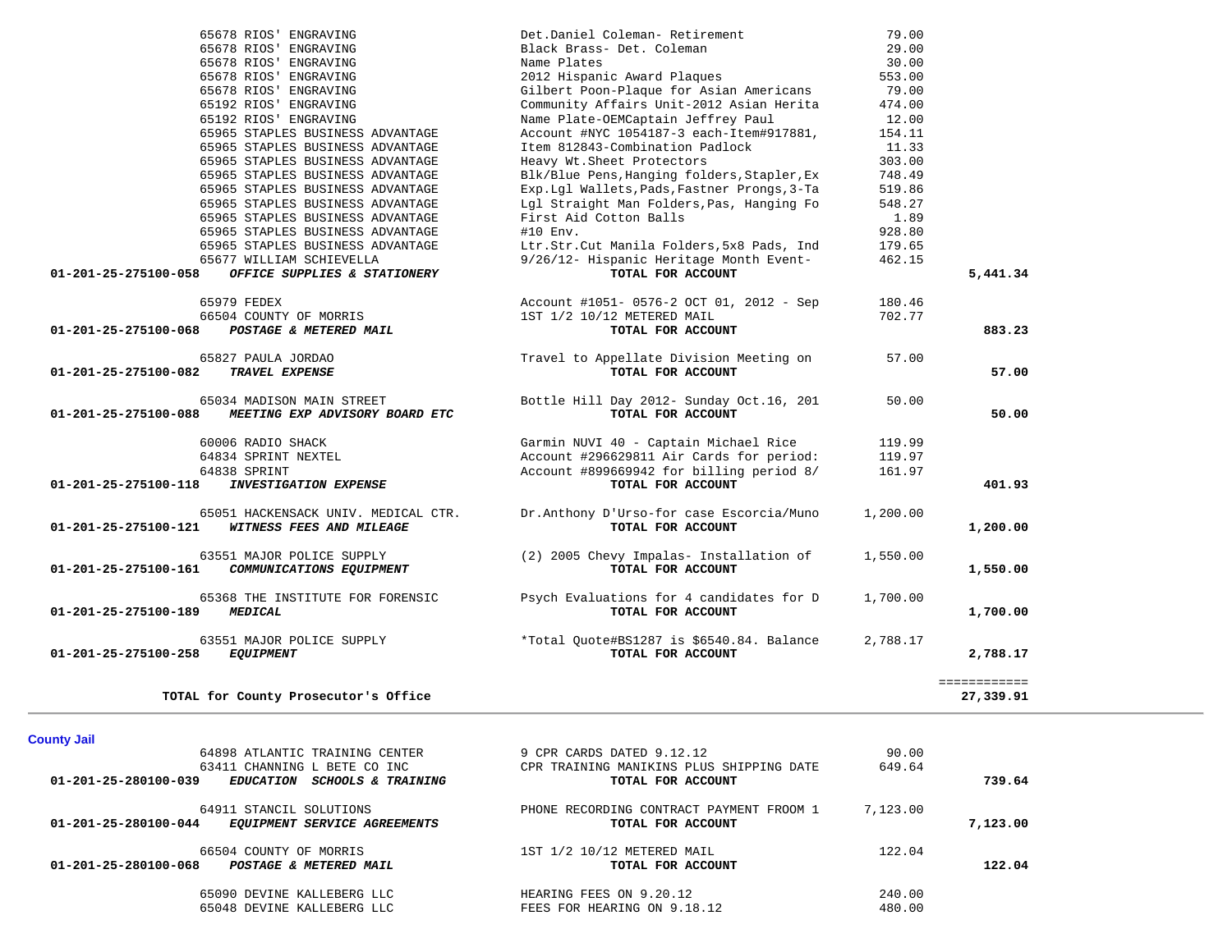| Account | Vendor / Account Name | Description | Amount | Total |
|---|---|---|---|---|
| | 65678 RIOS' ENGRAVING | Det.Daniel Coleman- Retirement | 79.00 | |
| | 65678 RIOS' ENGRAVING | Black Brass- Det. Coleman | 29.00 | |
| | 65678 RIOS' ENGRAVING | Name Plates | 30.00 | |
| | 65678 RIOS' ENGRAVING | 2012 Hispanic Award Plaques | 553.00 | |
| | 65678 RIOS' ENGRAVING | Gilbert Poon-Plaque for Asian Americans | 79.00 | |
| | 65192 RIOS' ENGRAVING | Community Affairs Unit-2012 Asian Herita | 474.00 | |
| | 65192 RIOS' ENGRAVING | Name Plate-OEMCaptain Jeffrey Paul | 12.00 | |
| | 65965 STAPLES BUSINESS ADVANTAGE | Account #NYC 1054187-3 each-Item#917881, | 154.11 | |
| | 65965 STAPLES BUSINESS ADVANTAGE | Item 812843-Combination Padlock | 11.33 | |
| | 65965 STAPLES BUSINESS ADVANTAGE | Heavy Wt.Sheet Protectors | 303.00 | |
| | 65965 STAPLES BUSINESS ADVANTAGE | Blk/Blue Pens,Hanging folders,Stapler,Ex | 748.49 | |
| | 65965 STAPLES BUSINESS ADVANTAGE | Exp.Lgl Wallets,Pads,Fastner Prongs,3-Ta | 519.86 | |
| | 65965 STAPLES BUSINESS ADVANTAGE | Lgl Straight Man Folders,Pas, Hanging Fo | 548.27 | |
| | 65965 STAPLES BUSINESS ADVANTAGE | First Aid Cotton Balls | 1.89 | |
| | 65965 STAPLES BUSINESS ADVANTAGE | #10 Env. | 928.80 | |
| | 65965 STAPLES BUSINESS ADVANTAGE | Ltr.Str.Cut Manila Folders,5x8 Pads, Ind | 179.65 | |
| | 65677 WILLIAM SCHIEVELLA | 9/26/12- Hispanic Heritage Month Event- | 462.15 | |
| **01-201-25-275100-058** | ***OFFICE SUPPLIES & STATIONERY*** | **TOTAL FOR ACCOUNT** | | **5,441.34** |
| | 65979 FEDEX | Account #1051- 0576-2 OCT 01, 2012 - Sep | 180.46 | |
| | 66504 COUNTY OF MORRIS | 1ST 1/2 10/12 METERED MAIL | 702.77 | |
| **01-201-25-275100-068** | ***POSTAGE & METERED MAIL*** | **TOTAL FOR ACCOUNT** | | **883.23** |
| | 65827 PAULA JORDAO | Travel to Appellate Division Meeting on | 57.00 | |
| **01-201-25-275100-082** | ***TRAVEL EXPENSE*** | **TOTAL FOR ACCOUNT** | | **57.00** |
| | 65034 MADISON MAIN STREET | Bottle Hill Day 2012- Sunday Oct.16, 201 | 50.00 | |
| **01-201-25-275100-088** | ***MEETING EXP ADVISORY BOARD ETC*** | **TOTAL FOR ACCOUNT** | | **50.00** |
| | 60006 RADIO SHACK | Garmin NUVI 40 - Captain Michael Rice | 119.99 | |
| | 64834 SPRINT NEXTEL | Account #296629811 Air Cards for period: | 119.97 | |
| | 64838 SPRINT | Account #899669942 for billing period 8/ | 161.97 | |
| **01-201-25-275100-118** | ***INVESTIGATION EXPENSE*** | **TOTAL FOR ACCOUNT** | | **401.93** |
| | 65051 HACKENSACK UNIV. MEDICAL CTR. | Dr.Anthony D'Urso-for case Escorcia/Muno | 1,200.00 | |
| **01-201-25-275100-121** | ***WITNESS FEES AND MILEAGE*** | **TOTAL FOR ACCOUNT** | | **1,200.00** |
| | 63551 MAJOR POLICE SUPPLY | (2) 2005 Chevy Impalas- Installation of | 1,550.00 | |
| **01-201-25-275100-161** | ***COMMUNICATIONS EQUIPMENT*** | **TOTAL FOR ACCOUNT** | | **1,550.00** |
| | 65368 THE INSTITUTE FOR FORENSIC | Psych Evaluations for 4 candidates for D | 1,700.00 | |
| **01-201-25-275100-189** | ***MEDICAL*** | **TOTAL FOR ACCOUNT** | | **1,700.00** |
| | 63551 MAJOR POLICE SUPPLY | *Total Quote#BS1287 is $6540.84. Balance | 2,788.17 | |
| **01-201-25-275100-258** | ***EQUIPMENT*** | **TOTAL FOR ACCOUNT** | | **2,788.17** |
| | | | | ============ |
| | **TOTAL for County Prosecutor's Office** | | | **27,339.91** |

**County Jail**

| Account | Vendor / Account Name | Description | Amount | Total |
|---|---|---|---|---|
| | 64898 ATLANTIC TRAINING CENTER | 9 CPR CARDS DATED 9.12.12 | 90.00 | |
| | 63411 CHANNING L BETE CO INC | CPR TRAINING MANIKINS PLUS SHIPPING DATE | 649.64 | |
| **01-201-25-280100-039** | ***EDUCATION SCHOOLS & TRAINING*** | **TOTAL FOR ACCOUNT** | | **739.64** |
| | 64911 STANCIL SOLUTIONS | PHONE RECORDING CONTRACT PAYMENT FROOM 1 | 7,123.00 | |
| **01-201-25-280100-044** | ***EQUIPMENT SERVICE AGREEMENTS*** | **TOTAL FOR ACCOUNT** | | **7,123.00** |
| | 66504 COUNTY OF MORRIS | 1ST 1/2 10/12 METERED MAIL | 122.04 | |
| **01-201-25-280100-068** | ***POSTAGE & METERED MAIL*** | **TOTAL FOR ACCOUNT** | | **122.04** |
| | 65090 DEVINE KALLEBERG LLC | HEARING FEES ON 9.20.12 | 240.00 | |
| | 65048 DEVINE KALLEBERG LLC | FEES FOR HEARING ON 9.18.12 | 480.00 | |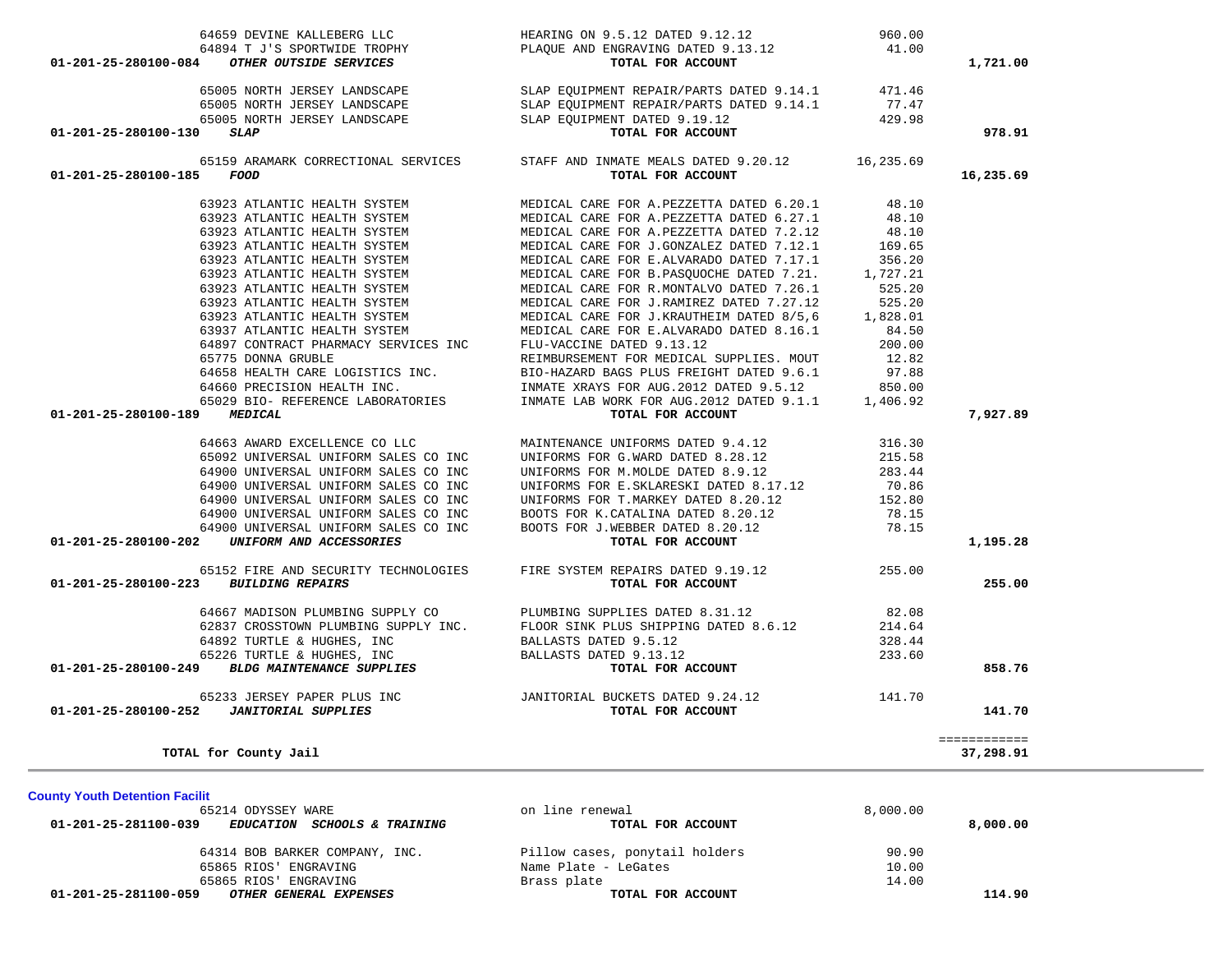| Account | Vendor | Description | Amount | Total |
|---|---|---|---|---|
| | 64659 DEVINE KALLEBERG LLC | HEARING ON 9.5.12 DATED 9.12.12 | 960.00 | |
| | 64894 T J'S SPORTWIDE TROPHY | PLAQUE AND ENGRAVING DATED 9.13.12 | 41.00 | |
| **01-201-25-280100-084** | ***OTHER OUTSIDE SERVICES*** | **TOTAL FOR ACCOUNT** | | **1,721.00** |
| | 65005 NORTH JERSEY LANDSCAPE | SLAP EQUIPMENT REPAIR/PARTS DATED 9.14.1 | 471.46 | |
| | 65005 NORTH JERSEY LANDSCAPE | SLAP EQUIPMENT REPAIR/PARTS DATED 9.14.1 | 77.47 | |
| | 65005 NORTH JERSEY LANDSCAPE | SLAP EQUIPMENT DATED 9.19.12 | 429.98 | |
| **01-201-25-280100-130** | ***SLAP*** | **TOTAL FOR ACCOUNT** | | **978.91** |
| | 65159 ARAMARK CORRECTIONAL SERVICES | STAFF AND INMATE MEALS DATED 9.20.12 | 16,235.69 | |
| **01-201-25-280100-185** | ***FOOD*** | **TOTAL FOR ACCOUNT** | | **16,235.69** |
| | 63923 ATLANTIC HEALTH SYSTEM | MEDICAL CARE FOR A.PEZZETTA DATED 6.20.1 | 48.10 | |
| | 63923 ATLANTIC HEALTH SYSTEM | MEDICAL CARE FOR A.PEZZETTA DATED 6.27.1 | 48.10 | |
| | 63923 ATLANTIC HEALTH SYSTEM | MEDICAL CARE FOR A.PEZZETTA DATED 7.2.12 | 48.10 | |
| | 63923 ATLANTIC HEALTH SYSTEM | MEDICAL CARE FOR J.GONZALEZ DATED 7.12.1 | 169.65 | |
| | 63923 ATLANTIC HEALTH SYSTEM | MEDICAL CARE FOR E.ALVARADO DATED 7.17.1 | 356.20 | |
| | 63923 ATLANTIC HEALTH SYSTEM | MEDICAL CARE FOR B.PASQUOCHE DATED 7.21. | 1,727.21 | |
| | 63923 ATLANTIC HEALTH SYSTEM | MEDICAL CARE FOR R.MONTALVO DATED 7.26.1 | 525.20 | |
| | 63923 ATLANTIC HEALTH SYSTEM | MEDICAL CARE FOR J.RAMIREZ DATED 7.27.12 | 525.20 | |
| | 63923 ATLANTIC HEALTH SYSTEM | MEDICAL CARE FOR J.KRAUTHEIM DATED 8/5,6 | 1,828.01 | |
| | 63937 ATLANTIC HEALTH SYSTEM | MEDICAL CARE FOR E.ALVARADO DATED 8.16.1 | 84.50 | |
| | 64897 CONTRACT PHARMACY SERVICES INC | FLU-VACCINE DATED 9.13.12 | 200.00 | |
| | 65775 DONNA GRUBLE | REIMBURSEMENT FOR MEDICAL SUPPLIES. MOUT | 12.82 | |
| | 64658 HEALTH CARE LOGISTICS INC. | BIO-HAZARD BAGS PLUS FREIGHT DATED 9.6.1 | 97.88 | |
| | 64660 PRECISION HEALTH INC. | INMATE XRAYS FOR AUG.2012 DATED 9.5.12 | 850.00 | |
| | 65029 BIO- REFERENCE LABORATORIES | INMATE LAB WORK FOR AUG.2012 DATED 9.1.1 | 1,406.92 | |
| **01-201-25-280100-189** | ***MEDICAL*** | **TOTAL FOR ACCOUNT** | | **7,927.89** |
| | 64663 AWARD EXCELLENCE CO LLC | MAINTENANCE UNIFORMS DATED 9.4.12 | 316.30 | |
| | 65092 UNIVERSAL UNIFORM SALES CO INC | UNIFORMS FOR G.WARD DATED 8.28.12 | 215.58 | |
| | 64900 UNIVERSAL UNIFORM SALES CO INC | UNIFORMS FOR M.MOLDE DATED 8.9.12 | 283.44 | |
| | 64900 UNIVERSAL UNIFORM SALES CO INC | UNIFORMS FOR E.SKLARESKI DATED 8.17.12 | 70.86 | |
| | 64900 UNIVERSAL UNIFORM SALES CO INC | UNIFORMS FOR T.MARKEY DATED 8.20.12 | 152.80 | |
| | 64900 UNIVERSAL UNIFORM SALES CO INC | BOOTS FOR K.CATALINA DATED 8.20.12 | 78.15 | |
| | 64900 UNIVERSAL UNIFORM SALES CO INC | BOOTS FOR J.WEBBER DATED 8.20.12 | 78.15 | |
| **01-201-25-280100-202** | ***UNIFORM AND ACCESSORIES*** | **TOTAL FOR ACCOUNT** | | **1,195.28** |
| | 65152 FIRE AND SECURITY TECHNOLOGIES | FIRE SYSTEM REPAIRS DATED 9.19.12 | 255.00 | |
| **01-201-25-280100-223** | ***BUILDING REPAIRS*** | **TOTAL FOR ACCOUNT** | | **255.00** |
| | 64667 MADISON PLUMBING SUPPLY CO | PLUMBING SUPPLIES DATED 8.31.12 | 82.08 | |
| | 62837 CROSSTOWN PLUMBING SUPPLY INC. | FLOOR SINK PLUS SHIPPING DATED 8.6.12 | 214.64 | |
| | 64892 TURTLE & HUGHES, INC | BALLASTS DATED 9.5.12 | 328.44 | |
| | 65226 TURTLE & HUGHES, INC | BALLASTS DATED 9.13.12 | 233.60 | |
| **01-201-25-280100-249** | ***BLDG MAINTENANCE SUPPLIES*** | **TOTAL FOR ACCOUNT** | | **858.76** |
| | 65233 JERSEY PAPER PLUS INC | JANITORIAL BUCKETS DATED 9.24.12 | 141.70 | |
| **01-201-25-280100-252** | ***JANITORIAL SUPPLIES*** | **TOTAL FOR ACCOUNT** | | **141.70** |
| | | | | ============ |
| **TOTAL for County Jail** | | | | **37,298.91** |

**County Youth Detention Facilit**

| Account | Vendor | Description | Amount | Total |
|---|---|---|---|---|
| | 65214 ODYSSEY WARE | on line renewal | 8,000.00 | |
| **01-201-25-281100-039** | ***EDUCATION SCHOOLS & TRAINING*** | **TOTAL FOR ACCOUNT** | | **8,000.00** |
| | 64314 BOB BARKER COMPANY, INC. | Pillow cases, ponytail holders | 90.90 | |
| | 65865 RIOS' ENGRAVING | Name Plate - LeGates | 10.00 | |
| | 65865 RIOS' ENGRAVING | Brass plate | 14.00 | |
| **01-201-25-281100-059** | ***OTHER GENERAL EXPENSES*** | **TOTAL FOR ACCOUNT** | | **114.90** |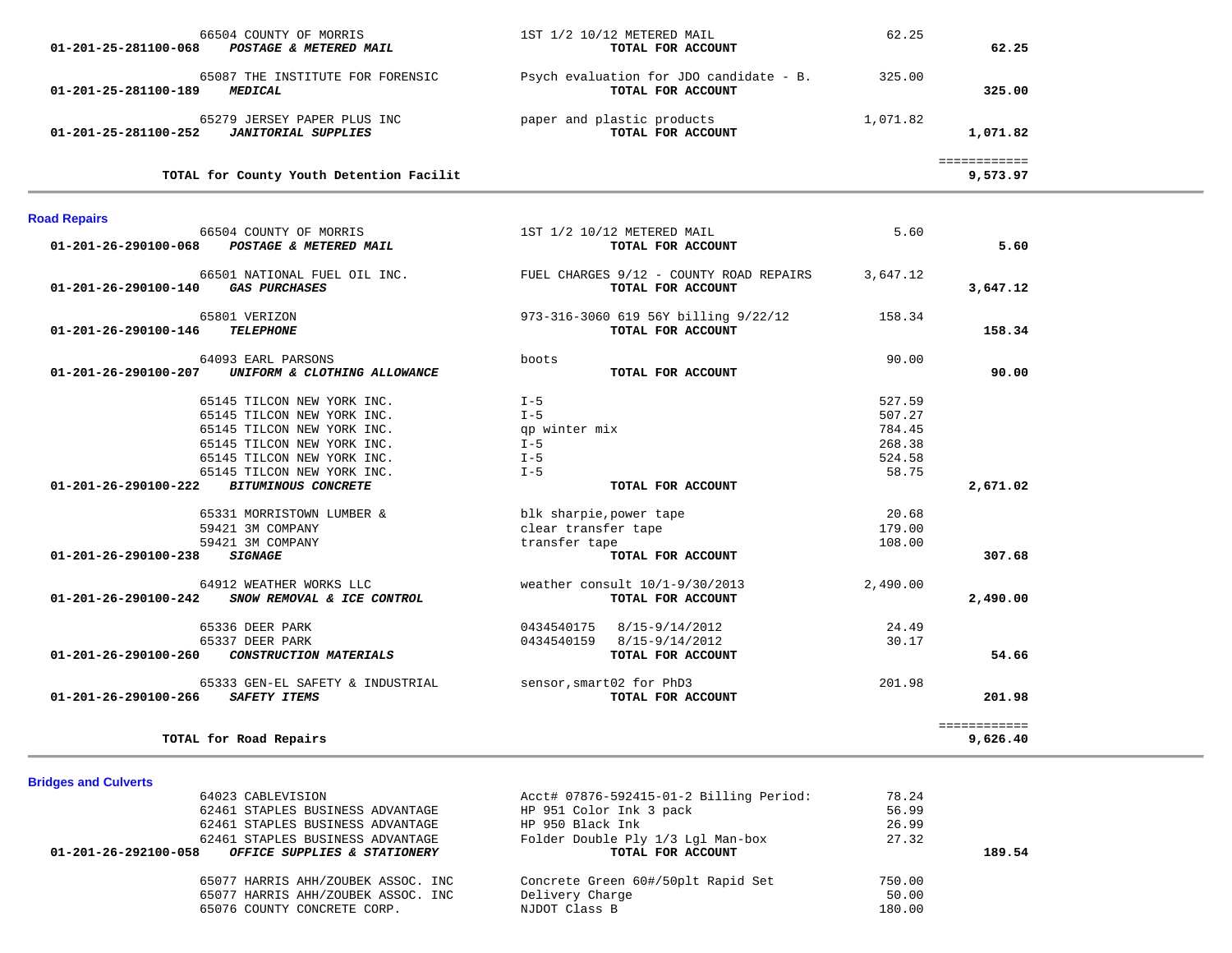| Account | Vendor | Description | Amount | Total |
|---|---|---|---|---|
| | 66504 COUNTY OF MORRIS | 1ST 1/2 10/12 METERED MAIL | 62.25 | |
| **01-201-25-281100-068** | ***POSTAGE & METERED MAIL*** | **TOTAL FOR ACCOUNT** | | **62.25** |
| | 65087 THE INSTITUTE FOR FORENSIC | Psych evaluation for JDO candidate - B. | 325.00 | |
| **01-201-25-281100-189** | ***MEDICAL*** | **TOTAL FOR ACCOUNT** | | **325.00** |
| | 65279 JERSEY PAPER PLUS INC | paper and plastic products | 1,071.82 | |
| **01-201-25-281100-252** | ***JANITORIAL SUPPLIES*** | **TOTAL FOR ACCOUNT** | | **1,071.82** |
| | | | | ============ |
| | **TOTAL for County Youth Detention Facilit** | | | **9,573.97** |

**Road Repairs**

| Account | Vendor | Description | Amount | Total |
|---|---|---|---|---|
| | 66504 COUNTY OF MORRIS | 1ST 1/2 10/12 METERED MAIL | 5.60 | |
| **01-201-26-290100-068** | ***POSTAGE & METERED MAIL*** | **TOTAL FOR ACCOUNT** | | **5.60** |
| | 66501 NATIONAL FUEL OIL INC. | FUEL CHARGES 9/12 - COUNTY ROAD REPAIRS | 3,647.12 | |
| **01-201-26-290100-140** | ***GAS PURCHASES*** | **TOTAL FOR ACCOUNT** | | **3,647.12** |
| | 65801 VERIZON | 973-316-3060 619 56Y billing 9/22/12 | 158.34 | |
| **01-201-26-290100-146** | ***TELEPHONE*** | **TOTAL FOR ACCOUNT** | | **158.34** |
| | 64093 EARL PARSONS | boots | 90.00 | |
| **01-201-26-290100-207** | ***UNIFORM & CLOTHING ALLOWANCE*** | **TOTAL FOR ACCOUNT** | | **90.00** |
| | 65145 TILCON NEW YORK INC. | I-5 | 527.59 | |
| | 65145 TILCON NEW YORK INC. | I-5 | 507.27 | |
| | 65145 TILCON NEW YORK INC. | qp winter mix | 784.45 | |
| | 65145 TILCON NEW YORK INC. | I-5 | 268.38 | |
| | 65145 TILCON NEW YORK INC. | I-5 | 524.58 | |
| | 65145 TILCON NEW YORK INC. | I-5 | 58.75 | |
| **01-201-26-290100-222** | ***BITUMINOUS CONCRETE*** | **TOTAL FOR ACCOUNT** | | **2,671.02** |
| | 65331 MORRISTOWN LUMBER & | blk sharpie,power tape | 20.68 | |
| | 59421 3M COMPANY | clear transfer tape | 179.00 | |
| | 59421 3M COMPANY | transfer tape | 108.00 | |
| **01-201-26-290100-238** | ***SIGNAGE*** | **TOTAL FOR ACCOUNT** | | **307.68** |
| | 64912 WEATHER WORKS LLC | weather consult 10/1-9/30/2013 | 2,490.00 | |
| **01-201-26-290100-242** | ***SNOW REMOVAL & ICE CONTROL*** | **TOTAL FOR ACCOUNT** | | **2,490.00** |
| | 65336 DEER PARK | 0434540175 8/15-9/14/2012 | 24.49 | |
| | 65337 DEER PARK | 0434540159 8/15-9/14/2012 | 30.17 | |
| **01-201-26-290100-260** | ***CONSTRUCTION MATERIALS*** | **TOTAL FOR ACCOUNT** | | **54.66** |
| | 65333 GEN-EL SAFETY & INDUSTRIAL | sensor,smart02 for PhD3 | 201.98 | |
| **01-201-26-290100-266** | ***SAFETY ITEMS*** | **TOTAL FOR ACCOUNT** | | **201.98** |
| | | | | ============ |
| | **TOTAL for Road Repairs** | | | **9,626.40** |

**Bridges and Culverts**

| Account | Vendor | Description | Amount | Total |
|---|---|---|---|---|
| | 64023 CABLEVISION | Acct# 07876-592415-01-2 Billing Period: | 78.24 | |
| | 62461 STAPLES BUSINESS ADVANTAGE | HP 951 Color Ink 3 pack | 56.99 | |
| | 62461 STAPLES BUSINESS ADVANTAGE | HP 950 Black Ink | 26.99 | |
| | 62461 STAPLES BUSINESS ADVANTAGE | Folder Double Ply 1/3 Lgl Man-box | 27.32 | |
| **01-201-26-292100-058** | ***OFFICE SUPPLIES & STATIONERY*** | **TOTAL FOR ACCOUNT** | | **189.54** |
| | 65077 HARRIS AHH/ZOUBEK ASSOC. INC | Concrete Green 60#/50plt Rapid Set | 750.00 | |
| | 65077 HARRIS AHH/ZOUBEK ASSOC. INC | Delivery Charge | 50.00 | |
| | 65076 COUNTY CONCRETE CORP. | NJDOT Class B | 180.00 | |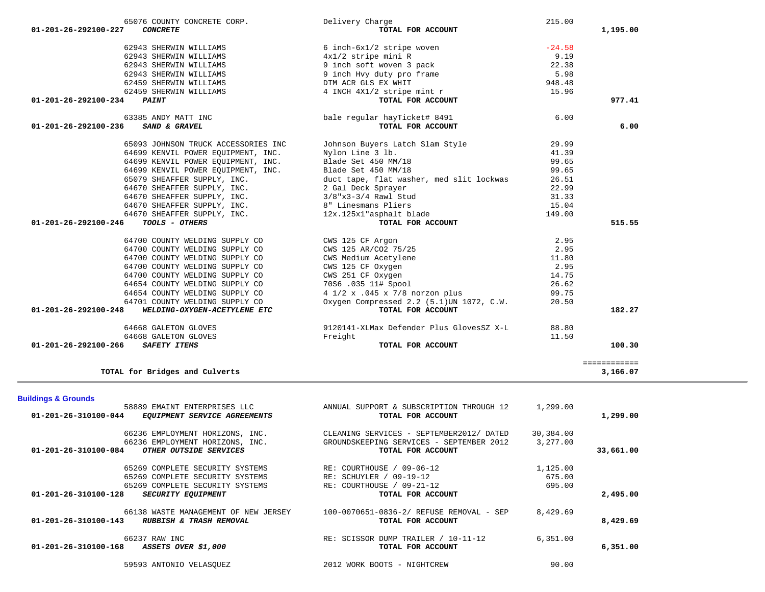| Account | Vendor | Description | Amount | Total |
|---|---|---|---|---|
| | 65076 COUNTY CONCRETE CORP. | Delivery Charge | 215.00 | |
| 01-201-26-292100-227 | ***CONCRETE*** | **TOTAL FOR ACCOUNT** | | **1,195.00** |
| | 62943 SHERWIN WILLIAMS | 6 inch-6x1/2 stripe woven | -24.58 | |
| | 62943 SHERWIN WILLIAMS | 4x1/2 stripe mini R | 9.19 | |
| | 62943 SHERWIN WILLIAMS | 9 inch soft woven 3 pack | 22.38 | |
| | 62943 SHERWIN WILLIAMS | 9 inch Hvy duty pro frame | 5.98 | |
| | 62459 SHERWIN WILLIAMS | DTM ACR GLS EX WHIT | 948.48 | |
| | 62459 SHERWIN WILLIAMS | 4 INCH 4X1/2 stripe mint r | 15.96 | |
| 01-201-26-292100-234 | ***PAINT*** | **TOTAL FOR ACCOUNT** | | **977.41** |
| | 63385 ANDY MATT INC | bale regular hayTicket# 8491 | 6.00 | |
| 01-201-26-292100-236 | ***SAND & GRAVEL*** | **TOTAL FOR ACCOUNT** | | **6.00** |
| | 65093 JOHNSON TRUCK ACCESSORIES INC | Johnson Buyers Latch Slam Style | 29.99 | |
| | 64699 KENVIL POWER EQUIPMENT, INC. | Nylon Line 3 lb. | 41.39 | |
| | 64699 KENVIL POWER EQUIPMENT, INC. | Blade Set 450 MM/18 | 99.65 | |
| | 64699 KENVIL POWER EQUIPMENT, INC. | Blade Set 450 MM/18 | 99.65 | |
| | 65079 SHEAFFER SUPPLY, INC. | duct tape, flat washer, med slit lockwas | 26.51 | |
| | 64670 SHEAFFER SUPPLY, INC. | 2 Gal Deck Sprayer | 22.99 | |
| | 64670 SHEAFFER SUPPLY, INC. | 3/8"x3-3/4 Rawl Stud | 31.33 | |
| | 64670 SHEAFFER SUPPLY, INC. | 8" Linesmans Pliers | 15.04 | |
| | 64670 SHEAFFER SUPPLY, INC. | 12x.125x1"asphalt blade | 149.00 | |
| 01-201-26-292100-246 | ***TOOLS - OTHERS*** | **TOTAL FOR ACCOUNT** | | **515.55** |
| | 64700 COUNTY WELDING SUPPLY CO | CWS 125 CF Argon | 2.95 | |
| | 64700 COUNTY WELDING SUPPLY CO | CWS 125 AR/CO2 75/25 | 2.95 | |
| | 64700 COUNTY WELDING SUPPLY CO | CWS Medium Acetylene | 11.80 | |
| | 64700 COUNTY WELDING SUPPLY CO | CWS 125 CF Oxygen | 2.95 | |
| | 64700 COUNTY WELDING SUPPLY CO | CWS 251 CF Oxygen | 14.75 | |
| | 64654 COUNTY WELDING SUPPLY CO | 70S6 .035 11# Spool | 26.62 | |
| | 64654 COUNTY WELDING SUPPLY CO | 4 1/2 x .045 x 7/8 norzon plus | 99.75 | |
| | 64701 COUNTY WELDING SUPPLY CO | Oxygen Compressed 2.2 (5.1)UN 1072, C.W. | 20.50 | |
| 01-201-26-292100-248 | ***WELDING-OXYGEN-ACETYLENE ETC*** | **TOTAL FOR ACCOUNT** | | **182.27** |
| | 64668 GALETON GLOVES | 9120141-XLMax Defender Plus GlovesSZ X-L | 88.80 | |
| | 64668 GALETON GLOVES | Freight | 11.50 | |
| 01-201-26-292100-266 | ***SAFETY ITEMS*** | **TOTAL FOR ACCOUNT** | | **100.30** |
| | | | | ============ |
| | **TOTAL for Bridges and Culverts** | | | **3,166.07** |

**Buildings & Grounds**

| Account | Vendor | Description | Amount | Total |
|---|---|---|---|---|
| | 58889 EMAINT ENTERPRISES LLC | ANNUAL SUPPORT & SUBSCRIPTION THROUGH 12 | 1,299.00 | |
| 01-201-26-310100-044 | ***EQUIPMENT SERVICE AGREEMENTS*** | **TOTAL FOR ACCOUNT** | | **1,299.00** |
| | 66236 EMPLOYMENT HORIZONS, INC. | CLEANING SERVICES - SEPTEMBER2012/ DATED | 30,384.00 | |
| | 66236 EMPLOYMENT HORIZONS, INC. | GROUNDSKEEPING SERVICES - SEPTEMBER 2012 | 3,277.00 | |
| 01-201-26-310100-084 | ***OTHER OUTSIDE SERVICES*** | **TOTAL FOR ACCOUNT** | | **33,661.00** |
| | 65269 COMPLETE SECURITY SYSTEMS | RE: COURTHOUSE / 09-06-12 | 1,125.00 | |
| | 65269 COMPLETE SECURITY SYSTEMS | RE: SCHUYLER / 09-19-12 | 675.00 | |
| | 65269 COMPLETE SECURITY SYSTEMS | RE: COURTHOUSE / 09-21-12 | 695.00 | |
| 01-201-26-310100-128 | ***SECURITY EQUIPMENT*** | **TOTAL FOR ACCOUNT** | | **2,495.00** |
| | 66138 WASTE MANAGEMENT OF NEW JERSEY | 100-0070651-0836-2/ REFUSE REMOVAL - SEP | 8,429.69 | |
| 01-201-26-310100-143 | ***RUBBISH & TRASH REMOVAL*** | **TOTAL FOR ACCOUNT** | | **8,429.69** |
| | 66237 RAW INC | RE: SCISSOR DUMP TRAILER / 10-11-12 | 6,351.00 | |
| 01-201-26-310100-168 | ***ASSETS OVER $1,000*** | **TOTAL FOR ACCOUNT** | | **6,351.00** |
| | 59593 ANTONIO VELASQUEZ | 2012 WORK BOOTS - NIGHTCREW | 90.00 | |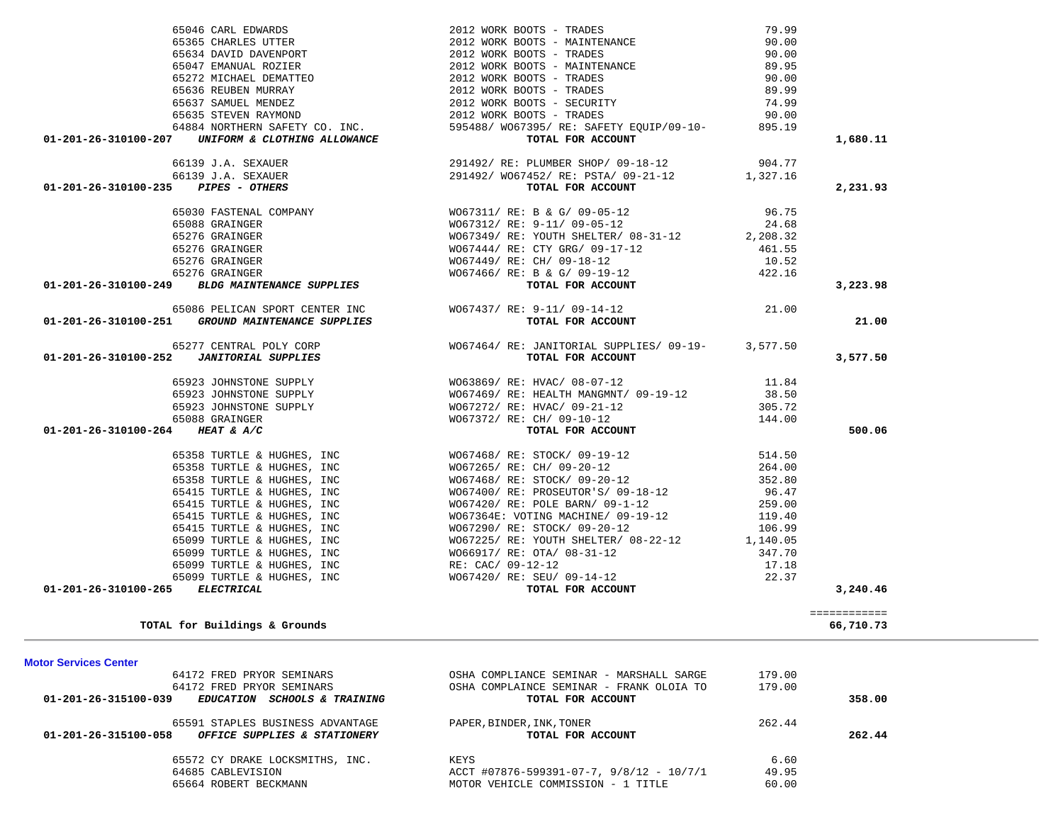| Account / Vendor | Description | Amount | Total |
|---|---|---|---|
| 65046 CARL EDWARDS | 2012 WORK BOOTS - TRADES | 79.99 | |
| 65365 CHARLES UTTER | 2012 WORK BOOTS - MAINTENANCE | 90.00 | |
| 65634 DAVID DAVENPORT | 2012 WORK BOOTS - TRADES | 90.00 | |
| 65047 EMANUAL ROZIER | 2012 WORK BOOTS - MAINTENANCE | 89.95 | |
| 65272 MICHAEL DEMATTEO | 2012 WORK BOOTS - TRADES | 90.00 | |
| 65636 REUBEN MURRAY | 2012 WORK BOOTS - TRADES | 89.99 | |
| 65637 SAMUEL MENDEZ | 2012 WORK BOOTS - SECURITY | 74.99 | |
| 65635 STEVEN RAYMOND | 2012 WORK BOOTS - TRADES | 90.00 | |
| 64884 NORTHERN SAFETY CO. INC. | 595488/ WO67395/ RE: SAFETY EQUIP/09-10- | 895.19 | |
| **01-201-26-310100-207** ***UNIFORM & CLOTHING ALLOWANCE*** | **TOTAL FOR ACCOUNT** | | **1,680.11** |
| 66139 J.A. SEXAUER | 291492/ RE: PLUMBER SHOP/ 09-18-12 | 904.77 | |
| 66139 J.A. SEXAUER | 291492/ WO67452/ RE: PSTA/ 09-21-12 | 1,327.16 | |
| **01-201-26-310100-235** ***PIPES - OTHERS*** | **TOTAL FOR ACCOUNT** | | **2,231.93** |
| 65030 FASTENAL COMPANY | WO67311/ RE: B & G/ 09-05-12 | 96.75 | |
| 65088 GRAINGER | WO67312/ RE: 9-11/ 09-05-12 | 24.68 | |
| 65276 GRAINGER | WO67349/ RE: YOUTH SHELTER/ 08-31-12 | 2,208.32 | |
| 65276 GRAINGER | WO67444/ RE: CTY GRG/ 09-17-12 | 461.55 | |
| 65276 GRAINGER | WO67449/ RE: CH/ 09-18-12 | 10.52 | |
| 65276 GRAINGER | WO67466/ RE: B & G/ 09-19-12 | 422.16 | |
| **01-201-26-310100-249** ***BLDG MAINTENANCE SUPPLIES*** | **TOTAL FOR ACCOUNT** | | **3,223.98** |
| 65086 PELICAN SPORT CENTER INC | WO67437/ RE: 9-11/ 09-14-12 | 21.00 | |
| **01-201-26-310100-251** ***GROUND MAINTENANCE SUPPLIES*** | **TOTAL FOR ACCOUNT** | | **21.00** |
| 65277 CENTRAL POLY CORP | WO67464/ RE: JANITORIAL SUPPLIES/ 09-19- | 3,577.50 | |
| **01-201-26-310100-252** ***JANITORIAL SUPPLIES*** | **TOTAL FOR ACCOUNT** | | **3,577.50** |
| 65923 JOHNSTONE SUPPLY | WO63869/ RE: HVAC/ 08-07-12 | 11.84 | |
| 65923 JOHNSTONE SUPPLY | WO67469/ RE: HEALTH MANGMNT/ 09-19-12 | 38.50 | |
| 65923 JOHNSTONE SUPPLY | WO67272/ RE: HVAC/ 09-21-12 | 305.72 | |
| 65088 GRAINGER | WO67372/ RE: CH/ 09-10-12 | 144.00 | |
| **01-201-26-310100-264** ***HEAT & A/C*** | **TOTAL FOR ACCOUNT** | | **500.06** |
| 65358 TURTLE & HUGHES, INC | WO67468/ RE: STOCK/ 09-19-12 | 514.50 | |
| 65358 TURTLE & HUGHES, INC | WO67265/ RE: CH/ 09-20-12 | 264.00 | |
| 65358 TURTLE & HUGHES, INC | WO67468/ RE: STOCK/ 09-20-12 | 352.80 | |
| 65415 TURTLE & HUGHES, INC | WO67400/ RE: PROSEUTOR'S/ 09-18-12 | 96.47 | |
| 65415 TURTLE & HUGHES, INC | WO67420/ RE: POLE BARN/ 09-1-12 | 259.00 | |
| 65415 TURTLE & HUGHES, INC | WO67364E: VOTING MACHINE/ 09-19-12 | 119.40 | |
| 65415 TURTLE & HUGHES, INC | WO67290/ RE: STOCK/ 09-20-12 | 106.99 | |
| 65099 TURTLE & HUGHES, INC | WO67225/ RE: YOUTH SHELTER/ 08-22-12 | 1,140.05 | |
| 65099 TURTLE & HUGHES, INC | WO66917/ RE: OTA/ 08-31-12 | 347.70 | |
| 65099 TURTLE & HUGHES, INC | RE: CAC/ 09-12-12 | 17.18 | |
| 65099 TURTLE & HUGHES, INC | WO67420/ RE: SEU/ 09-14-12 | 22.37 | |
| **01-201-26-310100-265** ***ELECTRICAL*** | **TOTAL FOR ACCOUNT** | | **3,240.46** |
| | | | ============ |
| **TOTAL for Buildings & Grounds** | | | **66,710.73** |

**Motor Services Center**

| Account / Vendor | Description | Amount | Total |
|---|---|---|---|
| 64172 FRED PRYOR SEMINARS | OSHA COMPLIANCE SEMINAR - MARSHALL SARGE | 179.00 | |
| 64172 FRED PRYOR SEMINARS | OSHA COMPLAINCE SEMINAR - FRANK OLOIA TO | 179.00 | |
| **01-201-26-315100-039** ***EDUCATION SCHOOLS & TRAINING*** | **TOTAL FOR ACCOUNT** | | **358.00** |
| 65591 STAPLES BUSINESS ADVANTAGE | PAPER,BINDER,INK,TONER | 262.44 | |
| **01-201-26-315100-058** ***OFFICE SUPPLIES & STATIONERY*** | **TOTAL FOR ACCOUNT** | | **262.44** |
| 65572 CY DRAKE LOCKSMITHS, INC. | KEYS | 6.60 | |
| 64685 CABLEVISION | ACCT #07876-599391-07-7, 9/8/12 - 10/7/1 | 49.95 | |
| 65664 ROBERT BECKMANN | MOTOR VEHICLE COMMISSION - 1 TITLE | 60.00 | |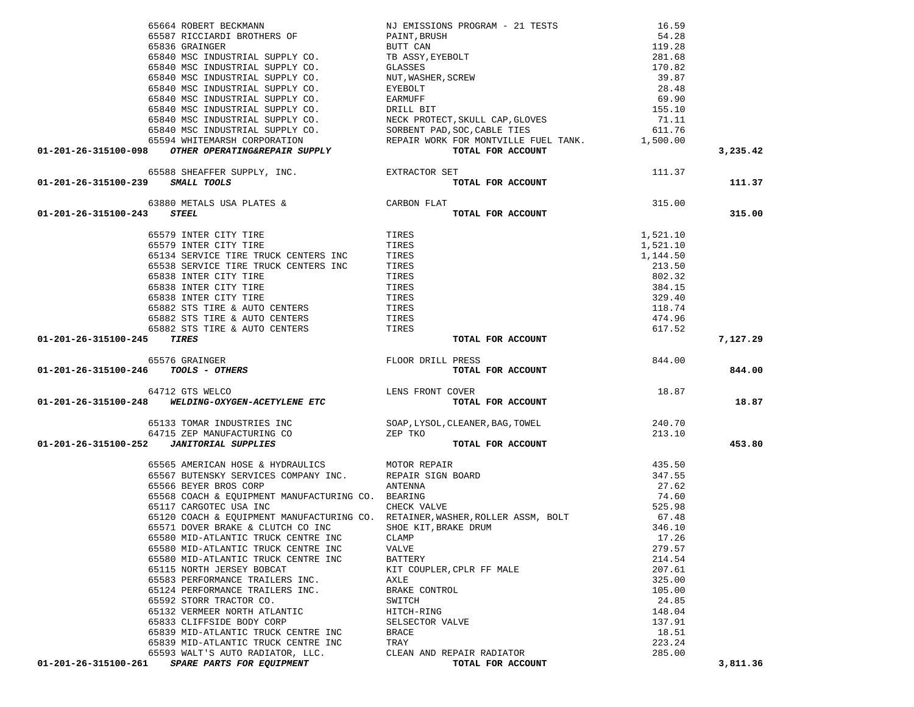| Account | Vendor | Description | Amount | Total |
|---|---|---|---|---|
| | 65664 ROBERT BECKMANN | NJ EMISSIONS PROGRAM - 21 TESTS | 16.59 | |
| | 65587 RICCIARDI BROTHERS OF | PAINT,BRUSH | 54.28 | |
| | 65836 GRAINGER | BUTT CAN | 119.28 | |
| | 65840 MSC INDUSTRIAL SUPPLY CO. | TB ASSY,EYEBOLT | 281.68 | |
| | 65840 MSC INDUSTRIAL SUPPLY CO. | GLASSES | 170.82 | |
| | 65840 MSC INDUSTRIAL SUPPLY CO. | NUT,WASHER,SCREW | 39.87 | |
| | 65840 MSC INDUSTRIAL SUPPLY CO. | EYEBOLT | 28.48 | |
| | 65840 MSC INDUSTRIAL SUPPLY CO. | EARMUFF | 69.90 | |
| | 65840 MSC INDUSTRIAL SUPPLY CO. | DRILL BIT | 155.10 | |
| | 65840 MSC INDUSTRIAL SUPPLY CO. | NECK PROTECT,SKULL CAP,GLOVES | 71.11 | |
| | 65840 MSC INDUSTRIAL SUPPLY CO. | SORBENT PAD,SOC,CABLE TIES | 611.76 | |
| | 65594 WHITEMARSH CORPORATION | REPAIR WORK FOR MONTVILLE FUEL TANK. | 1,500.00 | |
| **01-201-26-315100-098** | ***OTHER OPERATING&REPAIR SUPPLY*** | **TOTAL FOR ACCOUNT** | | **3,235.42** |
| | 65588 SHEAFFER SUPPLY, INC. | EXTRACTOR SET | 111.37 | |
| **01-201-26-315100-239** | ***SMALL TOOLS*** | **TOTAL FOR ACCOUNT** | | **111.37** |
| | 63880 METALS USA PLATES & | CARBON FLAT | 315.00 | |
| **01-201-26-315100-243** | ***STEEL*** | **TOTAL FOR ACCOUNT** | | **315.00** |
| | 65579 INTER CITY TIRE | TIRES | 1,521.10 | |
| | 65579 INTER CITY TIRE | TIRES | 1,521.10 | |
| | 65134 SERVICE TIRE TRUCK CENTERS INC | TIRES | 1,144.50 | |
| | 65538 SERVICE TIRE TRUCK CENTERS INC | TIRES | 213.50 | |
| | 65838 INTER CITY TIRE | TIRES | 802.32 | |
| | 65838 INTER CITY TIRE | TIRES | 384.15 | |
| | 65838 INTER CITY TIRE | TIRES | 329.40 | |
| | 65882 STS TIRE & AUTO CENTERS | TIRES | 118.74 | |
| | 65882 STS TIRE & AUTO CENTERS | TIRES | 474.96 | |
| | 65882 STS TIRE & AUTO CENTERS | TIRES | 617.52 | |
| **01-201-26-315100-245** | ***TIRES*** | **TOTAL FOR ACCOUNT** | | **7,127.29** |
| | 65576 GRAINGER | FLOOR DRILL PRESS | 844.00 | |
| **01-201-26-315100-246** | ***TOOLS - OTHERS*** | **TOTAL FOR ACCOUNT** | | **844.00** |
| | 64712 GTS WELCO | LENS FRONT COVER | 18.87 | |
| **01-201-26-315100-248** | ***WELDING-OXYGEN-ACETYLENE ETC*** | **TOTAL FOR ACCOUNT** | | **18.87** |
| | 65133 TOMAR INDUSTRIES INC | SOAP,LYSOL,CLEANER,BAG,TOWEL | 240.70 | |
| | 64715 ZEP MANUFACTURING CO | ZEP TKO | 213.10 | |
| **01-201-26-315100-252** | ***JANITORIAL SUPPLIES*** | **TOTAL FOR ACCOUNT** | | **453.80** |
| | 65565 AMERICAN HOSE & HYDRAULICS | MOTOR REPAIR | 435.50 | |
| | 65567 BUTENSKY SERVICES COMPANY INC. | REPAIR SIGN BOARD | 347.55 | |
| | 65566 BEYER BROS CORP | ANTENNA | 27.62 | |
| | 65568 COACH & EQUIPMENT MANUFACTURING CO. | BEARING | 74.60 | |
| | 65117 CARGOTEC USA INC | CHECK VALVE | 525.98 | |
| | 65120 COACH & EQUIPMENT MANUFACTURING CO. | RETAINER,WASHER,ROLLER ASSM, BOLT | 67.48 | |
| | 65571 DOVER BRAKE & CLUTCH CO INC | SHOE KIT,BRAKE DRUM | 346.10 | |
| | 65580 MID-ATLANTIC TRUCK CENTRE INC | CLAMP | 17.26 | |
| | 65580 MID-ATLANTIC TRUCK CENTRE INC | VALVE | 279.57 | |
| | 65580 MID-ATLANTIC TRUCK CENTRE INC | BATTERY | 214.54 | |
| | 65115 NORTH JERSEY BOBCAT | KIT COUPLER,CPLR FF MALE | 207.61 | |
| | 65583 PERFORMANCE TRAILERS INC. | AXLE | 325.00 | |
| | 65124 PERFORMANCE TRAILERS INC. | BRAKE CONTROL | 105.00 | |
| | 65592 STORR TRACTOR CO. | SWITCH | 24.85 | |
| | 65132 VERMEER NORTH ATLANTIC | HITCH-RING | 148.04 | |
| | 65833 CLIFFSIDE BODY CORP | SELSECTOR VALVE | 137.91 | |
| | 65839 MID-ATLANTIC TRUCK CENTRE INC | BRACE | 18.51 | |
| | 65839 MID-ATLANTIC TRUCK CENTRE INC | TRAY | 223.24 | |
| | 65593 WALT'S AUTO RADIATOR, LLC. | CLEAN AND REPAIR RADIATOR | 285.00 | |
| **01-201-26-315100-261** | ***SPARE PARTS FOR EQUIPMENT*** | **TOTAL FOR ACCOUNT** | | **3,811.36** |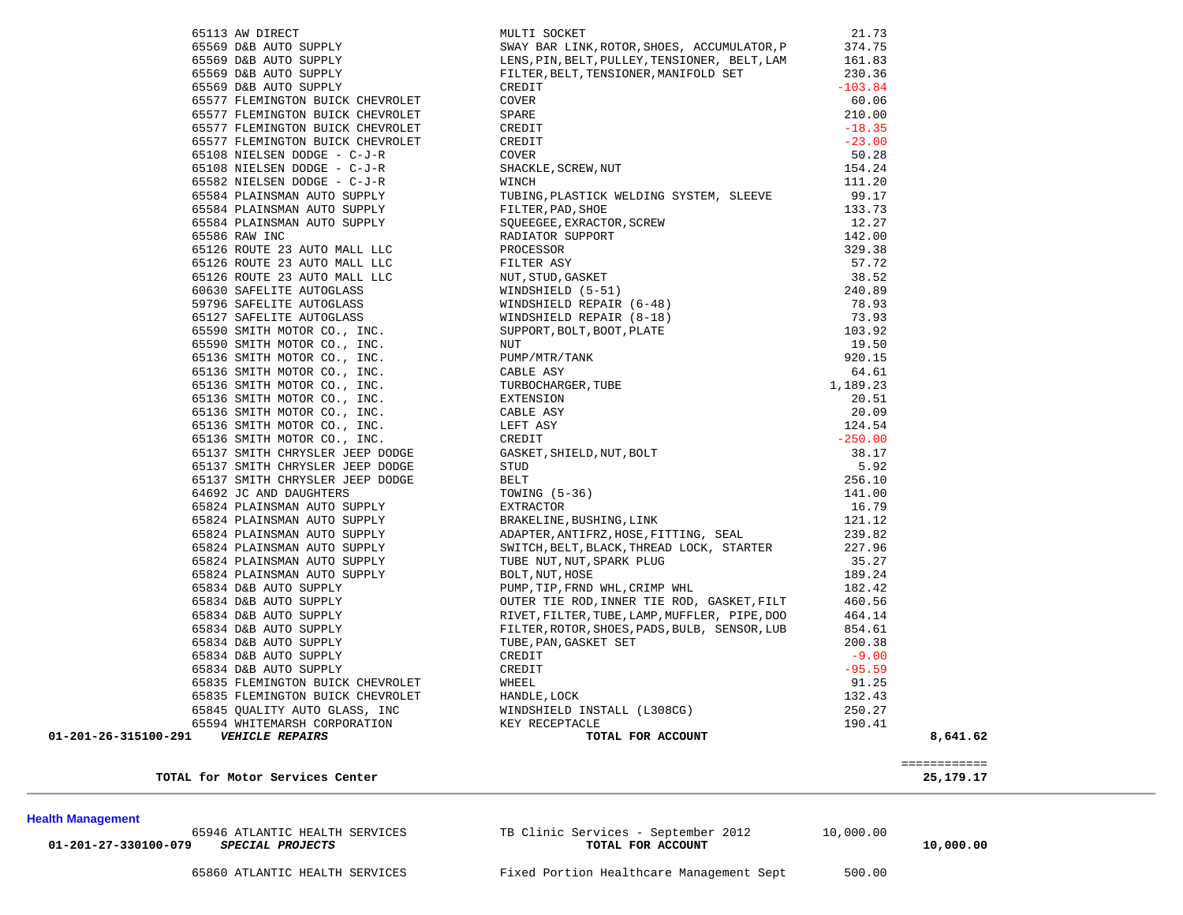| Account | PO # / Vendor | Description | Amount | Total |
|---|---|---|---|---|
| | 65113 AW DIRECT | MULTI SOCKET | 21.73 | |
| | 65569 D&B AUTO SUPPLY | SWAY BAR LINK,ROTOR,SHOES, ACCUMULATOR,P | 374.75 | |
| | 65569 D&B AUTO SUPPLY | LENS,PIN,BELT,PULLEY,TENSIONER, BELT,LAM | 161.83 | |
| | 65569 D&B AUTO SUPPLY | FILTER,BELT,TENSIONER,MANIFOLD SET | 230.36 | |
| | 65569 D&B AUTO SUPPLY | CREDIT | -103.84 | |
| | 65577 FLEMINGTON BUICK CHEVROLET | COVER | 60.06 | |
| | 65577 FLEMINGTON BUICK CHEVROLET | SPARE | 210.00 | |
| | 65577 FLEMINGTON BUICK CHEVROLET | CREDIT | -18.35 | |
| | 65577 FLEMINGTON BUICK CHEVROLET | CREDIT | -23.00 | |
| | 65108 NIELSEN DODGE - C-J-R | COVER | 50.28 | |
| | 65108 NIELSEN DODGE - C-J-R | SHACKLE,SCREW,NUT | 154.24 | |
| | 65582 NIELSEN DODGE - C-J-R | WINCH | 111.20 | |
| | 65584 PLAINSMAN AUTO SUPPLY | TUBING,PLASTICK WELDING SYSTEM, SLEEVE | 99.17 | |
| | 65584 PLAINSMAN AUTO SUPPLY | FILTER,PAD,SHOE | 133.73 | |
| | 65584 PLAINSMAN AUTO SUPPLY | SQUEEGEE,EXRACTOR,SCREW | 12.27 | |
| | 65586 RAW INC | RADIATOR SUPPORT | 142.00 | |
| | 65126 ROUTE 23 AUTO MALL LLC | PROCESSOR | 329.38 | |
| | 65126 ROUTE 23 AUTO MALL LLC | FILTER ASY | 57.72 | |
| | 65126 ROUTE 23 AUTO MALL LLC | NUT,STUD,GASKET | 38.52 | |
| | 60630 SAFELITE AUTOGLASS | WINDSHIELD (5-51) | 240.89 | |
| | 59796 SAFELITE AUTOGLASS | WINDSHIELD REPAIR (6-48) | 78.93 | |
| | 65127 SAFELITE AUTOGLASS | WINDSHIELD REPAIR (8-18) | 73.93 | |
| | 65590 SMITH MOTOR CO., INC. | SUPPORT,BOLT,BOOT,PLATE | 103.92 | |
| | 65590 SMITH MOTOR CO., INC. | NUT | 19.50 | |
| | 65136 SMITH MOTOR CO., INC. | PUMP/MTR/TANK | 920.15 | |
| | 65136 SMITH MOTOR CO., INC. | CABLE ASY | 64.61 | |
| | 65136 SMITH MOTOR CO., INC. | TURBOCHARGER,TUBE | 1,189.23 | |
| | 65136 SMITH MOTOR CO., INC. | EXTENSION | 20.51 | |
| | 65136 SMITH MOTOR CO., INC. | CABLE ASY | 20.09 | |
| | 65136 SMITH MOTOR CO., INC. | LEFT ASY | 124.54 | |
| | 65136 SMITH MOTOR CO., INC. | CREDIT | -250.00 | |
| | 65137 SMITH CHRYSLER JEEP DODGE | GASKET,SHIELD,NUT,BOLT | 38.17 | |
| | 65137 SMITH CHRYSLER JEEP DODGE | STUD | 5.92 | |
| | 65137 SMITH CHRYSLER JEEP DODGE | BELT | 256.10 | |
| | 64692 JC AND DAUGHTERS | TOWING (5-36) | 141.00 | |
| | 65824 PLAINSMAN AUTO SUPPLY | EXTRACTOR | 16.79 | |
| | 65824 PLAINSMAN AUTO SUPPLY | BRAKELINE,BUSHING,LINK | 121.12 | |
| | 65824 PLAINSMAN AUTO SUPPLY | ADAPTER,ANTIFRZ,HOSE,FITTING, SEAL | 239.82 | |
| | 65824 PLAINSMAN AUTO SUPPLY | SWITCH,BELT,BLACK,THREAD LOCK, STARTER | 227.96 | |
| | 65824 PLAINSMAN AUTO SUPPLY | TUBE NUT,NUT,SPARK PLUG | 35.27 | |
| | 65824 PLAINSMAN AUTO SUPPLY | BOLT,NUT,HOSE | 189.24 | |
| | 65834 D&B AUTO SUPPLY | PUMP,TIP,FRND WHL,CRIMP WHL | 182.42 | |
| | 65834 D&B AUTO SUPPLY | OUTER TIE ROD,INNER TIE ROD, GASKET,FILT | 460.56 | |
| | 65834 D&B AUTO SUPPLY | RIVET,FILTER,TUBE,LAMP,MUFFLER, PIPE,DOO | 464.14 | |
| | 65834 D&B AUTO SUPPLY | FILTER,ROTOR,SHOES,PADS,BULB, SENSOR,LUB | 854.61 | |
| | 65834 D&B AUTO SUPPLY | TUBE,PAN,GASKET SET | 200.38 | |
| | 65834 D&B AUTO SUPPLY | CREDIT | -9.00 | |
| | 65834 D&B AUTO SUPPLY | CREDIT | -95.59 | |
| | 65835 FLEMINGTON BUICK CHEVROLET | WHEEL | 91.25 | |
| | 65835 FLEMINGTON BUICK CHEVROLET | HANDLE,LOCK | 132.43 | |
| | 65845 QUALITY AUTO GLASS, INC | WINDSHIELD INSTALL (L308CG) | 250.27 | |
| | 65594 WHITEMARSH CORPORATION | KEY RECEPTACLE | 190.41 | |
| **01-201-26-315100-291** | ***VEHICLE REPAIRS*** | **TOTAL FOR ACCOUNT** | | **8,641.62** |

**TOTAL for Motor Services Center** ============ **25,179.17**

**Health Management**

| Account | PO # / Vendor | Description | Amount | Total |
|---|---|---|---|---|
| | 65946 ATLANTIC HEALTH SERVICES | TB Clinic Services - September 2012 | 10,000.00 | |
| **01-201-27-330100-079** | ***SPECIAL PROJECTS*** | **TOTAL FOR ACCOUNT** | | **10,000.00** |
| | 65860 ATLANTIC HEALTH SERVICES | Fixed Portion Healthcare Management Sept | 500.00 | |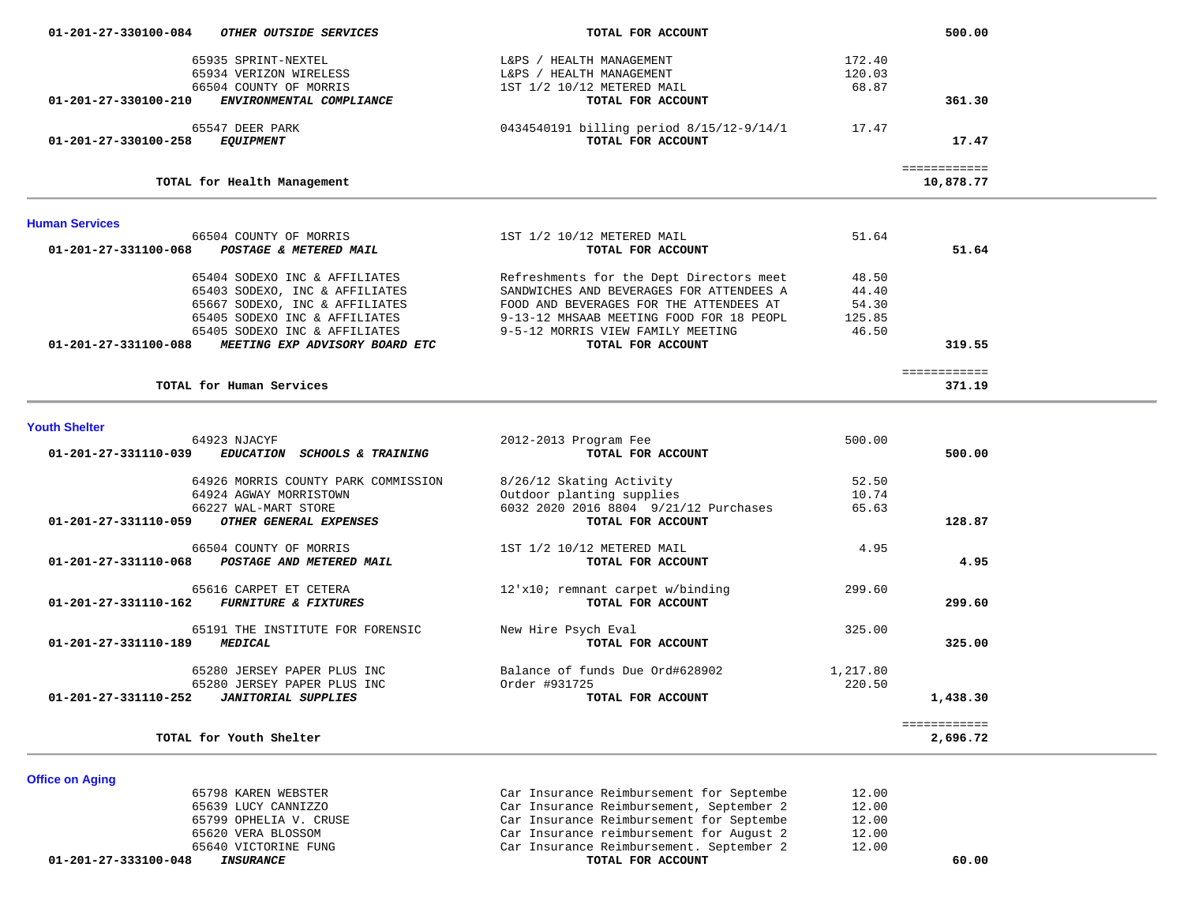| | | | | |
|---|---|---|---|---|
| **01-201-27-330100-084** | ***OTHER OUTSIDE SERVICES*** | **TOTAL FOR ACCOUNT** | | **500.00** |
| | 65935 SPRINT-NEXTEL | L&PS / HEALTH MANAGEMENT | 172.40 | |
| | 65934 VERIZON WIRELESS | L&PS / HEALTH MANAGEMENT | 120.03 | |
| | 66504 COUNTY OF MORRIS | 1ST 1/2 10/12 METERED MAIL | 68.87 | |
| **01-201-27-330100-210** | ***ENVIRONMENTAL COMPLIANCE*** | **TOTAL FOR ACCOUNT** | | **361.30** |
| | 65547 DEER PARK | 0434540191 billing period 8/15/12-9/14/1 | 17.47 | |
| **01-201-27-330100-258** | ***EQUIPMENT*** | **TOTAL FOR ACCOUNT** | | **17.47** |
| | **TOTAL for Health Management** | | | **10,878.77** |

## Human Services

| | | | | |
|---|---|---|---|---|
| | 66504 COUNTY OF MORRIS | 1ST 1/2 10/12 METERED MAIL | 51.64 | |
| **01-201-27-331100-068** | ***POSTAGE & METERED MAIL*** | **TOTAL FOR ACCOUNT** | | **51.64** |
| | 65404 SODEXO INC & AFFILIATES | Refreshments for the Dept Directors meet | 48.50 | |
| | 65403 SODEXO, INC & AFFILIATES | SANDWICHES AND BEVERAGES FOR ATTENDEES A | 44.40 | |
| | 65667 SODEXO, INC & AFFILIATES | FOOD AND BEVERAGES FOR THE ATTENDEES AT | 54.30 | |
| | 65405 SODEXO INC & AFFILIATES | 9-13-12 MHSAAB MEETING FOOD FOR 18 PEOPL | 125.85 | |
| | 65405 SODEXO INC & AFFILIATES | 9-5-12 MORRIS VIEW FAMILY MEETING | 46.50 | |
| **01-201-27-331100-088** | ***MEETING EXP ADVISORY BOARD ETC*** | **TOTAL FOR ACCOUNT** | | **319.55** |
| | **TOTAL for Human Services** | | | **371.19** |

## Youth Shelter

| | | | | |
|---|---|---|---|---|
| | 64923 NJACYF | 2012-2013 Program Fee | 500.00 | |
| **01-201-27-331110-039** | ***EDUCATION SCHOOLS & TRAINING*** | **TOTAL FOR ACCOUNT** | | **500.00** |
| | 64926 MORRIS COUNTY PARK COMMISSION | 8/26/12 Skating Activity | 52.50 | |
| | 64924 AGWAY MORRISTOWN | Outdoor planting supplies | 10.74 | |
| | 66227 WAL-MART STORE | 6032 2020 2016 8804 9/21/12 Purchases | 65.63 | |
| **01-201-27-331110-059** | ***OTHER GENERAL EXPENSES*** | **TOTAL FOR ACCOUNT** | | **128.87** |
| | 66504 COUNTY OF MORRIS | 1ST 1/2 10/12 METERED MAIL | 4.95 | |
| **01-201-27-331110-068** | ***POSTAGE AND METERED MAIL*** | **TOTAL FOR ACCOUNT** | | **4.95** |
| | 65616 CARPET ET CETERA | 12'x10; remnant carpet w/binding | 299.60 | |
| **01-201-27-331110-162** | ***FURNITURE & FIXTURES*** | **TOTAL FOR ACCOUNT** | | **299.60** |
| | 65191 THE INSTITUTE FOR FORENSIC | New Hire Psych Eval | 325.00 | |
| **01-201-27-331110-189** | ***MEDICAL*** | **TOTAL FOR ACCOUNT** | | **325.00** |
| | 65280 JERSEY PAPER PLUS INC | Balance of funds Due Ord#628902 | 1,217.80 | |
| | 65280 JERSEY PAPER PLUS INC | Order #931725 | 220.50 | |
| **01-201-27-331110-252** | ***JANITORIAL SUPPLIES*** | **TOTAL FOR ACCOUNT** | | **1,438.30** |
| | **TOTAL for Youth Shelter** | | | **2,696.72** |

## Office on Aging

| | | | | |
|---|---|---|---|---|
| | 65798 KAREN WEBSTER | Car Insurance Reimbursement for Septembe | 12.00 | |
| | 65639 LUCY CANNIZZO | Car Insurance Reimbursement, September 2 | 12.00 | |
| | 65799 OPHELIA V. CRUSE | Car Insurance Reimbursement for Septembe | 12.00 | |
| | 65620 VERA BLOSSOM | Car Insurance reimbursement for August 2 | 12.00 | |
| | 65640 VICTORINE FUNG | Car Insurance Reimbursement. September 2 | 12.00 | |
| **01-201-27-333100-048** | ***INSURANCE*** | **TOTAL FOR ACCOUNT** | | **60.00** |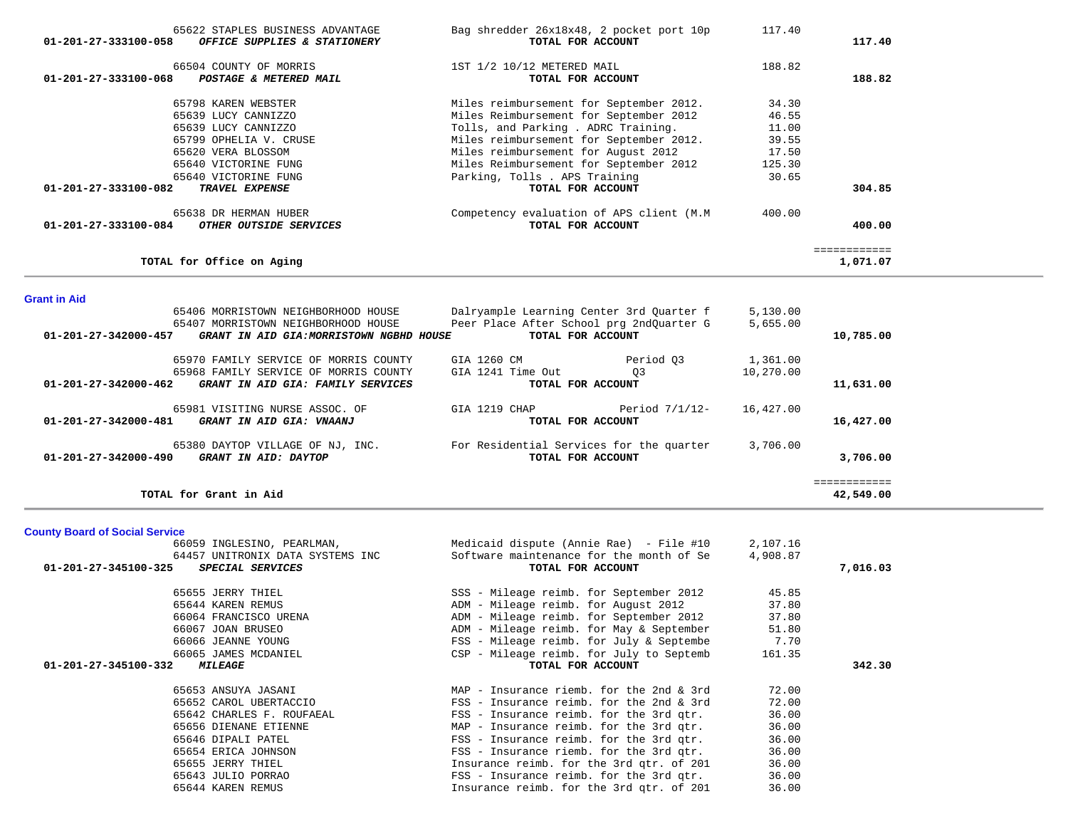| Account | Vendor / Account Name | Description | Amount | Total |
|---|---|---|---|---|
| | 65622 STAPLES BUSINESS ADVANTAGE | Bag shredder 26x18x48, 2 pocket port 10p | 117.40 | |
| 01-201-27-333100-058 | ***OFFICE SUPPLIES & STATIONERY*** | **TOTAL FOR ACCOUNT** | | **117.40** |
| | 66504 COUNTY OF MORRIS | 1ST 1/2 10/12 METERED MAIL | 188.82 | |
| 01-201-27-333100-068 | ***POSTAGE & METERED MAIL*** | **TOTAL FOR ACCOUNT** | | **188.82** |
| | 65798 KAREN WEBSTER | Miles reimbursement for September 2012. | 34.30 | |
| | 65639 LUCY CANNIZZO | Miles Reimbursement for September 2012 | 46.55 | |
| | 65639 LUCY CANNIZZO | Tolls, and Parking . ADRC Training. | 11.00 | |
| | 65799 OPHELIA V. CRUSE | Miles reimbursement for September 2012. | 39.55 | |
| | 65620 VERA BLOSSOM | Miles reimbursement for August 2012 | 17.50 | |
| | 65640 VICTORINE FUNG | Miles Reimbursement for September 2012 | 125.30 | |
| | 65640 VICTORINE FUNG | Parking, Tolls . APS Training | 30.65 | |
| 01-201-27-333100-082 | ***TRAVEL EXPENSE*** | **TOTAL FOR ACCOUNT** | | **304.85** |
| | 65638 DR HERMAN HUBER | Competency evaluation of APS client (M.M | 400.00 | |
| 01-201-27-333100-084 | ***OTHER OUTSIDE SERVICES*** | **TOTAL FOR ACCOUNT** | | **400.00** |
| | | | | ============ |
| | **TOTAL for Office on Aging** | | | **1,071.07** |

## Grant in Aid

| Account | Vendor / Account Name | Description | Amount | Total |
|---|---|---|---|---|
| | 65406 MORRISTOWN NEIGHBORHOOD HOUSE | Dalryample Learning Center 3rd Quarter f | 5,130.00 | |
| | 65407 MORRISTOWN NEIGHBORHOOD HOUSE | Peer Place After School prg 2ndQuarter G | 5,655.00 | |
| 01-201-27-342000-457 | ***GRANT IN AID GIA:MORRISTOWN NGBHD HOUSE*** | **TOTAL FOR ACCOUNT** | | **10,785.00** |
| | 65970 FAMILY SERVICE OF MORRIS COUNTY | GIA 1260 CM Period Q3 | 1,361.00 | |
| | 65968 FAMILY SERVICE OF MORRIS COUNTY | GIA 1241 Time Out Q3 | 10,270.00 | |
| 01-201-27-342000-462 | ***GRANT IN AID GIA: FAMILY SERVICES*** | **TOTAL FOR ACCOUNT** | | **11,631.00** |
| | 65981 VISITING NURSE ASSOC. OF | GIA 1219 CHAP Period 7/1/12- | 16,427.00 | |
| 01-201-27-342000-481 | ***GRANT IN AID GIA: VNAANJ*** | **TOTAL FOR ACCOUNT** | | **16,427.00** |
| | 65380 DAYTOP VILLAGE OF NJ, INC. | For Residential Services for the quarter | 3,706.00 | |
| 01-201-27-342000-490 | ***GRANT IN AID: DAYTOP*** | **TOTAL FOR ACCOUNT** | | **3,706.00** |
| | | | | ============ |
| | **TOTAL for Grant in Aid** | | | **42,549.00** |

## County Board of Social Service

| Account | Vendor / Account Name | Description | Amount | Total |
|---|---|---|---|---|
| | 66059 INGLESINO, PEARLMAN, | Medicaid dispute (Annie Rae) - File #10 | 2,107.16 | |
| | 64457 UNITRONIX DATA SYSTEMS INC | Software maintenance for the month of Se | 4,908.87 | |
| 01-201-27-345100-325 | ***SPECIAL SERVICES*** | **TOTAL FOR ACCOUNT** | | **7,016.03** |
| | 65655 JERRY THIEL | SSS - Mileage reimb. for September 2012 | 45.85 | |
| | 65644 KAREN REMUS | ADM - Mileage reimb. for August 2012 | 37.80 | |
| | 66064 FRANCISCO URENA | ADM - Mileage reimb. for September 2012 | 37.80 | |
| | 66067 JOAN BRUSEO | ADM - Mileage reimb. for May & September | 51.80 | |
| | 66066 JEANNE YOUNG | FSS - Mileage reimb. for July & Septembe | 7.70 | |
| | 66065 JAMES MCDANIEL | CSP - Mileage reimb. for July to Septemb | 161.35 | |
| 01-201-27-345100-332 | ***MILEAGE*** | **TOTAL FOR ACCOUNT** | | **342.30** |
| | 65653 ANSUYA JASANI | MAP - Insurance riemb. for the 2nd & 3rd | 72.00 | |
| | 65652 CAROL UBERTACCIO | FSS - Insurance reimb. for the 2nd & 3rd | 72.00 | |
| | 65642 CHARLES F. ROUFAEAL | FSS - Insurance reimb. for the 3rd qtr. | 36.00 | |
| | 65656 DIENANE ETIENNE | MAP - Insurance reimb. for the 3rd qtr. | 36.00 | |
| | 65646 DIPALI PATEL | FSS - Insurance reimb. for the 3rd qtr. | 36.00 | |
| | 65654 ERICA JOHNSON | FSS - Insurance riemb. for the 3rd qtr. | 36.00 | |
| | 65655 JERRY THIEL | Insurance reimb. for the 3rd qtr. of 201 | 36.00 | |
| | 65643 JULIO PORRAO | FSS - Insurance reimb. for the 3rd qtr. | 36.00 | |
| | 65644 KAREN REMUS | Insurance reimb. for the 3rd qtr. of 201 | 36.00 | |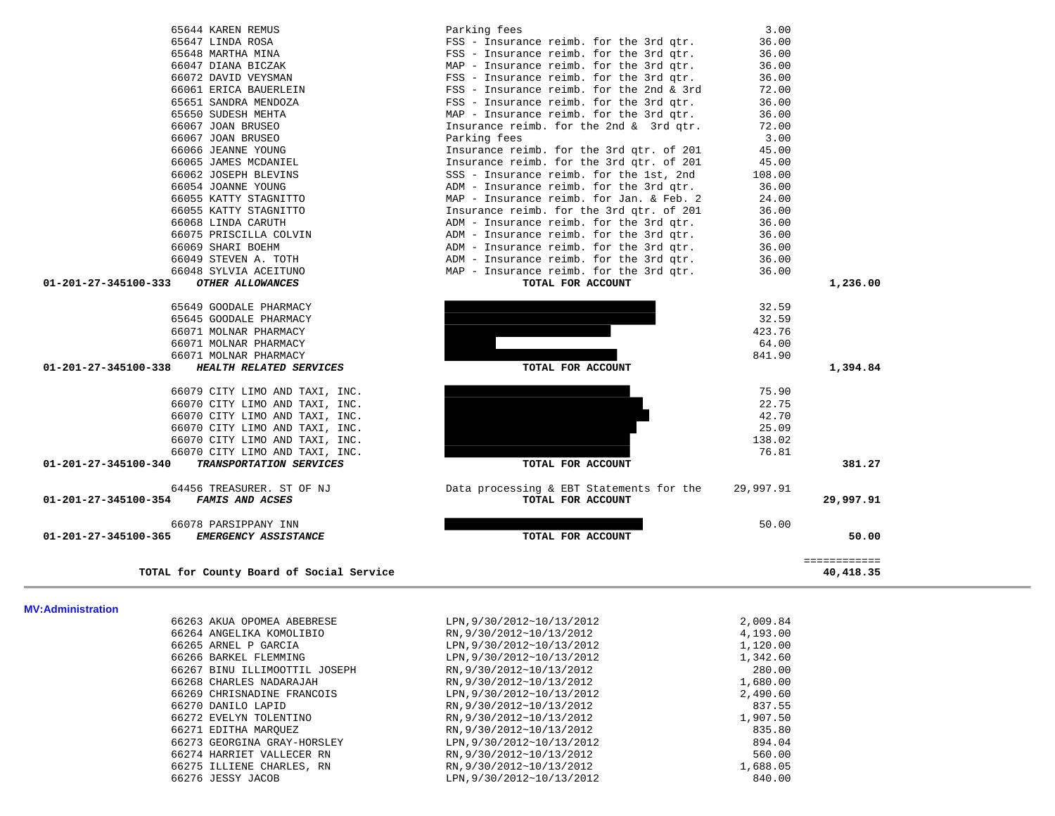| | | | |
|---|---|---|---|
| 65644 KAREN REMUS | Parking fees | 3.00 | |
| 65647 LINDA ROSA | FSS - Insurance reimb. for the 3rd qtr. | 36.00 | |
| 65648 MARTHA MINA | FSS - Insurance reimb. for the 3rd qtr. | 36.00 | |
| 66047 DIANA BICZAK | MAP - Insurance reimb. for the 3rd qtr. | 36.00 | |
| 66072 DAVID VEYSMAN | FSS - Insurance reimb. for the 3rd qtr. | 36.00 | |
| 66061 ERICA BAUERLEIN | FSS - Insurance reimb. for the 2nd & 3rd | 72.00 | |
| 65651 SANDRA MENDOZA | FSS - Insurance reimb. for the 3rd qtr. | 36.00 | |
| 65650 SUDESH MEHTA | MAP - Insurance reimb. for the 3rd qtr. | 36.00 | |
| 66067 JOAN BRUSEO | Insurance reimb. for the 2nd & 3rd qtr. | 72.00 | |
| 66067 JOAN BRUSEO | Parking fees | 3.00 | |
| 66066 JEANNE YOUNG | Insurance reimb. for the 3rd qtr. of 201 | 45.00 | |
| 66065 JAMES MCDANIEL | Insurance reimb. for the 3rd qtr. of 201 | 45.00 | |
| 66062 JOSEPH BLEVINS | SSS - Insurance reimb. for the 1st, 2nd | 108.00 | |
| 66054 JOANNE YOUNG | ADM - Insurance reimb. for the 3rd qtr. | 36.00 | |
| 66055 KATTY STAGNITTO | MAP - Insurance reimb. for Jan. & Feb. 2 | 24.00 | |
| 66055 KATTY STAGNITTO | Insurance reimb. for the 3rd qtr. of 201 | 36.00 | |
| 66068 LINDA CARUTH | ADM - Insurance reimb. for the 3rd qtr. | 36.00 | |
| 66075 PRISCILLA COLVIN | ADM - Insurance reimb. for the 3rd qtr. | 36.00 | |
| 66069 SHARI BOEHM | ADM - Insurance reimb. for the 3rd qtr. | 36.00 | |
| 66049 STEVEN A. TOTH | ADM - Insurance reimb. for the 3rd qtr. | 36.00 | |
| 66048 SYLVIA ACEITUNO | MAP - Insurance reimb. for the 3rd qtr. | 36.00 | |
| **01-201-27-345100-333** ***OTHER ALLOWANCES*** | **TOTAL FOR ACCOUNT** | | **1,236.00** |
| 65649 GOODALE PHARMACY | [REDACTED] | 32.59 | |
| 65645 GOODALE PHARMACY | [REDACTED] | 32.59 | |
| 66071 MOLNAR PHARMACY | [REDACTED] | 423.76 | |
| 66071 MOLNAR PHARMACY | [REDACTED] | 64.00 | |
| 66071 MOLNAR PHARMACY | [REDACTED] | 841.90 | |
| **01-201-27-345100-338** ***HEALTH RELATED SERVICES*** | **TOTAL FOR ACCOUNT** | | **1,394.84** |
| 66079 CITY LIMO AND TAXI, INC. | [REDACTED] | 75.90 | |
| 66070 CITY LIMO AND TAXI, INC. | [REDACTED] | 22.75 | |
| 66070 CITY LIMO AND TAXI, INC. | [REDACTED] | 42.70 | |
| 66070 CITY LIMO AND TAXI, INC. | [REDACTED] | 25.09 | |
| 66070 CITY LIMO AND TAXI, INC. | [REDACTED] | 138.02 | |
| 66070 CITY LIMO AND TAXI, INC. | [REDACTED] | 76.81 | |
| **01-201-27-345100-340** ***TRANSPORTATION SERVICES*** | **TOTAL FOR ACCOUNT** | | **381.27** |
| 64456 TREASURER. ST OF NJ | Data processing & EBT Statements for the | 29,997.91 | |
| **01-201-27-345100-354** ***FAMIS AND ACSES*** | **TOTAL FOR ACCOUNT** | | **29,997.91** |
| 66078 PARSIPPANY INN | [REDACTED] | 50.00 | |
| **01-201-27-345100-365** ***EMERGENCY ASSISTANCE*** | **TOTAL FOR ACCOUNT** | | **50.00** |
| | | | ============ |
| **TOTAL for County Board of Social Service** | | | **40,418.35** |

**MV:Administration**

| | | | |
|---|---|---|---|
| 66263 AKUA OPOMEA ABEBRESE | LPN,9/30/2012~10/13/2012 | 2,009.84 | |
| 66264 ANGELIKA KOMOLIBIO | RN,9/30/2012~10/13/2012 | 4,193.00 | |
| 66265 ARNEL P GARCIA | LPN,9/30/2012~10/13/2012 | 1,120.00 | |
| 66266 BARKEL FLEMMING | LPN,9/30/2012~10/13/2012 | 1,342.60 | |
| 66267 BINU ILLIMOOTTIL JOSEPH | RN,9/30/2012~10/13/2012 | 280.00 | |
| 66268 CHARLES NADARAJAH | RN,9/30/2012~10/13/2012 | 1,680.00 | |
| 66269 CHRISNADINE FRANCOIS | LPN,9/30/2012~10/13/2012 | 2,490.60 | |
| 66270 DANILO LAPID | RN,9/30/2012~10/13/2012 | 837.55 | |
| 66272 EVELYN TOLENTINO | RN,9/30/2012~10/13/2012 | 1,907.50 | |
| 66271 EDITHA MARQUEZ | RN,9/30/2012~10/13/2012 | 835.80 | |
| 66273 GEORGINA GRAY-HORSLEY | LPN,9/30/2012~10/13/2012 | 894.04 | |
| 66274 HARRIET VALLECER RN | RN,9/30/2012~10/13/2012 | 560.00 | |
| 66275 ILLIENE CHARLES, RN | RN,9/30/2012~10/13/2012 | 1,688.05 | |
| 66276 JESSY JACOB | LPN,9/30/2012~10/13/2012 | 840.00 | |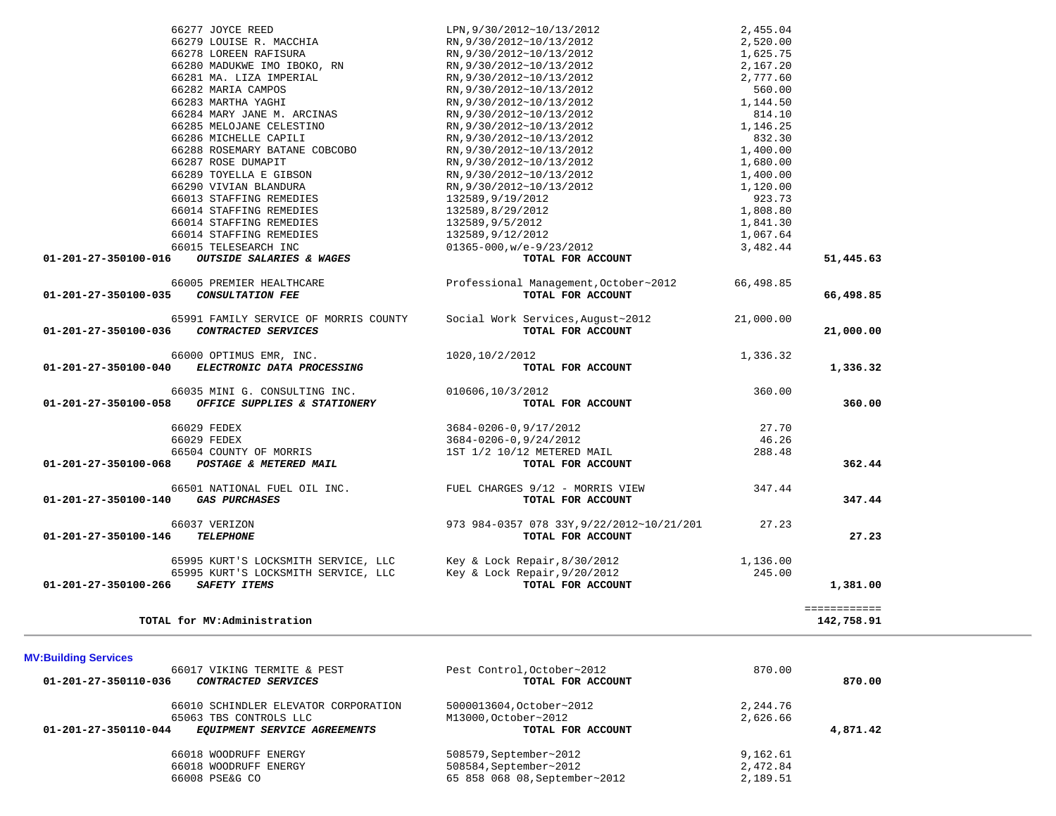| Account | Vendor / Description | Reference | Amount | Total |
|---|---|---|---|---|
| | 66277 JOYCE REED | LPN,9/30/2012~10/13/2012 | 2,455.04 | |
| | 66279 LOUISE R. MACCHIA | RN,9/30/2012~10/13/2012 | 2,520.00 | |
| | 66278 LOREEN RAFISURA | RN,9/30/2012~10/13/2012 | 1,625.75 | |
| | 66280 MADUKWE IMO IBOKO, RN | RN,9/30/2012~10/13/2012 | 2,167.20 | |
| | 66281 MA. LIZA IMPERIAL | RN,9/30/2012~10/13/2012 | 2,777.60 | |
| | 66282 MARIA CAMPOS | RN,9/30/2012~10/13/2012 | 560.00 | |
| | 66283 MARTHA YAGHI | RN,9/30/2012~10/13/2012 | 1,144.50 | |
| | 66284 MARY JANE M. ARCINAS | RN,9/30/2012~10/13/2012 | 814.10 | |
| | 66285 MELOJANE CELESTINO | RN,9/30/2012~10/13/2012 | 1,146.25 | |
| | 66286 MICHELLE CAPILI | RN,9/30/2012~10/13/2012 | 832.30 | |
| | 66288 ROSEMARY BATANE COBCOBO | RN,9/30/2012~10/13/2012 | 1,400.00 | |
| | 66287 ROSE DUMAPIT | RN,9/30/2012~10/13/2012 | 1,680.00 | |
| | 66289 TOYELLA E GIBSON | RN,9/30/2012~10/13/2012 | 1,400.00 | |
| | 66290 VIVIAN BLANDURA | RN,9/30/2012~10/13/2012 | 1,120.00 | |
| | 66013 STAFFING REMEDIES | 132589,9/19/2012 | 923.73 | |
| | 66014 STAFFING REMEDIES | 132589,8/29/2012 | 1,808.80 | |
| | 66014 STAFFING REMEDIES | 132589,9/5/2012 | 1,841.30 | |
| | 66014 STAFFING REMEDIES | 132589,9/12/2012 | 1,067.64 | |
| | 66015 TELESEARCH INC | 01365-000,w/e-9/23/2012 | 3,482.44 | |
| **01-201-27-350100-016** | ***OUTSIDE SALARIES & WAGES*** | **TOTAL FOR ACCOUNT** | | **51,445.63** |
| | 66005 PREMIER HEALTHCARE | Professional Management,October~2012 | 66,498.85 | |
| **01-201-27-350100-035** | ***CONSULTATION FEE*** | **TOTAL FOR ACCOUNT** | | **66,498.85** |
| | 65991 FAMILY SERVICE OF MORRIS COUNTY | Social Work Services,August~2012 | 21,000.00 | |
| **01-201-27-350100-036** | ***CONTRACTED SERVICES*** | **TOTAL FOR ACCOUNT** | | **21,000.00** |
| | 66000 OPTIMUS EMR, INC. | 1020,10/2/2012 | 1,336.32 | |
| **01-201-27-350100-040** | ***ELECTRONIC DATA PROCESSING*** | **TOTAL FOR ACCOUNT** | | **1,336.32** |
| | 66035 MINI G. CONSULTING INC. | 010606,10/3/2012 | 360.00 | |
| **01-201-27-350100-058** | ***OFFICE SUPPLIES & STATIONERY*** | **TOTAL FOR ACCOUNT** | | **360.00** |
| | 66029 FEDEX | 3684-0206-0,9/17/2012 | 27.70 | |
| | 66029 FEDEX | 3684-0206-0,9/24/2012 | 46.26 | |
| | 66504 COUNTY OF MORRIS | 1ST 1/2 10/12 METERED MAIL | 288.48 | |
| **01-201-27-350100-068** | ***POSTAGE & METERED MAIL*** | **TOTAL FOR ACCOUNT** | | **362.44** |
| | 66501 NATIONAL FUEL OIL INC. | FUEL CHARGES 9/12 - MORRIS VIEW | 347.44 | |
| **01-201-27-350100-140** | ***GAS PURCHASES*** | **TOTAL FOR ACCOUNT** | | **347.44** |
| | 66037 VERIZON | 973 984-0357 078 33Y,9/22/2012~10/21/201 | 27.23 | |
| **01-201-27-350100-146** | ***TELEPHONE*** | **TOTAL FOR ACCOUNT** | | **27.23** |
| | 65995 KURT'S LOCKSMITH SERVICE, LLC | Key & Lock Repair,8/30/2012 | 1,136.00 | |
| | 65995 KURT'S LOCKSMITH SERVICE, LLC | Key & Lock Repair,9/20/2012 | 245.00 | |
| **01-201-27-350100-266** | ***SAFETY ITEMS*** | **TOTAL FOR ACCOUNT** | | **1,381.00** |
| | | | | ============ |
| | **TOTAL for MV:Administration** | | | **142,758.91** |

**MV:Building Services**

| Account | Vendor / Description | Reference | Amount | Total |
|---|---|---|---|---|
| | 66017 VIKING TERMITE & PEST | Pest Control,October~2012 | 870.00 | |
| **01-201-27-350110-036** | ***CONTRACTED SERVICES*** | **TOTAL FOR ACCOUNT** | | **870.00** |
| | 66010 SCHINDLER ELEVATOR CORPORATION | 5000013604,October~2012 | 2,244.76 | |
| | 65063 TBS CONTROLS LLC | M13000,October~2012 | 2,626.66 | |
| **01-201-27-350110-044** | ***EQUIPMENT SERVICE AGREEMENTS*** | **TOTAL FOR ACCOUNT** | | **4,871.42** |
| | 66018 WOODRUFF ENERGY | 508579,September~2012 | 9,162.61 | |
| | 66018 WOODRUFF ENERGY | 508584,September~2012 | 2,472.84 | |
| | 66008 PSE&G CO | 65 858 068 08,September~2012 | 2,189.51 | |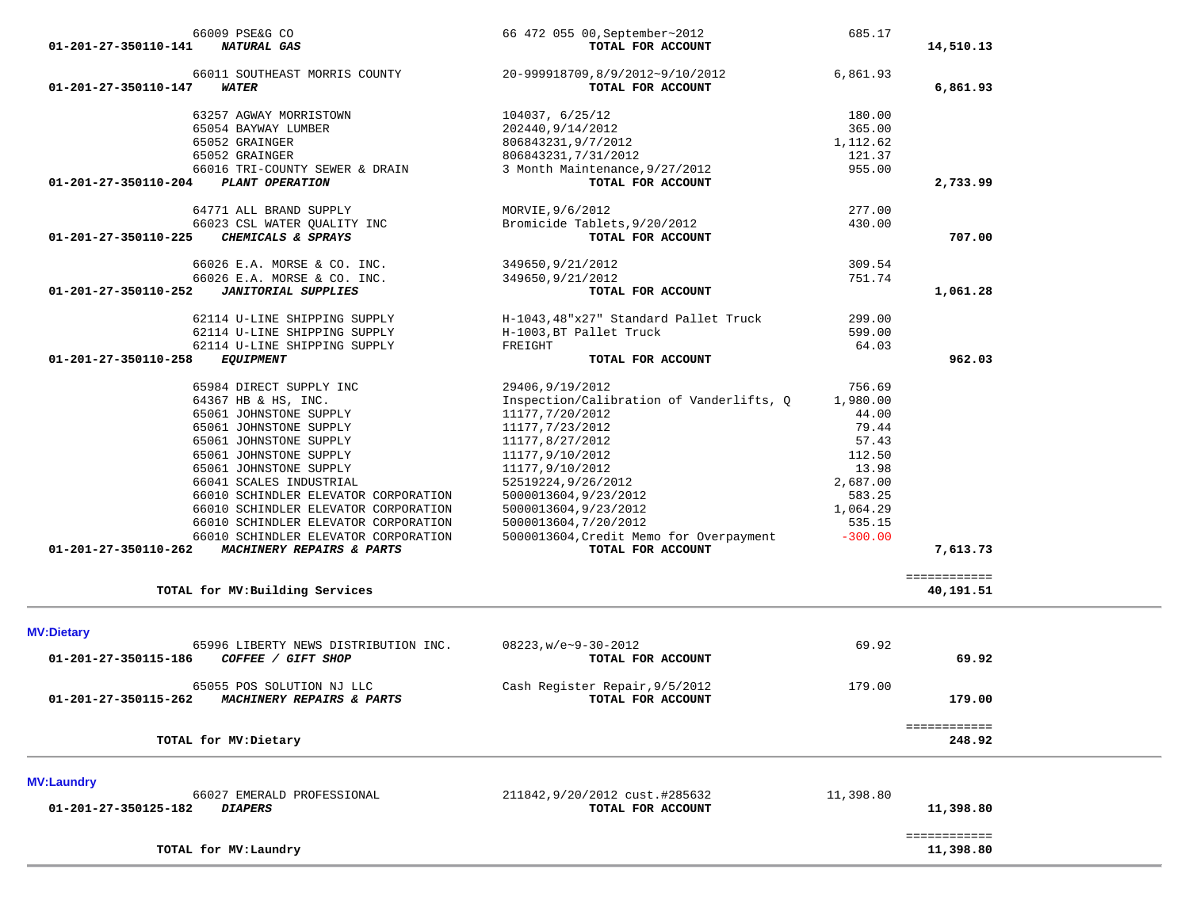| Account | Vendor / Description | Invoice / Description | Amount | Total |
|---|---|---|---|---|
| | 66009 PSE&G CO | 66 472 055 00,September~2012 | 685.17 | |
| 01-201-27-350110-141 | ***NATURAL GAS*** | **TOTAL FOR ACCOUNT** | | **14,510.13** |
| | 66011 SOUTHEAST MORRIS COUNTY | 20-999918709,8/9/2012~9/10/2012 | 6,861.93 | |
| 01-201-27-350110-147 | ***WATER*** | **TOTAL FOR ACCOUNT** | | **6,861.93** |
| | 63257 AGWAY MORRISTOWN | 104037, 6/25/12 | 180.00 | |
| | 65054 BAYWAY LUMBER | 202440,9/14/2012 | 365.00 | |
| | 65052 GRAINGER | 806843231,9/7/2012 | 1,112.62 | |
| | 65052 GRAINGER | 806843231,7/31/2012 | 121.37 | |
| | 66016 TRI-COUNTY SEWER & DRAIN | 3 Month Maintenance,9/27/2012 | 955.00 | |
| 01-201-27-350110-204 | ***PLANT OPERATION*** | **TOTAL FOR ACCOUNT** | | **2,733.99** |
| | 64771 ALL BRAND SUPPLY | MORVIE,9/6/2012 | 277.00 | |
| | 66023 CSL WATER QUALITY INC | Bromicide Tablets,9/20/2012 | 430.00 | |
| 01-201-27-350110-225 | ***CHEMICALS & SPRAYS*** | **TOTAL FOR ACCOUNT** | | **707.00** |
| | 66026 E.A. MORSE & CO. INC. | 349650,9/21/2012 | 309.54 | |
| | 66026 E.A. MORSE & CO. INC. | 349650,9/21/2012 | 751.74 | |
| 01-201-27-350110-252 | ***JANITORIAL SUPPLIES*** | **TOTAL FOR ACCOUNT** | | **1,061.28** |
| | 62114 U-LINE SHIPPING SUPPLY | H-1043,48"x27" Standard Pallet Truck | 299.00 | |
| | 62114 U-LINE SHIPPING SUPPLY | H-1003,BT Pallet Truck | 599.00 | |
| | 62114 U-LINE SHIPPING SUPPLY | FREIGHT | 64.03 | |
| 01-201-27-350110-258 | ***EQUIPMENT*** | **TOTAL FOR ACCOUNT** | | **962.03** |
| | 65984 DIRECT SUPPLY INC | 29406,9/19/2012 | 756.69 | |
| | 64367 HB & HS, INC. | Inspection/Calibration of Vanderlifts, Q | 1,980.00 | |
| | 65061 JOHNSTONE SUPPLY | 11177,7/20/2012 | 44.00 | |
| | 65061 JOHNSTONE SUPPLY | 11177,7/23/2012 | 79.44 | |
| | 65061 JOHNSTONE SUPPLY | 11177,8/27/2012 | 57.43 | |
| | 65061 JOHNSTONE SUPPLY | 11177,9/10/2012 | 112.50 | |
| | 65061 JOHNSTONE SUPPLY | 11177,9/10/2012 | 13.98 | |
| | 66041 SCALES INDUSTRIAL | 52519224,9/26/2012 | 2,687.00 | |
| | 66010 SCHINDLER ELEVATOR CORPORATION | 5000013604,9/23/2012 | 583.25 | |
| | 66010 SCHINDLER ELEVATOR CORPORATION | 5000013604,9/23/2012 | 1,064.29 | |
| | 66010 SCHINDLER ELEVATOR CORPORATION | 5000013604,7/20/2012 | 535.15 | |
| | 66010 SCHINDLER ELEVATOR CORPORATION | 5000013604,Credit Memo for Overpayment | -300.00 | |
| 01-201-27-350110-262 | ***MACHINERY REPAIRS & PARTS*** | **TOTAL FOR ACCOUNT** | | **7,613.73** |
| | **TOTAL for MV:Building Services** | | | **40,191.51** |

**MV:Dietary**

| Account | Vendor / Description | Invoice / Description | Amount | Total |
|---|---|---|---|---|
| | 65996 LIBERTY NEWS DISTRIBUTION INC. | 08223,w/e~9-30-2012 | 69.92 | |
| 01-201-27-350115-186 | ***COFFEE / GIFT SHOP*** | **TOTAL FOR ACCOUNT** | | **69.92** |
| | 65055 POS SOLUTION NJ LLC | Cash Register Repair,9/5/2012 | 179.00 | |
| 01-201-27-350115-262 | ***MACHINERY REPAIRS & PARTS*** | **TOTAL FOR ACCOUNT** | | **179.00** |
| | **TOTAL for MV:Dietary** | | | **248.92** |

**MV:Laundry**

| Account | Vendor / Description | Invoice / Description | Amount | Total |
|---|---|---|---|---|
| | 66027 EMERALD PROFESSIONAL | 211842,9/20/2012 cust.#285632 | 11,398.80 | |
| 01-201-27-350125-182 | ***DIAPERS*** | **TOTAL FOR ACCOUNT** | | **11,398.80** |
| | **TOTAL for MV:Laundry** | | | **11,398.80** |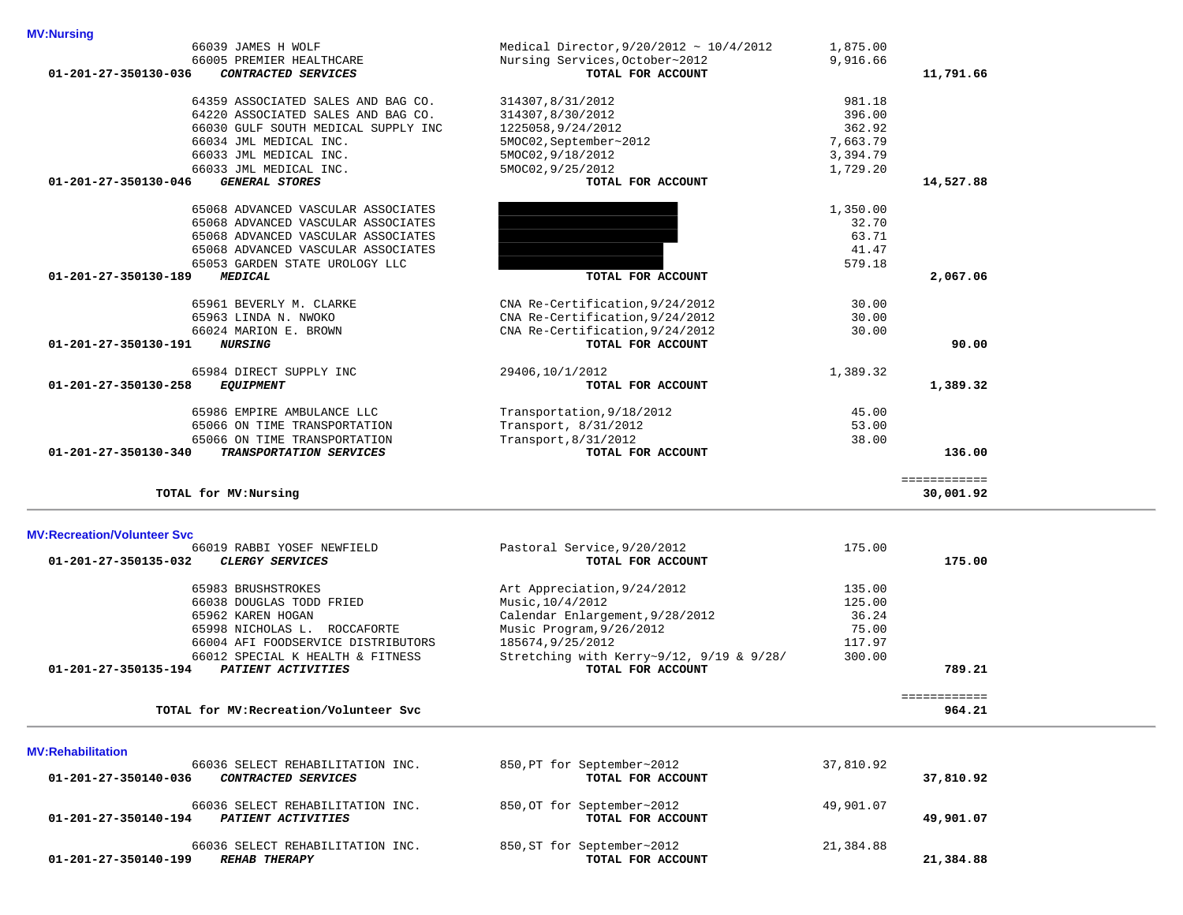**MV:Nursing**

| Account | Vendor | Description | Amount | Total |
|---|---|---|---|---|
| | 66039 JAMES H WOLF | Medical Director,9/20/2012 ~ 10/4/2012 | 1,875.00 | |
| | 66005 PREMIER HEALTHCARE | Nursing Services,October~2012 | 9,916.66 | |
| 01-201-27-350130-036 | *CONTRACTED SERVICES* | TOTAL FOR ACCOUNT | | 11,791.66 |
| | 64359 ASSOCIATED SALES AND BAG CO. | 314307,8/31/2012 | 981.18 | |
| | 64220 ASSOCIATED SALES AND BAG CO. | 314307,8/30/2012 | 396.00 | |
| | 66030 GULF SOUTH MEDICAL SUPPLY INC | 1225058,9/24/2012 | 362.92 | |
| | 66034 JML MEDICAL INC. | 5MOC02,September~2012 | 7,663.79 | |
| | 66033 JML MEDICAL INC. | 5MOC02,9/18/2012 | 3,394.79 | |
| | 66033 JML MEDICAL INC. | 5MOC02,9/25/2012 | 1,729.20 | |
| 01-201-27-350130-046 | *GENERAL STORES* | TOTAL FOR ACCOUNT | | 14,527.88 |
| | 65068 ADVANCED VASCULAR ASSOCIATES | | 1,350.00 | |
| | 65068 ADVANCED VASCULAR ASSOCIATES | | 32.70 | |
| | 65068 ADVANCED VASCULAR ASSOCIATES | | 63.71 | |
| | 65068 ADVANCED VASCULAR ASSOCIATES | | 41.47 | |
| | 65053 GARDEN STATE UROLOGY LLC | | 579.18 | |
| 01-201-27-350130-189 | *MEDICAL* | TOTAL FOR ACCOUNT | | 2,067.06 |
| | 65961 BEVERLY M. CLARKE | CNA Re-Certification,9/24/2012 | 30.00 | |
| | 65963 LINDA N. NWOKO | CNA Re-Certification,9/24/2012 | 30.00 | |
| | 66024 MARION E. BROWN | CNA Re-Certification,9/24/2012 | 30.00 | |
| 01-201-27-350130-191 | *NURSING* | TOTAL FOR ACCOUNT | | 90.00 |
| | 65984 DIRECT SUPPLY INC | 29406,10/1/2012 | 1,389.32 | |
| 01-201-27-350130-258 | *EQUIPMENT* | TOTAL FOR ACCOUNT | | 1,389.32 |
| | 65986 EMPIRE AMBULANCE LLC | Transportation,9/18/2012 | 45.00 | |
| | 65066 ON TIME TRANSPORTATION | Transport, 8/31/2012 | 53.00 | |
| | 65066 ON TIME TRANSPORTATION | Transport,8/31/2012 | 38.00 | |
| 01-201-27-350130-340 | *TRANSPORTATION SERVICES* | TOTAL FOR ACCOUNT | | 136.00 |
| | **TOTAL for MV:Nursing** | | | **30,001.92** |

**MV:Recreation/Volunteer Svc**

| Account | Vendor | Description | Amount | Total |
|---|---|---|---|---|
| | 66019 RABBI YOSEF NEWFIELD | Pastoral Service,9/20/2012 | 175.00 | |
| 01-201-27-350135-032 | *CLERGY SERVICES* | TOTAL FOR ACCOUNT | | 175.00 |
| | 65983 BRUSHSTROKES | Art Appreciation,9/24/2012 | 135.00 | |
| | 66038 DOUGLAS TODD FRIED | Music,10/4/2012 | 125.00 | |
| | 65962 KAREN HOGAN | Calendar Enlargement,9/28/2012 | 36.24 | |
| | 65998 NICHOLAS L. ROCCAFORTE | Music Program,9/26/2012 | 75.00 | |
| | 66004 AFI FOODSERVICE DISTRIBUTORS | 185674,9/25/2012 | 117.97 | |
| | 66012 SPECIAL K HEALTH & FITNESS | Stretching with Kerry~9/12, 9/19 & 9/28/ | 300.00 | |
| 01-201-27-350135-194 | *PATIENT ACTIVITIES* | TOTAL FOR ACCOUNT | | 789.21 |
| | **TOTAL for MV:Recreation/Volunteer Svc** | | | **964.21** |

**MV:Rehabilitation**

| Account | Vendor | Description | Amount | Total |
|---|---|---|---|---|
| | 66036 SELECT REHABILITATION INC. | 850,PT for September~2012 | 37,810.92 | |
| 01-201-27-350140-036 | *CONTRACTED SERVICES* | TOTAL FOR ACCOUNT | | 37,810.92 |
| | 66036 SELECT REHABILITATION INC. | 850,OT for September~2012 | 49,901.07 | |
| 01-201-27-350140-194 | *PATIENT ACTIVITIES* | TOTAL FOR ACCOUNT | | 49,901.07 |
| | 66036 SELECT REHABILITATION INC. | 850,ST for September~2012 | 21,384.88 | |
| 01-201-27-350140-199 | *REHAB THERAPY* | TOTAL FOR ACCOUNT | | 21,384.88 |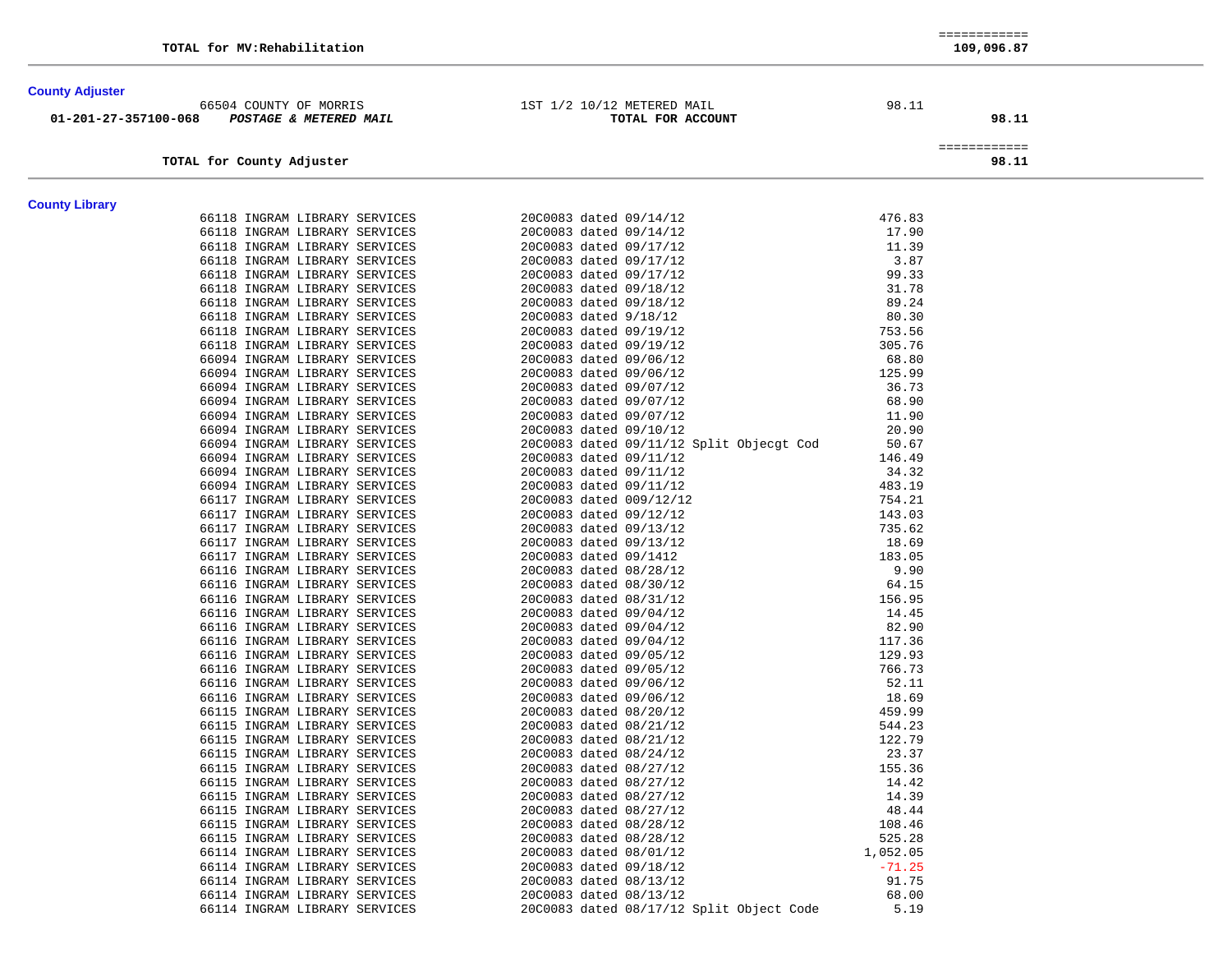| | | | | |
|---|---|---|---|---|
| | **TOTAL for MV:Rehabilitation** | | | ============ **109,096.87** |

## County Adjuster

| Account | Vendor | Description | Amount | Total |
|---|---|---|---|---|
| | 66504 COUNTY OF MORRIS | 1ST 1/2 10/12 METERED MAIL | 98.11 | |
| 01-201-27-357100-068 | ***POSTAGE & METERED MAIL*** | **TOTAL FOR ACCOUNT** | | **98.11** |
| | **TOTAL for County Adjuster** | | | ============ **98.11** |

## County Library

| Vendor | Description | Amount |
|---|---|---|
| 66118 INGRAM LIBRARY SERVICES | 20C0083 dated 09/14/12 | 476.83 |
| 66118 INGRAM LIBRARY SERVICES | 20C0083 dated 09/14/12 | 17.90 |
| 66118 INGRAM LIBRARY SERVICES | 20C0083 dated 09/17/12 | 11.39 |
| 66118 INGRAM LIBRARY SERVICES | 20C0083 dated 09/17/12 | 3.87 |
| 66118 INGRAM LIBRARY SERVICES | 20C0083 dated 09/17/12 | 99.33 |
| 66118 INGRAM LIBRARY SERVICES | 20C0083 dated 09/18/12 | 31.78 |
| 66118 INGRAM LIBRARY SERVICES | 20C0083 dated 09/18/12 | 89.24 |
| 66118 INGRAM LIBRARY SERVICES | 20C0083 dated 9/18/12 | 80.30 |
| 66118 INGRAM LIBRARY SERVICES | 20C0083 dated 09/19/12 | 753.56 |
| 66118 INGRAM LIBRARY SERVICES | 20C0083 dated 09/19/12 | 305.76 |
| 66094 INGRAM LIBRARY SERVICES | 20C0083 dated 09/06/12 | 68.80 |
| 66094 INGRAM LIBRARY SERVICES | 20C0083 dated 09/06/12 | 125.99 |
| 66094 INGRAM LIBRARY SERVICES | 20C0083 dated 09/07/12 | 36.73 |
| 66094 INGRAM LIBRARY SERVICES | 20C0083 dated 09/07/12 | 68.90 |
| 66094 INGRAM LIBRARY SERVICES | 20C0083 dated 09/07/12 | 11.90 |
| 66094 INGRAM LIBRARY SERVICES | 20C0083 dated 09/10/12 | 20.90 |
| 66094 INGRAM LIBRARY SERVICES | 20C0083 dated 09/11/12 Split Objecgt Cod | 50.67 |
| 66094 INGRAM LIBRARY SERVICES | 20C0083 dated 09/11/12 | 146.49 |
| 66094 INGRAM LIBRARY SERVICES | 20C0083 dated 09/11/12 | 34.32 |
| 66094 INGRAM LIBRARY SERVICES | 20C0083 dated 09/11/12 | 483.19 |
| 66117 INGRAM LIBRARY SERVICES | 20C0083 dated 009/12/12 | 754.21 |
| 66117 INGRAM LIBRARY SERVICES | 20C0083 dated 09/12/12 | 143.03 |
| 66117 INGRAM LIBRARY SERVICES | 20C0083 dated 09/13/12 | 735.62 |
| 66117 INGRAM LIBRARY SERVICES | 20C0083 dated 09/13/12 | 18.69 |
| 66117 INGRAM LIBRARY SERVICES | 20C0083 dated 09/1412 | 183.05 |
| 66116 INGRAM LIBRARY SERVICES | 20C0083 dated 08/28/12 | 9.90 |
| 66116 INGRAM LIBRARY SERVICES | 20C0083 dated 08/30/12 | 64.15 |
| 66116 INGRAM LIBRARY SERVICES | 20C0083 dated 08/31/12 | 156.95 |
| 66116 INGRAM LIBRARY SERVICES | 20C0083 dated 09/04/12 | 14.45 |
| 66116 INGRAM LIBRARY SERVICES | 20C0083 dated 09/04/12 | 82.90 |
| 66116 INGRAM LIBRARY SERVICES | 20C0083 dated 09/04/12 | 117.36 |
| 66116 INGRAM LIBRARY SERVICES | 20C0083 dated 09/05/12 | 129.93 |
| 66116 INGRAM LIBRARY SERVICES | 20C0083 dated 09/05/12 | 766.73 |
| 66116 INGRAM LIBRARY SERVICES | 20C0083 dated 09/06/12 | 52.11 |
| 66116 INGRAM LIBRARY SERVICES | 20C0083 dated 09/06/12 | 18.69 |
| 66115 INGRAM LIBRARY SERVICES | 20C0083 dated 08/20/12 | 459.99 |
| 66115 INGRAM LIBRARY SERVICES | 20C0083 dated 08/21/12 | 544.23 |
| 66115 INGRAM LIBRARY SERVICES | 20C0083 dated 08/21/12 | 122.79 |
| 66115 INGRAM LIBRARY SERVICES | 20C0083 dated 08/24/12 | 23.37 |
| 66115 INGRAM LIBRARY SERVICES | 20C0083 dated 08/27/12 | 155.36 |
| 66115 INGRAM LIBRARY SERVICES | 20C0083 dated 08/27/12 | 14.42 |
| 66115 INGRAM LIBRARY SERVICES | 20C0083 dated 08/27/12 | 14.39 |
| 66115 INGRAM LIBRARY SERVICES | 20C0083 dated 08/27/12 | 48.44 |
| 66115 INGRAM LIBRARY SERVICES | 20C0083 dated 08/28/12 | 108.46 |
| 66115 INGRAM LIBRARY SERVICES | 20C0083 dated 08/28/12 | 525.28 |
| 66114 INGRAM LIBRARY SERVICES | 20C0083 dated 08/01/12 | 1,052.05 |
| 66114 INGRAM LIBRARY SERVICES | 20C0083 dated 09/18/12 | -71.25 |
| 66114 INGRAM LIBRARY SERVICES | 20C0083 dated 08/13/12 | 91.75 |
| 66114 INGRAM LIBRARY SERVICES | 20C0083 dated 08/13/12 | 68.00 |
| 66114 INGRAM LIBRARY SERVICES | 20C0083 dated 08/17/12 Split Object Code | 5.19 |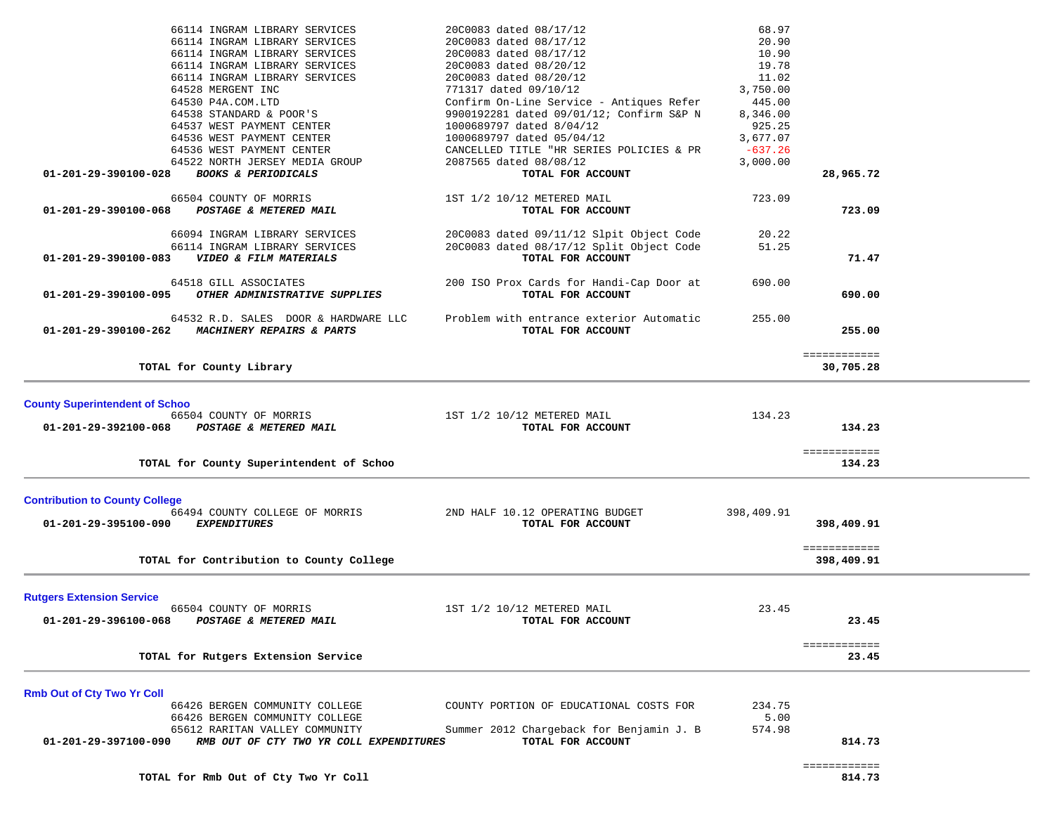| Account | Vendor / Description | Reference | Amount | Total |
|---|---|---|---|---|
| | 66114 INGRAM LIBRARY SERVICES | 20C0083 dated 08/17/12 | 68.97 | |
| | 66114 INGRAM LIBRARY SERVICES | 20C0083 dated 08/17/12 | 20.90 | |
| | 66114 INGRAM LIBRARY SERVICES | 20C0083 dated 08/17/12 | 10.90 | |
| | 66114 INGRAM LIBRARY SERVICES | 20C0083 dated 08/20/12 | 19.78 | |
| | 66114 INGRAM LIBRARY SERVICES | 20C0083 dated 08/20/12 | 11.02 | |
| | 64528 MERGENT INC | 771317 dated 09/10/12 | 3,750.00 | |
| | 64530 P4A.COM.LTD | Confirm On-Line Service - Antiques Refer | 445.00 | |
| | 64538 STANDARD & POOR'S | 9900192281 dated 09/01/12; Confirm S&P N | 8,346.00 | |
| | 64537 WEST PAYMENT CENTER | 1000689797 dated 8/04/12 | 925.25 | |
| | 64536 WEST PAYMENT CENTER | 1000689797 dated 05/04/12 | 3,677.07 | |
| | 64536 WEST PAYMENT CENTER | CANCELLED TITLE "HR SERIES POLICIES & PR | -637.26 | |
| | 64522 NORTH JERSEY MEDIA GROUP | 2087565 dated 08/08/12 | 3,000.00 | |
| **01-201-29-390100-028** | ***BOOKS & PERIODICALS*** | **TOTAL FOR ACCOUNT** | | **28,965.72** |
| | 66504 COUNTY OF MORRIS | 1ST 1/2 10/12 METERED MAIL | 723.09 | |
| **01-201-29-390100-068** | ***POSTAGE & METERED MAIL*** | **TOTAL FOR ACCOUNT** | | **723.09** |
| | 66094 INGRAM LIBRARY SERVICES | 20C0083 dated 09/11/12 Slpit Object Code | 20.22 | |
| | 66114 INGRAM LIBRARY SERVICES | 20C0083 dated 08/17/12 Split Object Code | 51.25 | |
| **01-201-29-390100-083** | ***VIDEO & FILM MATERIALS*** | **TOTAL FOR ACCOUNT** | | **71.47** |
| | 64518 GILL ASSOCIATES | 200 ISO Prox Cards for Handi-Cap Door at | 690.00 | |
| **01-201-29-390100-095** | ***OTHER ADMINISTRATIVE SUPPLIES*** | **TOTAL FOR ACCOUNT** | | **690.00** |
| | 64532 R.D. SALES DOOR & HARDWARE LLC | Problem with entrance exterior Automatic | 255.00 | |
| **01-201-29-390100-262** | ***MACHINERY REPAIRS & PARTS*** | **TOTAL FOR ACCOUNT** | | **255.00** |
| | **TOTAL for County Library** | | | **30,705.28** |

**County Superintendent of Schoo**

| Account | Vendor / Description | Reference | Amount | Total |
|---|---|---|---|---|
| | 66504 COUNTY OF MORRIS | 1ST 1/2 10/12 METERED MAIL | 134.23 | |
| **01-201-29-392100-068** | ***POSTAGE & METERED MAIL*** | **TOTAL FOR ACCOUNT** | | **134.23** |
| | **TOTAL for County Superintendent of Schoo** | | | **134.23** |

**Contribution to County College**

| Account | Vendor / Description | Reference | Amount | Total |
|---|---|---|---|---|
| | 66494 COUNTY COLLEGE OF MORRIS | 2ND HALF 10.12 OPERATING BUDGET | 398,409.91 | |
| **01-201-29-395100-090** | ***EXPENDITURES*** | **TOTAL FOR ACCOUNT** | | **398,409.91** |
| | **TOTAL for Contribution to County College** | | | **398,409.91** |

**Rutgers Extension Service**

| Account | Vendor / Description | Reference | Amount | Total |
|---|---|---|---|---|
| | 66504 COUNTY OF MORRIS | 1ST 1/2 10/12 METERED MAIL | 23.45 | |
| **01-201-29-396100-068** | ***POSTAGE & METERED MAIL*** | **TOTAL FOR ACCOUNT** | | **23.45** |
| | **TOTAL for Rutgers Extension Service** | | | **23.45** |

**Rmb Out of Cty Two Yr Coll**

| Account | Vendor / Description | Reference | Amount | Total |
|---|---|---|---|---|
| | 66426 BERGEN COMMUNITY COLLEGE | COUNTY PORTION OF EDUCATIONAL COSTS FOR | 234.75 | |
| | 66426 BERGEN COMMUNITY COLLEGE | | 5.00 | |
| | 65612 RARITAN VALLEY COMMUNITY | Summer 2012 Chargeback for Benjamin J. B | 574.98 | |
| **01-201-29-397100-090** | ***RMB OUT OF CTY TWO YR COLL EXPENDITURES*** | **TOTAL FOR ACCOUNT** | | **814.73** |
| | **TOTAL for Rmb Out of Cty Two Yr Coll** | | | **814.73** |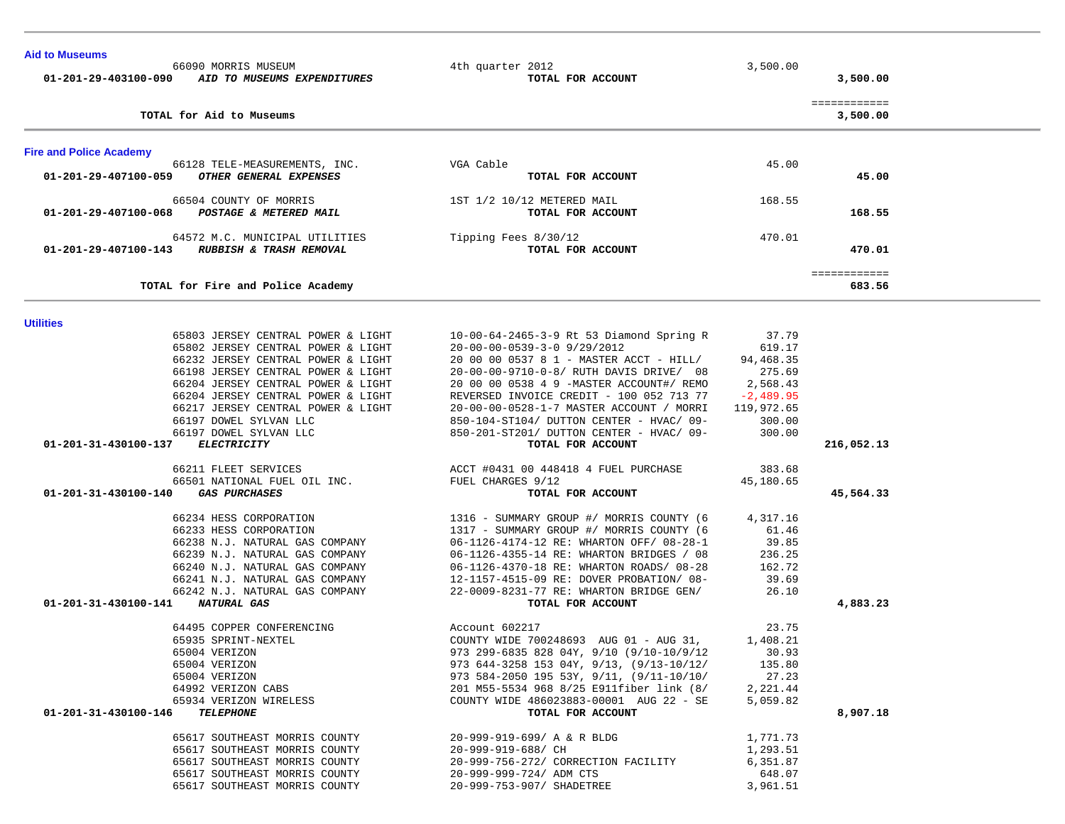## Aid to Museums

| Account | Vendor / Description | Description | Amount | Total |
|---|---|---|---|---|
| | 66090 MORRIS MUSEUM | 4th quarter 2012 | 3,500.00 | |
| 01-201-29-403100-090 | ***AID TO MUSEUMS EXPENDITURES*** | **TOTAL FOR ACCOUNT** | | **3,500.00** |
| | **TOTAL for Aid to Museums** | | | ============ **3,500.00** |

## Fire and Police Academy

| Account | Vendor / Description | Description | Amount | Total |
|---|---|---|---|---|
| | 66128 TELE-MEASUREMENTS, INC. | VGA Cable | 45.00 | |
| 01-201-29-407100-059 | ***OTHER GENERAL EXPENSES*** | **TOTAL FOR ACCOUNT** | | **45.00** |
| | 66504 COUNTY OF MORRIS | 1ST 1/2 10/12 METERED MAIL | 168.55 | |
| 01-201-29-407100-068 | ***POSTAGE & METERED MAIL*** | **TOTAL FOR ACCOUNT** | | **168.55** |
| | 64572 M.C. MUNICIPAL UTILITIES | Tipping Fees 8/30/12 | 470.01 | |
| 01-201-29-407100-143 | ***RUBBISH & TRASH REMOVAL*** | **TOTAL FOR ACCOUNT** | | **470.01** |
| | **TOTAL for Fire and Police Academy** | | | ============ **683.56** |

## Utilities

| Account | Vendor / Description | Description | Amount | Total |
|---|---|---|---|---|
| | 65803 JERSEY CENTRAL POWER & LIGHT | 10-00-64-2465-3-9 Rt 53 Diamond Spring R | 37.79 | |
| | 65802 JERSEY CENTRAL POWER & LIGHT | 20-00-00-0539-3-0 9/29/2012 | 619.17 | |
| | 66232 JERSEY CENTRAL POWER & LIGHT | 20 00 00 0537 8 1 - MASTER ACCT - HILL/ | 94,468.35 | |
| | 66198 JERSEY CENTRAL POWER & LIGHT | 20-00-00-9710-0-8/ RUTH DAVIS DRIVE/ 08 | 275.69 | |
| | 66204 JERSEY CENTRAL POWER & LIGHT | 20 00 00 0538 4 9 -MASTER ACCOUNT#/ REMO | 2,568.43 | |
| | 66204 JERSEY CENTRAL POWER & LIGHT | REVERSED INVOICE CREDIT - 100 052 713 77 | -2,489.95 | |
| | 66217 JERSEY CENTRAL POWER & LIGHT | 20-00-00-0528-1-7 MASTER ACCOUNT / MORRI | 119,972.65 | |
| | 66197 DOWEL SYLVAN LLC | 850-104-ST104/ DUTTON CENTER - HVAC/ 09- | 300.00 | |
| | 66197 DOWEL SYLVAN LLC | 850-201-ST201/ DUTTON CENTER - HVAC/ 09- | 300.00 | |
| 01-201-31-430100-137 | ***ELECTRICITY*** | **TOTAL FOR ACCOUNT** | | **216,052.13** |
| | 66211 FLEET SERVICES | ACCT #0431 00 448418 4 FUEL PURCHASE | 383.68 | |
| | 66501 NATIONAL FUEL OIL INC. | FUEL CHARGES 9/12 | 45,180.65 | |
| 01-201-31-430100-140 | ***GAS PURCHASES*** | **TOTAL FOR ACCOUNT** | | **45,564.33** |
| | 66234 HESS CORPORATION | 1316 - SUMMARY GROUP #/ MORRIS COUNTY (6 | 4,317.16 | |
| | 66233 HESS CORPORATION | 1317 - SUMMARY GROUP #/ MORRIS COUNTY (6 | 61.46 | |
| | 66238 N.J. NATURAL GAS COMPANY | 06-1126-4174-12 RE: WHARTON OFF/ 08-28-1 | 39.85 | |
| | 66239 N.J. NATURAL GAS COMPANY | 06-1126-4355-14 RE: WHARTON BRIDGES / 08 | 236.25 | |
| | 66240 N.J. NATURAL GAS COMPANY | 06-1126-4370-18 RE: WHARTON ROADS/ 08-28 | 162.72 | |
| | 66241 N.J. NATURAL GAS COMPANY | 12-1157-4515-09 RE: DOVER PROBATION/ 08- | 39.69 | |
| | 66242 N.J. NATURAL GAS COMPANY | 22-0009-8231-77 RE: WHARTON BRIDGE GEN/ | 26.10 | |
| 01-201-31-430100-141 | ***NATURAL GAS*** | **TOTAL FOR ACCOUNT** | | **4,883.23** |
| | 64495 COPPER CONFERENCING | Account 602217 | 23.75 | |
| | 65935 SPRINT-NEXTEL | COUNTY WIDE 700248693 AUG 01 - AUG 31, | 1,408.21 | |
| | 65004 VERIZON | 973 299-6835 828 04Y, 9/10 (9/10-10/9/12 | 30.93 | |
| | 65004 VERIZON | 973 644-3258 153 04Y, 9/13, (9/13-10/12/ | 135.80 | |
| | 65004 VERIZON | 973 584-2050 195 53Y, 9/11, (9/11-10/10/ | 27.23 | |
| | 64992 VERIZON CABS | 201 M55-5534 968 8/25 E911fiber link (8/ | 2,221.44 | |
| | 65934 VERIZON WIRELESS | COUNTY WIDE 486023883-00001 AUG 22 - SE | 5,059.82 | |
| 01-201-31-430100-146 | ***TELEPHONE*** | **TOTAL FOR ACCOUNT** | | **8,907.18** |
| | 65617 SOUTHEAST MORRIS COUNTY | 20-999-919-699/ A & R BLDG | 1,771.73 | |
| | 65617 SOUTHEAST MORRIS COUNTY | 20-999-919-688/ CH | 1,293.51 | |
| | 65617 SOUTHEAST MORRIS COUNTY | 20-999-756-272/ CORRECTION FACILITY | 6,351.87 | |
| | 65617 SOUTHEAST MORRIS COUNTY | 20-999-999-724/ ADM CTS | 648.07 | |
| | 65617 SOUTHEAST MORRIS COUNTY | 20-999-753-907/ SHADETREE | 3,961.51 | |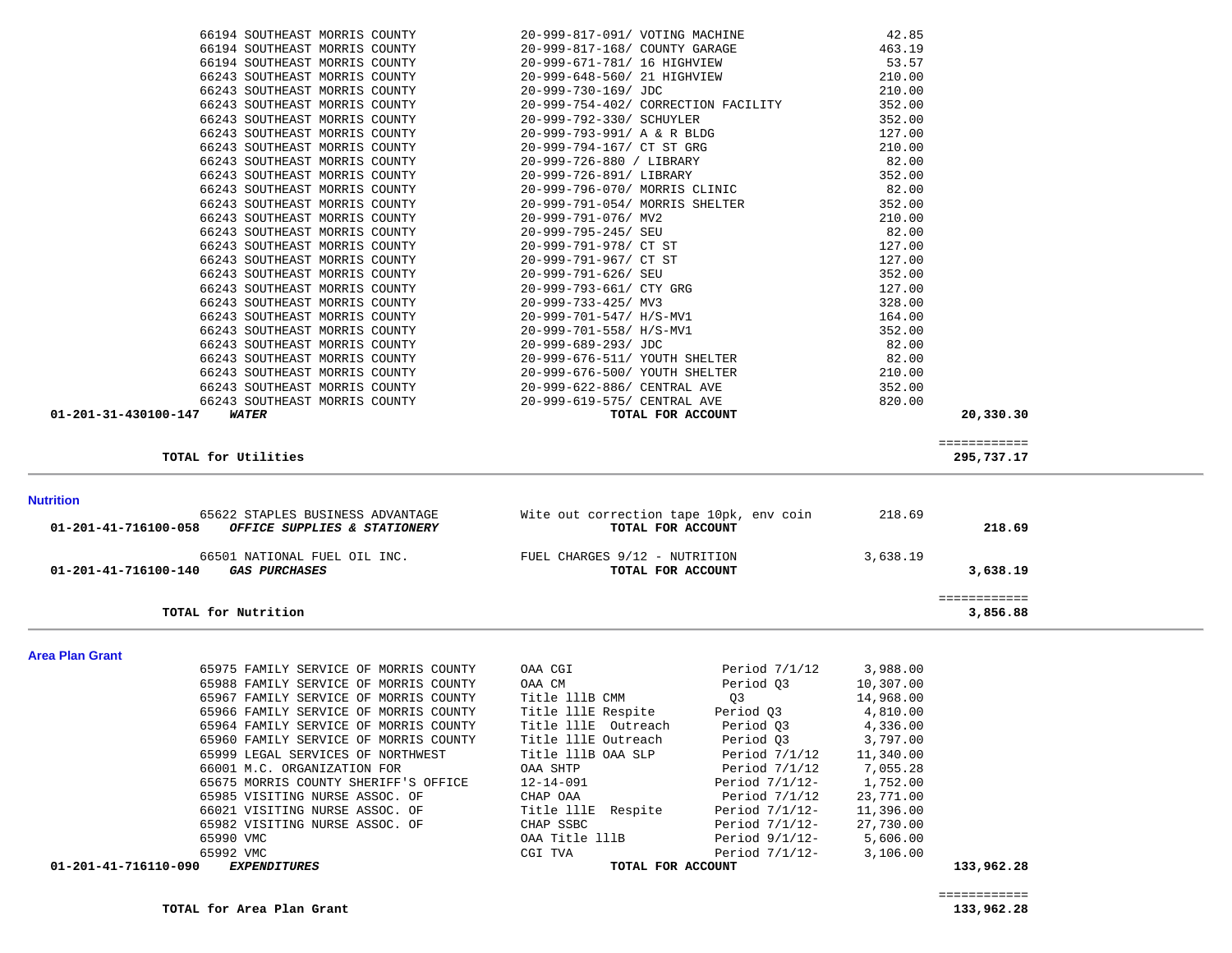| Account | Vendor | Description | Period | Amount | Total |
|---|---|---|---|---|---|
| | 66194 SOUTHEAST MORRIS COUNTY | 20-999-817-091/ VOTING MACHINE | | 42.85 | |
| | 66194 SOUTHEAST MORRIS COUNTY | 20-999-817-168/ COUNTY GARAGE | | 463.19 | |
| | 66194 SOUTHEAST MORRIS COUNTY | 20-999-671-781/ 16 HIGHVIEW | | 53.57 | |
| | 66243 SOUTHEAST MORRIS COUNTY | 20-999-648-560/ 21 HIGHVIEW | | 210.00 | |
| | 66243 SOUTHEAST MORRIS COUNTY | 20-999-730-169/ JDC | | 210.00 | |
| | 66243 SOUTHEAST MORRIS COUNTY | 20-999-754-402/ CORRECTION FACILITY | | 352.00 | |
| | 66243 SOUTHEAST MORRIS COUNTY | 20-999-792-330/ SCHUYLER | | 352.00 | |
| | 66243 SOUTHEAST MORRIS COUNTY | 20-999-793-991/ A & R BLDG | | 127.00 | |
| | 66243 SOUTHEAST MORRIS COUNTY | 20-999-794-167/ CT ST GRG | | 210.00 | |
| | 66243 SOUTHEAST MORRIS COUNTY | 20-999-726-880 / LIBRARY | | 82.00 | |
| | 66243 SOUTHEAST MORRIS COUNTY | 20-999-726-891/ LIBRARY | | 352.00 | |
| | 66243 SOUTHEAST MORRIS COUNTY | 20-999-796-070/ MORRIS CLINIC | | 82.00 | |
| | 66243 SOUTHEAST MORRIS COUNTY | 20-999-791-054/ MORRIS SHELTER | | 352.00 | |
| | 66243 SOUTHEAST MORRIS COUNTY | 20-999-791-076/ MV2 | | 210.00 | |
| | 66243 SOUTHEAST MORRIS COUNTY | 20-999-795-245/ SEU | | 82.00 | |
| | 66243 SOUTHEAST MORRIS COUNTY | 20-999-791-978/ CT ST | | 127.00 | |
| | 66243 SOUTHEAST MORRIS COUNTY | 20-999-791-967/ CT ST | | 127.00 | |
| | 66243 SOUTHEAST MORRIS COUNTY | 20-999-791-626/ SEU | | 352.00 | |
| | 66243 SOUTHEAST MORRIS COUNTY | 20-999-793-661/ CTY GRG | | 127.00 | |
| | 66243 SOUTHEAST MORRIS COUNTY | 20-999-733-425/ MV3 | | 328.00 | |
| | 66243 SOUTHEAST MORRIS COUNTY | 20-999-701-547/ H/S-MV1 | | 164.00 | |
| | 66243 SOUTHEAST MORRIS COUNTY | 20-999-701-558/ H/S-MV1 | | 352.00 | |
| | 66243 SOUTHEAST MORRIS COUNTY | 20-999-689-293/ JDC | | 82.00 | |
| | 66243 SOUTHEAST MORRIS COUNTY | 20-999-676-511/ YOUTH SHELTER | | 82.00 | |
| | 66243 SOUTHEAST MORRIS COUNTY | 20-999-676-500/ YOUTH SHELTER | | 210.00 | |
| | 66243 SOUTHEAST MORRIS COUNTY | 20-999-622-886/ CENTRAL AVE | | 352.00 | |
| | 66243 SOUTHEAST MORRIS COUNTY | 20-999-619-575/ CENTRAL AVE | | 820.00 | |
| **01-201-31-430100-147** | ***WATER*** | **TOTAL FOR ACCOUNT** | | | **20,330.30** |
| | | | | | ============ |
| | **TOTAL for Utilities** | | | | **295,737.17** |

## Nutrition

| Account | Vendor | Description | Amount | Total |
|---|---|---|---|---|
| | 65622 STAPLES BUSINESS ADVANTAGE | Wite out correction tape 10pk, env coin | 218.69 | |
| **01-201-41-716100-058** | ***OFFICE SUPPLIES & STATIONERY*** | **TOTAL FOR ACCOUNT** | | **218.69** |
| | 66501 NATIONAL FUEL OIL INC. | FUEL CHARGES 9/12 - NUTRITION | 3,638.19 | |
| **01-201-41-716100-140** | ***GAS PURCHASES*** | **TOTAL FOR ACCOUNT** | | **3,638.19** |
| | | | | ============ |
| | **TOTAL for Nutrition** | | | **3,856.88** |

## Area Plan Grant

| Account | Vendor | Description | Period | Amount | Total |
|---|---|---|---|---|---|
| | 65975 FAMILY SERVICE OF MORRIS COUNTY | OAA CGI | Period 7/1/12 | 3,988.00 | |
| | 65988 FAMILY SERVICE OF MORRIS COUNTY | OAA CM | Period Q3 | 10,307.00 | |
| | 65967 FAMILY SERVICE OF MORRIS COUNTY | Title 111B CMM | Q3 | 14,968.00 | |
| | 65966 FAMILY SERVICE OF MORRIS COUNTY | Title 111E Respite | Period Q3 | 4,810.00 | |
| | 65964 FAMILY SERVICE OF MORRIS COUNTY | Title 111E Outreach | Period Q3 | 4,336.00 | |
| | 65960 FAMILY SERVICE OF MORRIS COUNTY | Title 111E Outreach | Period Q3 | 3,797.00 | |
| | 65999 LEGAL SERVICES OF NORTHWEST | Title 111B OAA SLP | Period 7/1/12 | 11,340.00 | |
| | 66001 M.C. ORGANIZATION FOR | OAA SHTP | Period 7/1/12 | 7,055.28 | |
| | 65675 MORRIS COUNTY SHERIFF'S OFFICE | 12-14-091 | Period 7/1/12- | 1,752.00 | |
| | 65985 VISITING NURSE ASSOC. OF | CHAP OAA | Period 7/1/12 | 23,771.00 | |
| | 66021 VISITING NURSE ASSOC. OF | Title 111E Respite | Period 7/1/12- | 11,396.00 | |
| | 65982 VISITING NURSE ASSOC. OF | CHAP SSBC | Period 7/1/12- | 27,730.00 | |
| | 65990 VMC | OAA Title 111B | Period 9/1/12- | 5,606.00 | |
| | 65992 VMC | CGI TVA | Period 7/1/12- | 3,106.00 | |
| **01-201-41-716110-090** | ***EXPENDITURES*** | **TOTAL FOR ACCOUNT** | | | **133,962.28** |
| | | | | | ============ |
| | **TOTAL for Area Plan Grant** | | | | **133,962.28** |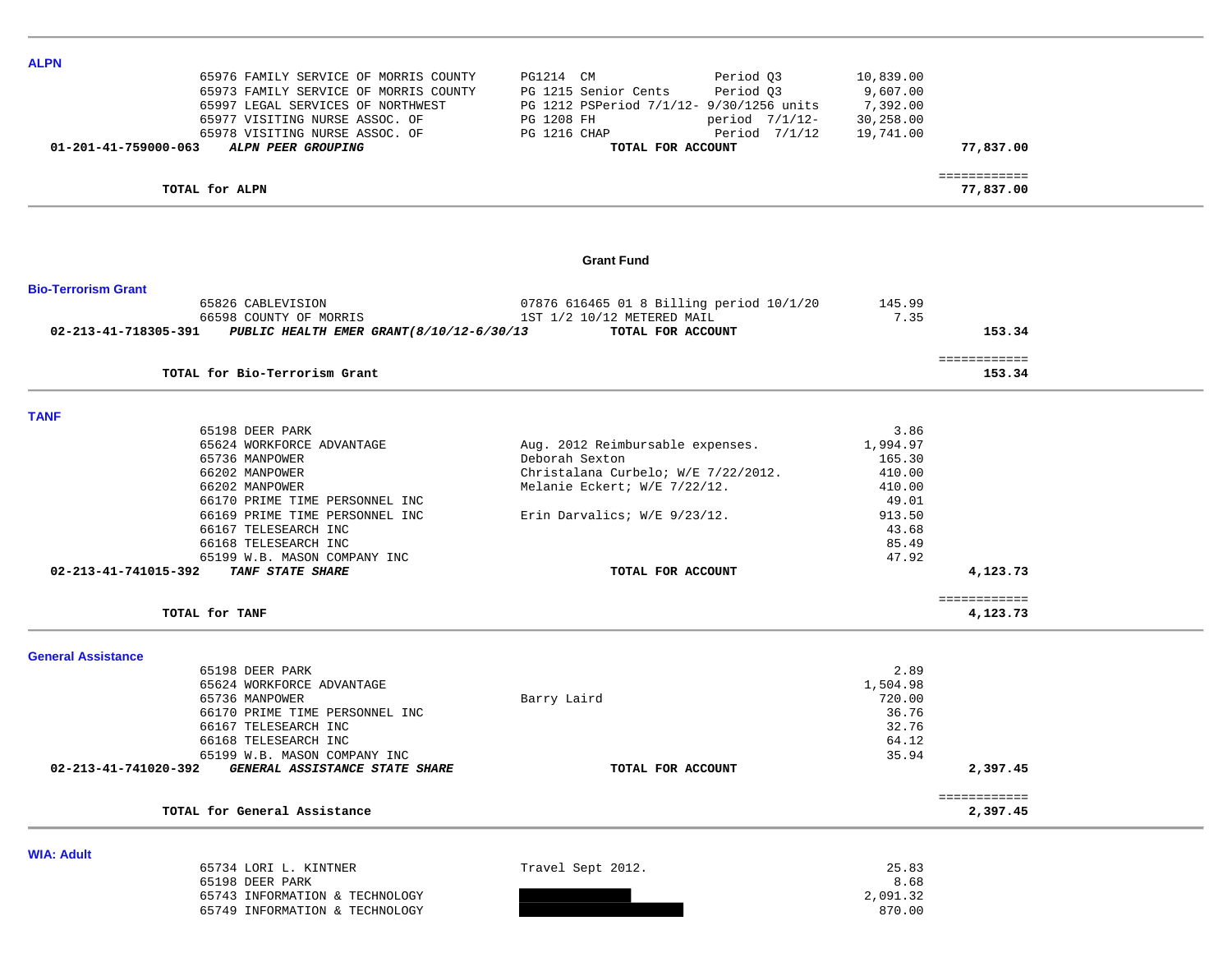## ALPN

| | | | | |
|---|---|---|---|---|
| | 65976 FAMILY SERVICE OF MORRIS COUNTY | PG1214 CM Period Q3 | 10,839.00 | |
| | 65973 FAMILY SERVICE OF MORRIS COUNTY | PG 1215 Senior Cents Period Q3 | 9,607.00 | |
| | 65997 LEGAL SERVICES OF NORTHWEST | PG 1212 PSPeriod 7/1/12- 9/30/1256 units | 7,392.00 | |
| | 65977 VISITING NURSE ASSOC. OF | PG 1208 FH period 7/1/12- | 30,258.00 | |
| | 65978 VISITING NURSE ASSOC. OF | PG 1216 CHAP Period 7/1/12 | 19,741.00 | |
| 01-201-41-759000-063 | ***ALPN PEER GROUPING*** | **TOTAL FOR ACCOUNT** | | **77,837.00** |
| | **TOTAL for ALPN** | | | **77,837.00** |

## Grant Fund

### Bio-Terrorism Grant

| | | | | |
|---|---|---|---|---|
| | 65826 CABLEVISION | 07876 616465 01 8 Billing period 10/1/20 | 145.99 | |
| | 66598 COUNTY OF MORRIS | 1ST 1/2 10/12 METERED MAIL | 7.35 | |
| 02-213-41-718305-391 | ***PUBLIC HEALTH EMER GRANT(8/10/12-6/30/13*** | **TOTAL FOR ACCOUNT** | | **153.34** |
| | **TOTAL for Bio-Terrorism Grant** | | | **153.34** |

### TANF

| | | | | |
|---|---|---|---|---|
| | 65198 DEER PARK | | 3.86 | |
| | 65624 WORKFORCE ADVANTAGE | Aug. 2012 Reimbursable expenses. | 1,994.97 | |
| | 65736 MANPOWER | Deborah Sexton | 165.30 | |
| | 66202 MANPOWER | Christalana Curbelo; W/E 7/22/2012. | 410.00 | |
| | 66202 MANPOWER | Melanie Eckert; W/E 7/22/12. | 410.00 | |
| | 66170 PRIME TIME PERSONNEL INC | | 49.01 | |
| | 66169 PRIME TIME PERSONNEL INC | Erin Darvalics; W/E 9/23/12. | 913.50 | |
| | 66167 TELESEARCH INC | | 43.68 | |
| | 66168 TELESEARCH INC | | 85.49 | |
| | 65199 W.B. MASON COMPANY INC | | 47.92 | |
| 02-213-41-741015-392 | ***TANF STATE SHARE*** | **TOTAL FOR ACCOUNT** | | **4,123.73** |
| | **TOTAL for TANF** | | | **4,123.73** |

### General Assistance

| | | | | |
|---|---|---|---|---|
| | 65198 DEER PARK | | 2.89 | |
| | 65624 WORKFORCE ADVANTAGE | | 1,504.98 | |
| | 65736 MANPOWER | Barry Laird | 720.00 | |
| | 66170 PRIME TIME PERSONNEL INC | | 36.76 | |
| | 66167 TELESEARCH INC | | 32.76 | |
| | 66168 TELESEARCH INC | | 64.12 | |
| | 65199 W.B. MASON COMPANY INC | | 35.94 | |
| 02-213-41-741020-392 | ***GENERAL ASSISTANCE STATE SHARE*** | **TOTAL FOR ACCOUNT** | | **2,397.45** |
| | **TOTAL for General Assistance** | | | **2,397.45** |

### WIA: Adult

| | | | | |
|---|---|---|---|---|
| | 65734 LORI L. KINTNER | Travel Sept 2012. | 25.83 | |
| | 65198 DEER PARK | | 8.68 | |
| | 65743 INFORMATION & TECHNOLOGY | [redacted] | 2,091.32 | |
| | 65749 INFORMATION & TECHNOLOGY | [redacted] | 870.00 | |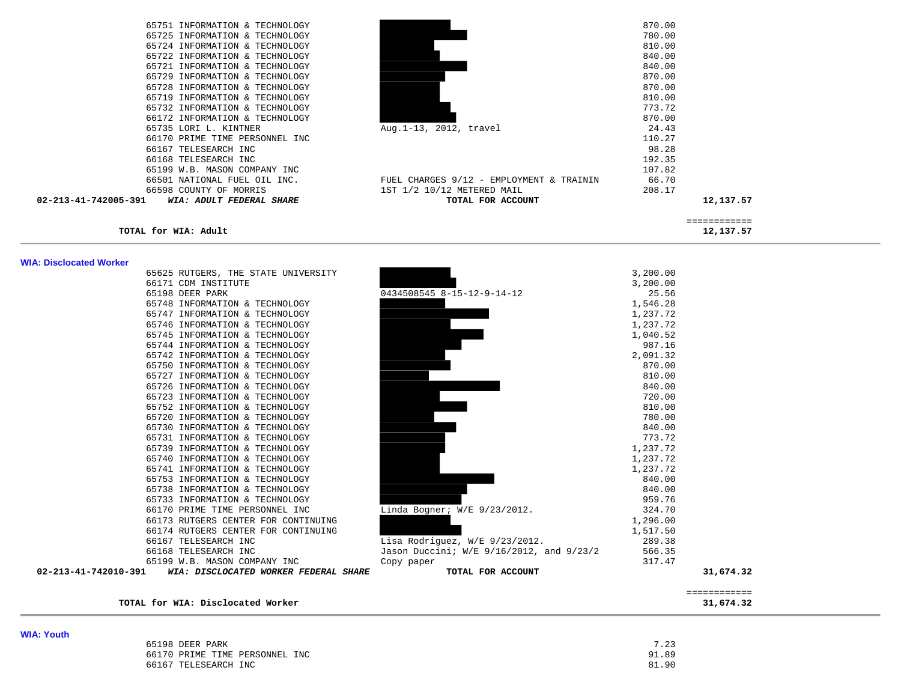| Vendor | Description | Amount | Total |
|---|---|---|---|
| 65751 INFORMATION & TECHNOLOGY | | 870.00 | |
| 65725 INFORMATION & TECHNOLOGY | | 780.00 | |
| 65724 INFORMATION & TECHNOLOGY | | 810.00 | |
| 65722 INFORMATION & TECHNOLOGY | | 840.00 | |
| 65721 INFORMATION & TECHNOLOGY | | 840.00 | |
| 65729 INFORMATION & TECHNOLOGY | | 870.00 | |
| 65728 INFORMATION & TECHNOLOGY | | 870.00 | |
| 65719 INFORMATION & TECHNOLOGY | | 810.00 | |
| 65732 INFORMATION & TECHNOLOGY | | 773.72 | |
| 66172 INFORMATION & TECHNOLOGY | | 870.00 | |
| 65735 LORI L. KINTNER | Aug.1-13, 2012, travel | 24.43 | |
| 66170 PRIME TIME PERSONNEL INC | | 110.27 | |
| 66167 TELESEARCH INC | | 98.28 | |
| 66168 TELESEARCH INC | | 192.35 | |
| 65199 W.B. MASON COMPANY INC | | 107.82 | |
| 66501 NATIONAL FUEL OIL INC. | FUEL CHARGES 9/12 - EMPLOYMENT & TRAININ | 66.70 | |
| 66598 COUNTY OF MORRIS | 1ST 1/2 10/12 METERED MAIL | 208.17 | |
| **02-213-41-742005-391** ***WIA: ADULT FEDERAL SHARE*** | **TOTAL FOR ACCOUNT** | | **12,137.57** |

============

**TOTAL for WIA: Adult** **12,137.57**

## WIA: Disclocated Worker

| Vendor | Description | Amount | Total |
|---|---|---|---|
| 65625 RUTGERS, THE STATE UNIVERSITY | | 3,200.00 | |
| 66171 CDM INSTITUTE | | 3,200.00 | |
| 65198 DEER PARK | 0434508545 8-15-12-9-14-12 | 25.56 | |
| 65748 INFORMATION & TECHNOLOGY | | 1,546.28 | |
| 65747 INFORMATION & TECHNOLOGY | | 1,237.72 | |
| 65746 INFORMATION & TECHNOLOGY | | 1,237.72 | |
| 65745 INFORMATION & TECHNOLOGY | | 1,040.52 | |
| 65744 INFORMATION & TECHNOLOGY | | 987.16 | |
| 65742 INFORMATION & TECHNOLOGY | | 2,091.32 | |
| 65750 INFORMATION & TECHNOLOGY | | 870.00 | |
| 65727 INFORMATION & TECHNOLOGY | | 810.00 | |
| 65726 INFORMATION & TECHNOLOGY | | 840.00 | |
| 65723 INFORMATION & TECHNOLOGY | | 720.00 | |
| 65752 INFORMATION & TECHNOLOGY | | 810.00 | |
| 65720 INFORMATION & TECHNOLOGY | | 780.00 | |
| 65730 INFORMATION & TECHNOLOGY | | 840.00 | |
| 65731 INFORMATION & TECHNOLOGY | | 773.72 | |
| 65739 INFORMATION & TECHNOLOGY | | 1,237.72 | |
| 65740 INFORMATION & TECHNOLOGY | | 1,237.72 | |
| 65741 INFORMATION & TECHNOLOGY | | 1,237.72 | |
| 65753 INFORMATION & TECHNOLOGY | | 840.00 | |
| 65738 INFORMATION & TECHNOLOGY | | 840.00 | |
| 65733 INFORMATION & TECHNOLOGY | | 959.76 | |
| 66170 PRIME TIME PERSONNEL INC | Linda Bogner; W/E 9/23/2012. | 324.70 | |
| 66173 RUTGERS CENTER FOR CONTINUING | | 1,296.00 | |
| 66174 RUTGERS CENTER FOR CONTINUING | | 1,517.50 | |
| 66167 TELESEARCH INC | Lisa Rodriguez, W/E 9/23/2012. | 289.38 | |
| 66168 TELESEARCH INC | Jason Duccini; W/E 9/16/2012, and 9/23/2 | 566.35 | |
| 65199 W.B. MASON COMPANY INC | Copy paper | 317.47 | |
| **02-213-41-742010-391** ***WIA: DISCLOCATED WORKER FEDERAL SHARE*** | **TOTAL FOR ACCOUNT** | | **31,674.32** |

============

**TOTAL for WIA: Disclocated Worker** **31,674.32**

## WIA: Youth

| Vendor | Description | Amount | Total |
|---|---|---|---|
| 65198 DEER PARK | | 7.23 | |
| 66170 PRIME TIME PERSONNEL INC | | 91.89 | |
| 66167 TELESEARCH INC | | 81.90 | |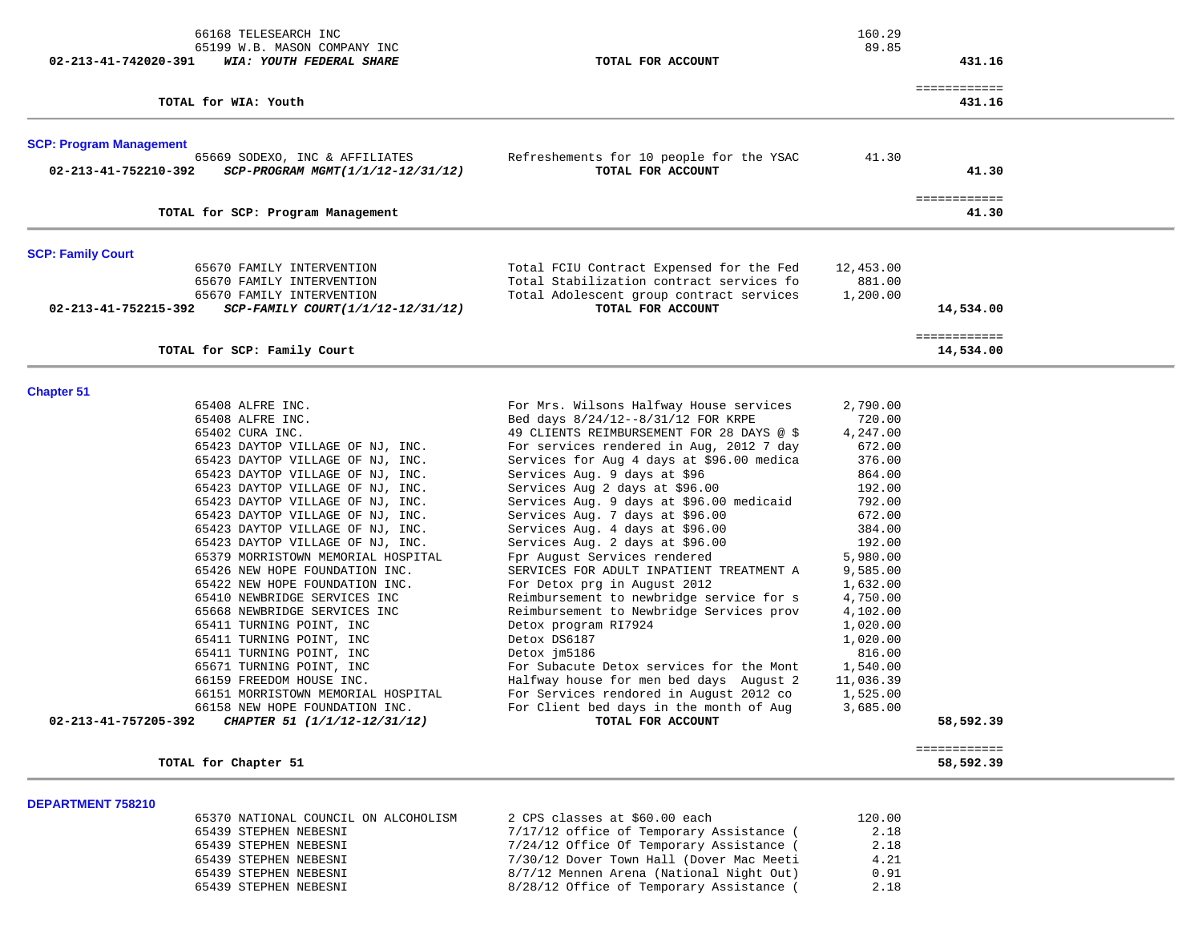| | Vendor | Description | Amount | Total |
|---|---|---|---|---|
| | 66168 TELESEARCH INC | | 160.29 | |
| | 65199 W.B. MASON COMPANY INC | | 89.85 | |
| **02-213-41-742020-391** | ***WIA: YOUTH FEDERAL SHARE*** | **TOTAL FOR ACCOUNT** | | **431.16** |
| | | | | ============ |
| | **TOTAL for WIA: Youth** | | | **431.16** |

**SCP: Program Management**

| | Vendor | Description | Amount | Total |
|---|---|---|---|---|
| | 65669 SODEXO, INC & AFFILIATES | Refreshements for 10 people for the YSAC | 41.30 | |
| **02-213-41-752210-392** | ***SCP-PROGRAM MGMT(1/1/12-12/31/12)*** | **TOTAL FOR ACCOUNT** | | **41.30** |
| | | | | ============ |
| | **TOTAL for SCP: Program Management** | | | **41.30** |

**SCP: Family Court**

| | Vendor | Description | Amount | Total |
|---|---|---|---|---|
| | 65670 FAMILY INTERVENTION | Total FCIU Contract Expensed for the Fed | 12,453.00 | |
| | 65670 FAMILY INTERVENTION | Total Stabilization contract services fo | 881.00 | |
| | 65670 FAMILY INTERVENTION | Total Adolescent group contract services | 1,200.00 | |
| **02-213-41-752215-392** | ***SCP-FAMILY COURT(1/1/12-12/31/12)*** | **TOTAL FOR ACCOUNT** | | **14,534.00** |
| | | | | ============ |
| | **TOTAL for SCP: Family Court** | | | **14,534.00** |

**Chapter 51**

| | Vendor | Description | Amount | Total |
|---|---|---|---|---|
| | 65408 ALFRE INC. | For Mrs. Wilsons Halfway House services | 2,790.00 | |
| | 65408 ALFRE INC. | Bed days 8/24/12--8/31/12 FOR KRPE | 720.00 | |
| | 65402 CURA INC. | 49 CLIENTS REIMBURSEMENT FOR 28 DAYS @ $ | 4,247.00 | |
| | 65423 DAYTOP VILLAGE OF NJ, INC. | For services rendered in Aug, 2012 7 day | 672.00 | |
| | 65423 DAYTOP VILLAGE OF NJ, INC. | Services for Aug 4 days at $96.00 medica | 376.00 | |
| | 65423 DAYTOP VILLAGE OF NJ, INC. | Services Aug. 9 days at $96 | 864.00 | |
| | 65423 DAYTOP VILLAGE OF NJ, INC. | Services Aug 2 days at $96.00 | 192.00 | |
| | 65423 DAYTOP VILLAGE OF NJ, INC. | Services Aug. 9 days at $96.00 medicaid | 792.00 | |
| | 65423 DAYTOP VILLAGE OF NJ, INC. | Services Aug. 7 days at $96.00 | 672.00 | |
| | 65423 DAYTOP VILLAGE OF NJ, INC. | Services Aug. 4 days at $96.00 | 384.00 | |
| | 65423 DAYTOP VILLAGE OF NJ, INC. | Services Aug. 2 days at $96.00 | 192.00 | |
| | 65379 MORRISTOWN MEMORIAL HOSPITAL | Fpr August Services rendered | 5,980.00 | |
| | 65426 NEW HOPE FOUNDATION INC. | SERVICES FOR ADULT INPATIENT TREATMENT A | 9,585.00 | |
| | 65422 NEW HOPE FOUNDATION INC. | For Detox prg in August 2012 | 1,632.00 | |
| | 65410 NEWBRIDGE SERVICES INC | Reimbursement to newbridge service for s | 4,750.00 | |
| | 65668 NEWBRIDGE SERVICES INC | Reimbursement to Newbridge Services prov | 4,102.00 | |
| | 65411 TURNING POINT, INC | Detox program RI7924 | 1,020.00 | |
| | 65411 TURNING POINT, INC | Detox DS6187 | 1,020.00 | |
| | 65411 TURNING POINT, INC | Detox jm5186 | 816.00 | |
| | 65671 TURNING POINT, INC | For Subacute Detox services for the Mont | 1,540.00 | |
| | 66159 FREEDOM HOUSE INC. | Halfway house for men bed days August 2 | 11,036.39 | |
| | 66151 MORRISTOWN MEMORIAL HOSPITAL | For Services rendered in August 2012 co | 1,525.00 | |
| | 66158 NEW HOPE FOUNDATION INC. | For Client bed days in the month of Aug | 3,685.00 | |
| **02-213-41-757205-392** | ***CHAPTER 51 (1/1/12-12/31/12)*** | **TOTAL FOR ACCOUNT** | | **58,592.39** |
| | | | | ============ |
| | **TOTAL for Chapter 51** | | | **58,592.39** |

**DEPARTMENT 758210**

| | Vendor | Description | Amount | Total |
|---|---|---|---|---|
| | 65370 NATIONAL COUNCIL ON ALCOHOLISM | 2 CPS classes at $60.00 each | 120.00 | |
| | 65439 STEPHEN NEBESNI | 7/17/12 office of Temporary Assistance ( | 2.18 | |
| | 65439 STEPHEN NEBESNI | 7/24/12 Office Of Temporary Assistance ( | 2.18 | |
| | 65439 STEPHEN NEBESNI | 7/30/12 Dover Town Hall (Dover Mac Meeti | 4.21 | |
| | 65439 STEPHEN NEBESNI | 8/7/12 Mennen Arena (National Night Out) | 0.91 | |
| | 65439 STEPHEN NEBESNI | 8/28/12 Office of Temporary Assistance ( | 2.18 | |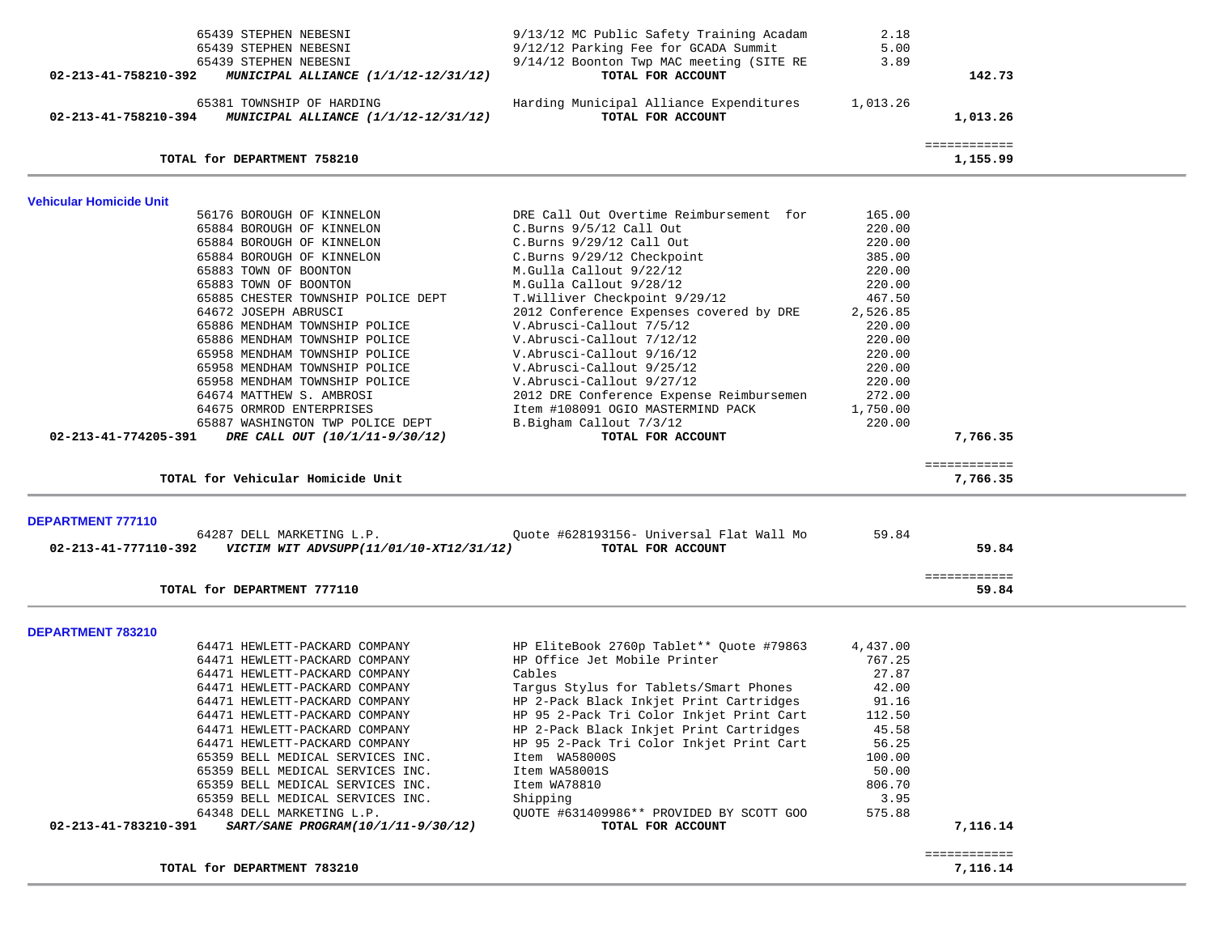| Account | Vendor / Description | Item | Amount | Total |
|---|---|---|---|---|
| | 65439 STEPHEN NEBESNI | 9/13/12 MC Public Safety Training Acadam | 2.18 | |
| | 65439 STEPHEN NEBESNI | 9/12/12 Parking Fee for GCADA Summit | 5.00 | |
| | 65439 STEPHEN NEBESNI | 9/14/12 Boonton Twp MAC meeting (SITE RE | 3.89 | |
| **02-213-41-758210-392** | ***MUNICIPAL ALLIANCE (1/1/12-12/31/12)*** | **TOTAL FOR ACCOUNT** | | **142.73** |
| | 65381 TOWNSHIP OF HARDING | Harding Municipal Alliance Expenditures | 1,013.26 | |
| **02-213-41-758210-394** | ***MUNICIPAL ALLIANCE (1/1/12-12/31/12)*** | **TOTAL FOR ACCOUNT** | | **1,013.26** |
| | | | | ============ |
| | **TOTAL for DEPARTMENT 758210** | | | **1,155.99** |

## Vehicular Homicide Unit

| Account | Vendor / Description | Item | Amount | Total |
|---|---|---|---|---|
| | 56176 BOROUGH OF KINNELON | DRE Call Out Overtime Reimbursement for | 165.00 | |
| | 65884 BOROUGH OF KINNELON | C.Burns 9/5/12 Call Out | 220.00 | |
| | 65884 BOROUGH OF KINNELON | C.Burns 9/29/12 Call Out | 220.00 | |
| | 65884 BOROUGH OF KINNELON | C.Burns 9/29/12 Checkpoint | 385.00 | |
| | 65883 TOWN OF BOONTON | M.Gulla Callout 9/22/12 | 220.00 | |
| | 65883 TOWN OF BOONTON | M.Gulla Callout 9/28/12 | 220.00 | |
| | 65885 CHESTER TOWNSHIP POLICE DEPT | T.Williver Checkpoint 9/29/12 | 467.50 | |
| | 64672 JOSEPH ABRUSCI | 2012 Conference Expenses covered by DRE | 2,526.85 | |
| | 65886 MENDHAM TOWNSHIP POLICE | V.Abrusci-Callout 7/5/12 | 220.00 | |
| | 65886 MENDHAM TOWNSHIP POLICE | V.Abrusci-Callout 7/12/12 | 220.00 | |
| | 65958 MENDHAM TOWNSHIP POLICE | V.Abrusci-Callout 9/16/12 | 220.00 | |
| | 65958 MENDHAM TOWNSHIP POLICE | V.Abrusci-Callout 9/25/12 | 220.00 | |
| | 65958 MENDHAM TOWNSHIP POLICE | V.Abrusci-Callout 9/27/12 | 220.00 | |
| | 64674 MATTHEW S. AMBROSI | 2012 DRE Conference Expense Reimbursemen | 272.00 | |
| | 64675 ORMROD ENTERPRISES | Item #108091 OGIO MASTERMIND PACK | 1,750.00 | |
| | 65887 WASHINGTON TWP POLICE DEPT | B.Bigham Callout 7/3/12 | 220.00 | |
| **02-213-41-774205-391** | ***DRE CALL OUT (10/1/11-9/30/12)*** | **TOTAL FOR ACCOUNT** | | **7,766.35** |
| | | | | ============ |
| | **TOTAL for Vehicular Homicide Unit** | | | **7,766.35** |

## DEPARTMENT 777110

| Account | Vendor / Description | Item | Amount | Total |
|---|---|---|---|---|
| | 64287 DELL MARKETING L.P. | Quote #628193156- Universal Flat Wall Mo | 59.84 | |
| **02-213-41-777110-392** | ***VICTIM WIT ADVSUPP(11/01/10-XT12/31/12)*** | **TOTAL FOR ACCOUNT** | | **59.84** |
| | | | | ============ |
| | **TOTAL for DEPARTMENT 777110** | | | **59.84** |

## DEPARTMENT 783210

| Account | Vendor / Description | Item | Amount | Total |
|---|---|---|---|---|
| | 64471 HEWLETT-PACKARD COMPANY | HP EliteBook 2760p Tablet** Quote #79863 | 4,437.00 | |
| | 64471 HEWLETT-PACKARD COMPANY | HP Office Jet Mobile Printer | 767.25 | |
| | 64471 HEWLETT-PACKARD COMPANY | Cables | 27.87 | |
| | 64471 HEWLETT-PACKARD COMPANY | Targus Stylus for Tablets/Smart Phones | 42.00 | |
| | 64471 HEWLETT-PACKARD COMPANY | HP 2-Pack Black Inkjet Print Cartridges | 91.16 | |
| | 64471 HEWLETT-PACKARD COMPANY | HP 95 2-Pack Tri Color Inkjet Print Cart | 112.50 | |
| | 64471 HEWLETT-PACKARD COMPANY | HP 2-Pack Black Inkjet Print Cartridges | 45.58 | |
| | 64471 HEWLETT-PACKARD COMPANY | HP 95 2-Pack Tri Color Inkjet Print Cart | 56.25 | |
| | 65359 BELL MEDICAL SERVICES INC. | Item WA58000S | 100.00 | |
| | 65359 BELL MEDICAL SERVICES INC. | Item WA58001S | 50.00 | |
| | 65359 BELL MEDICAL SERVICES INC. | Item WA78810 | 806.70 | |
| | 65359 BELL MEDICAL SERVICES INC. | Shipping | 3.95 | |
| | 64348 DELL MARKETING L.P. | QUOTE #631409986** PROVIDED BY SCOTT GOO | 575.88 | |
| **02-213-41-783210-391** | ***SART/SANE PROGRAM(10/1/11-9/30/12)*** | **TOTAL FOR ACCOUNT** | | **7,116.14** |
| | | | | ============ |
| | **TOTAL for DEPARTMENT 783210** | | | **7,116.14** |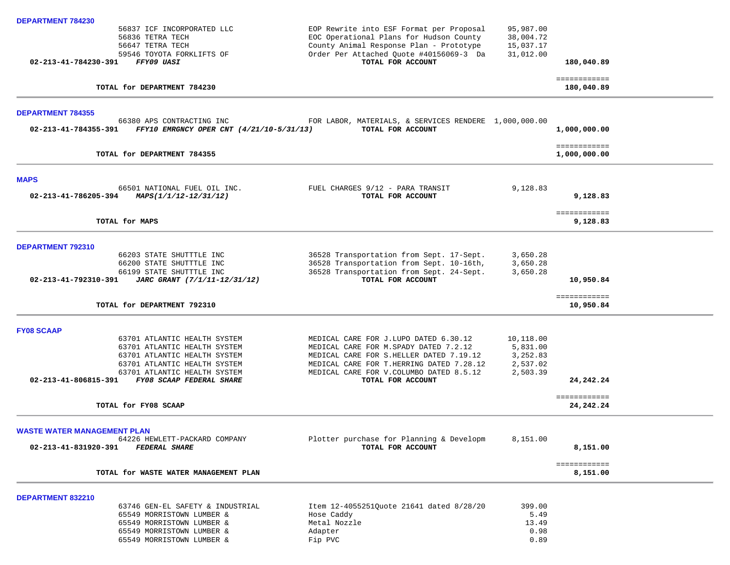**DEPARTMENT 784230**

| | | | | |
|---|---|---|---|---|
| | 56837 ICF INCORPORATED LLC | EOP Rewrite into ESF Format per Proposal | 95,987.00 | |
| | 56836 TETRA TECH | EOC Operational Plans for Hudson County | 38,004.72 | |
| | 56647 TETRA TECH | County Animal Response Plan - Prototype | 15,037.17 | |
| | 59546 TOYOTA FORKLIFTS OF | Order Per Attached Quote #40156069-3 Da | 31,012.00 | |
| **02-213-41-784230-391** | ***FFY09 UASI*** | **TOTAL FOR ACCOUNT** | | **180,040.89** |
| | **TOTAL for DEPARTMENT 784230** | | | **180,040.89** |

**DEPARTMENT 784355**

| | | | | |
|---|---|---|---|---|
| | 66380 APS CONTRACTING INC | FOR LABOR, MATERIALS, & SERVICES RENDERE | 1,000,000.00 | |
| **02-213-41-784355-391** | ***FFY10 EMRGNCY OPER CNT (4/21/10-5/31/13)*** | **TOTAL FOR ACCOUNT** | | **1,000,000.00** |
| | **TOTAL for DEPARTMENT 784355** | | | **1,000,000.00** |

**MAPS**

| | | | | |
|---|---|---|---|---|
| | 66501 NATIONAL FUEL OIL INC. | FUEL CHARGES 9/12 - PARA TRANSIT | 9,128.83 | |
| **02-213-41-786205-394** | ***MAPS(1/1/12-12/31/12)*** | **TOTAL FOR ACCOUNT** | | **9,128.83** |
| | **TOTAL for MAPS** | | | **9,128.83** |

**DEPARTMENT 792310**

| | | | | |
|---|---|---|---|---|
| | 66203 STATE SHUTTTLE INC | 36528 Transportation from Sept. 17-Sept. | 3,650.28 | |
| | 66200 STATE SHUTTTLE INC | 36528 Transportation from Sept. 10-16th, | 3,650.28 | |
| | 66199 STATE SHUTTTLE INC | 36528 Transportation from Sept. 24-Sept. | 3,650.28 | |
| **02-213-41-792310-391** | ***JARC GRANT (7/1/11-12/31/12)*** | **TOTAL FOR ACCOUNT** | | **10,950.84** |
| | **TOTAL for DEPARTMENT 792310** | | | **10,950.84** |

**FY08 SCAAP**

| | | | | |
|---|---|---|---|---|
| | 63701 ATLANTIC HEALTH SYSTEM | MEDICAL CARE FOR J.LUPO DATED 6.30.12 | 10,118.00 | |
| | 63701 ATLANTIC HEALTH SYSTEM | MEDICAL CARE FOR M.SPADY DATED 7.2.12 | 5,831.00 | |
| | 63701 ATLANTIC HEALTH SYSTEM | MEDICAL CARE FOR S.HELLER DATED 7.19.12 | 3,252.83 | |
| | 63701 ATLANTIC HEALTH SYSTEM | MEDICAL CARE FOR T.HERRING DATED 7.28.12 | 2,537.02 | |
| | 63701 ATLANTIC HEALTH SYSTEM | MEDICAL CARE FOR V.COLUMBO DATED 8.5.12 | 2,503.39 | |
| **02-213-41-806815-391** | ***FY08 SCAAP FEDERAL SHARE*** | **TOTAL FOR ACCOUNT** | | **24,242.24** |
| | **TOTAL for FY08 SCAAP** | | | **24,242.24** |

**WASTE WATER MANAGEMENT PLAN**

| | | | | |
|---|---|---|---|---|
| | 64226 HEWLETT-PACKARD COMPANY | Plotter purchase for Planning & Developm | 8,151.00 | |
| **02-213-41-831920-391** | ***FEDERAL SHARE*** | **TOTAL FOR ACCOUNT** | | **8,151.00** |
| | **TOTAL for WASTE WATER MANAGEMENT PLAN** | | | **8,151.00** |

**DEPARTMENT 832210**

| | | | | |
|---|---|---|---|---|
| | 63746 GEN-EL SAFETY & INDUSTRIAL | Item 12-4055251Quote 21641 dated 8/28/20 | 399.00 | |
| | 65549 MORRISTOWN LUMBER & | Hose Caddy | 5.49 | |
| | 65549 MORRISTOWN LUMBER & | Metal Nozzle | 13.49 | |
| | 65549 MORRISTOWN LUMBER & | Adapter | 0.98 | |
| | 65549 MORRISTOWN LUMBER & | Fip PVC | 0.89 | |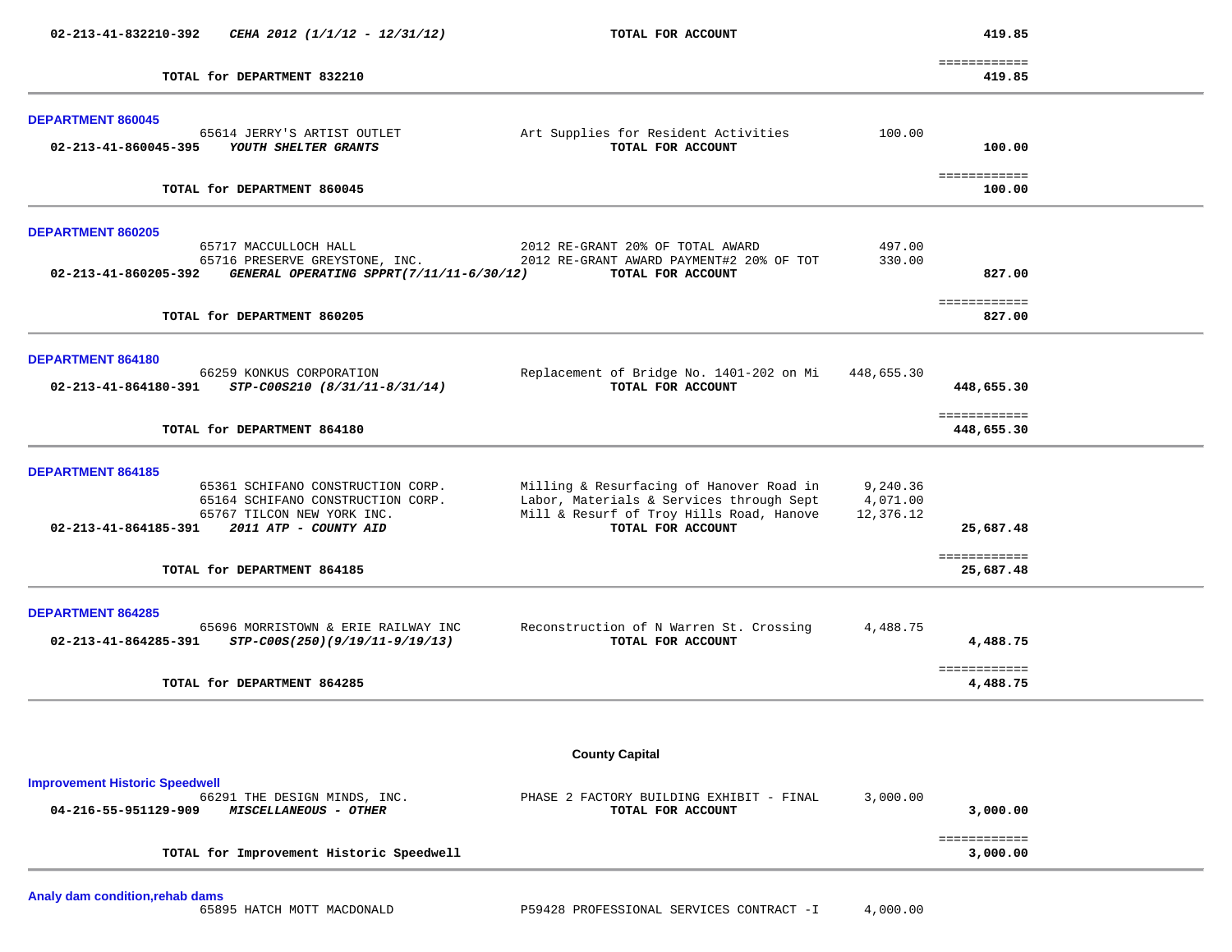| | | | | |
|---|---|---|---|---|
| 02-213-41-832210-392 | *CEHA 2012 (1/1/12 - 12/31/12)* | **TOTAL FOR ACCOUNT** | | **419.85** |
| | | | | ============ |
| | **TOTAL for DEPARTMENT 832210** | | | **419.85** |

**DEPARTMENT 860045**

| | | | | |
|---|---|---|---|---|
| | 65614 JERRY'S ARTIST OUTLET | Art Supplies for Resident Activities | 100.00 | |
| 02-213-41-860045-395 | *YOUTH SHELTER GRANTS* | **TOTAL FOR ACCOUNT** | | **100.00** |
| | | | | ============ |
| | **TOTAL for DEPARTMENT 860045** | | | **100.00** |

**DEPARTMENT 860205**

| | | | | |
|---|---|---|---|---|
| | 65717 MACCULLOCH HALL | 2012 RE-GRANT 20% OF TOTAL AWARD | 497.00 | |
| | 65716 PRESERVE GREYSTONE, INC. | 2012 RE-GRANT AWARD PAYMENT#2 20% OF TOT | 330.00 | |
| 02-213-41-860205-392 | *GENERAL OPERATING SPPRT(7/11/11-6/30/12)* | **TOTAL FOR ACCOUNT** | | **827.00** |
| | | | | ============ |
| | **TOTAL for DEPARTMENT 860205** | | | **827.00** |

**DEPARTMENT 864180**

| | | | | |
|---|---|---|---|---|
| | 66259 KONKUS CORPORATION | Replacement of Bridge No. 1401-202 on Mi | 448,655.30 | |
| 02-213-41-864180-391 | *STP-C00S210 (8/31/11-8/31/14)* | **TOTAL FOR ACCOUNT** | | **448,655.30** |
| | | | | ============ |
| | **TOTAL for DEPARTMENT 864180** | | | **448,655.30** |

**DEPARTMENT 864185**

| | | | | |
|---|---|---|---|---|
| | 65361 SCHIFANO CONSTRUCTION CORP. | Milling & Resurfacing of Hanover Road in | 9,240.36 | |
| | 65164 SCHIFANO CONSTRUCTION CORP. | Labor, Materials & Services through Sept | 4,071.00 | |
| | 65767 TILCON NEW YORK INC. | Mill & Resurf of Troy Hills Road, Hanove | 12,376.12 | |
| 02-213-41-864185-391 | *2011 ATP - COUNTY AID* | **TOTAL FOR ACCOUNT** | | **25,687.48** |
| | | | | ============ |
| | **TOTAL for DEPARTMENT 864185** | | | **25,687.48** |

**DEPARTMENT 864285**

| | | | | |
|---|---|---|---|---|
| | 65696 MORRISTOWN & ERIE RAILWAY INC | Reconstruction of N Warren St. Crossing | 4,488.75 | |
| 02-213-41-864285-391 | *STP-C00S(250)(9/19/11-9/19/13)* | **TOTAL FOR ACCOUNT** | | **4,488.75** |
| | | | | ============ |
| | **TOTAL for DEPARTMENT 864285** | | | **4,488.75** |

## County Capital

**Improvement Historic Speedwell**

| | | | | |
|---|---|---|---|---|
| | 66291 THE DESIGN MINDS, INC. | PHASE 2 FACTORY BUILDING EXHIBIT - FINAL | 3,000.00 | |
| 04-216-55-951129-909 | *MISCELLANEOUS - OTHER* | **TOTAL FOR ACCOUNT** | | **3,000.00** |
| | | | | ============ |
| | **TOTAL for Improvement Historic Speedwell** | | | **3,000.00** |

**Analy dam condition,rehab dams**

| | | | | |
|---|---|---|---|---|
| | 65895 HATCH MOTT MACDONALD | P59428 PROFESSIONAL SERVICES CONTRACT -I | 4,000.00 | |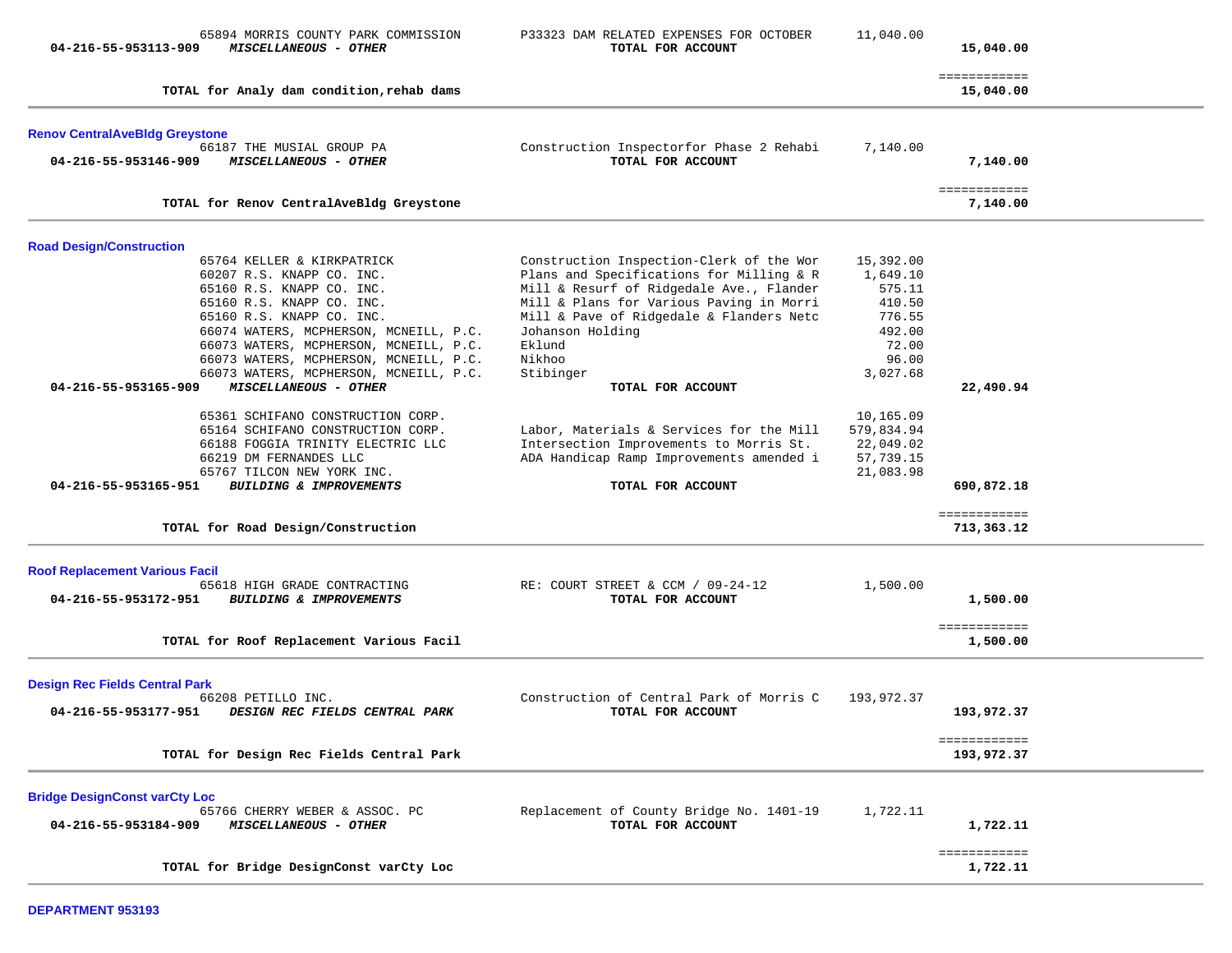| | Vendor | Description | Amount | Total |
|---|---|---|---|---|
| | 65894 MORRIS COUNTY PARK COMMISSION | P33323 DAM RELATED EXPENSES FOR OCTOBER | 11,040.00 | |
| 04-216-55-953113-909 | ***MISCELLANEOUS - OTHER*** | **TOTAL FOR ACCOUNT** | | **15,040.00** |
| | **TOTAL for Analy dam condition,rehab dams** | | | ============ **15,040.00** |

**Renov CentralAveBldg Greystone**

| | Vendor | Description | Amount | Total |
|---|---|---|---|---|
| | 66187 THE MUSIAL GROUP PA | Construction Inspectorfor Phase 2 Rehabi | 7,140.00 | |
| 04-216-55-953146-909 | ***MISCELLANEOUS - OTHER*** | **TOTAL FOR ACCOUNT** | | **7,140.00** |
| | **TOTAL for Renov CentralAveBldg Greystone** | | | ============ **7,140.00** |

**Road Design/Construction**

| | Vendor | Description | Amount | Total |
|---|---|---|---|---|
| | 65764 KELLER & KIRKPATRICK | Construction Inspection-Clerk of the Wor | 15,392.00 | |
| | 60207 R.S. KNAPP CO. INC. | Plans and Specifications for Milling & R | 1,649.10 | |
| | 65160 R.S. KNAPP CO. INC. | Mill & Resurf of Ridgedale Ave., Flander | 575.11 | |
| | 65160 R.S. KNAPP CO. INC. | Mill & Plans for Various Paving in Morri | 410.50 | |
| | 65160 R.S. KNAPP CO. INC. | Mill & Pave of Ridgedale & Flanders Netc | 776.55 | |
| | 66074 WATERS, MCPHERSON, MCNEILL, P.C. | Johanson Holding | 492.00 | |
| | 66073 WATERS, MCPHERSON, MCNEILL, P.C. | Eklund | 72.00 | |
| | 66073 WATERS, MCPHERSON, MCNEILL, P.C. | Nikhoo | 96.00 | |
| | 66073 WATERS, MCPHERSON, MCNEILL, P.C. | Stibinger | 3,027.68 | |
| 04-216-55-953165-909 | ***MISCELLANEOUS - OTHER*** | **TOTAL FOR ACCOUNT** | | **22,490.94** |
| | 65361 SCHIFANO CONSTRUCTION CORP. | | 10,165.09 | |
| | 65164 SCHIFANO CONSTRUCTION CORP. | Labor, Materials & Services for the Mill | 579,834.94 | |
| | 66188 FOGGIA TRINITY ELECTRIC LLC | Intersection Improvements to Morris St. | 22,049.02 | |
| | 66219 DM FERNANDES LLC | ADA Handicap Ramp Improvements amended i | 57,739.15 | |
| | 65767 TILCON NEW YORK INC. | | 21,083.98 | |
| 04-216-55-953165-951 | ***BUILDING & IMPROVEMENTS*** | **TOTAL FOR ACCOUNT** | | **690,872.18** |
| | **TOTAL for Road Design/Construction** | | | ============ **713,363.12** |

**Roof Replacement Various Facil**

| | Vendor | Description | Amount | Total |
|---|---|---|---|---|
| | 65618 HIGH GRADE CONTRACTING | RE: COURT STREET & CCM / 09-24-12 | 1,500.00 | |
| 04-216-55-953172-951 | ***BUILDING & IMPROVEMENTS*** | **TOTAL FOR ACCOUNT** | | **1,500.00** |
| | **TOTAL for Roof Replacement Various Facil** | | | ============ **1,500.00** |

**Design Rec Fields Central Park**

| | Vendor | Description | Amount | Total |
|---|---|---|---|---|
| | 66208 PETILLO INC. | Construction of Central Park of Morris C | 193,972.37 | |
| 04-216-55-953177-951 | ***DESIGN REC FIELDS CENTRAL PARK*** | **TOTAL FOR ACCOUNT** | | **193,972.37** |
| | **TOTAL for Design Rec Fields Central Park** | | | ============ **193,972.37** |

**Bridge DesignConst varCty Loc**

| | Vendor | Description | Amount | Total |
|---|---|---|---|---|
| | 65766 CHERRY WEBER & ASSOC. PC | Replacement of County Bridge No. 1401-19 | 1,722.11 | |
| 04-216-55-953184-909 | ***MISCELLANEOUS - OTHER*** | **TOTAL FOR ACCOUNT** | | **1,722.11** |
| | **TOTAL for Bridge DesignConst varCty Loc** | | | ============ **1,722.11** |

**DEPARTMENT 953193**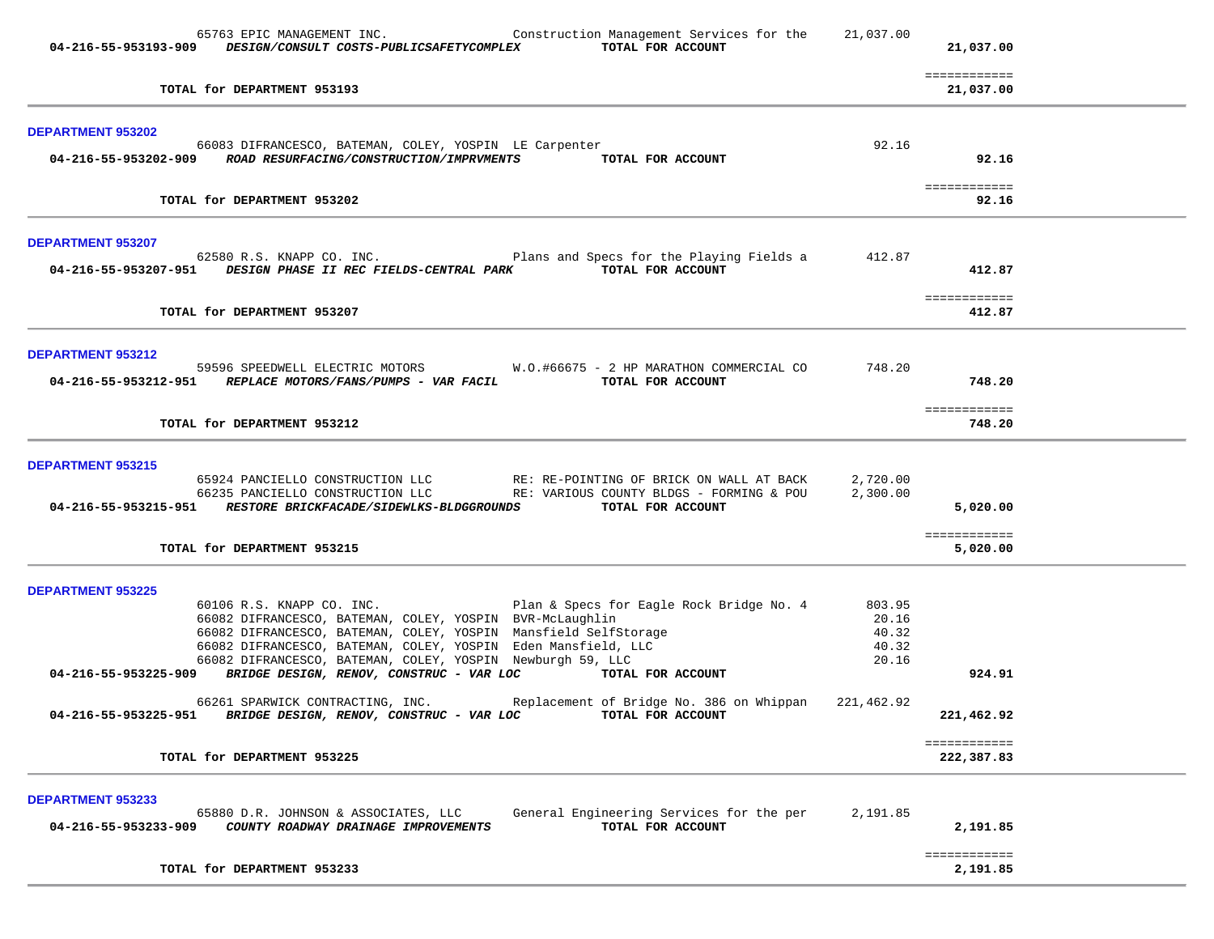| | | | |
|---|---|---|---|
| 65763 EPIC MANAGEMENT INC. | Construction Management Services for the | 21,037.00 | |
| **04-216-55-953193-909** ***DESIGN/CONSULT COSTS-PUBLICSAFETYCOMPLEX*** | **TOTAL FOR ACCOUNT** | | **21,037.00** |
| | | | ============ |
| **TOTAL for DEPARTMENT 953193** | | | **21,037.00** |

**DEPARTMENT 953202**

| | | | |
|---|---|---|---|
| 66083 DIFRANCESCO, BATEMAN, COLEY, YOSPIN | LE Carpenter | 92.16 | |
| **04-216-55-953202-909** ***ROAD RESURFACING/CONSTRUCTION/IMPRVMENTS*** | **TOTAL FOR ACCOUNT** | | **92.16** |
| | | | ============ |
| **TOTAL for DEPARTMENT 953202** | | | **92.16** |

**DEPARTMENT 953207**

| | | | |
|---|---|---|---|
| 62580 R.S. KNAPP CO. INC. | Plans and Specs for the Playing Fields a | 412.87 | |
| **04-216-55-953207-951** ***DESIGN PHASE II REC FIELDS-CENTRAL PARK*** | **TOTAL FOR ACCOUNT** | | **412.87** |
| | | | ============ |
| **TOTAL for DEPARTMENT 953207** | | | **412.87** |

**DEPARTMENT 953212**

| | | | |
|---|---|---|---|
| 59596 SPEEDWELL ELECTRIC MOTORS | W.O.#66675 - 2 HP MARATHON COMMERCIAL CO | 748.20 | |
| **04-216-55-953212-951** ***REPLACE MOTORS/FANS/PUMPS - VAR FACIL*** | **TOTAL FOR ACCOUNT** | | **748.20** |
| | | | ============ |
| **TOTAL for DEPARTMENT 953212** | | | **748.20** |

**DEPARTMENT 953215**

| | | | |
|---|---|---|---|
| 65924 PANCIELLO CONSTRUCTION LLC | RE: RE-POINTING OF BRICK ON WALL AT BACK | 2,720.00 | |
| 66235 PANCIELLO CONSTRUCTION LLC | RE: VARIOUS COUNTY BLDGS - FORMING & POU | 2,300.00 | |
| **04-216-55-953215-951** ***RESTORE BRICKFACADE/SIDEWLKS-BLDGGROUNDS*** | **TOTAL FOR ACCOUNT** | | **5,020.00** |
| | | | ============ |
| **TOTAL for DEPARTMENT 953215** | | | **5,020.00** |

**DEPARTMENT 953225**

| | | | |
|---|---|---|---|
| 60106 R.S. KNAPP CO. INC. | Plan & Specs for Eagle Rock Bridge No. 4 | 803.95 | |
| 66082 DIFRANCESCO, BATEMAN, COLEY, YOSPIN | BVR-McLaughlin | 20.16 | |
| 66082 DIFRANCESCO, BATEMAN, COLEY, YOSPIN | Mansfield SelfStorage | 40.32 | |
| 66082 DIFRANCESCO, BATEMAN, COLEY, YOSPIN | Eden Mansfield, LLC | 40.32 | |
| 66082 DIFRANCESCO, BATEMAN, COLEY, YOSPIN | Newburgh 59, LLC | 20.16 | |
| **04-216-55-953225-909** ***BRIDGE DESIGN, RENOV, CONSTRUC - VAR LOC*** | **TOTAL FOR ACCOUNT** | | **924.91** |
| 66261 SPARWICK CONTRACTING, INC. | Replacement of Bridge No. 386 on Whippan | 221,462.92 | |
| **04-216-55-953225-951** ***BRIDGE DESIGN, RENOV, CONSTRUC - VAR LOC*** | **TOTAL FOR ACCOUNT** | | **221,462.92** |
| | | | ============ |
| **TOTAL for DEPARTMENT 953225** | | | **222,387.83** |

**DEPARTMENT 953233**

| | | | |
|---|---|---|---|
| 65880 D.R. JOHNSON & ASSOCIATES, LLC | General Engineering Services for the per | 2,191.85 | |
| **04-216-55-953233-909** ***COUNTY ROADWAY DRAINAGE IMPROVEMENTS*** | **TOTAL FOR ACCOUNT** | | **2,191.85** |
| | | | ============ |
| **TOTAL for DEPARTMENT 953233** | | | **2,191.85** |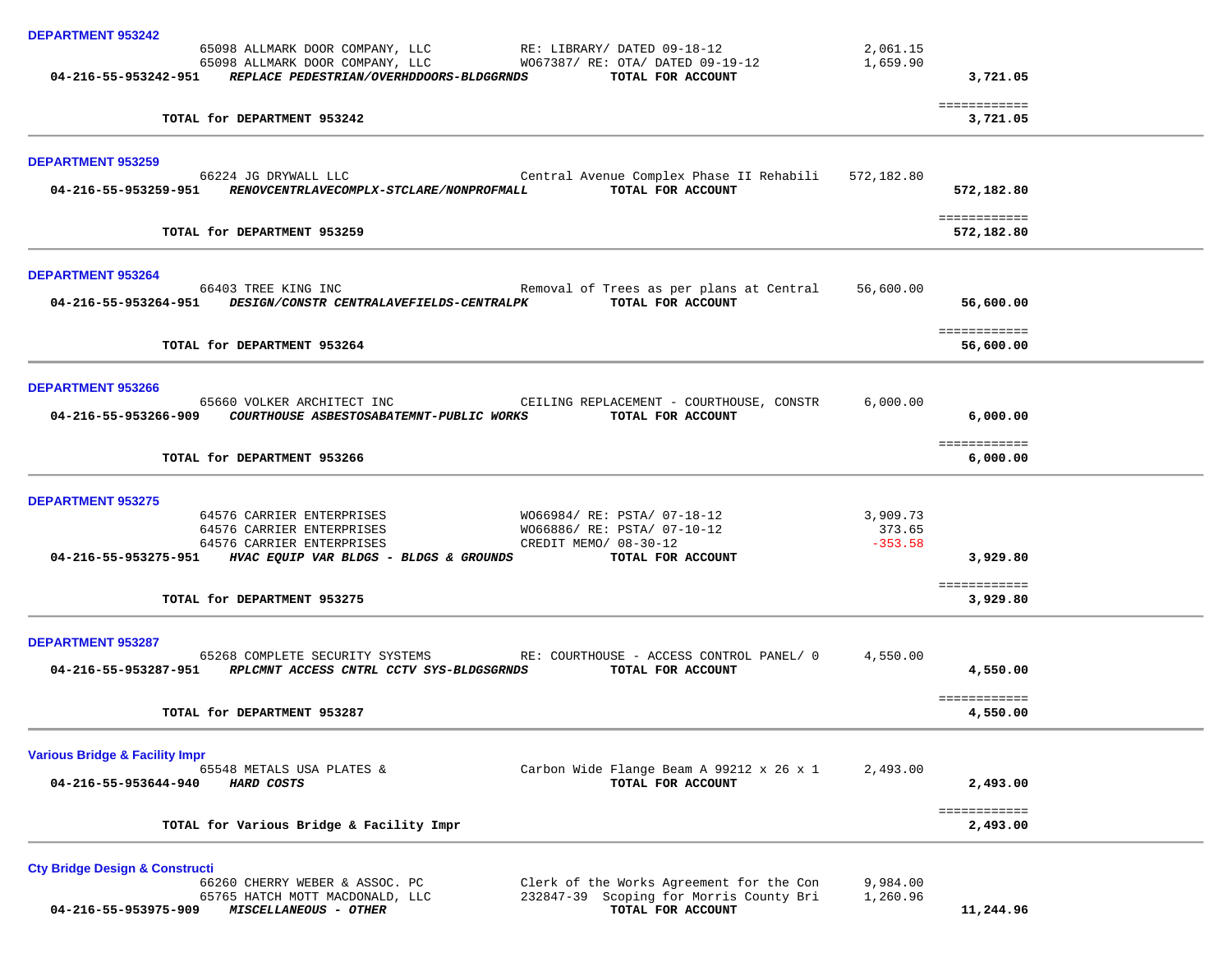**DEPARTMENT 953242**

| | | | | |
|---|---|---|---|---|
| | 65098 ALLMARK DOOR COMPANY, LLC | RE: LIBRARY/ DATED 09-18-12 | 2,061.15 | |
| | 65098 ALLMARK DOOR COMPANY, LLC | WO67387/ RE: OTA/ DATED 09-19-12 | 1,659.90 | |
| **04-216-55-953242-951** | ***REPLACE PEDESTRIAN/OVERHDDOORS-BLDGGRNDS*** | **TOTAL FOR ACCOUNT** | | **3,721.05** |
| | | | | ============ |
| | **TOTAL for DEPARTMENT 953242** | | | **3,721.05** |

**DEPARTMENT 953259**

| | | | | |
|---|---|---|---|---|
| | 66224 JG DRYWALL LLC | Central Avenue Complex Phase II Rehabili | 572,182.80 | |
| **04-216-55-953259-951** | ***RENOVCENTRLAVECOMPLX-STCLARE/NONPROFMALL*** | **TOTAL FOR ACCOUNT** | | **572,182.80** |
| | | | | ============ |
| | **TOTAL for DEPARTMENT 953259** | | | **572,182.80** |

**DEPARTMENT 953264**

| | | | | |
|---|---|---|---|---|
| | 66403 TREE KING INC | Removal of Trees as per plans at Central | 56,600.00 | |
| **04-216-55-953264-951** | ***DESIGN/CONSTR CENTRALAVEFIELDS-CENTRALPK*** | **TOTAL FOR ACCOUNT** | | **56,600.00** |
| | | | | ============ |
| | **TOTAL for DEPARTMENT 953264** | | | **56,600.00** |

**DEPARTMENT 953266**

| | | | | |
|---|---|---|---|---|
| | 65660 VOLKER ARCHITECT INC | CEILING REPLACEMENT - COURTHOUSE, CONSTR | 6,000.00 | |
| **04-216-55-953266-909** | ***COURTHOUSE ASBESTOSABATEMNT-PUBLIC WORKS*** | **TOTAL FOR ACCOUNT** | | **6,000.00** |
| | | | | ============ |
| | **TOTAL for DEPARTMENT 953266** | | | **6,000.00** |

**DEPARTMENT 953275**

| | | | | |
|---|---|---|---|---|
| | 64576 CARRIER ENTERPRISES | WO66984/ RE: PSTA/ 07-18-12 | 3,909.73 | |
| | 64576 CARRIER ENTERPRISES | WO66886/ RE: PSTA/ 07-10-12 | 373.65 | |
| | 64576 CARRIER ENTERPRISES | CREDIT MEMO/ 08-30-12 | -353.58 | |
| **04-216-55-953275-951** | ***HVAC EQUIP VAR BLDGS - BLDGS & GROUNDS*** | **TOTAL FOR ACCOUNT** | | **3,929.80** |
| | | | | ============ |
| | **TOTAL for DEPARTMENT 953275** | | | **3,929.80** |

**DEPARTMENT 953287**

| | | | | |
|---|---|---|---|---|
| | 65268 COMPLETE SECURITY SYSTEMS | RE: COURTHOUSE - ACCESS CONTROL PANEL/ 0 | 4,550.00 | |
| **04-216-55-953287-951** | ***RPLCMNT ACCESS CNTRL CCTV SYS-BLDGSGRNDS*** | **TOTAL FOR ACCOUNT** | | **4,550.00** |
| | | | | ============ |
| | **TOTAL for DEPARTMENT 953287** | | | **4,550.00** |

**Various Bridge & Facility Impr**

| | | | | |
|---|---|---|---|---|
| | 65548 METALS USA PLATES & | Carbon Wide Flange Beam A 99212 x 26 x 1 | 2,493.00 | |
| **04-216-55-953644-940** | ***HARD COSTS*** | **TOTAL FOR ACCOUNT** | | **2,493.00** |
| | | | | ============ |
| | **TOTAL for Various Bridge & Facility Impr** | | | **2,493.00** |

**Cty Bridge Design & Constructi**

| | | | | |
|---|---|---|---|---|
| | 66260 CHERRY WEBER & ASSOC. PC | Clerk of the Works Agreement for the Con | 9,984.00 | |
| | 65765 HATCH MOTT MACDONALD, LLC | 232847-39 Scoping for Morris County Bri | 1,260.96 | |
| **04-216-55-953975-909** | ***MISCELLANEOUS - OTHER*** | **TOTAL FOR ACCOUNT** | | **11,244.96** |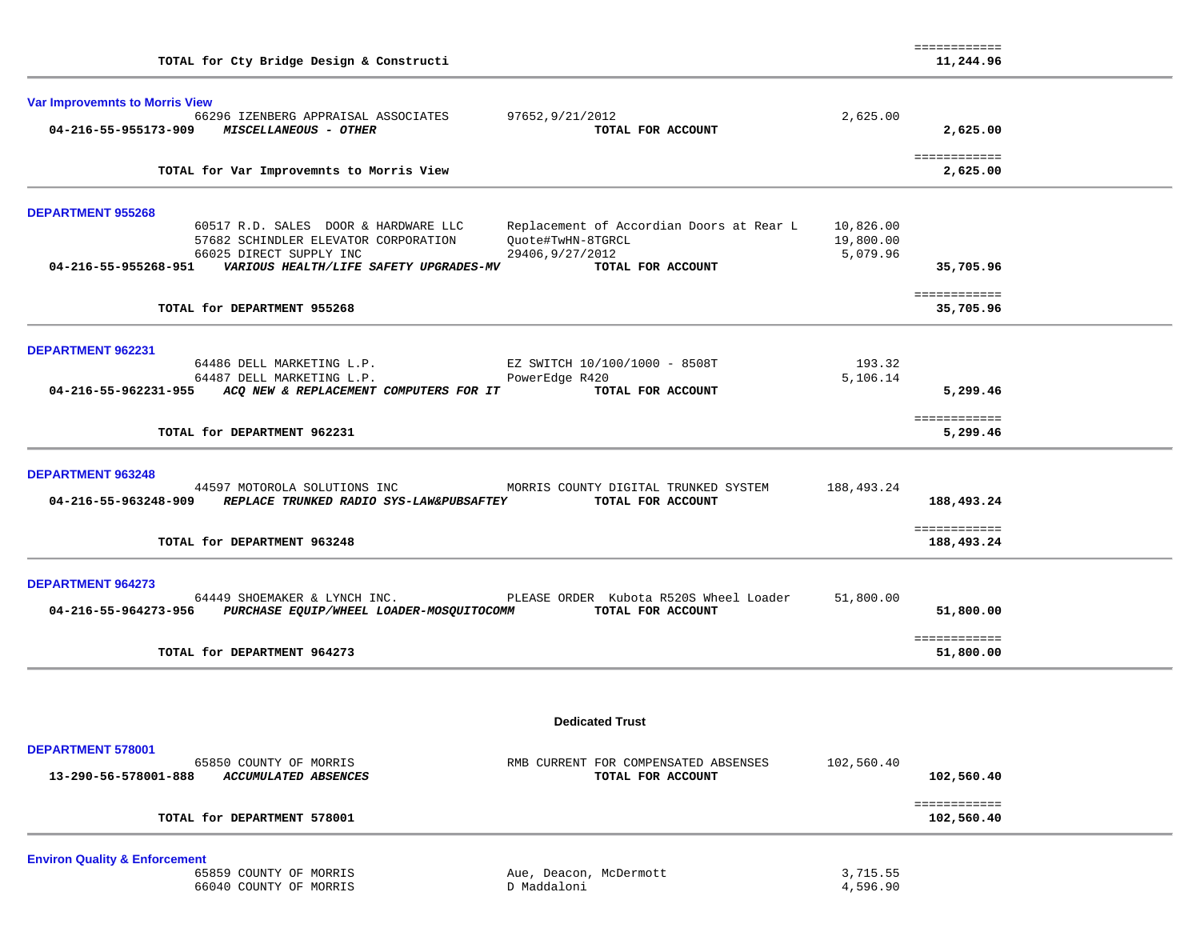| | | | | |
|---|---|---|---|---|
| TOTAL for Cty Bridge Design & Constructi | | | | 11,244.96 |

**Var Improvemnts to Morris View**

| | | | | |
|---|---|---|---|---|
| | 66296 IZENBERG APPRAISAL ASSOCIATES | 97652,9/21/2012 | 2,625.00 | |
| 04-216-55-955173-909 | *MISCELLANEOUS - OTHER* | TOTAL FOR ACCOUNT | | 2,625.00 |
| | TOTAL for Var Improvemnts to Morris View | | | 2,625.00 |

**DEPARTMENT 955268**

| | | | | |
|---|---|---|---|---|
| | 60517 R.D. SALES DOOR & HARDWARE LLC | Replacement of Accordian Doors at Rear L | 10,826.00 | |
| | 57682 SCHINDLER ELEVATOR CORPORATION | Quote#TwHN-8TGRCL | 19,800.00 | |
| | 66025 DIRECT SUPPLY INC | 29406,9/27/2012 | 5,079.96 | |
| 04-216-55-955268-951 | *VARIOUS HEALTH/LIFE SAFETY UPGRADES-MV* | TOTAL FOR ACCOUNT | | 35,705.96 |
| | TOTAL for DEPARTMENT 955268 | | | 35,705.96 |

**DEPARTMENT 962231**

| | | | | |
|---|---|---|---|---|
| | 64486 DELL MARKETING L.P. | EZ SWITCH 10/100/1000 - 8508T | 193.32 | |
| | 64487 DELL MARKETING L.P. | PowerEdge R420 | 5,106.14 | |
| 04-216-55-962231-955 | *ACQ NEW & REPLACEMENT COMPUTERS FOR IT* | TOTAL FOR ACCOUNT | | 5,299.46 |
| | TOTAL for DEPARTMENT 962231 | | | 5,299.46 |

**DEPARTMENT 963248**

| | | | | |
|---|---|---|---|---|
| | 44597 MOTOROLA SOLUTIONS INC | MORRIS COUNTY DIGITAL TRUNKED SYSTEM | 188,493.24 | |
| 04-216-55-963248-909 | *REPLACE TRUNKED RADIO SYS-LAW&PUBSAFTEY* | TOTAL FOR ACCOUNT | | 188,493.24 |
| | TOTAL for DEPARTMENT 963248 | | | 188,493.24 |

**DEPARTMENT 964273**

| | | | | |
|---|---|---|---|---|
| | 64449 SHOEMAKER & LYNCH INC. | PLEASE ORDER Kubota R520S Wheel Loader | 51,800.00 | |
| 04-216-55-964273-956 | *PURCHASE EQUIP/WHEEL LOADER-MOSQUITOCOMM* | TOTAL FOR ACCOUNT | | 51,800.00 |
| | TOTAL for DEPARTMENT 964273 | | | 51,800.00 |

## Dedicated Trust

**DEPARTMENT 578001**

| | | | | |
|---|---|---|---|---|
| | 65850 COUNTY OF MORRIS | RMB CURRENT FOR COMPENSATED ABSENSES | 102,560.40 | |
| 13-290-56-578001-888 | *ACCUMULATED ABSENCES* | TOTAL FOR ACCOUNT | | 102,560.40 |
| | TOTAL for DEPARTMENT 578001 | | | 102,560.40 |

**Environ Quality & Enforcement**

| | | | | |
|---|---|---|---|---|
| | 65859 COUNTY OF MORRIS | Aue, Deacon, McDermott | 3,715.55 | |
| | 66040 COUNTY OF MORRIS | D Maddaloni | 4,596.90 | |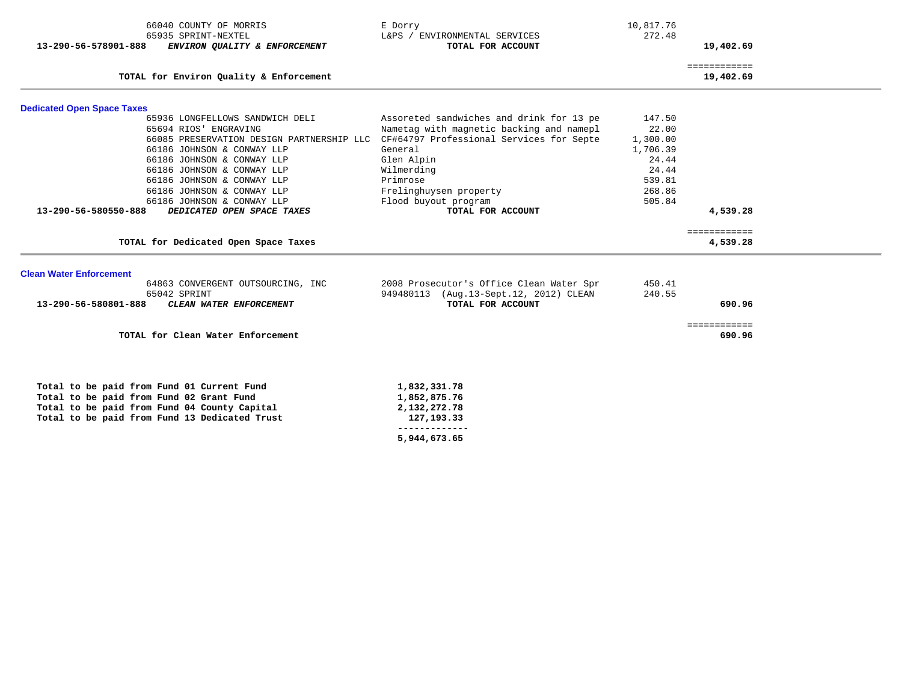| | | | |
|---|---|---|---|
| 66040 COUNTY OF MORRIS | E Dorry | 10,817.76 | |
| 65935 SPRINT-NEXTEL | L&PS / ENVIRONMENTAL SERVICES | 272.48 | |
| **13-290-56-578901-888** ***ENVIRON QUALITY & ENFORCEMENT*** | **TOTAL FOR ACCOUNT** | | **19,402.69** |

| | |
|---|---|
| **TOTAL for Environ Quality & Enforcement** | ============ **19,402.69** |

## Dedicated Open Space Taxes

| | | | |
|---|---|---|---|
| 65936 LONGFELLOWS SANDWICH DELI | Assoreted sandwiches and drink for 13 pe | 147.50 | |
| 65694 RIOS' ENGRAVING | Nametag with magnetic backing and namepl | 22.00 | |
| 66085 PRESERVATION DESIGN PARTNERSHIP LLC | CF#64797 Professional Services for Septe | 1,300.00 | |
| 66186 JOHNSON & CONWAY LLP | General | 1,706.39 | |
| 66186 JOHNSON & CONWAY LLP | Glen Alpin | 24.44 | |
| 66186 JOHNSON & CONWAY LLP | Wilmerding | 24.44 | |
| 66186 JOHNSON & CONWAY LLP | Primrose | 539.81 | |
| 66186 JOHNSON & CONWAY LLP | Frelinghuysen property | 268.86 | |
| 66186 JOHNSON & CONWAY LLP | Flood buyout program | 505.84 | |
| **13-290-56-580550-888** ***DEDICATED OPEN SPACE TAXES*** | **TOTAL FOR ACCOUNT** | | **4,539.28** |

| | |
|---|---|
| **TOTAL for Dedicated Open Space Taxes** | ============ **4,539.28** |

## Clean Water Enforcement

| | | | |
|---|---|---|---|
| 64863 CONVERGENT OUTSOURCING, INC | 2008 Prosecutor's Office Clean Water Spr | 450.41 | |
| 65042 SPRINT | 949480113 (Aug.13-Sept.12, 2012) CLEAN | 240.55 | |
| **13-290-56-580801-888** ***CLEAN WATER ENFORCEMENT*** | **TOTAL FOR ACCOUNT** | | **690.96** |

| | |
|---|---|
| **TOTAL for Clean Water Enforcement** | ============ **690.96** |

| | |
|---|---|
| **Total to be paid from Fund 01 Current Fund** | **1,832,331.78** |
| **Total to be paid from Fund 02 Grant Fund** | **1,852,875.76** |
| **Total to be paid from Fund 04 County Capital** | **2,132,272.78** |
| **Total to be paid from Fund 13 Dedicated Trust** | **127,193.33** |
| | ------------- |
| | **5,944,673.65** |